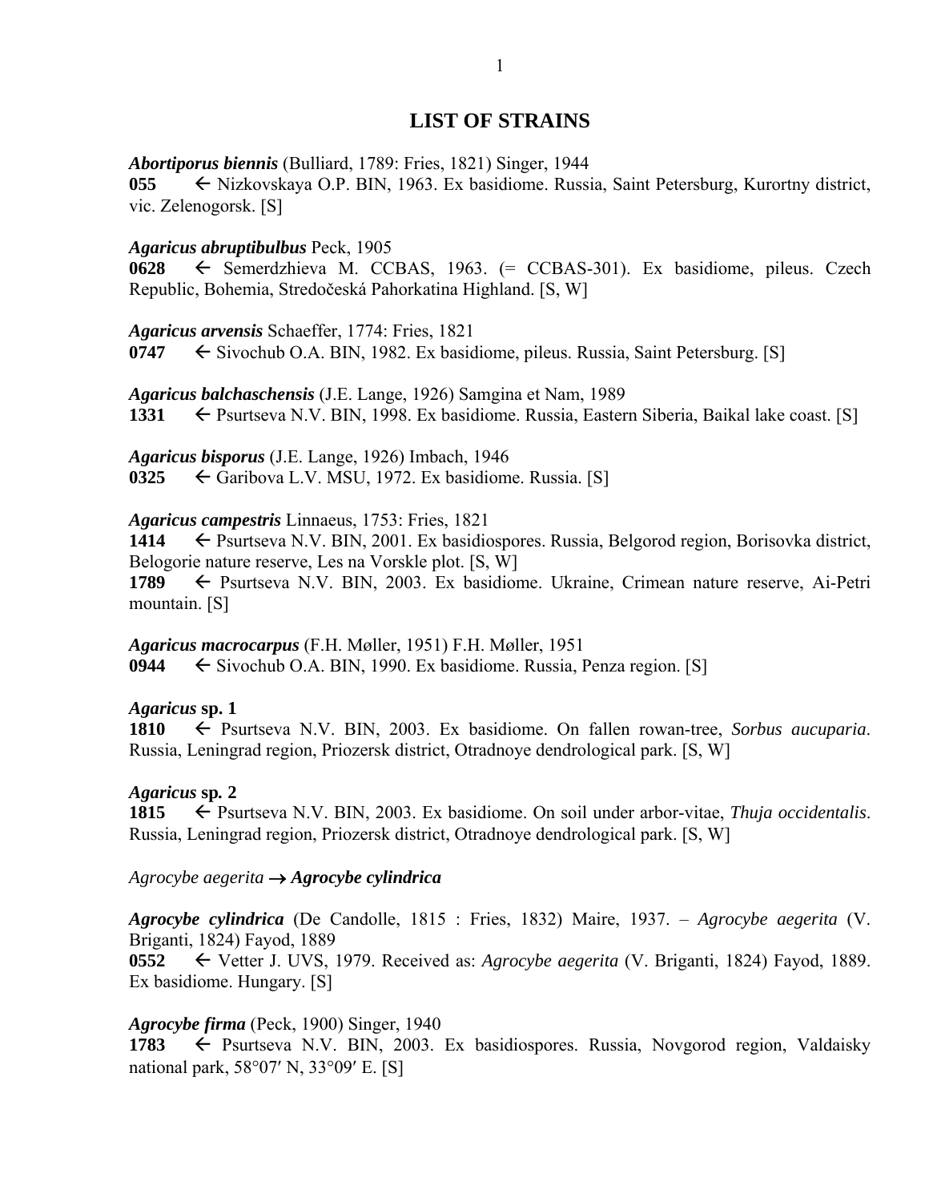# LIST OF STRAINS

***Abortiporus biennis*** (Bulliard, 1789: Fries, 1821) Singer, 1944
**055** ← Nizkovskaya O.P. BIN, 1963. Ex basidiome. Russia, Saint Petersburg, Kurortny district, vic. Zelenogorsk. [S]

***Agaricus abruptibulbus*** Peck, 1905
**0628** ← Semerdzhieva M. CCBAS, 1963. (= CCBAS-301). Ex basidiome, pileus. Czech Republic, Bohemia, Stredočeská Pahorkatina Highland. [S, W]

***Agaricus arvensis*** Schaeffer, 1774: Fries, 1821
**0747** ← Sivochub O.A. BIN, 1982. Ex basidiome, pileus. Russia, Saint Petersburg. [S]

***Agaricus balchaschensis*** (J.E. Lange, 1926) Samgina et Nam, 1989
**1331** ← Psurtseva N.V. BIN, 1998. Ex basidiome. Russia, Eastern Siberia, Baikal lake coast. [S]

***Agaricus bisporus*** (J.E. Lange, 1926) Imbach, 1946
**0325** ← Garibova L.V. MSU, 1972. Ex basidiome. Russia. [S]

***Agaricus campestris*** Linnaeus, 1753: Fries, 1821
**1414** ← Psurtseva N.V. BIN, 2001. Ex basidiospores. Russia, Belgorod region, Borisovka district, Belogorie nature reserve, Les na Vorskle plot. [S, W]
**1789** ← Psurtseva N.V. BIN, 2003. Ex basidiome. Ukraine, Crimean nature reserve, Ai-Petri mountain. [S]

***Agaricus macrocarpus*** (F.H. Møller, 1951) F.H. Møller, 1951
**0944** ← Sivochub O.A. BIN, 1990. Ex basidiome. Russia, Penza region. [S]

***Agaricus* sp. 1**
**1810** ← Psurtseva N.V. BIN, 2003. Ex basidiome. On fallen rowan-tree, *Sorbus aucuparia*. Russia, Leningrad region, Priozersk district, Otradnoye dendrological park. [S, W]

***Agaricus* sp. 2**
**1815** ← Psurtseva N.V. BIN, 2003. Ex basidiome. On soil under arbor-vitae, *Thuja occidentalis*. Russia, Leningrad region, Priozersk district, Otradnoye dendrological park. [S, W]

*Agrocybe aegerita* → ***Agrocybe cylindrica***

***Agrocybe cylindrica*** (De Candolle, 1815 : Fries, 1832) Maire, 1937. – *Agrocybe aegerita* (V. Briganti, 1824) Fayod, 1889
**0552** ← Vetter J. UVS, 1979. Received as: *Agrocybe aegerita* (V. Briganti, 1824) Fayod, 1889. Ex basidiome. Hungary. [S]

***Agrocybe firma*** (Peck, 1900) Singer, 1940
**1783** ← Psurtseva N.V. BIN, 2003. Ex basidiospores. Russia, Novgorod region, Valdaisky national park, 58°07′ N, 33°09′ E. [S]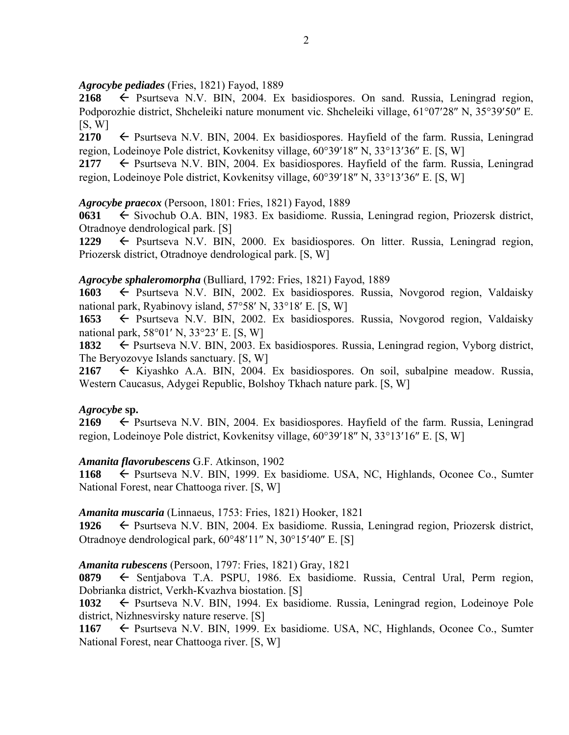*Agrocybe pediades* (Fries, 1821) Fayod, 1889

**2168** ← Psurtseva N.V. BIN, 2004. Ex basidiospores. On sand. Russia, Leningrad region, Podporozhie district, Shcheleiki nature monument vic. Shcheleiki village, 61°07′28″ N, 35°39′50″ E. [S, W]

**2170** ← Psurtseva N.V. BIN, 2004. Ex basidiospores. Hayfield of the farm. Russia, Leningrad region, Lodeinoye Pole district, Kovkenitsy village, 60°39′18″ N, 33°13′36″ E. [S, W]

**2177** ← Psurtseva N.V. BIN, 2004. Ex basidiospores. Hayfield of the farm. Russia, Leningrad region, Lodeinoye Pole district, Kovkenitsy village, 60°39′18″ N, 33°13′36″ E. [S, W]

*Agrocybe praecox* (Persoon, 1801: Fries, 1821) Fayod, 1889

**0631** ← Sivochub O.A. BIN, 1983. Ex basidiome. Russia, Leningrad region, Priozersk district, Otradnoye dendrological park. [S]

**1229** ← Psurtseva N.V. BIN, 2000. Ex basidiospores. On litter. Russia, Leningrad region, Priozersk district, Otradnoye dendrological park. [S, W]

*Agrocybe sphaleromorpha* (Bulliard, 1792: Fries, 1821) Fayod, 1889

**1603** ← Psurtseva N.V. BIN, 2002. Ex basidiospores. Russia, Novgorod region, Valdaisky national park, Ryabinovy island, 57°58′ N, 33°18′ E. [S, W]

**1653** ← Psurtseva N.V. BIN, 2002. Ex basidiospores. Russia, Novgorod region, Valdaisky national park, 58°01′ N, 33°23′ E. [S, W]

**1832** ← Psurtseva N.V. BIN, 2003. Ex basidiospores. Russia, Leningrad region, Vyborg district, The Beryozovye Islands sanctuary. [S, W]

**2167** ← Kiyashko A.A. BIN, 2004. Ex basidiospores. On soil, subalpine meadow. Russia, Western Caucasus, Adygei Republic, Bolshoy Tkhach nature park. [S, W]

*Agrocybe* **sp.**

**2169** ← Psurtseva N.V. BIN, 2004. Ex basidiospores. Hayfield of the farm. Russia, Leningrad region, Lodeinoye Pole district, Kovkenitsy village, 60°39′18″ N, 33°13′16″ E. [S, W]

*Amanita flavorubescens* G.F. Atkinson, 1902

**1168** ← Psurtseva N.V. BIN, 1999. Ex basidiome. USA, NC, Highlands, Oconee Co., Sumter National Forest, near Chattooga river. [S, W]

*Amanita muscaria* (Linnaeus, 1753: Fries, 1821) Hooker, 1821

**1926** ← Psurtseva N.V. BIN, 2004. Ex basidiome. Russia, Leningrad region, Priozersk district, Otradnoye dendrological park, 60°48′11″ N, 30°15′40″ E. [S]

*Amanita rubescens* (Persoon, 1797: Fries, 1821) Gray, 1821

**0879** ← Sentjabova T.A. PSPU, 1986. Ex basidiome. Russia, Central Ural, Perm region, Dobrianka district, Verkh-Kvazhva biostation. [S]

**1032** ← Psurtseva N.V. BIN, 1994. Ex basidiome. Russia, Leningrad region, Lodeinoye Pole district, Nizhnesvirsky nature reserve. [S]

**1167** ← Psurtseva N.V. BIN, 1999. Ex basidiome. USA, NC, Highlands, Oconee Co., Sumter National Forest, near Chattooga river. [S, W]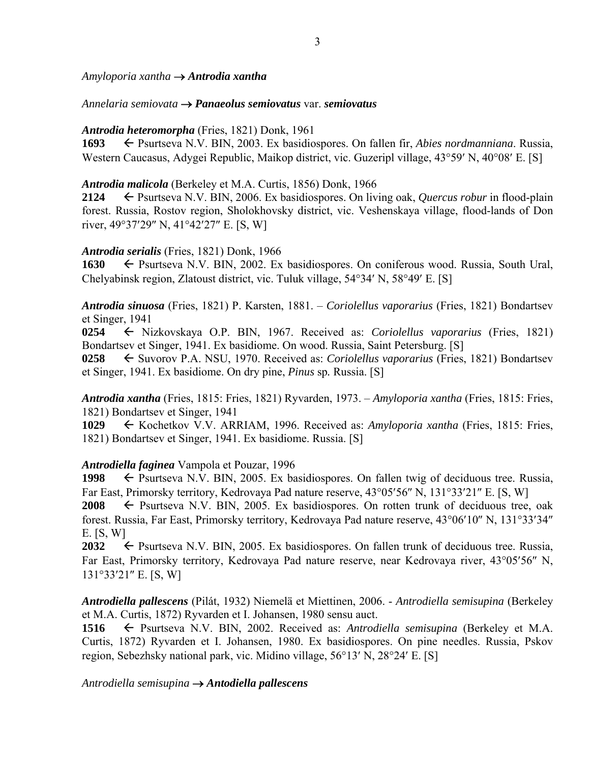*Amyloporia xantha* → ***Antrodia xantha***

*Annelaria semiovata* → ***Panaeolus semiovatus*** var. ***semiovatus***

***Antrodia heteromorpha*** (Fries, 1821) Donk, 1961

**1693** ← Psurtseva N.V. BIN, 2003. Ex basidiospores. On fallen fir, *Abies nordmanniana*. Russia, Western Caucasus, Adygei Republic, Maikop district, vic. Guzeripl village, 43°59′ N, 40°08′ E. [S]

***Antrodia malicola*** (Berkeley et M.A. Curtis, 1856) Donk, 1966

**2124** ← Psurtseva N.V. BIN, 2006. Ex basidiospores. On living oak, *Quercus robur* in flood-plain forest. Russia, Rostov region, Sholokhovsky district, vic. Veshenskaya village, flood-lands of Don river, 49°37′29″ N, 41°42′27″ E. [S, W]

***Antrodia serialis*** (Fries, 1821) Donk, 1966

**1630** ← Psurtseva N.V. BIN, 2002. Ex basidiospores. On coniferous wood. Russia, South Ural, Chelyabinsk region, Zlatoust district, vic. Tuluk village, 54°34′ N, 58°49′ E. [S]

***Antrodia sinuosa*** (Fries, 1821) P. Karsten, 1881. – *Coriolellus vaporarius* (Fries, 1821) Bondartsev et Singer, 1941

**0254** ← Nizkovskaya O.P. BIN, 1967. Received as: *Coriolellus vaporarius* (Fries, 1821) Bondartsev et Singer, 1941. Ex basidiome. On wood. Russia, Saint Petersburg. [S]

**0258** ← Suvorov P.A. NSU, 1970. Received as: *Coriolellus vaporarius* (Fries, 1821) Bondartsev et Singer, 1941. Ex basidiome. On dry pine, *Pinus* sp*.* Russia. [S]

***Antrodia xantha*** (Fries, 1815: Fries, 1821) Ryvarden, 1973. – *Amyloporia xantha* (Fries, 1815: Fries, 1821) Bondartsev et Singer, 1941

**1029** ← Kochetkov V.V. ARRIAM, 1996. Received as: *Amyloporia xantha* (Fries, 1815: Fries, 1821) Bondartsev et Singer, 1941. Ex basidiome. Russia. [S]

***Antrodiella faginea*** Vampola et Pouzar, 1996

**1998** ← Psurtseva N.V. BIN, 2005. Ex basidiospores. On fallen twig of deciduous tree. Russia, Far East, Primorsky territory, Kedrovaya Pad nature reserve, 43°05′56″ N, 131°33′21″ E. [S, W]

**2008** ← Psurtseva N.V. BIN, 2005. Ex basidiospores. On rotten trunk of deciduous tree, oak forest. Russia, Far East, Primorsky territory, Kedrovaya Pad nature reserve, 43°06′10″ N, 131°33′34″ E. [S, W]

**2032** ← Psurtseva N.V. BIN, 2005. Ex basidiospores. On fallen trunk of deciduous tree. Russia, Far East, Primorsky territory, Kedrovaya Pad nature reserve, near Kedrovaya river, 43°05′56″ N, 131°33′21″ E. [S, W]

***Antrodiella pallescens*** (Pilát, 1932) Niemelä et Miettinen, 2006. - *Antrodiella semisupina* (Berkeley et M.A. Curtis, 1872) Ryvarden et I. Johansen, 1980 sensu auct.

**1516** ← Psurtseva N.V. BIN, 2002. Received as: *Antrodiella semisupina* (Berkeley et M.A. Curtis, 1872) Ryvarden et I. Johansen, 1980. Ex basidiospores. On pine needles. Russia, Pskov region, Sebezhsky national park, vic. Midino village, 56°13′ N, 28°24′ E. [S]

*Antrodiella semisupina* → ***Antodiella pallescens***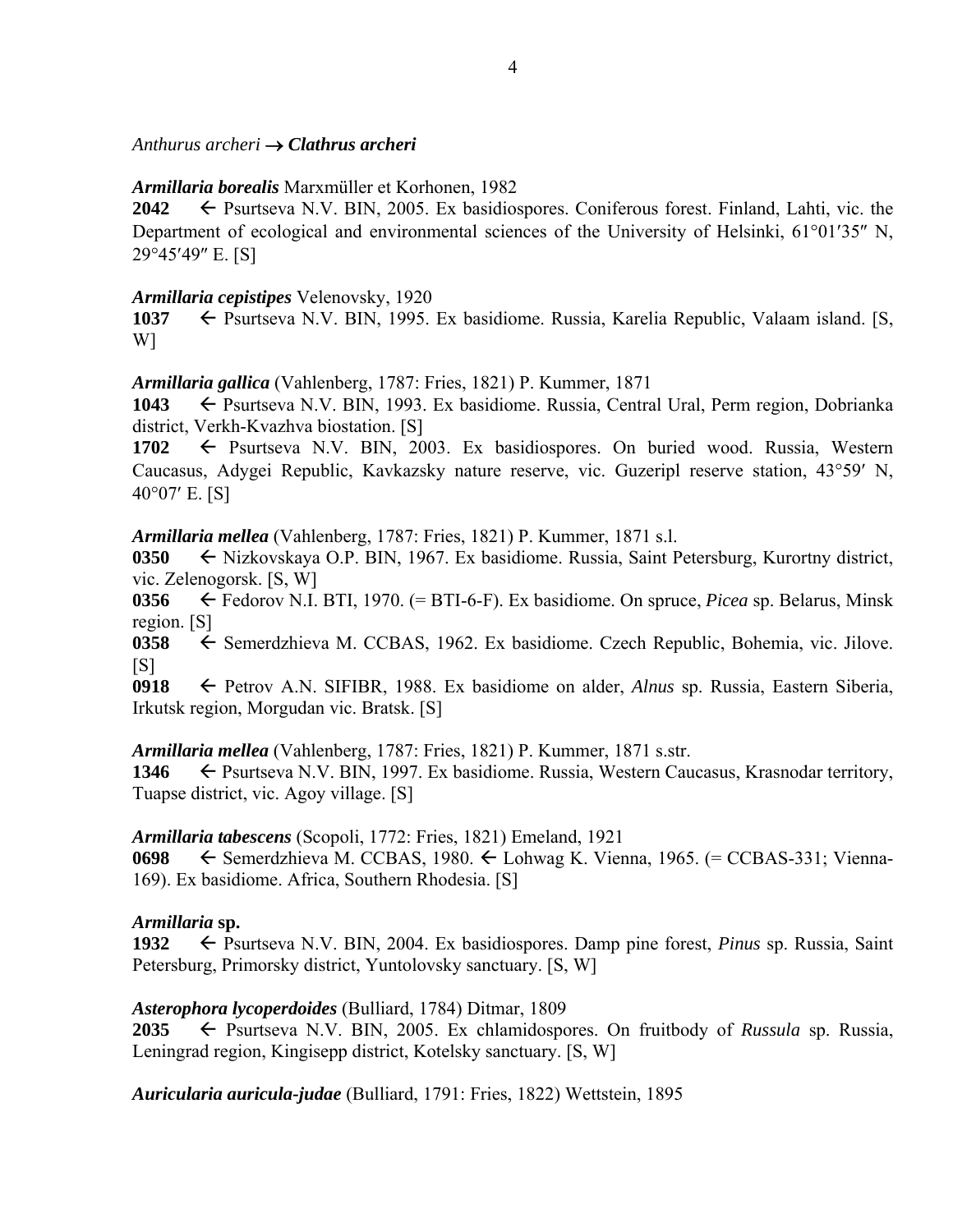*Anthurus archeri* → ***Clathrus archeri***

***Armillaria borealis*** Marxmüller et Korhonen, 1982

**2042** ← Psurtseva N.V. BIN, 2005. Ex basidiospores. Coniferous forest. Finland, Lahti, vic. the Department of ecological and environmental sciences of the University of Helsinki, 61°01′35″ N, 29°45′49″ E. [S]

***Armillaria cepistipes*** Velenovsky, 1920

**1037** ← Psurtseva N.V. BIN, 1995. Ex basidiome. Russia, Karelia Republic, Valaam island. [S, W]

***Armillaria gallica*** (Vahlenberg, 1787: Fries, 1821) P. Kummer, 1871

**1043** ← Psurtseva N.V. BIN, 1993. Ex basidiome. Russia, Central Ural, Perm region, Dobrianka district, Verkh-Kvazhva biostation. [S]

**1702** ← Psurtseva N.V. BIN, 2003. Ex basidiospores. On buried wood. Russia, Western Caucasus, Adygei Republic, Kavkazsky nature reserve, vic. Guzeripl reserve station, 43°59′ N, 40°07′ E. [S]

***Armillaria mellea*** (Vahlenberg, 1787: Fries, 1821) P. Kummer, 1871 s.l.

**0350** ← Nizkovskaya O.P. BIN, 1967. Ex basidiome. Russia, Saint Petersburg, Kurortny district, vic. Zelenogorsk. [S, W]

**0356** ← Fedorov N.I. BTI, 1970. (= BTI-6-F). Ex basidiome. On spruce, *Picea* sp. Belarus, Minsk region. [S]

**0358** ← Semerdzhieva M. CCBAS, 1962. Ex basidiome. Czech Republic, Bohemia, vic. Jilove. [S]

**0918** ← Petrov A.N. SIFIBR, 1988. Ex basidiome on alder, *Alnus* sp. Russia, Eastern Siberia, Irkutsk region, Morgudan vic. Bratsk. [S]

***Armillaria mellea*** (Vahlenberg, 1787: Fries, 1821) P. Kummer, 1871 s.str.

**1346** ← Psurtseva N.V. BIN, 1997. Ex basidiome. Russia, Western Caucasus, Krasnodar territory, Tuapse district, vic. Agoy village. [S]

***Armillaria tabescens*** (Scopoli, 1772: Fries, 1821) Emeland, 1921

**0698** ← Semerdzhieva M. CCBAS, 1980. ← Lohwag K. Vienna, 1965. (= CCBAS-331; Vienna-169). Ex basidiome. Africa, Southern Rhodesia. [S]

***Armillaria* sp.**

**1932** ← Psurtseva N.V. BIN, 2004. Ex basidiospores. Damp pine forest, *Pinus* sp. Russia, Saint Petersburg, Primorsky district, Yuntolovsky sanctuary. [S, W]

***Asterophora lycoperdoides*** (Bulliard, 1784) Ditmar, 1809

**2035** ← Psurtseva N.V. BIN, 2005. Ex chlamidospores. On fruitbody of *Russula* sp. Russia, Leningrad region, Kingisepp district, Kotelsky sanctuary. [S, W]

***Auricularia auricula-judae*** (Bulliard, 1791: Fries, 1822) Wettstein, 1895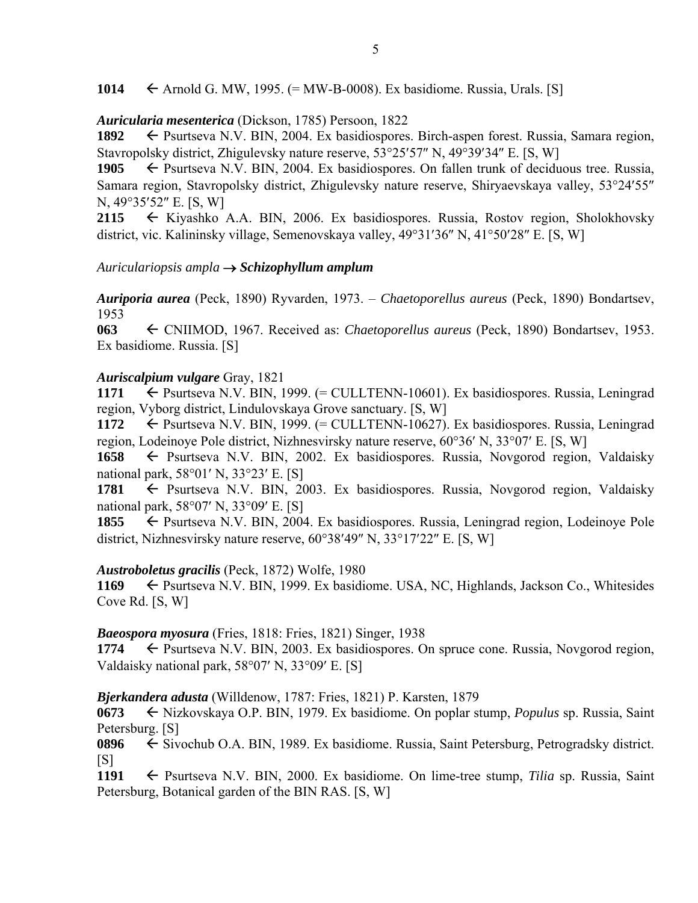**1014** ← Arnold G. MW, 1995. (= MW-B-0008). Ex basidiome. Russia, Urals. [S]

***Auricularia mesenterica*** (Dickson, 1785) Persoon, 1822

**1892** ← Psurtseva N.V. BIN, 2004. Ex basidiospores. Birch-aspen forest. Russia, Samara region, Stavropolsky district, Zhigulevsky nature reserve, 53°25′57″ N, 49°39′34″ E. [S, W]

**1905** ← Psurtseva N.V. BIN, 2004. Ex basidiospores. On fallen trunk of deciduous tree. Russia, Samara region, Stavropolsky district, Zhigulevsky nature reserve, Shiryaevskaya valley, 53°24′55″ N, 49°35′52″ E. [S, W]

**2115** ← Kiyashko A.A. BIN, 2006. Ex basidiospores. Russia, Rostov region, Sholokhovsky district, vic. Kalininsky village, Semenovskaya valley, 49°31′36″ N, 41°50′28″ E. [S, W]

*Auriculariopsis ampla* → ***Schizophyllum amplum***

***Auriporia aurea*** (Peck, 1890) Ryvarden, 1973. – *Chaetoporellus aureus* (Peck, 1890) Bondartsev, 1953

**063** ← CNIIMOD, 1967. Received as: *Chaetoporellus aureus* (Peck, 1890) Bondartsev, 1953. Ex basidiome. Russia. [S]

***Auriscalpium vulgare*** Gray, 1821

**1171** ← Psurtseva N.V. BIN, 1999. (= CULLTENN-10601). Ex basidiospores. Russia, Leningrad region, Vyborg district, Lindulovskaya Grove sanctuary. [S, W]

**1172** ← Psurtseva N.V. BIN, 1999. (= CULLTENN-10627). Ex basidiospores. Russia, Leningrad region, Lodeinoye Pole district, Nizhnesvirsky nature reserve, 60°36′ N, 33°07′ E. [S, W]

**1658** ← Psurtseva N.V. BIN, 2002. Ex basidiospores. Russia, Novgorod region, Valdaisky national park, 58°01′ N, 33°23′ E. [S]

**1781** ← Psurtseva N.V. BIN, 2003. Ex basidiospores. Russia, Novgorod region, Valdaisky national park, 58°07′ N, 33°09′ E. [S]

**1855** ← Psurtseva N.V. BIN, 2004. Ex basidiospores. Russia, Leningrad region, Lodeinoye Pole district, Nizhnesvirsky nature reserve, 60°38′49″ N, 33°17′22″ E. [S, W]

***Austroboletus gracilis*** (Peck, 1872) Wolfe, 1980

**1169** ← Psurtseva N.V. BIN, 1999. Ex basidiome. USA, NC, Highlands, Jackson Co., Whitesides Cove Rd. [S, W]

***Baeospora myosura*** (Fries, 1818: Fries, 1821) Singer, 1938

**1774** ← Psurtseva N.V. BIN, 2003. Ex basidiospores. On spruce cone. Russia, Novgorod region, Valdaisky national park, 58°07′ N, 33°09′ E. [S]

***Bjerkandera adusta*** (Willdenow, 1787: Fries, 1821) P. Karsten, 1879

**0673** ← Nizkovskaya O.P. BIN, 1979. Ex basidiome. On poplar stump, *Populus* sp. Russia, Saint Petersburg. [S]

**0896** ← Sivochub O.A. BIN, 1989. Ex basidiome. Russia, Saint Petersburg, Petrogradsky district. [S]

**1191** ← Psurtseva N.V. BIN, 2000. Ex basidiome. On lime-tree stump, *Tilia* sp. Russia, Saint Petersburg, Botanical garden of the BIN RAS. [S, W]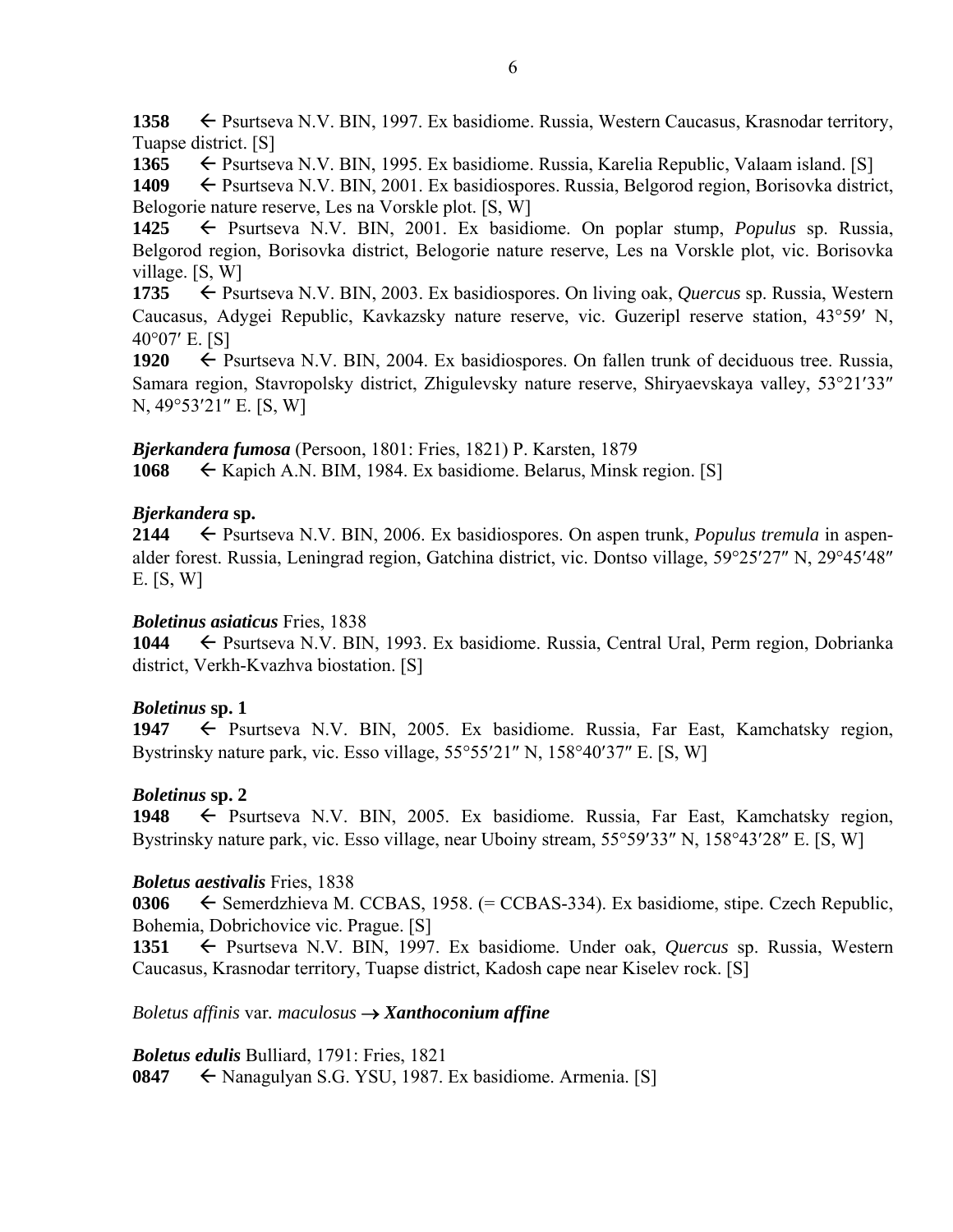**1358** ← Psurtseva N.V. BIN, 1997. Ex basidiome. Russia, Western Caucasus, Krasnodar territory, Tuapse district. [S]

**1365** ← Psurtseva N.V. BIN, 1995. Ex basidiome. Russia, Karelia Republic, Valaam island. [S]

**1409** ← Psurtseva N.V. BIN, 2001. Ex basidiospores. Russia, Belgorod region, Borisovka district, Belogorie nature reserve, Les na Vorskle plot. [S, W]

**1425** ← Psurtseva N.V. BIN, 2001. Ex basidiome. On poplar stump, *Populus* sp. Russia, Belgorod region, Borisovka district, Belogorie nature reserve, Les na Vorskle plot, vic. Borisovka village. [S, W]

**1735** ← Psurtseva N.V. BIN, 2003. Ex basidiospores. On living oak, *Quercus* sp. Russia, Western Caucasus, Adygei Republic, Kavkazsky nature reserve, vic. Guzeripl reserve station, 43°59′ N, 40°07′ E. [S]

**1920** ← Psurtseva N.V. BIN, 2004. Ex basidiospores. On fallen trunk of deciduous tree. Russia, Samara region, Stavropolsky district, Zhigulevsky nature reserve, Shiryaevskaya valley, 53°21′33″ N, 49°53′21″ E. [S, W]

***Bjerkandera fumosa*** (Persoon, 1801: Fries, 1821) P. Karsten, 1879

**1068** ← Kapich A.N. BIM, 1984. Ex basidiome. Belarus, Minsk region. [S]

***Bjerkandera* sp.**

**2144** ← Psurtseva N.V. BIN, 2006. Ex basidiospores. On aspen trunk, *Populus tremula* in aspen-alder forest. Russia, Leningrad region, Gatchina district, vic. Dontso village, 59°25′27″ N, 29°45′48″ E. [S, W]

***Boletinus asiaticus*** Fries, 1838

**1044** ← Psurtseva N.V. BIN, 1993. Ex basidiome. Russia, Central Ural, Perm region, Dobrianka district, Verkh-Kvazhva biostation. [S]

***Boletinus* sp. 1**

**1947** ← Psurtseva N.V. BIN, 2005. Ex basidiome. Russia, Far East, Kamchatsky region, Bystrinsky nature park, vic. Esso village, 55°55′21″ N, 158°40′37″ E. [S, W]

***Boletinus* sp. 2**

**1948** ← Psurtseva N.V. BIN, 2005. Ex basidiome. Russia, Far East, Kamchatsky region, Bystrinsky nature park, vic. Esso village, near Uboiny stream, 55°59′33″ N, 158°43′28″ E. [S, W]

***Boletus aestivalis*** Fries, 1838

**0306** ← Semerdzhieva M. CCBAS, 1958. (= CCBAS-334). Ex basidiome, stipe. Czech Republic, Bohemia, Dobrichovice vic. Prague. [S]

**1351** ← Psurtseva N.V. BIN, 1997. Ex basidiome. Under oak, *Quercus* sp. Russia, Western Caucasus, Krasnodar territory, Tuapse district, Kadosh cape near Kiselev rock. [S]

*Boletus affinis* var. *maculosus* → ***Xanthoconium affine***

***Boletus edulis*** Bulliard, 1791: Fries, 1821

**0847** ← Nanagulyan S.G. YSU, 1987. Ex basidiome. Armenia. [S]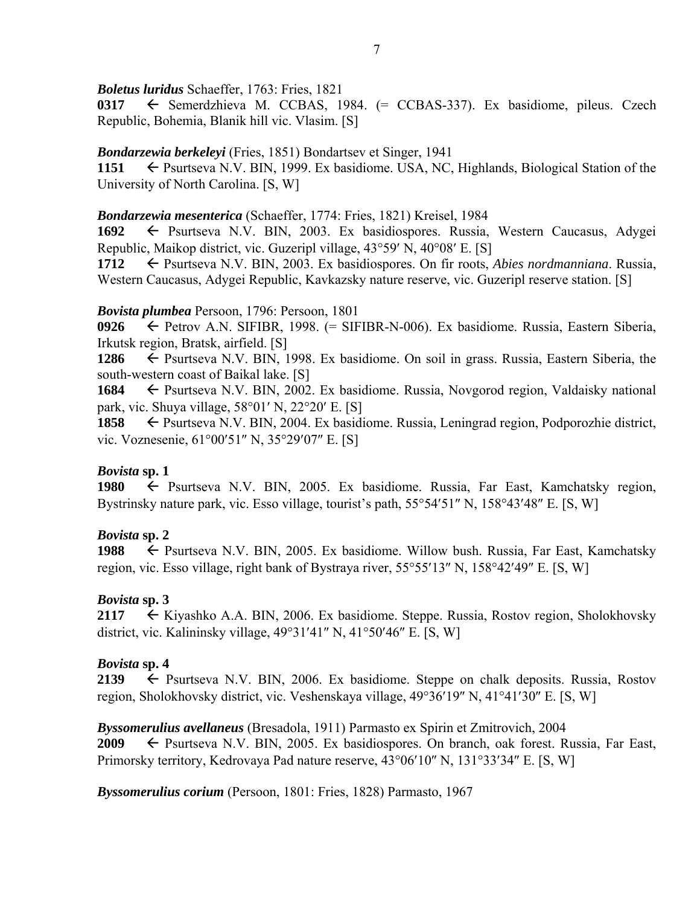***Boletus luridus*** Schaeffer, 1763: Fries, 1821

**0317** ← Semerdzhieva M. CCBAS, 1984. (= CCBAS-337). Ex basidiome, pileus. Czech Republic, Bohemia, Blanik hill vic. Vlasim. [S]

***Bondarzewia berkeleyi*** (Fries, 1851) Bondartsev et Singer, 1941

**1151** ← Psurtseva N.V. BIN, 1999. Ex basidiome. USA, NC, Highlands, Biological Station of the University of North Carolina. [S, W]

***Bondarzewia mesenterica*** (Schaeffer, 1774: Fries, 1821) Kreisel, 1984

**1692** ← Psurtseva N.V. BIN, 2003. Ex basidiospores. Russia, Western Caucasus, Adygei Republic, Maikop district, vic. Guzeripl village, 43°59′ N, 40°08′ E. [S]

**1712** ← Psurtseva N.V. BIN, 2003. Ex basidiospores. On fir roots, *Abies nordmanniana*. Russia, Western Caucasus, Adygei Republic, Kavkazsky nature reserve, vic. Guzeripl reserve station. [S]

***Bovista plumbea*** Persoon, 1796: Persoon, 1801

**0926** ← Petrov A.N. SIFIBR, 1998. (= SIFIBR-N-006). Ex basidiome. Russia, Eastern Siberia, Irkutsk region, Bratsk, airfield. [S]

**1286** ← Psurtseva N.V. BIN, 1998. Ex basidiome. On soil in grass. Russia, Eastern Siberia, the south-western coast of Baikal lake. [S]

**1684** ← Psurtseva N.V. BIN, 2002. Ex basidiome. Russia, Novgorod region, Valdaisky national park, vic. Shuya village, 58°01′ N, 22°20′ E. [S]

**1858** ← Psurtseva N.V. BIN, 2004. Ex basidiome. Russia, Leningrad region, Podporozhie district, vic. Voznesenie, 61°00′51″ N, 35°29′07″ E. [S]

***Bovista* sp. 1**

**1980** ← Psurtseva N.V. BIN, 2005. Ex basidiome. Russia, Far East, Kamchatsky region, Bystrinsky nature park, vic. Esso village, tourist's path, 55°54′51″ N, 158°43′48″ E. [S, W]

***Bovista* sp. 2**

**1988** ← Psurtseva N.V. BIN, 2005. Ex basidiome. Willow bush. Russia, Far East, Kamchatsky region, vic. Esso village, right bank of Bystraya river, 55°55′13″ N, 158°42′49″ E. [S, W]

***Bovista* sp. 3**

**2117** ← Kiyashko A.A. BIN, 2006. Ex basidiome. Steppe. Russia, Rostov region, Sholokhovsky district, vic. Kalininsky village, 49°31′41″ N, 41°50′46″ E. [S, W]

***Bovista* sp. 4**

**2139** ← Psurtseva N.V. BIN, 2006. Ex basidiome. Steppe on chalk deposits. Russia, Rostov region, Sholokhovsky district, vic. Veshenskaya village, 49°36′19″ N, 41°41′30″ E. [S, W]

***Byssomerulius avellaneus*** (Bresadola, 1911) Parmasto ex Spirin et Zmitrovich, 2004

**2009** ← Psurtseva N.V. BIN, 2005. Ex basidiospores. On branch, oak forest. Russia, Far East, Primorsky territory, Kedrovaya Pad nature reserve, 43°06′10″ N, 131°33′34″ E. [S, W]

***Byssomerulius corium*** (Persoon, 1801: Fries, 1828) Parmasto, 1967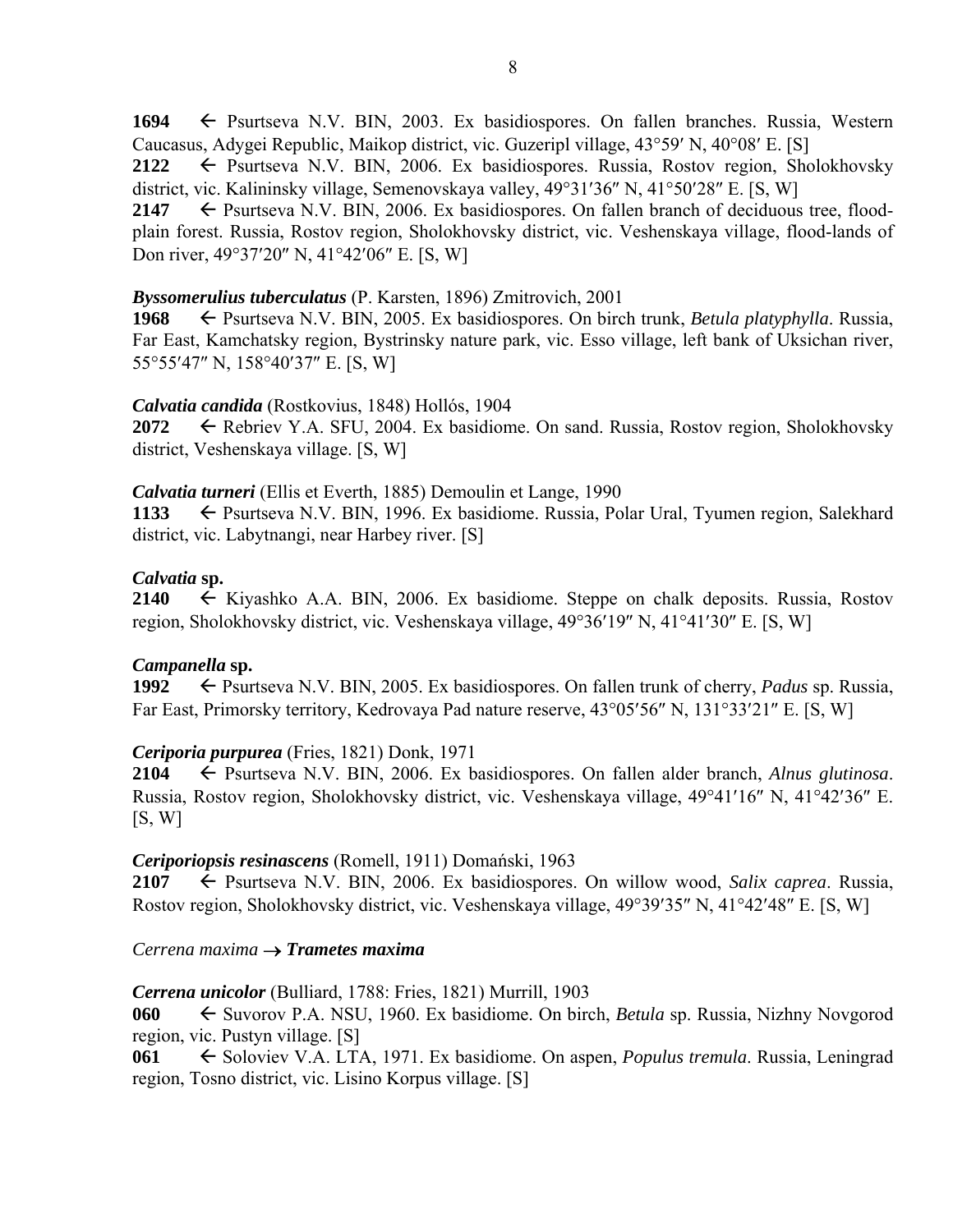**1694** ← Psurtseva N.V. BIN, 2003. Ex basidiospores. On fallen branches. Russia, Western Caucasus, Adygei Republic, Maikop district, vic. Guzeripl village, 43°59′ N, 40°08′ E. [S]

**2122** ← Psurtseva N.V. BIN, 2006. Ex basidiospores. Russia, Rostov region, Sholokhovsky district, vic. Kalininsky village, Semenovskaya valley, 49°31′36″ N, 41°50′28″ E. [S, W]

**2147** ← Psurtseva N.V. BIN, 2006. Ex basidiospores. On fallen branch of deciduous tree, flood-plain forest. Russia, Rostov region, Sholokhovsky district, vic. Veshenskaya village, flood-lands of Don river, 49°37′20″ N, 41°42′06″ E. [S, W]

***Byssomerulius tuberculatus*** (P. Karsten, 1896) Zmitrovich, 2001

**1968** ← Psurtseva N.V. BIN, 2005. Ex basidiospores. On birch trunk, *Betula platyphylla*. Russia, Far East, Kamchatsky region, Bystrinsky nature park, vic. Esso village, left bank of Uksichan river, 55°55′47″ N, 158°40′37″ E. [S, W]

***Calvatia candida*** (Rostkovius, 1848) Hollós, 1904

**2072** ← Rebriev Y.A. SFU, 2004. Ex basidiome. On sand. Russia, Rostov region, Sholokhovsky district, Veshenskaya village. [S, W]

***Calvatia turneri*** (Ellis et Everth, 1885) Demoulin et Lange, 1990

**1133** ← Psurtseva N.V. BIN, 1996. Ex basidiome. Russia, Polar Ural, Tyumen region, Salekhard district, vic. Labytnangi, near Harbey river. [S]

***Calvatia* sp.**

**2140** ← Kiyashko A.A. BIN, 2006. Ex basidiome. Steppe on chalk deposits. Russia, Rostov region, Sholokhovsky district, vic. Veshenskaya village, 49°36′19″ N, 41°41′30″ E. [S, W]

***Campanella* sp.**

**1992** ← Psurtseva N.V. BIN, 2005. Ex basidiospores. On fallen trunk of cherry, *Padus* sp. Russia, Far East, Primorsky territory, Kedrovaya Pad nature reserve, 43°05′56″ N, 131°33′21″ E. [S, W]

***Ceriporia purpurea*** (Fries, 1821) Donk, 1971

**2104** ← Psurtseva N.V. BIN, 2006. Ex basidiospores. On fallen alder branch, *Alnus glutinosa*. Russia, Rostov region, Sholokhovsky district, vic. Veshenskaya village, 49°41′16″ N, 41°42′36″ E. [S, W]

***Ceriporiopsis resinascens*** (Romell, 1911) Domański, 1963

**2107** ← Psurtseva N.V. BIN, 2006. Ex basidiospores. On willow wood, *Salix caprea*. Russia, Rostov region, Sholokhovsky district, vic. Veshenskaya village, 49°39′35″ N, 41°42′48″ E. [S, W]

*Cerrena maxima* → ***Trametes maxima***

***Cerrena unicolor*** (Bulliard, 1788: Fries, 1821) Murrill, 1903

**060** ← Suvorov P.A. NSU, 1960. Ex basidiome. On birch, *Betula* sp. Russia, Nizhny Novgorod region, vic. Pustyn village. [S]

**061** ← Soloviev V.A. LTA, 1971. Ex basidiome. On aspen, *Populus tremula*. Russia, Leningrad region, Tosno district, vic. Lisino Korpus village. [S]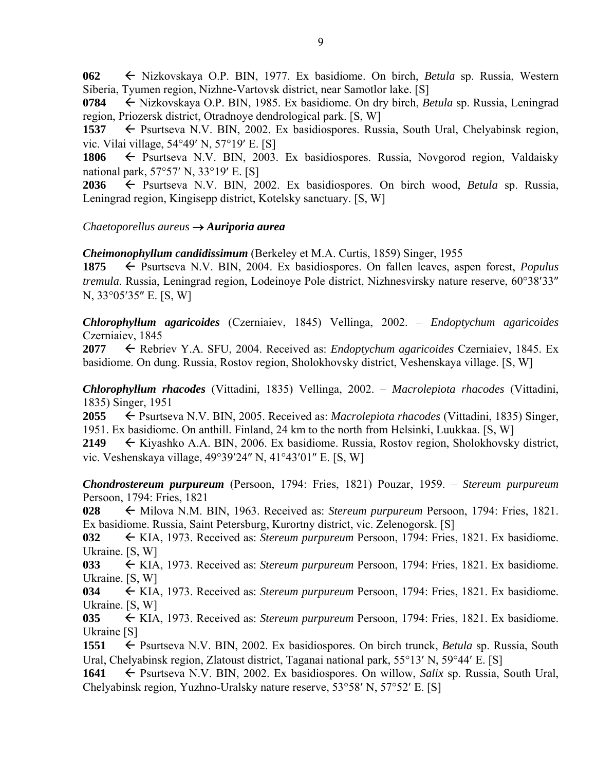**062** ← Nizkovskaya O.P. BIN, 1977. Ex basidiome. On birch, *Betula* sp. Russia, Western Siberia, Tyumen region, Nizhne-Vartovsk district, near Samotlor lake. [S]

**0784** ← Nizkovskaya O.P. BIN, 1985. Ex basidiome. On dry birch, *Betula* sp. Russia, Leningrad region, Priozersk district, Otradnoye dendrological park. [S, W]

**1537** ← Psurtseva N.V. BIN, 2002. Ex basidiospores. Russia, South Ural, Chelyabinsk region, vic. Vilai village, 54°49′ N, 57°19′ E. [S]

**1806** ← Psurtseva N.V. BIN, 2003. Ex basidiospores. Russia, Novgorod region, Valdaisky national park, 57°57′ N, 33°19′ E. [S]

**2036** ← Psurtseva N.V. BIN, 2002. Ex basidiospores. On birch wood, *Betula* sp. Russia, Leningrad region, Kingisepp district, Kotelsky sanctuary. [S, W]

*Chaetoporellus aureus* → ***Auriporia aurea***

***Cheimonophyllum candidissimum*** (Berkeley et M.A. Curtis, 1859) Singer, 1955

**1875** ← Psurtseva N.V. BIN, 2004. Ex basidiospores. On fallen leaves, aspen forest, *Populus tremula*. Russia, Leningrad region, Lodeinoye Pole district, Nizhnesvirsky nature reserve, 60°38′33″ N, 33°05′35″ E. [S, W]

***Chlorophyllum agaricoides*** (Czerniaiev, 1845) Vellinga, 2002. – *Endoptychum agaricoides* Czerniaiev, 1845

**2077** ← Rebriev Y.A. SFU, 2004. Received as: *Endoptychum agaricoides* Czerniaiev, 1845. Ex basidiome. On dung. Russia, Rostov region, Sholokhovsky district, Veshenskaya village. [S, W]

***Chlorophyllum rhacodes*** (Vittadini, 1835) Vellinga, 2002. – *Macrolepiota rhacodes* (Vittadini, 1835) Singer, 1951

**2055** ← Psurtseva N.V. BIN, 2005. Received as: *Macrolepiota rhacodes* (Vittadini, 1835) Singer, 1951. Ex basidiome. On anthill. Finland, 24 km to the north from Helsinki, Luukkaa. [S, W]

**2149** ← Kiyashko A.A. BIN, 2006. Ex basidiome. Russia, Rostov region, Sholokhovsky district, vic. Veshenskaya village, 49°39′24″ N, 41°43′01″ E. [S, W]

***Chondrostereum purpureum*** (Persoon, 1794: Fries, 1821) Pouzar, 1959. – *Stereum purpureum* Persoon, 1794: Fries, 1821

**028** ← Milova N.M. BIN, 1963. Received as: *Stereum purpureum* Persoon, 1794: Fries, 1821. Ex basidiome. Russia, Saint Petersburg, Kurortny district, vic. Zelenogorsk. [S]

**032** ← KIA, 1973. Received as: *Stereum purpureum* Persoon, 1794: Fries, 1821. Ex basidiome. Ukraine. [S, W]

**033** ← KIA, 1973. Received as: *Stereum purpureum* Persoon, 1794: Fries, 1821. Ex basidiome. Ukraine. [S, W]

**034** ← KIA, 1973. Received as: *Stereum purpureum* Persoon, 1794: Fries, 1821. Ex basidiome. Ukraine. [S, W]

**035** ← KIA, 1973. Received as: *Stereum purpureum* Persoon, 1794: Fries, 1821. Ex basidiome. Ukraine [S]

**1551** ← Psurtseva N.V. BIN, 2002. Ex basidiospores. On birch trunck, *Betula* sp. Russia, South Ural, Chelyabinsk region, Zlatoust district, Taganai national park, 55°13′ N, 59°44′ E. [S]

**1641** ← Psurtseva N.V. BIN, 2002. Ex basidiospores. On willow, *Salix* sp. Russia, South Ural, Chelyabinsk region, Yuzhno-Uralsky nature reserve, 53°58′ N, 57°52′ E. [S]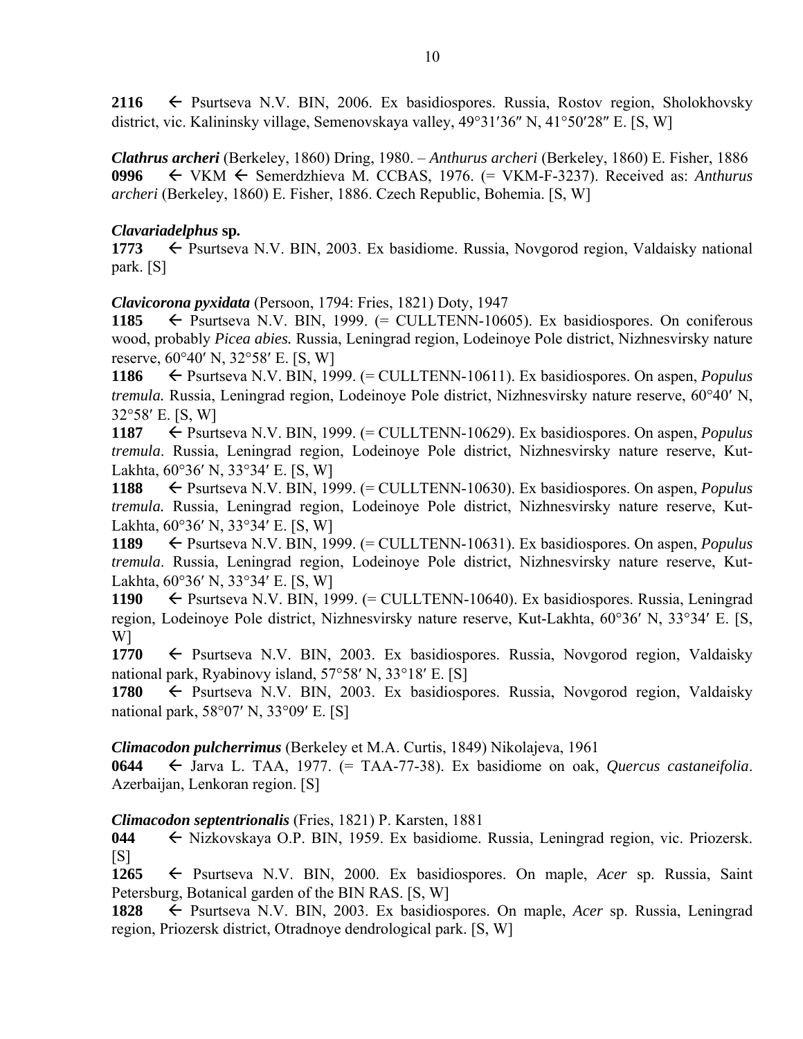**2116** ← Psurtseva N.V. BIN, 2006. Ex basidiospores. Russia, Rostov region, Sholokhovsky district, vic. Kalininsky village, Semenovskaya valley, 49°31′36″ N, 41°50′28″ E. [S, W]

***Clathrus archeri*** (Berkeley, 1860) Dring, 1980. – *Anthurus archeri* (Berkeley, 1860) E. Fisher, 1886
**0996** ← VKM ← Semerdzhieva M. CCBAS, 1976. (= VKM-F-3237). Received as: *Anthurus archeri* (Berkeley, 1860) E. Fisher, 1886. Czech Republic, Bohemia. [S, W]

***Clavariadelphus* sp.**
**1773** ← Psurtseva N.V. BIN, 2003. Ex basidiome. Russia, Novgorod region, Valdaisky national park. [S]

***Clavicorona pyxidata*** (Persoon, 1794: Fries, 1821) Doty, 1947
**1185** ← Psurtseva N.V. BIN, 1999. (= CULLTENN-10605). Ex basidiospores. On coniferous wood, probably *Picea abies.* Russia, Leningrad region, Lodeinoye Pole district, Nizhnesvirsky nature reserve, 60°40′ N, 32°58′ E. [S, W]
**1186** ← Psurtseva N.V. BIN, 1999. (= CULLTENN-10611). Ex basidiospores. On aspen, *Populus tremula.* Russia, Leningrad region, Lodeinoye Pole district, Nizhnesvirsky nature reserve, 60°40′ N, 32°58′ E. [S, W]
**1187** ← Psurtseva N.V. BIN, 1999. (= CULLTENN-10629). Ex basidiospores. On aspen, *Populus tremula*. Russia, Leningrad region, Lodeinoye Pole district, Nizhnesvirsky nature reserve, Kut-Lakhta, 60°36′ N, 33°34′ E. [S, W]
**1188** ← Psurtseva N.V. BIN, 1999. (= CULLTENN-10630). Ex basidiospores. On aspen, *Populus tremula.* Russia, Leningrad region, Lodeinoye Pole district, Nizhnesvirsky nature reserve, Kut-Lakhta, 60°36′ N, 33°34′ E. [S, W]
**1189** ← Psurtseva N.V. BIN, 1999. (= CULLTENN-10631). Ex basidiospores. On aspen, *Populus tremula*. Russia, Leningrad region, Lodeinoye Pole district, Nizhnesvirsky nature reserve, Kut-Lakhta, 60°36′ N, 33°34′ E. [S, W]
**1190** ← Psurtseva N.V. BIN, 1999. (= CULLTENN-10640). Ex basidiospores. Russia, Leningrad region, Lodeinoye Pole district, Nizhnesvirsky nature reserve, Kut-Lakhta, 60°36′ N, 33°34′ E. [S, W]
**1770** ← Psurtseva N.V. BIN, 2003. Ex basidiospores. Russia, Novgorod region, Valdaisky national park, Ryabinovy island, 57°58′ N, 33°18′ E. [S]
**1780** ← Psurtseva N.V. BIN, 2003. Ex basidiospores. Russia, Novgorod region, Valdaisky national park, 58°07′ N, 33°09′ E. [S]

***Climacodon pulcherrimus*** (Berkeley et M.A. Curtis, 1849) Nikolajeva, 1961
**0644** ← Jarva L. TAA, 1977. (= TAA-77-38). Ex basidiome on oak, *Quercus castaneifolia*. Azerbaijan, Lenkoran region. [S]

***Climacodon septentrionalis*** (Fries, 1821) P. Karsten, 1881
**044** ← Nizkovskaya O.P. BIN, 1959. Ex basidiome. Russia, Leningrad region, vic. Priozersk. [S]
**1265** ← Psurtseva N.V. BIN, 2000. Ex basidiospores. On maple, *Acer* sp. Russia, Saint Petersburg, Botanical garden of the BIN RAS. [S, W]
**1828** ← Psurtseva N.V. BIN, 2003. Ex basidiospores. On maple, *Acer* sp. Russia, Leningrad region, Priozersk district, Otradnoye dendrological park. [S, W]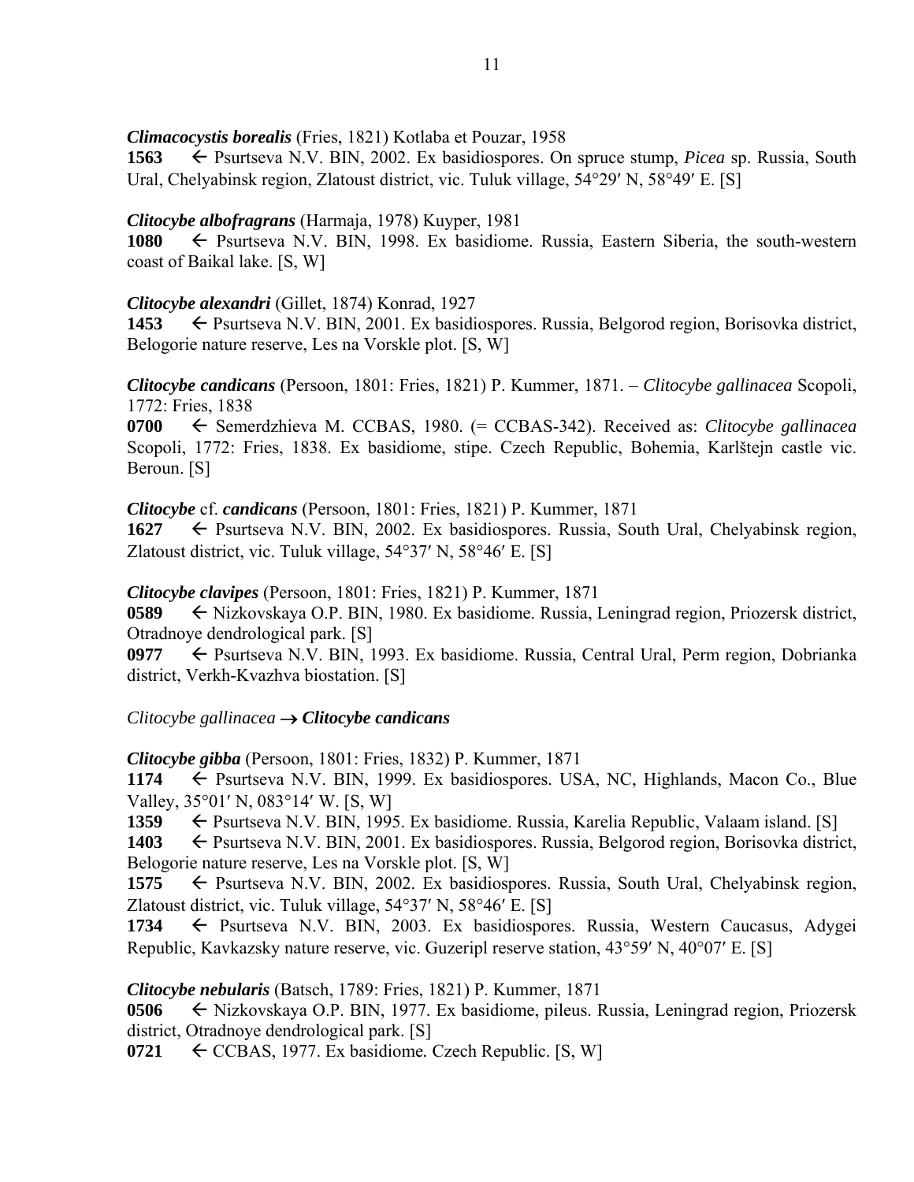***Climacocystis borealis*** (Fries, 1821) Kotlaba et Pouzar, 1958
**1563** ← Psurtseva N.V. BIN, 2002. Ex basidiospores. On spruce stump, *Picea* sp. Russia, South Ural, Chelyabinsk region, Zlatoust district, vic. Tuluk village, 54°29′ N, 58°49′ E. [S]

***Clitocybe albofragrans*** (Harmaja, 1978) Kuyper, 1981
**1080** ← Psurtseva N.V. BIN, 1998. Ex basidiome. Russia, Eastern Siberia, the south-western coast of Baikal lake. [S, W]

***Clitocybe alexandri*** (Gillet, 1874) Konrad, 1927
**1453** ← Psurtseva N.V. BIN, 2001. Ex basidiospores. Russia, Belgorod region, Borisovka district, Belogorie nature reserve, Les na Vorskle plot. [S, W]

***Clitocybe candicans*** (Persoon, 1801: Fries, 1821) P. Kummer, 1871. – *Clitocybe gallinacea* Scopoli, 1772: Fries, 1838
**0700** ← Semerdzhieva M. CCBAS, 1980. (= CCBAS-342). Received as: *Clitocybe gallinacea* Scopoli, 1772: Fries, 1838. Ex basidiome, stipe. Czech Republic, Bohemia, Karlštejn castle vic. Beroun. [S]

***Clitocybe*** cf. ***candicans*** (Persoon, 1801: Fries, 1821) P. Kummer, 1871
**1627** ← Psurtseva N.V. BIN, 2002. Ex basidiospores. Russia, South Ural, Chelyabinsk region, Zlatoust district, vic. Tuluk village, 54°37′ N, 58°46′ E. [S]

***Clitocybe clavipes*** (Persoon, 1801: Fries, 1821) P. Kummer, 1871
**0589** ← Nizkovskaya O.P. BIN, 1980. Ex basidiome. Russia, Leningrad region, Priozersk district, Otradnoye dendrological park. [S]
**0977** ← Psurtseva N.V. BIN, 1993. Ex basidiome. Russia, Central Ural, Perm region, Dobrianka district, Verkh-Kvazhva biostation. [S]

*Clitocybe gallinacea* → ***Clitocybe candicans***

***Clitocybe gibba*** (Persoon, 1801: Fries, 1832) P. Kummer, 1871
**1174** ← Psurtseva N.V. BIN, 1999. Ex basidiospores. USA, NC, Highlands, Macon Co., Blue Valley, 35°01′ N, 083°14′ W. [S, W]
**1359** ← Psurtseva N.V. BIN, 1995. Ex basidiome. Russia, Karelia Republic, Valaam island. [S]
**1403** ← Psurtseva N.V. BIN, 2001. Ex basidiospores. Russia, Belgorod region, Borisovka district, Belogorie nature reserve, Les na Vorskle plot. [S, W]
**1575** ← Psurtseva N.V. BIN, 2002. Ex basidiospores. Russia, South Ural, Chelyabinsk region, Zlatoust district, vic. Tuluk village, 54°37′ N, 58°46′ E. [S]
**1734** ← Psurtseva N.V. BIN, 2003. Ex basidiospores. Russia, Western Caucasus, Adygei Republic, Kavkazsky nature reserve, vic. Guzeripl reserve station, 43°59′ N, 40°07′ E. [S]

***Clitocybe nebularis*** (Batsch, 1789: Fries, 1821) P. Kummer, 1871
**0506** ← Nizkovskaya O.P. BIN, 1977. Ex basidiome, pileus. Russia, Leningrad region, Priozersk district, Otradnoye dendrological park. [S]
**0721** ← CCBAS, 1977. Ex basidiome. Czech Republic. [S, W]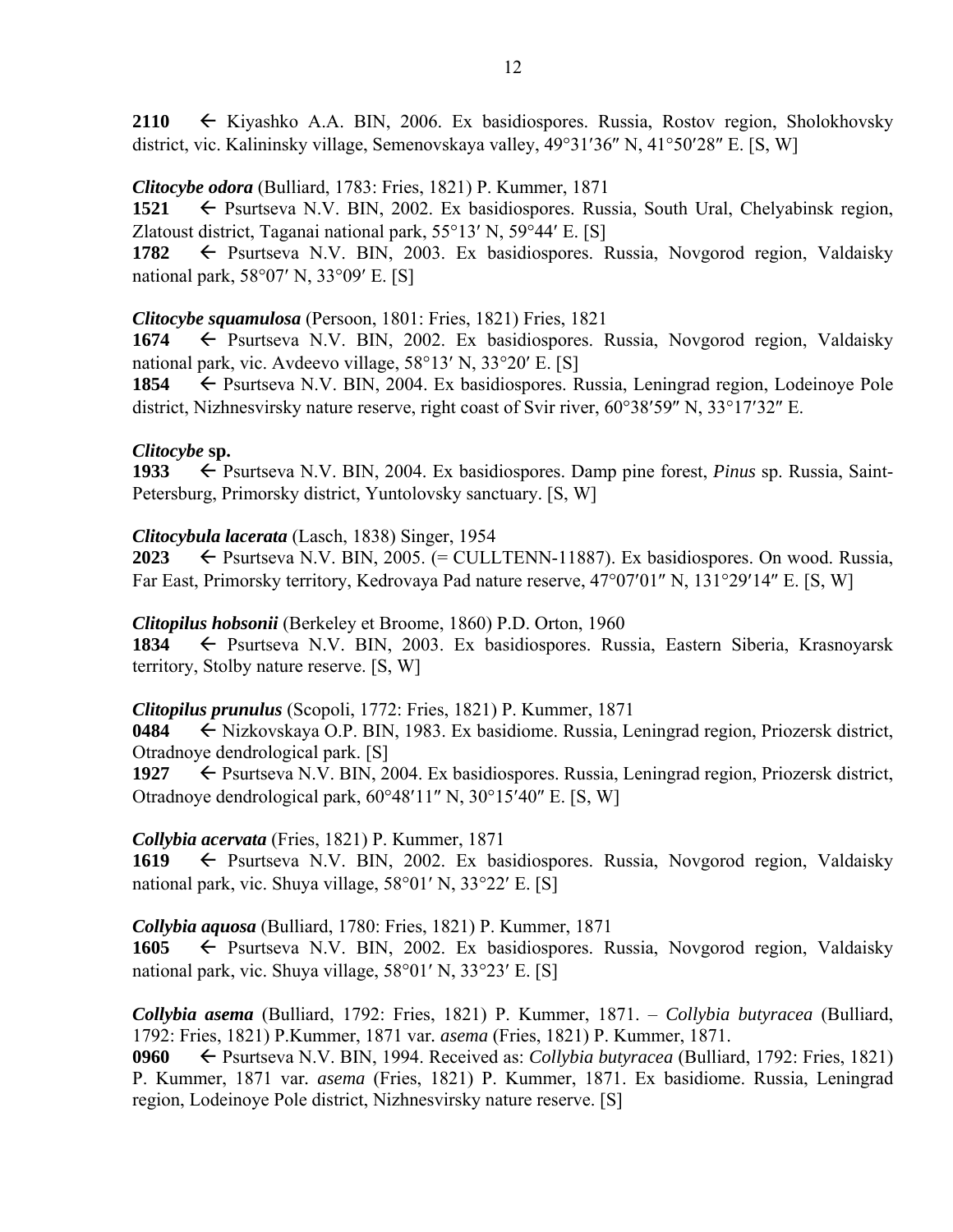**2110** ← Kiyashko A.A. BIN, 2006. Ex basidiospores. Russia, Rostov region, Sholokhovsky district, vic. Kalininsky village, Semenovskaya valley, 49°31′36″ N, 41°50′28″ E. [S, W]

***Clitocybe odora*** (Bulliard, 1783: Fries, 1821) P. Kummer, 1871

**1521** ← Psurtseva N.V. BIN, 2002. Ex basidiospores. Russia, South Ural, Chelyabinsk region, Zlatoust district, Taganai national park, 55°13′ N, 59°44′ E. [S]

**1782** ← Psurtseva N.V. BIN, 2003. Ex basidiospores. Russia, Novgorod region, Valdaisky national park, 58°07′ N, 33°09′ E. [S]

***Clitocybe squamulosa*** (Persoon, 1801: Fries, 1821) Fries, 1821

**1674** ← Psurtseva N.V. BIN, 2002. Ex basidiospores. Russia, Novgorod region, Valdaisky national park, vic. Avdeevo village, 58°13′ N, 33°20′ E. [S]

**1854** ← Psurtseva N.V. BIN, 2004. Ex basidiospores. Russia, Leningrad region, Lodeinoye Pole district, Nizhnesvirsky nature reserve, right coast of Svir river, 60°38′59″ N, 33°17′32″ E.

***Clitocybe* sp.**

**1933** ← Psurtseva N.V. BIN, 2004. Ex basidiospores. Damp pine forest, *Pinus* sp. Russia, Saint-Petersburg, Primorsky district, Yuntolovsky sanctuary. [S, W]

***Clitocybula lacerata*** (Lasch, 1838) Singer, 1954

**2023** ← Psurtseva N.V. BIN, 2005. (= CULLTENN-11887). Ex basidiospores. On wood. Russia, Far East, Primorsky territory, Kedrovaya Pad nature reserve, 47°07′01″ N, 131°29′14″ E. [S, W]

***Clitopilus hobsonii*** (Berkeley et Broome, 1860) P.D. Orton, 1960

**1834** ← Psurtseva N.V. BIN, 2003. Ex basidiospores. Russia, Eastern Siberia, Krasnoyarsk territory, Stolby nature reserve. [S, W]

***Clitopilus prunulus*** (Scopoli, 1772: Fries, 1821) P. Kummer, 1871

**0484** ← Nizkovskaya O.P. BIN, 1983. Ex basidiome. Russia, Leningrad region, Priozersk district, Otradnoye dendrological park. [S]

**1927** ← Psurtseva N.V. BIN, 2004. Ex basidiospores. Russia, Leningrad region, Priozersk district, Otradnoye dendrological park, 60°48′11″ N, 30°15′40″ E. [S, W]

***Collybia acervata*** (Fries, 1821) P. Kummer, 1871

**1619** ← Psurtseva N.V. BIN, 2002. Ex basidiospores. Russia, Novgorod region, Valdaisky national park, vic. Shuya village, 58°01′ N, 33°22′ E. [S]

***Collybia aquosa*** (Bulliard, 1780: Fries, 1821) P. Kummer, 1871

**1605** ← Psurtseva N.V. BIN, 2002. Ex basidiospores. Russia, Novgorod region, Valdaisky national park, vic. Shuya village, 58°01′ N, 33°23′ E. [S]

***Collybia asema*** (Bulliard, 1792: Fries, 1821) P. Kummer, 1871. – *Collybia butyracea* (Bulliard, 1792: Fries, 1821) P.Kummer, 1871 var. *asema* (Fries, 1821) P. Kummer, 1871.

**0960** ← Psurtseva N.V. BIN, 1994. Received as: *Collybia butyracea* (Bulliard, 1792: Fries, 1821) P. Kummer, 1871 var. *asema* (Fries, 1821) P. Kummer, 1871. Ex basidiome. Russia, Leningrad region, Lodeinoye Pole district, Nizhnesvirsky nature reserve. [S]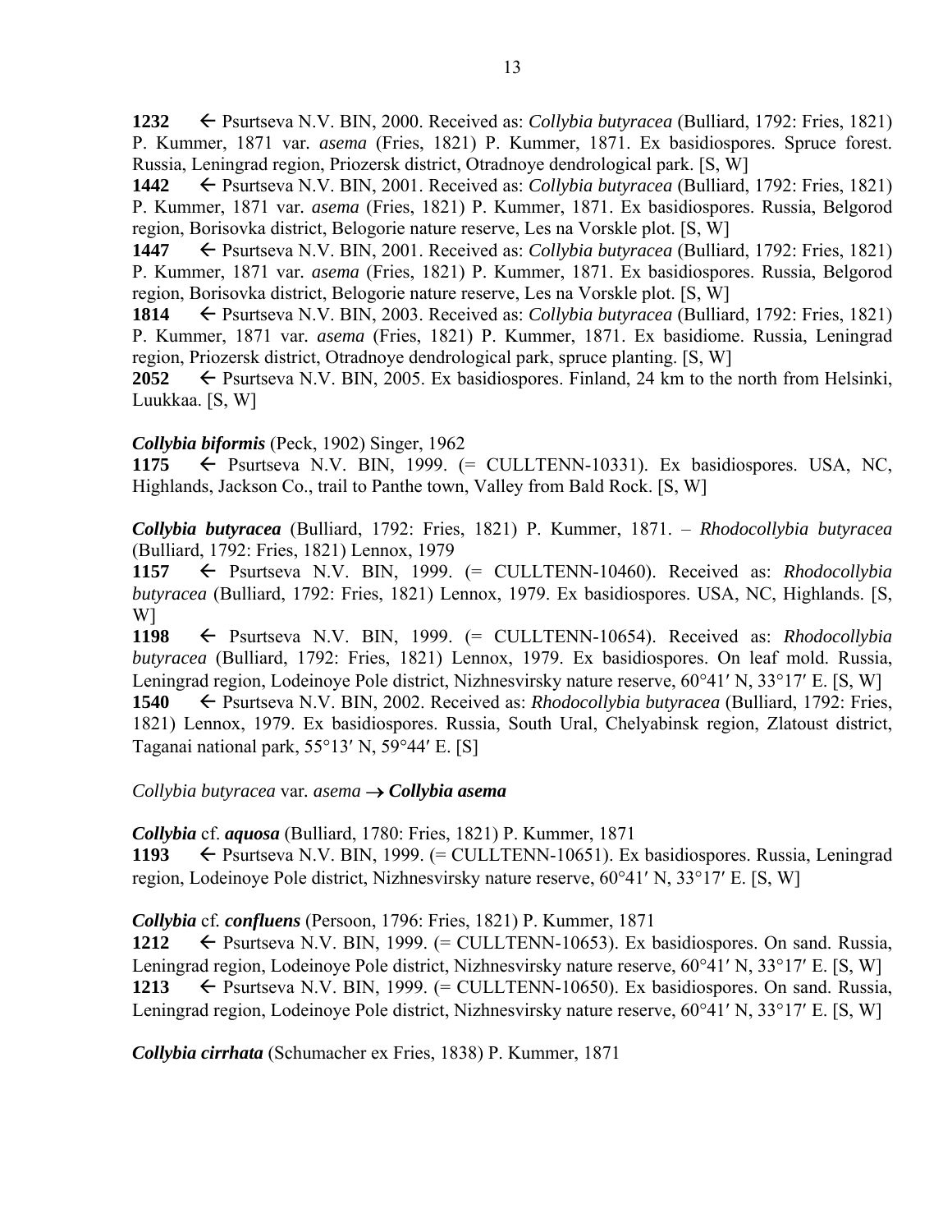**1232** ← Psurtseva N.V. BIN, 2000. Received as: *Collybia butyracea* (Bulliard, 1792: Fries, 1821) P. Kummer, 1871 var. *asema* (Fries, 1821) P. Kummer, 1871. Ex basidiospores. Spruce forest. Russia, Leningrad region, Priozersk district, Otradnoye dendrological park. [S, W]

**1442** ← Psurtseva N.V. BIN, 2001. Received as: *Collybia butyracea* (Bulliard, 1792: Fries, 1821) P. Kummer, 1871 var. *asema* (Fries, 1821) P. Kummer, 1871. Ex basidiospores. Russia, Belgorod region, Borisovka district, Belogorie nature reserve, Les na Vorskle plot. [S, W]

**1447** ← Psurtseva N.V. BIN, 2001. Received as: *Collybia butyracea* (Bulliard, 1792: Fries, 1821) P. Kummer, 1871 var. *asema* (Fries, 1821) P. Kummer, 1871. Ex basidiospores. Russia, Belgorod region, Borisovka district, Belogorie nature reserve, Les na Vorskle plot. [S, W]

**1814** ← Psurtseva N.V. BIN, 2003. Received as: *Collybia butyracea* (Bulliard, 1792: Fries, 1821) P. Kummer, 1871 var. *asema* (Fries, 1821) P. Kummer, 1871. Ex basidiome. Russia, Leningrad region, Priozersk district, Otradnoye dendrological park, spruce planting. [S, W]

**2052** ← Psurtseva N.V. BIN, 2005. Ex basidiospores. Finland, 24 km to the north from Helsinki, Luukkaa. [S, W]

***Collybia biformis*** (Peck, 1902) Singer, 1962

**1175** ← Psurtseva N.V. BIN, 1999. (= CULLTENN-10331). Ex basidiospores. USA, NC, Highlands, Jackson Co., trail to Panthe town, Valley from Bald Rock. [S, W]

***Collybia butyracea*** (Bulliard, 1792: Fries, 1821) P. Kummer, 1871. – *Rhodocollybia butyracea* (Bulliard, 1792: Fries, 1821) Lennox, 1979

**1157** ← Psurtseva N.V. BIN, 1999. (= CULLTENN-10460). Received as: *Rhodocollybia butyracea* (Bulliard, 1792: Fries, 1821) Lennox, 1979. Ex basidiospores. USA, NC, Highlands. [S, W]

**1198** ← Psurtseva N.V. BIN, 1999. (= CULLTENN-10654). Received as: *Rhodocollybia butyracea* (Bulliard, 1792: Fries, 1821) Lennox, 1979. Ex basidiospores. On leaf mold. Russia, Leningrad region, Lodeinoye Pole district, Nizhnesvirsky nature reserve, 60°41′ N, 33°17′ E. [S, W]

**1540** ← Psurtseva N.V. BIN, 2002. Received as: *Rhodocollybia butyracea* (Bulliard, 1792: Fries, 1821) Lennox, 1979. Ex basidiospores. Russia, South Ural, Chelyabinsk region, Zlatoust district, Taganai national park, 55°13′ N, 59°44′ E. [S]

*Collybia butyracea* var. *asema* → ***Collybia asema***

***Collybia*** cf. ***aquosa*** (Bulliard, 1780: Fries, 1821) P. Kummer, 1871

**1193** ← Psurtseva N.V. BIN, 1999. (= CULLTENN-10651). Ex basidiospores. Russia, Leningrad region, Lodeinoye Pole district, Nizhnesvirsky nature reserve, 60°41′ N, 33°17′ E. [S, W]

***Collybia*** cf. ***confluens*** (Persoon, 1796: Fries, 1821) P. Kummer, 1871

**1212** ← Psurtseva N.V. BIN, 1999. (= CULLTENN-10653). Ex basidiospores. On sand. Russia, Leningrad region, Lodeinoye Pole district, Nizhnesvirsky nature reserve, 60°41′ N, 33°17′ E. [S, W]

**1213** ← Psurtseva N.V. BIN, 1999. (= CULLTENN-10650). Ex basidiospores. On sand. Russia, Leningrad region, Lodeinoye Pole district, Nizhnesvirsky nature reserve, 60°41′ N, 33°17′ E. [S, W]

***Collybia cirrhata*** (Schumacher ex Fries, 1838) P. Kummer, 1871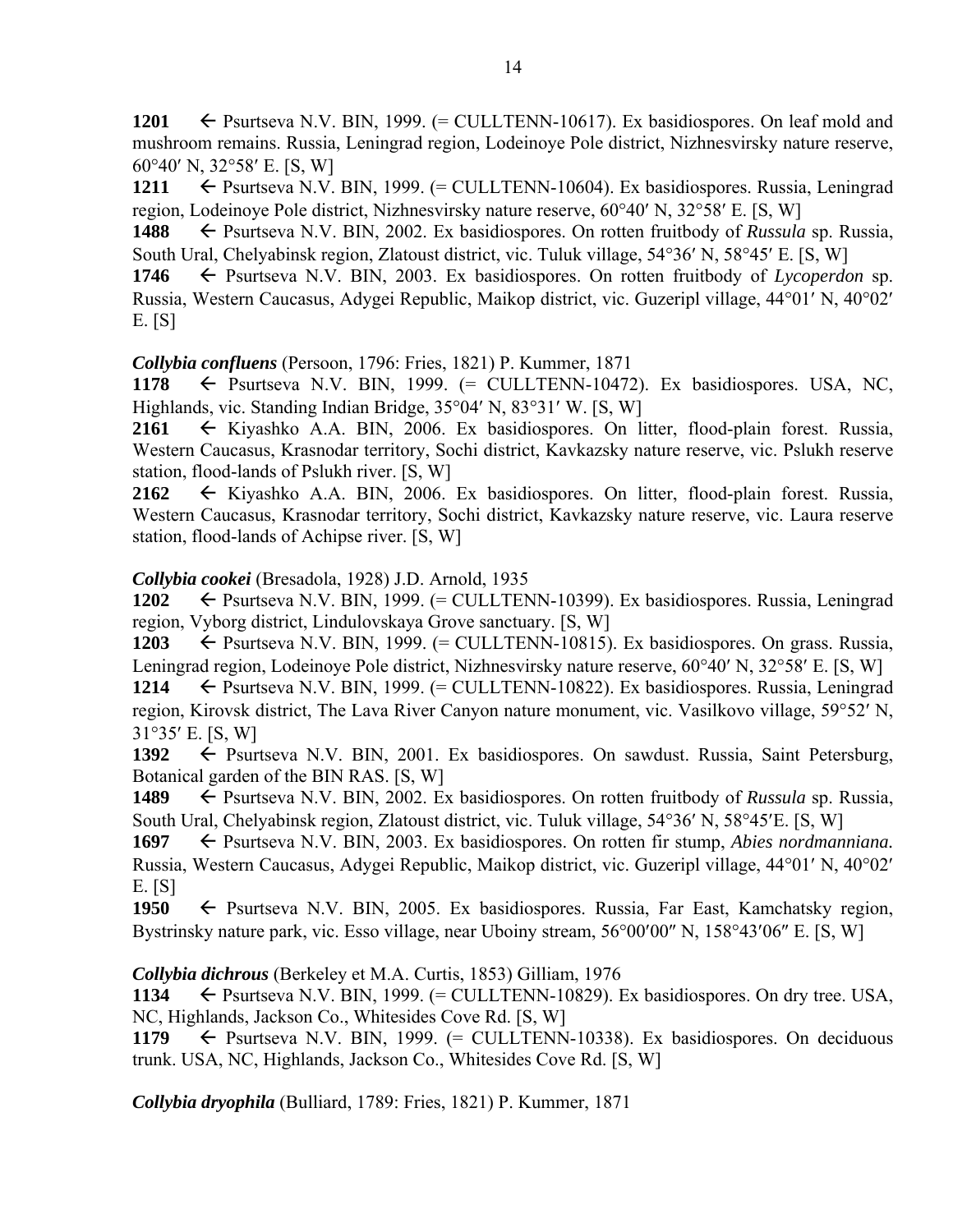**1201** ← Psurtseva N.V. BIN, 1999. (= CULLTENN-10617). Ex basidiospores. On leaf mold and mushroom remains. Russia, Leningrad region, Lodeinoye Pole district, Nizhnesvirsky nature reserve, 60°40′ N, 32°58′ E. [S, W]

**1211** ← Psurtseva N.V. BIN, 1999. (= CULLTENN-10604). Ex basidiospores. Russia, Leningrad region, Lodeinoye Pole district, Nizhnesvirsky nature reserve, 60°40′ N, 32°58′ E. [S, W]

**1488** ← Psurtseva N.V. BIN, 2002. Ex basidiospores. On rotten fruitbody of *Russula* sp. Russia, South Ural, Chelyabinsk region, Zlatoust district, vic. Tuluk village, 54°36′ N, 58°45′ E. [S, W]

**1746** ← Psurtseva N.V. BIN, 2003. Ex basidiospores. On rotten fruitbody of *Lycoperdon* sp. Russia, Western Caucasus, Adygei Republic, Maikop district, vic. Guzeripl village, 44°01′ N, 40°02′ E. [S]

***Collybia confluens*** (Persoon, 1796: Fries, 1821) P. Kummer, 1871

**1178** ← Psurtseva N.V. BIN, 1999. (= CULLTENN-10472). Ex basidiospores. USA, NC, Highlands, vic. Standing Indian Bridge, 35°04′ N, 83°31′ W. [S, W]

**2161** ← Kiyashko A.A. BIN, 2006. Ex basidiospores. On litter, flood-plain forest. Russia, Western Caucasus, Krasnodar territory, Sochi district, Kavkazsky nature reserve, vic. Pslukh reserve station, flood-lands of Pslukh river. [S, W]

**2162** ← Kiyashko A.A. BIN, 2006. Ex basidiospores. On litter, flood-plain forest. Russia, Western Caucasus, Krasnodar territory, Sochi district, Kavkazsky nature reserve, vic. Laura reserve station, flood-lands of Achipse river. [S, W]

***Collybia cookei*** (Bresadola, 1928) J.D. Arnold, 1935

**1202** ← Psurtseva N.V. BIN, 1999. (= CULLTENN-10399). Ex basidiospores. Russia, Leningrad region, Vyborg district, Lindulovskaya Grove sanctuary. [S, W]

**1203** ← Psurtseva N.V. BIN, 1999. (= CULLTENN-10815). Ex basidiospores. On grass. Russia, Leningrad region, Lodeinoye Pole district, Nizhnesvirsky nature reserve, 60°40′ N, 32°58′ E. [S, W]

**1214** ← Psurtseva N.V. BIN, 1999. (= CULLTENN-10822). Ex basidiospores. Russia, Leningrad region, Kirovsk district, The Lava River Canyon nature monument, vic. Vasilkovo village, 59°52′ N, 31°35′ E. [S, W]

**1392** ← Psurtseva N.V. BIN, 2001. Ex basidiospores. On sawdust. Russia, Saint Petersburg, Botanical garden of the BIN RAS. [S, W]

**1489** ← Psurtseva N.V. BIN, 2002. Ex basidiospores. On rotten fruitbody of *Russula* sp. Russia, South Ural, Chelyabinsk region, Zlatoust district, vic. Tuluk village, 54°36′ N, 58°45′E. [S, W]

**1697** ← Psurtseva N.V. BIN, 2003. Ex basidiospores. On rotten fir stump, *Abies nordmanniana*. Russia, Western Caucasus, Adygei Republic, Maikop district, vic. Guzeripl village, 44°01′ N, 40°02′ E. [S]

**1950** ← Psurtseva N.V. BIN, 2005. Ex basidiospores. Russia, Far East, Kamchatsky region, Bystrinsky nature park, vic. Esso village, near Uboiny stream, 56°00′00″ N, 158°43′06″ E. [S, W]

***Collybia dichrous*** (Berkeley et M.A. Curtis, 1853) Gilliam, 1976

**1134** ← Psurtseva N.V. BIN, 1999. (= CULLTENN-10829). Ex basidiospores. On dry tree. USA, NC, Highlands, Jackson Co., Whitesides Cove Rd. [S, W]

**1179** ← Psurtseva N.V. BIN, 1999. (= CULLTENN-10338). Ex basidiospores. On deciduous trunk. USA, NC, Highlands, Jackson Co., Whitesides Cove Rd. [S, W]

***Collybia dryophila*** (Bulliard, 1789: Fries, 1821) P. Kummer, 1871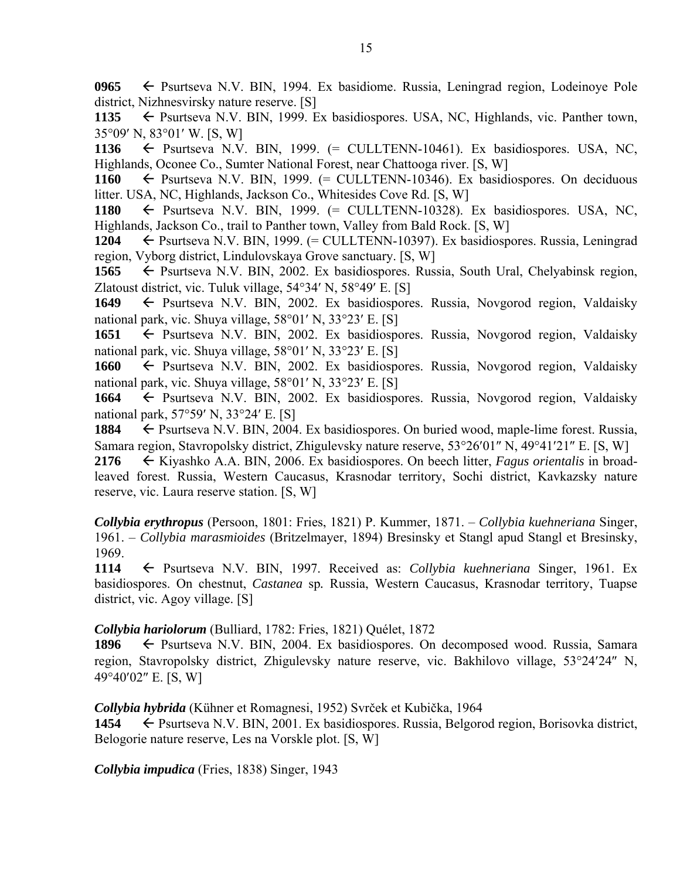**0965** ← Psurtseva N.V. BIN, 1994. Ex basidiome. Russia, Leningrad region, Lodeinoye Pole district, Nizhnesvirsky nature reserve. [S]

**1135** ← Psurtseva N.V. BIN, 1999. Ex basidiospores. USA, NC, Highlands, vic. Panther town, 35°09′ N, 83°01′ W. [S, W]

**1136** ← Psurtseva N.V. BIN, 1999. (= CULLTENN-10461). Ex basidiospores. USA, NC, Highlands, Oconee Co., Sumter National Forest, near Chattooga river. [S, W]

**1160** ← Psurtseva N.V. BIN, 1999. (= CULLTENN-10346). Ex basidiospores. On deciduous litter. USA, NC, Highlands, Jackson Co., Whitesides Cove Rd. [S, W]

**1180** ← Psurtseva N.V. BIN, 1999. (= CULLTENN-10328). Ex basidiospores. USA, NC, Highlands, Jackson Co., trail to Panther town, Valley from Bald Rock. [S, W]

**1204** ← Psurtseva N.V. BIN, 1999. (= CULLTENN-10397). Ex basidiospores. Russia, Leningrad region, Vyborg district, Lindulovskaya Grove sanctuary. [S, W]

**1565** ← Psurtseva N.V. BIN, 2002. Ex basidiospores. Russia, South Ural, Chelyabinsk region, Zlatoust district, vic. Tuluk village, 54°34′ N, 58°49′ E. [S]

**1649** ← Psurtseva N.V. BIN, 2002. Ex basidiospores. Russia, Novgorod region, Valdaisky national park, vic. Shuya village, 58°01′ N, 33°23′ E. [S]

**1651** ← Psurtseva N.V. BIN, 2002. Ex basidiospores. Russia, Novgorod region, Valdaisky national park, vic. Shuya village, 58°01′ N, 33°23′ E. [S]

**1660** ← Psurtseva N.V. BIN, 2002. Ex basidiospores. Russia, Novgorod region, Valdaisky national park, vic. Shuya village, 58°01′ N, 33°23′ E. [S]

**1664** ← Psurtseva N.V. BIN, 2002. Ex basidiospores. Russia, Novgorod region, Valdaisky national park, 57°59′ N, 33°24′ E. [S]

**1884** ← Psurtseva N.V. BIN, 2004. Ex basidiospores. On buried wood, maple-lime forest. Russia, Samara region, Stavropolsky district, Zhigulevsky nature reserve, 53°26′01″ N, 49°41′21″ E. [S, W]

**2176** ← Kiyashko A.A. BIN, 2006. Ex basidiospores. On beech litter, *Fagus orientalis* in broad-leaved forest. Russia, Western Caucasus, Krasnodar territory, Sochi district, Kavkazsky nature reserve, vic. Laura reserve station. [S, W]

***Collybia erythropus*** (Persoon, 1801: Fries, 1821) P. Kummer, 1871. – *Collybia kuehneriana* Singer, 1961. – *Collybia marasmioides* (Britzelmayer, 1894) Bresinsky et Stangl apud Stangl et Bresinsky, 1969.

**1114** ← Psurtseva N.V. BIN, 1997. Received as: *Collybia kuehneriana* Singer, 1961. Ex basidiospores. On chestnut, *Castanea* sp*.* Russia, Western Caucasus, Krasnodar territory, Tuapse district, vic. Agoy village. [S]

***Collybia hariolorum*** (Bulliard, 1782: Fries, 1821) Quélet, 1872

**1896** ← Psurtseva N.V. BIN, 2004. Ex basidiospores. On decomposed wood. Russia, Samara region, Stavropolsky district, Zhigulevsky nature reserve, vic. Bakhilovo village, 53°24′24″ N, 49°40′02″ E. [S, W]

***Collybia hybrida*** (Kühner et Romagnesi, 1952) Svrček et Kubička, 1964

**1454** ← Psurtseva N.V. BIN, 2001. Ex basidiospores. Russia, Belgorod region, Borisovka district, Belogorie nature reserve, Les na Vorskle plot. [S, W]

***Collybia impudica*** (Fries, 1838) Singer, 1943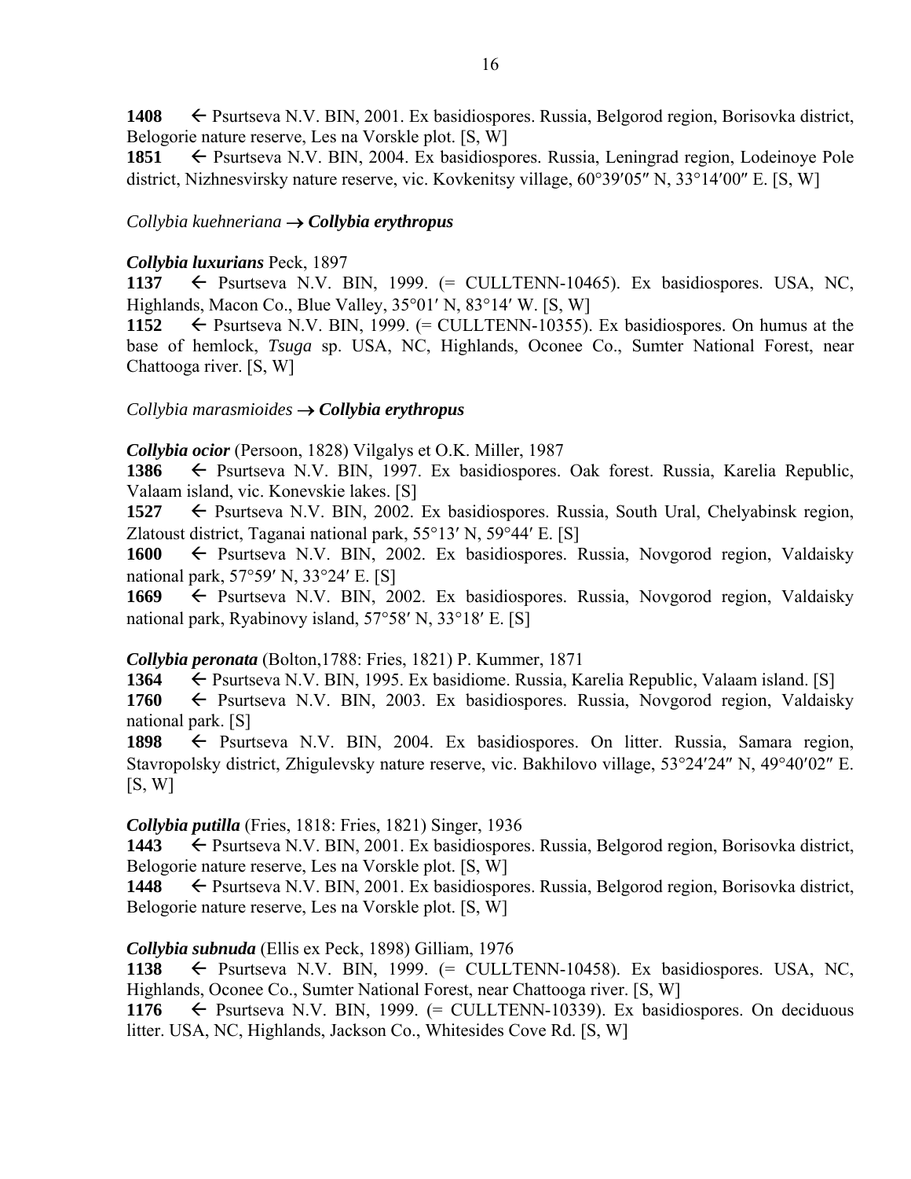**1408** ← Psurtseva N.V. BIN, 2001. Ex basidiospores. Russia, Belgorod region, Borisovka district, Belogorie nature reserve, Les na Vorskle plot. [S, W]

**1851** ← Psurtseva N.V. BIN, 2004. Ex basidiospores. Russia, Leningrad region, Lodeinoye Pole district, Nizhnesvirsky nature reserve, vic. Kovkenitsy village, 60°39′05″ N, 33°14′00″ E. [S, W]

*Collybia kuehneriana* → ***Collybia erythropus***

***Collybia luxurians*** Peck, 1897

**1137** ← Psurtseva N.V. BIN, 1999. (= CULLTENN-10465). Ex basidiospores. USA, NC, Highlands, Macon Co., Blue Valley, 35°01′ N, 83°14′ W. [S, W]

**1152** ← Psurtseva N.V. BIN, 1999. (= CULLTENN-10355). Ex basidiospores. On humus at the base of hemlock, *Tsuga* sp. USA, NC, Highlands, Oconee Co., Sumter National Forest, near Chattooga river. [S, W]

*Collybia marasmioides* → ***Collybia erythropus***

***Collybia ocior*** (Persoon, 1828) Vilgalys et O.K. Miller, 1987

**1386** ← Psurtseva N.V. BIN, 1997. Ex basidiospores. Oak forest. Russia, Karelia Republic, Valaam island, vic. Konevskie lakes. [S]

**1527** ← Psurtseva N.V. BIN, 2002. Ex basidiospores. Russia, South Ural, Chelyabinsk region, Zlatoust district, Taganai national park, 55°13′ N, 59°44′ E. [S]

**1600** ← Psurtseva N.V. BIN, 2002. Ex basidiospores. Russia, Novgorod region, Valdaisky national park, 57°59′ N, 33°24′ E. [S]

**1669** ← Psurtseva N.V. BIN, 2002. Ex basidiospores. Russia, Novgorod region, Valdaisky national park, Ryabinovy island, 57°58′ N, 33°18′ E. [S]

***Collybia peronata*** (Bolton,1788: Fries, 1821) P. Kummer, 1871

**1364** ← Psurtseva N.V. BIN, 1995. Ex basidiome. Russia, Karelia Republic, Valaam island. [S]

**1760** ← Psurtseva N.V. BIN, 2003. Ex basidiospores. Russia, Novgorod region, Valdaisky national park. [S]

**1898** ← Psurtseva N.V. BIN, 2004. Ex basidiospores. On litter. Russia, Samara region, Stavropolsky district, Zhigulevsky nature reserve, vic. Bakhilovo village, 53°24′24″ N, 49°40′02″ E. [S, W]

***Collybia putilla*** (Fries, 1818: Fries, 1821) Singer, 1936

**1443** ← Psurtseva N.V. BIN, 2001. Ex basidiospores. Russia, Belgorod region, Borisovka district, Belogorie nature reserve, Les na Vorskle plot. [S, W]

**1448** ← Psurtseva N.V. BIN, 2001. Ex basidiospores. Russia, Belgorod region, Borisovka district, Belogorie nature reserve, Les na Vorskle plot. [S, W]

***Collybia subnuda*** (Ellis ex Peck, 1898) Gilliam, 1976

**1138** ← Psurtseva N.V. BIN, 1999. (= CULLTENN-10458). Ex basidiospores. USA, NC, Highlands, Oconee Co., Sumter National Forest, near Chattooga river. [S, W]

**1176** ← Psurtseva N.V. BIN, 1999. (= CULLTENN-10339). Ex basidiospores. On deciduous litter. USA, NC, Highlands, Jackson Co., Whitesides Cove Rd. [S, W]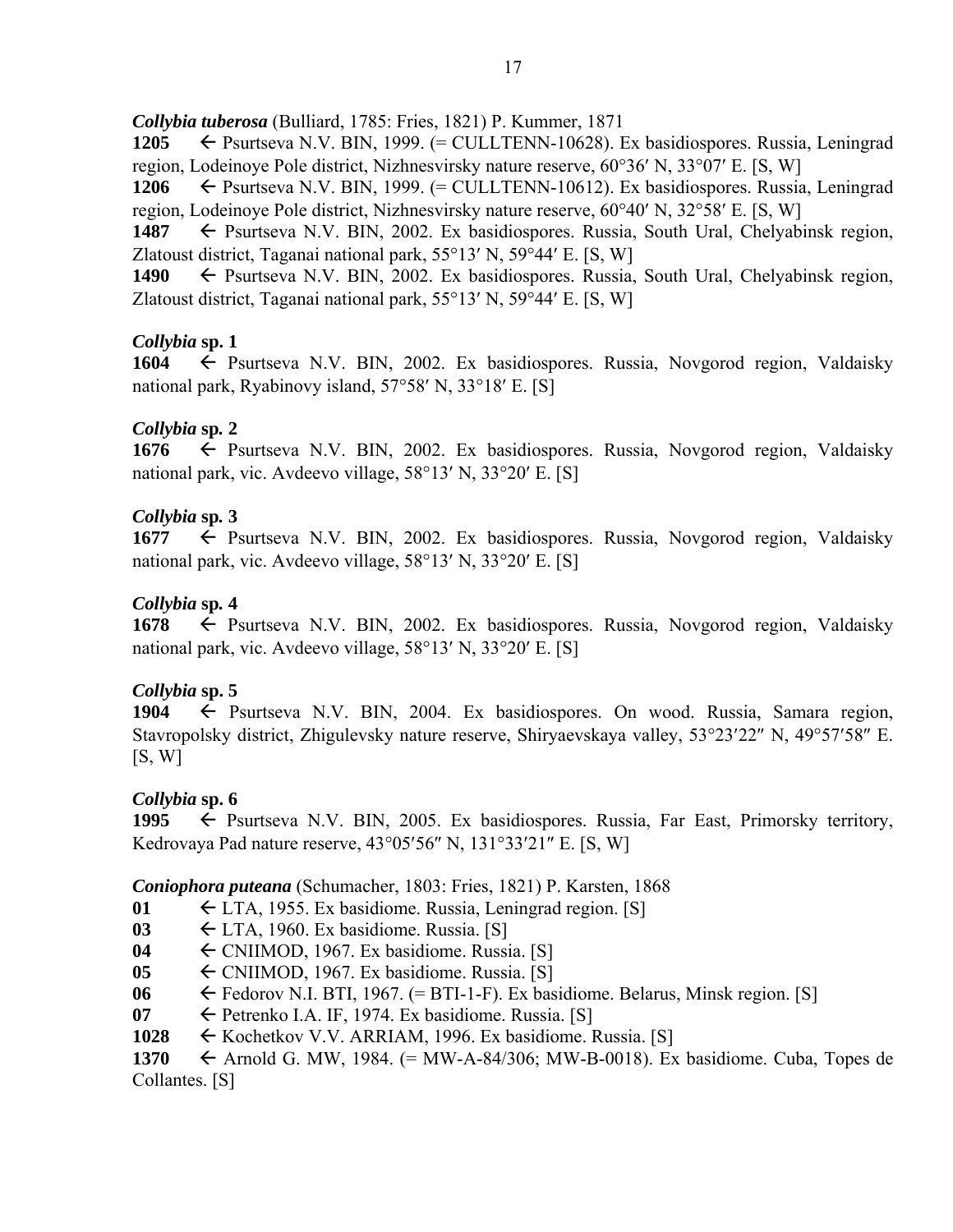***Collybia tuberosa*** (Bulliard, 1785: Fries, 1821) P. Kummer, 1871

**1205** ← Psurtseva N.V. BIN, 1999. (= CULLTENN-10628). Ex basidiospores. Russia, Leningrad region, Lodeinoye Pole district, Nizhnesvirsky nature reserve, 60°36′ N, 33°07′ E. [S, W]

**1206** ← Psurtseva N.V. BIN, 1999. (= CULLTENN-10612). Ex basidiospores. Russia, Leningrad region, Lodeinoye Pole district, Nizhnesvirsky nature reserve, 60°40′ N, 32°58′ E. [S, W]

**1487** ← Psurtseva N.V. BIN, 2002. Ex basidiospores. Russia, South Ural, Chelyabinsk region, Zlatoust district, Taganai national park, 55°13′ N, 59°44′ E. [S, W]

**1490** ← Psurtseva N.V. BIN, 2002. Ex basidiospores. Russia, South Ural, Chelyabinsk region, Zlatoust district, Taganai national park, 55°13′ N, 59°44′ E. [S, W]

***Collybia* sp. 1**

**1604** ← Psurtseva N.V. BIN, 2002. Ex basidiospores. Russia, Novgorod region, Valdaisky national park, Ryabinovy island, 57°58′ N, 33°18′ E. [S]

***Collybia* sp. 2**

**1676** ← Psurtseva N.V. BIN, 2002. Ex basidiospores. Russia, Novgorod region, Valdaisky national park, vic. Avdeevo village, 58°13′ N, 33°20′ E. [S]

***Collybia* sp. 3**

**1677** ← Psurtseva N.V. BIN, 2002. Ex basidiospores. Russia, Novgorod region, Valdaisky national park, vic. Avdeevo village, 58°13′ N, 33°20′ E. [S]

***Collybia* sp. 4**

**1678** ← Psurtseva N.V. BIN, 2002. Ex basidiospores. Russia, Novgorod region, Valdaisky national park, vic. Avdeevo village, 58°13′ N, 33°20′ E. [S]

***Collybia* sp. 5**

**1904** ← Psurtseva N.V. BIN, 2004. Ex basidiospores. On wood. Russia, Samara region, Stavropolsky district, Zhigulevsky nature reserve, Shiryaevskaya valley, 53°23′22″ N, 49°57′58″ E. [S, W]

***Collybia* sp. 6**

**1995** ← Psurtseva N.V. BIN, 2005. Ex basidiospores. Russia, Far East, Primorsky territory, Kedrovaya Pad nature reserve, 43°05′56″ N, 131°33′21″ E. [S, W]

***Coniophora puteana*** (Schumacher, 1803: Fries, 1821) P. Karsten, 1868

**01** ← LTA, 1955. Ex basidiome. Russia, Leningrad region. [S]

**03** ← LTA, 1960. Ex basidiome. Russia. [S]

**04** ← CNIIMOD, 1967. Ex basidiome. Russia. [S]

**05** ← CNIIMOD, 1967. Ex basidiome. Russia. [S]

**06** ← Fedorov N.I. BTI, 1967. (= BTI-1-F). Ex basidiome. Belarus, Minsk region. [S]

**07** ← Petrenko I.A. IF, 1974. Ex basidiome. Russia. [S]

**1028** ← Kochetkov V.V. ARRIAM, 1996. Ex basidiome. Russia. [S]

**1370** ← Arnold G. MW, 1984. (= MW-A-84/306; MW-B-0018). Ex basidiome. Cuba, Topes de Collantes. [S]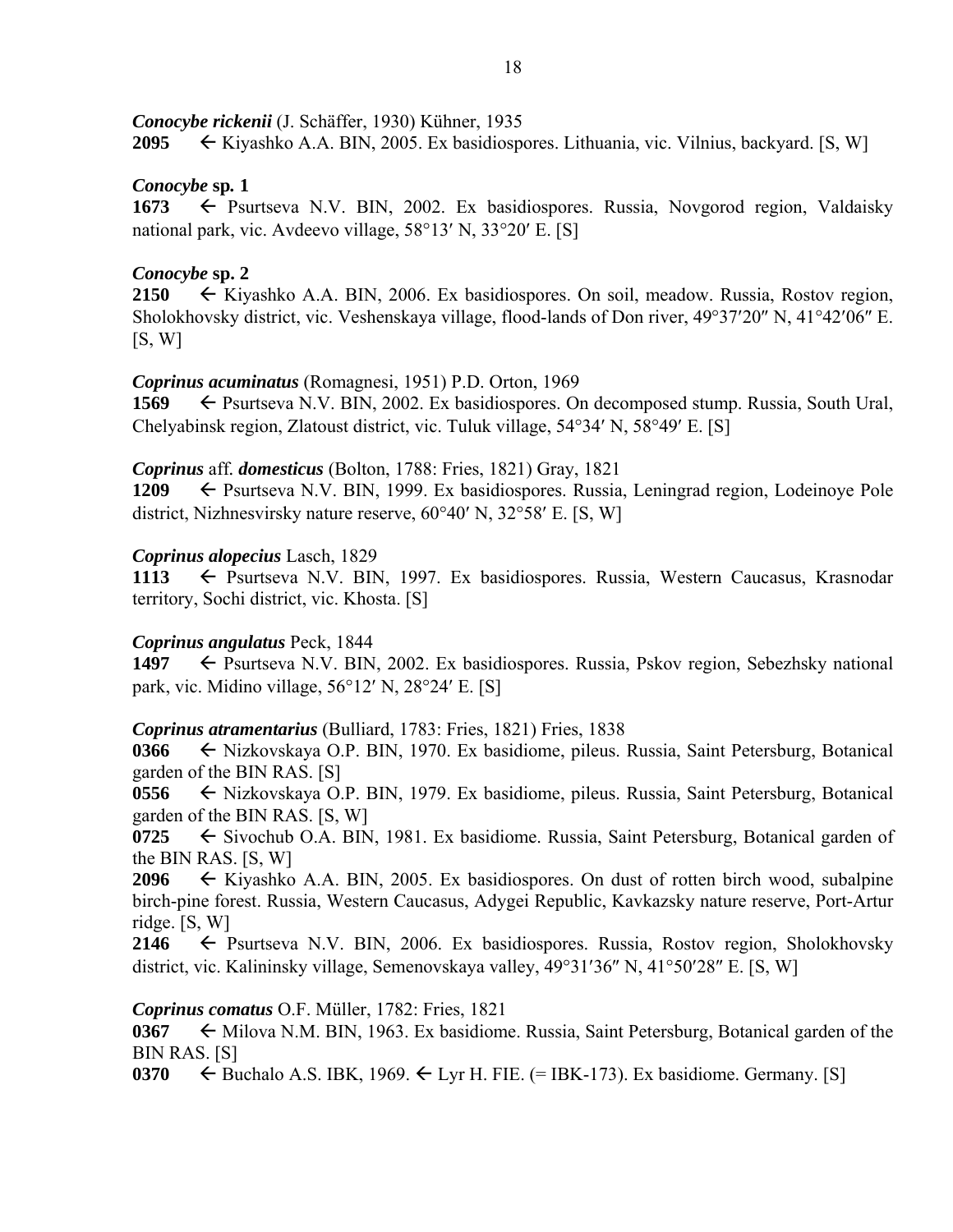***Conocybe rickenii*** (J. Schäffer, 1930) Kühner, 1935

**2095** ← Kiyashko A.A. BIN, 2005. Ex basidiospores. Lithuania, vic. Vilnius, backyard. [S, W]

***Conocybe* sp. 1**

**1673** ← Psurtseva N.V. BIN, 2002. Ex basidiospores. Russia, Novgorod region, Valdaisky national park, vic. Avdeevo village, 58°13′ N, 33°20′ E. [S]

***Conocybe* sp. 2**

**2150** ← Kiyashko A.A. BIN, 2006. Ex basidiospores. On soil, meadow. Russia, Rostov region, Sholokhovsky district, vic. Veshenskaya village, flood-lands of Don river, 49°37′20″ N, 41°42′06″ E. [S, W]

***Coprinus acuminatus*** (Romagnesi, 1951) P.D. Orton, 1969

**1569** ← Psurtseva N.V. BIN, 2002. Ex basidiospores. On decomposed stump. Russia, South Ural, Chelyabinsk region, Zlatoust district, vic. Tuluk village, 54°34′ N, 58°49′ E. [S]

***Coprinus* aff. *domesticus*** (Bolton, 1788: Fries, 1821) Gray, 1821

**1209** ← Psurtseva N.V. BIN, 1999. Ex basidiospores. Russia, Leningrad region, Lodeinoye Pole district, Nizhnesvirsky nature reserve, 60°40′ N, 32°58′ E. [S, W]

***Coprinus alopecius*** Lasch, 1829

**1113** ← Psurtseva N.V. BIN, 1997. Ex basidiospores. Russia, Western Caucasus, Krasnodar territory, Sochi district, vic. Khosta. [S]

***Coprinus angulatus*** Peck, 1844

**1497** ← Psurtseva N.V. BIN, 2002. Ex basidiospores. Russia, Pskov region, Sebezhsky national park, vic. Midino village, 56°12′ N, 28°24′ E. [S]

***Coprinus atramentarius*** (Bulliard, 1783: Fries, 1821) Fries, 1838

**0366** ← Nizkovskaya O.P. BIN, 1970. Ex basidiome, pileus. Russia, Saint Petersburg, Botanical garden of the BIN RAS. [S]

**0556** ← Nizkovskaya O.P. BIN, 1979. Ex basidiome, pileus. Russia, Saint Petersburg, Botanical garden of the BIN RAS. [S, W]

**0725** ← Sivochub O.A. BIN, 1981. Ex basidiome. Russia, Saint Petersburg, Botanical garden of the BIN RAS. [S, W]

**2096** ← Kiyashko A.A. BIN, 2005. Ex basidiospores. On dust of rotten birch wood, subalpine birch-pine forest. Russia, Western Caucasus, Adygei Republic, Kavkazsky nature reserve, Port-Artur ridge. [S, W]

**2146** ← Psurtseva N.V. BIN, 2006. Ex basidiospores. Russia, Rostov region, Sholokhovsky district, vic. Kalininsky village, Semenovskaya valley, 49°31′36″ N, 41°50′28″ E. [S, W]

***Coprinus comatus*** O.F. Müller, 1782: Fries, 1821

**0367** ← Milova N.M. BIN, 1963. Ex basidiome. Russia, Saint Petersburg, Botanical garden of the BIN RAS. [S]

**0370** ← Buchalo A.S. IBK, 1969. ← Lyr H. FIE. (= IBK-173). Ex basidiome. Germany. [S]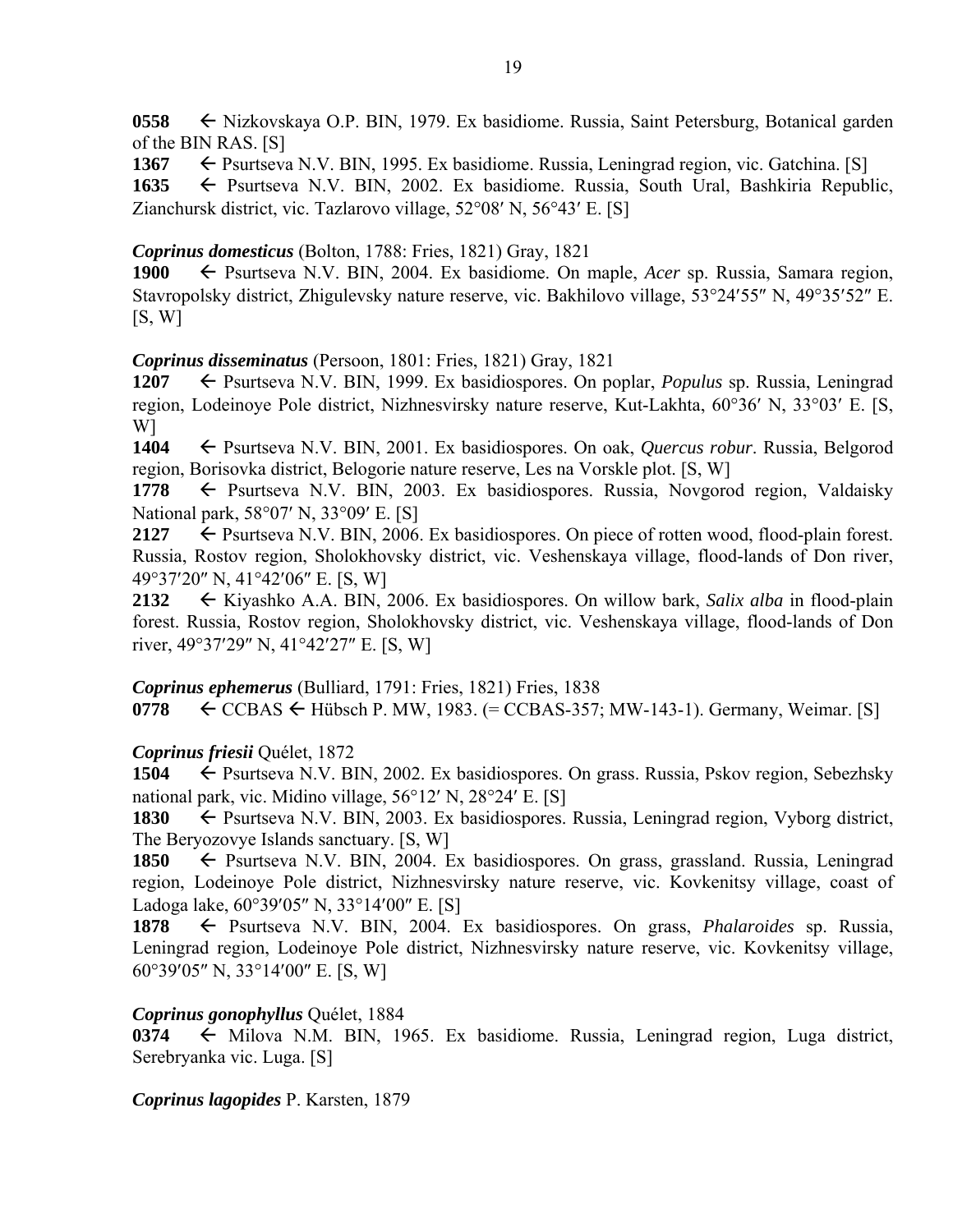**0558** ← Nizkovskaya O.P. BIN, 1979. Ex basidiome. Russia, Saint Petersburg, Botanical garden of the BIN RAS. [S]

**1367** ← Psurtseva N.V. BIN, 1995. Ex basidiome. Russia, Leningrad region, vic. Gatchina. [S]

**1635** ← Psurtseva N.V. BIN, 2002. Ex basidiome. Russia, South Ural, Bashkiria Republic, Zianchursk district, vic. Tazlarovo village, 52°08′ N, 56°43′ E. [S]

***Coprinus domesticus*** (Bolton, 1788: Fries, 1821) Gray, 1821

**1900** ← Psurtseva N.V. BIN, 2004. Ex basidiome. On maple, *Acer* sp. Russia, Samara region, Stavropolsky district, Zhigulevsky nature reserve, vic. Bakhilovo village, 53°24′55″ N, 49°35′52″ E. [S, W]

***Coprinus disseminatus*** (Persoon, 1801: Fries, 1821) Gray, 1821

**1207** ← Psurtseva N.V. BIN, 1999. Ex basidiospores. On poplar, *Populus* sp. Russia, Leningrad region, Lodeinoye Pole district, Nizhnesvirsky nature reserve, Kut-Lakhta, 60°36′ N, 33°03′ E. [S, W]

**1404** ← Psurtseva N.V. BIN, 2001. Ex basidiospores. On oak, *Quercus robur*. Russia, Belgorod region, Borisovka district, Belogorie nature reserve, Les na Vorskle plot. [S, W]

**1778** ← Psurtseva N.V. BIN, 2003. Ex basidiospores. Russia, Novgorod region, Valdaisky National park, 58°07′ N, 33°09′ E. [S]

**2127** ← Psurtseva N.V. BIN, 2006. Ex basidiospores. On piece of rotten wood, flood-plain forest. Russia, Rostov region, Sholokhovsky district, vic. Veshenskaya village, flood-lands of Don river, 49°37′20″ N, 41°42′06″ E. [S, W]

**2132** ← Kiyashko A.A. BIN, 2006. Ex basidiospores. On willow bark, *Salix alba* in flood-plain forest. Russia, Rostov region, Sholokhovsky district, vic. Veshenskaya village, flood-lands of Don river, 49°37′29″ N, 41°42′27″ E. [S, W]

***Coprinus ephemerus*** (Bulliard, 1791: Fries, 1821) Fries, 1838

**0778** ← CCBAS ← Hübsch P. MW, 1983. (= CCBAS-357; MW-143-1). Germany, Weimar. [S]

***Coprinus friesii*** Quélet, 1872

**1504** ← Psurtseva N.V. BIN, 2002. Ex basidiospores. On grass. Russia, Pskov region, Sebezhsky national park, vic. Midino village, 56°12′ N, 28°24′ E. [S]

**1830** ← Psurtseva N.V. BIN, 2003. Ex basidiospores. Russia, Leningrad region, Vyborg district, The Beryozovye Islands sanctuary. [S, W]

**1850** ← Psurtseva N.V. BIN, 2004. Ex basidiospores. On grass, grassland. Russia, Leningrad region, Lodeinoye Pole district, Nizhnesvirsky nature reserve, vic. Kovkenitsy village, coast of Ladoga lake, 60°39′05″ N, 33°14′00″ E. [S]

**1878** ← Psurtseva N.V. BIN, 2004. Ex basidiospores. On grass, *Phalaroides* sp. Russia, Leningrad region, Lodeinoye Pole district, Nizhnesvirsky nature reserve, vic. Kovkenitsy village, 60°39′05″ N, 33°14′00″ E. [S, W]

***Coprinus gonophyllus*** Quélet, 1884

**0374** ← Milova N.M. BIN, 1965. Ex basidiome. Russia, Leningrad region, Luga district, Serebryanka vic. Luga. [S]

***Coprinus lagopides*** P. Karsten, 1879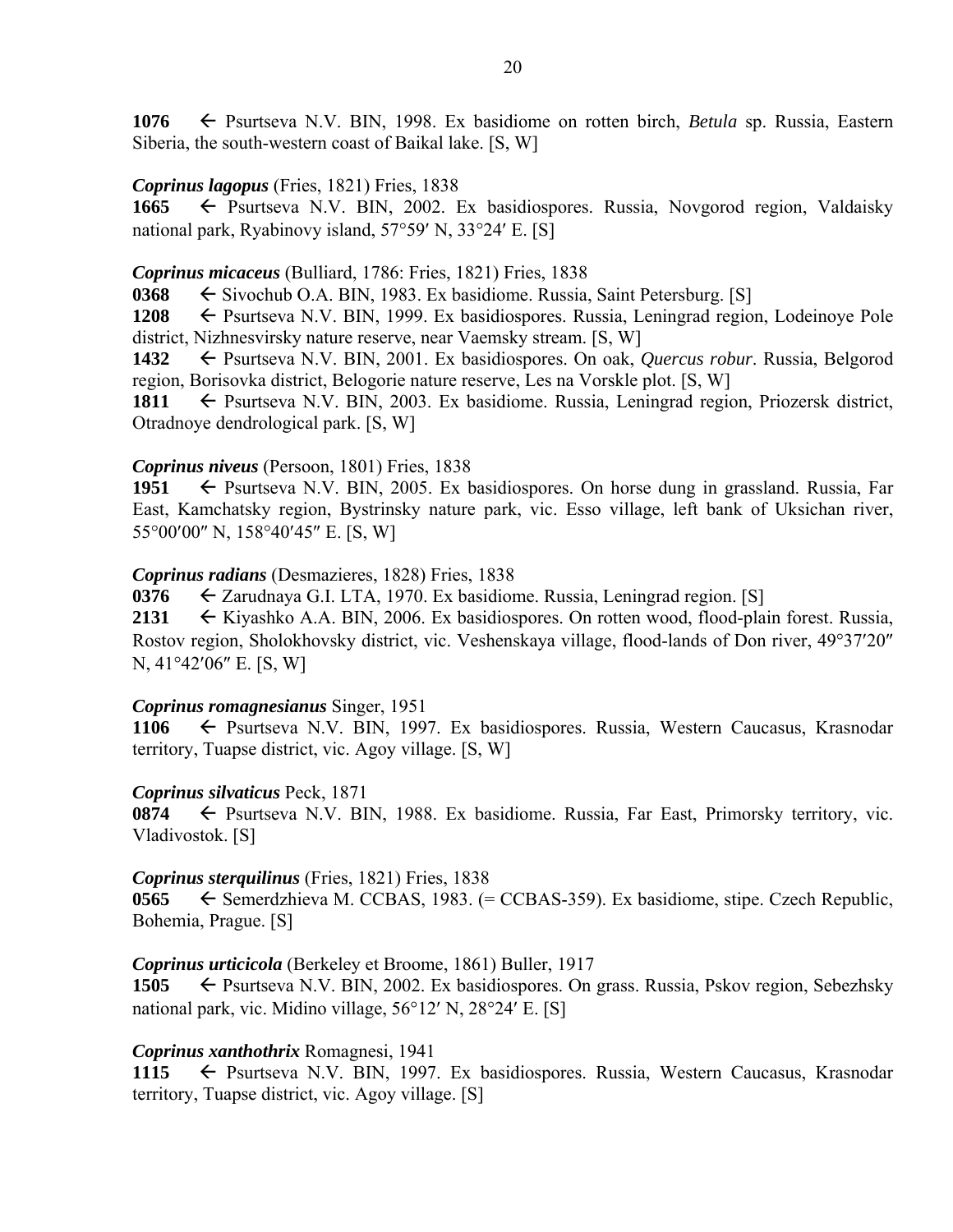**1076** ← Psurtseva N.V. BIN, 1998. Ex basidiome on rotten birch, *Betula* sp. Russia, Eastern Siberia, the south-western coast of Baikal lake. [S, W]

***Coprinus lagopus*** (Fries, 1821) Fries, 1838

**1665** ← Psurtseva N.V. BIN, 2002. Ex basidiospores. Russia, Novgorod region, Valdaisky national park, Ryabinovy island, 57°59′ N, 33°24′ E. [S]

***Coprinus micaceus*** (Bulliard, 1786: Fries, 1821) Fries, 1838

**0368** ← Sivochub O.A. BIN, 1983. Ex basidiome. Russia, Saint Petersburg. [S]

**1208** ← Psurtseva N.V. BIN, 1999. Ex basidiospores. Russia, Leningrad region, Lodeinoye Pole district, Nizhnesvirsky nature reserve, near Vaemsky stream. [S, W]

**1432** ← Psurtseva N.V. BIN, 2001. Ex basidiospores. On oak, *Quercus robur*. Russia, Belgorod region, Borisovka district, Belogorie nature reserve, Les na Vorskle plot. [S, W]

**1811** ← Psurtseva N.V. BIN, 2003. Ex basidiome. Russia, Leningrad region, Priozersk district, Otradnoye dendrological park. [S, W]

***Coprinus niveus*** (Persoon, 1801) Fries, 1838

**1951** ← Psurtseva N.V. BIN, 2005. Ex basidiospores. On horse dung in grassland. Russia, Far East, Kamchatsky region, Bystrinsky nature park, vic. Esso village, left bank of Uksichan river, 55°00′00″ N, 158°40′45″ E. [S, W]

***Coprinus radians*** (Desmazieres, 1828) Fries, 1838

**0376** ← Zarudnaya G.I. LTA, 1970. Ex basidiome. Russia, Leningrad region. [S]

**2131** ← Kiyashko A.A. BIN, 2006. Ex basidiospores. On rotten wood, flood-plain forest. Russia, Rostov region, Sholokhovsky district, vic. Veshenskaya village, flood-lands of Don river, 49°37′20″ N, 41°42′06″ E. [S, W]

***Coprinus romagnesianus*** Singer, 1951

**1106** ← Psurtseva N.V. BIN, 1997. Ex basidiospores. Russia, Western Caucasus, Krasnodar territory, Tuapse district, vic. Agoy village. [S, W]

***Coprinus silvaticus*** Peck, 1871

**0874** ← Psurtseva N.V. BIN, 1988. Ex basidiome. Russia, Far East, Primorsky territory, vic. Vladivostok. [S]

***Coprinus sterquilinus*** (Fries, 1821) Fries, 1838

**0565** ← Semerdzhieva M. CCBAS, 1983. (= CCBAS-359). Ex basidiome, stipe. Czech Republic, Bohemia, Prague. [S]

***Coprinus urticicola*** (Berkeley et Broome, 1861) Buller, 1917

**1505** ← Psurtseva N.V. BIN, 2002. Ex basidiospores. On grass. Russia, Pskov region, Sebezhsky national park, vic. Midino village, 56°12′ N, 28°24′ E. [S]

***Coprinus xanthothrix*** Romagnesi, 1941

**1115** ← Psurtseva N.V. BIN, 1997. Ex basidiospores. Russia, Western Caucasus, Krasnodar territory, Tuapse district, vic. Agoy village. [S]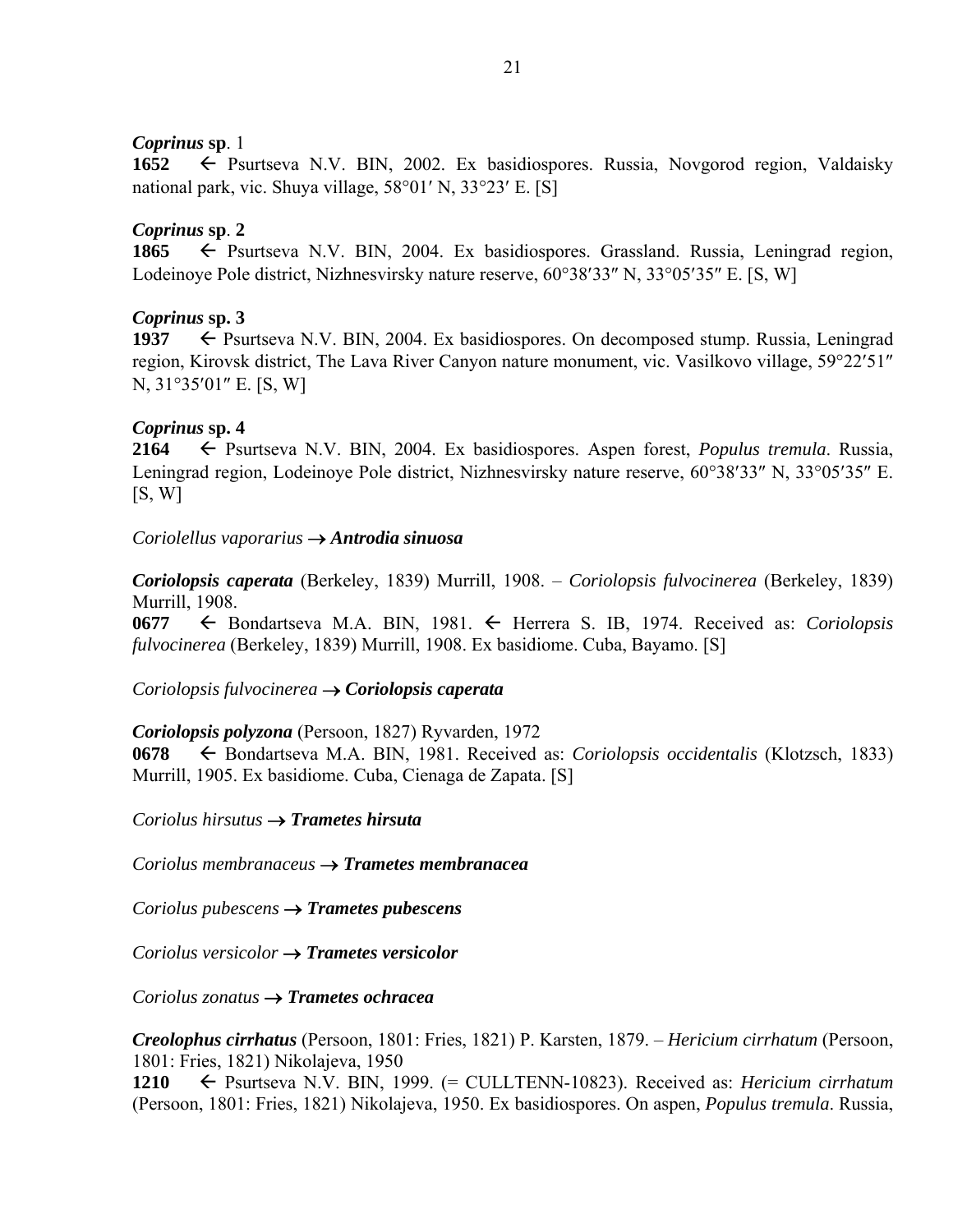***Coprinus* sp**. 1
**1652** ← Psurtseva N.V. BIN, 2002. Ex basidiospores. Russia, Novgorod region, Valdaisky national park, vic. Shuya village, 58°01′ N, 33°23′ E. [S]

***Coprinus* sp**. **2**
**1865** ← Psurtseva N.V. BIN, 2004. Ex basidiospores. Grassland. Russia, Leningrad region, Lodeinoye Pole district, Nizhnesvirsky nature reserve, 60°38′33″ N, 33°05′35″ E. [S, W]

***Coprinus* sp. 3**
**1937** ← Psurtseva N.V. BIN, 2004. Ex basidiospores. On decomposed stump. Russia, Leningrad region, Kirovsk district, The Lava River Canyon nature monument, vic. Vasilkovo village, 59°22′51″ N, 31°35′01″ E. [S, W]

***Coprinus* sp. 4**
**2164** ← Psurtseva N.V. BIN, 2004. Ex basidiospores. Aspen forest, *Populus tremula*. Russia, Leningrad region, Lodeinoye Pole district, Nizhnesvirsky nature reserve, 60°38′33″ N, 33°05′35″ E. [S, W]

*Coriolellus vaporarius* → ***Antrodia sinuosa***

***Coriolopsis caperata*** (Berkeley, 1839) Murrill, 1908. – *Coriolopsis fulvocinerea* (Berkeley, 1839) Murrill, 1908.
**0677** ← Bondartseva M.A. BIN, 1981. ← Herrera S. IB, 1974. Received as: *Coriolopsis fulvocinerea* (Berkeley, 1839) Murrill, 1908. Ex basidiome. Cuba, Bayamo. [S]

*Coriolopsis fulvocinerea* → ***Coriolopsis caperata***

***Coriolopsis polyzona*** (Persoon, 1827) Ryvarden, 1972
**0678** ← Bondartseva M.A. BIN, 1981. Received as: *Coriolopsis occidentalis* (Klotzsch, 1833) Murrill, 1905. Ex basidiome. Cuba, Cienaga de Zapata. [S]

*Coriolus hirsutus* → ***Trametes hirsuta***

*Coriolus membranaceus* → ***Trametes membranacea***

*Coriolus pubescens* → ***Trametes pubescens***

*Coriolus versicolor* → ***Trametes versicolor***

*Coriolus zonatus* → ***Trametes ochracea***

***Creolophus cirrhatus*** (Persoon, 1801: Fries, 1821) P. Karsten, 1879. – *Hericium cirrhatum* (Persoon, 1801: Fries, 1821) Nikolajeva, 1950
**1210** ← Psurtseva N.V. BIN, 1999. (= CULLTENN-10823). Received as: *Hericium cirrhatum* (Persoon, 1801: Fries, 1821) Nikolajeva, 1950. Ex basidiospores. On aspen, *Populus tremula*. Russia,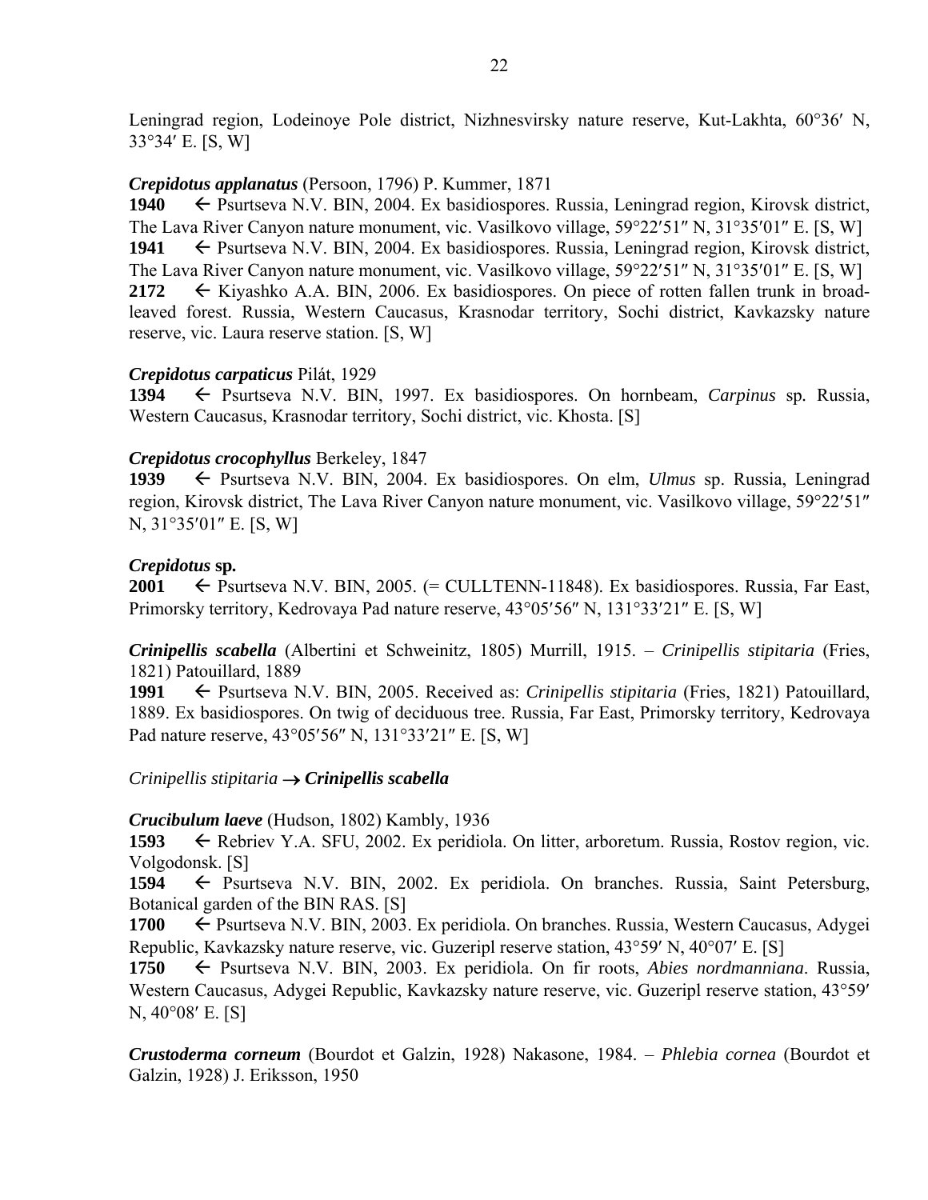Leningrad region, Lodeinoye Pole district, Nizhnesvirsky nature reserve, Kut-Lakhta, 60°36′ N, 33°34′ E. [S, W]

***Crepidotus applanatus*** (Persoon, 1796) P. Kummer, 1871

**1940** ← Psurtseva N.V. BIN, 2004. Ex basidiospores. Russia, Leningrad region, Kirovsk district, The Lava River Canyon nature monument, vic. Vasilkovo village, 59°22′51″ N, 31°35′01″ E. [S, W]

**1941** ← Psurtseva N.V. BIN, 2004. Ex basidiospores. Russia, Leningrad region, Kirovsk district, The Lava River Canyon nature monument, vic. Vasilkovo village, 59°22′51″ N, 31°35′01″ E. [S, W]

**2172** ← Kiyashko A.A. BIN, 2006. Ex basidiospores. On piece of rotten fallen trunk in broad-leaved forest. Russia, Western Caucasus, Krasnodar territory, Sochi district, Kavkazsky nature reserve, vic. Laura reserve station. [S, W]

***Crepidotus carpaticus*** Pilát, 1929

**1394** ← Psurtseva N.V. BIN, 1997. Ex basidiospores. On hornbeam, *Carpinus* sp. Russia, Western Caucasus, Krasnodar territory, Sochi district, vic. Khosta. [S]

***Crepidotus crocophyllus*** Berkeley, 1847

**1939** ← Psurtseva N.V. BIN, 2004. Ex basidiospores. On elm, *Ulmus* sp. Russia, Leningrad region, Kirovsk district, The Lava River Canyon nature monument, vic. Vasilkovo village, 59°22′51″ N, 31°35′01″ E. [S, W]

***Crepidotus* sp.**

**2001** ← Psurtseva N.V. BIN, 2005. (= CULLTENN-11848). Ex basidiospores. Russia, Far East, Primorsky territory, Kedrovaya Pad nature reserve, 43°05′56″ N, 131°33′21″ E. [S, W]

***Crinipellis scabella*** (Albertini et Schweinitz, 1805) Murrill, 1915. – *Crinipellis stipitaria* (Fries, 1821) Patouillard, 1889

**1991** ← Psurtseva N.V. BIN, 2005. Received as: *Crinipellis stipitaria* (Fries, 1821) Patouillard, 1889. Ex basidiospores. On twig of deciduous tree. Russia, Far East, Primorsky territory, Kedrovaya Pad nature reserve, 43°05′56″ N, 131°33′21″ E. [S, W]

*Crinipellis stipitaria* → ***Crinipellis scabella***

***Crucibulum laeve*** (Hudson, 1802) Kambly, 1936

**1593** ← Rebriev Y.A. SFU, 2002. Ex peridiola. On litter, arboretum. Russia, Rostov region, vic. Volgodonsk. [S]

**1594** ← Psurtseva N.V. BIN, 2002. Ex peridiola. On branches. Russia, Saint Petersburg, Botanical garden of the BIN RAS. [S]

**1700** ← Psurtseva N.V. BIN, 2003. Ex peridiola. On branches. Russia, Western Caucasus, Adygei Republic, Kavkazsky nature reserve, vic. Guzeripl reserve station, 43°59′ N, 40°07′ E. [S]

**1750** ← Psurtseva N.V. BIN, 2003. Ex peridiola. On fir roots, *Abies nordmanniana*. Russia, Western Caucasus, Adygei Republic, Kavkazsky nature reserve, vic. Guzeripl reserve station, 43°59′ N, 40°08′ E. [S]

***Crustoderma corneum*** (Bourdot et Galzin, 1928) Nakasone, 1984. – *Phlebia cornea* (Bourdot et Galzin, 1928) J. Eriksson, 1950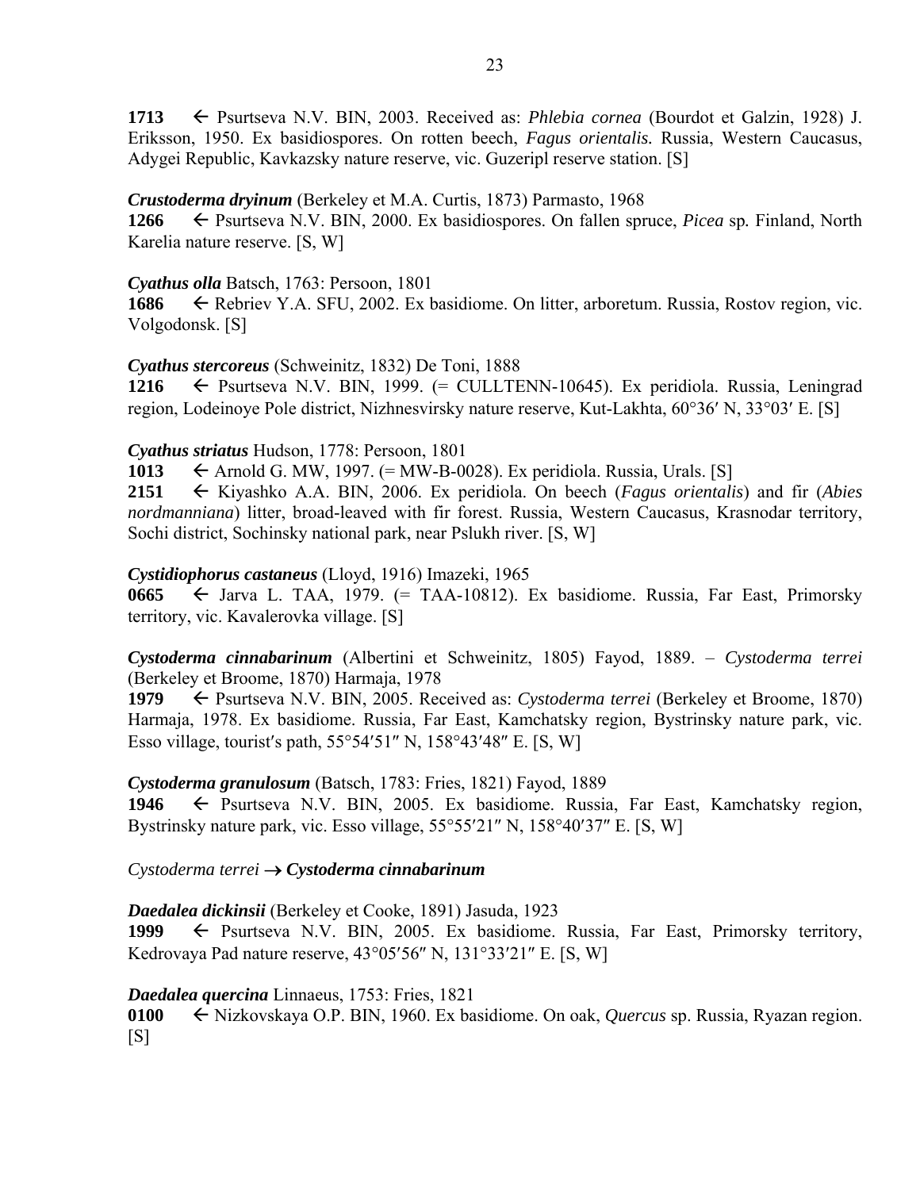**1713** ← Psurtseva N.V. BIN, 2003. Received as: *Phlebia cornea* (Bourdot et Galzin, 1928) J. Eriksson, 1950. Ex basidiospores. On rotten beech, *Fagus orientalis.* Russia, Western Caucasus, Adygei Republic, Kavkazsky nature reserve, vic. Guzeripl reserve station. [S]

***Crustoderma dryinum*** (Berkeley et M.A. Curtis, 1873) Parmasto, 1968

**1266** ← Psurtseva N.V. BIN, 2000. Ex basidiospores. On fallen spruce, *Picea* sp*.* Finland, North Karelia nature reserve. [S, W]

***Cyathus olla*** Batsch, 1763: Persoon, 1801

**1686** ← Rebriev Y.A. SFU, 2002. Ex basidiome. On litter, arboretum. Russia, Rostov region, vic. Volgodonsk. [S]

***Cyathus stercoreus*** (Schweinitz, 1832) De Toni, 1888

**1216** ← Psurtseva N.V. BIN, 1999. (= CULLTENN-10645). Ex peridiola. Russia, Leningrad region, Lodeinoye Pole district, Nizhnesvirsky nature reserve, Kut-Lakhta, 60°36′ N, 33°03′ E. [S]

***Cyathus striatus*** Hudson, 1778: Persoon, 1801

**1013** ← Arnold G. MW, 1997. (= MW-B-0028). Ex peridiola. Russia, Urals. [S]

**2151** ← Kiyashko A.A. BIN, 2006. Ex peridiola. On beech (*Fagus orientalis*) and fir (*Abies nordmanniana*) litter, broad-leaved with fir forest. Russia, Western Caucasus, Krasnodar territory, Sochi district, Sochinsky national park, near Pslukh river. [S, W]

***Cystidiophorus castaneus*** (Lloyd, 1916) Imazeki, 1965

**0665** ← Jarva L. TAA, 1979. (= TAA-10812). Ex basidiome. Russia, Far East, Primorsky territory, vic. Kavalerovka village. [S]

***Cystoderma cinnabarinum*** (Albertini et Schweinitz, 1805) Fayod, 1889. – *Cystoderma terrei* (Berkeley et Broome, 1870) Harmaja, 1978

**1979** ← Psurtseva N.V. BIN, 2005. Received as: *Cystoderma terrei* (Berkeley et Broome, 1870) Harmaja, 1978. Ex basidiome. Russia, Far East, Kamchatsky region, Bystrinsky nature park, vic. Esso village, tourist′s path, 55°54′51″ N, 158°43′48″ E. [S, W]

***Cystoderma granulosum*** (Batsch, 1783: Fries, 1821) Fayod, 1889

**1946** ← Psurtseva N.V. BIN, 2005. Ex basidiome. Russia, Far East, Kamchatsky region, Bystrinsky nature park, vic. Esso village, 55°55′21″ N, 158°40′37″ E. [S, W]

*Cystoderma terrei* → ***Cystoderma cinnabarinum***

***Daedalea dickinsii*** (Berkeley et Cooke, 1891) Jasuda, 1923

**1999** ← Psurtseva N.V. BIN, 2005. Ex basidiome. Russia, Far East, Primorsky territory, Kedrovaya Pad nature reserve, 43°05′56″ N, 131°33′21″ E. [S, W]

***Daedalea quercina*** Linnaeus, 1753: Fries, 1821

**0100** ← Nizkovskaya O.P. BIN, 1960. Ex basidiome. On oak, *Quercus* sp. Russia, Ryazan region. [S]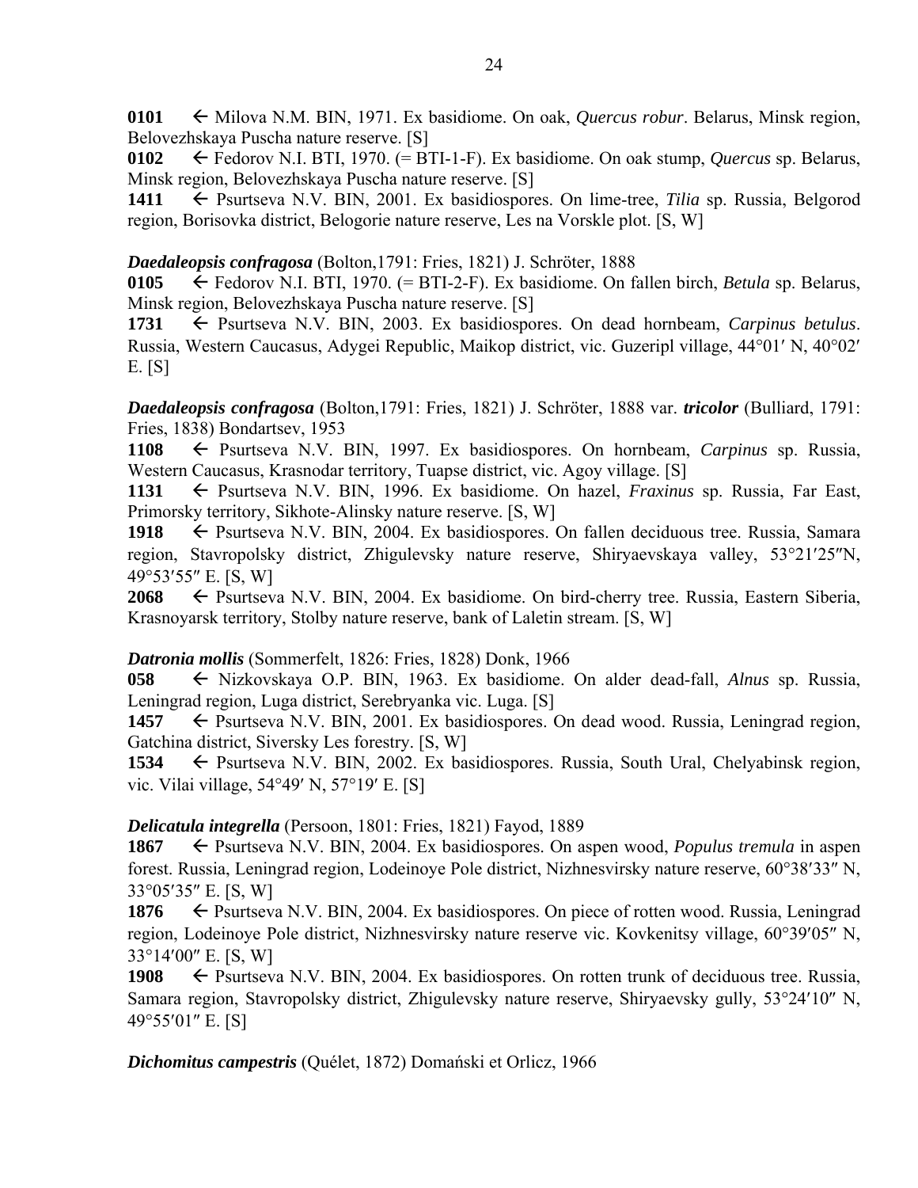**0101** ← Milova N.M. BIN, 1971. Ex basidiome. On oak, *Quercus robur*. Belarus, Minsk region, Belovezhskaya Puscha nature reserve. [S]
**0102** ← Fedorov N.I. BTI, 1970. (= BTI-1-F). Ex basidiome. On oak stump, *Quercus* sp. Belarus, Minsk region, Belovezhskaya Puscha nature reserve. [S]
**1411** ← Psurtseva N.V. BIN, 2001. Ex basidiospores. On lime-tree, *Tilia* sp. Russia, Belgorod region, Borisovka district, Belogorie nature reserve, Les na Vorskle plot. [S, W]

***Daedaleopsis confragosa*** (Bolton,1791: Fries, 1821) J. Schröter, 1888
**0105** ← Fedorov N.I. BTI, 1970. (= BTI-2-F). Ex basidiome. On fallen birch, *Betula* sp. Belarus, Minsk region, Belovezhskaya Puscha nature reserve. [S]
**1731** ← Psurtseva N.V. BIN, 2003. Ex basidiospores. On dead hornbeam, *Carpinus betulus*. Russia, Western Caucasus, Adygei Republic, Maikop district, vic. Guzeripl village, 44°01′ N, 40°02′ E. [S]

***Daedaleopsis confragosa*** (Bolton,1791: Fries, 1821) J. Schröter, 1888 var. ***tricolor*** (Bulliard, 1791: Fries, 1838) Bondartsev, 1953
**1108** ← Psurtseva N.V. BIN, 1997. Ex basidiospores. On hornbeam, *Carpinus* sp. Russia, Western Caucasus, Krasnodar territory, Tuapse district, vic. Agoy village. [S]
**1131** ← Psurtseva N.V. BIN, 1996. Ex basidiome. On hazel, *Fraxinus* sp. Russia, Far East, Primorsky territory, Sikhote-Alinsky nature reserve. [S, W]
**1918** ← Psurtseva N.V. BIN, 2004. Ex basidiospores. On fallen deciduous tree. Russia, Samara region, Stavropolsky district, Zhigulevsky nature reserve, Shiryaevskaya valley, 53°21′25″N, 49°53′55″ E. [S, W]
**2068** ← Psurtseva N.V. BIN, 2004. Ex basidiome. On bird-cherry tree. Russia, Eastern Siberia, Krasnoyarsk territory, Stolby nature reserve, bank of Laletin stream. [S, W]

***Datronia mollis*** (Sommerfelt, 1826: Fries, 1828) Donk, 1966
**058** ← Nizkovskaya O.P. BIN, 1963. Ex basidiome. On alder dead-fall, *Alnus* sp. Russia, Leningrad region, Luga district, Serebryanka vic. Luga. [S]
**1457** ← Psurtseva N.V. BIN, 2001. Ex basidiospores. On dead wood. Russia, Leningrad region, Gatchina district, Siversky Les forestry. [S, W]
**1534** ← Psurtseva N.V. BIN, 2002. Ex basidiospores. Russia, South Ural, Chelyabinsk region, vic. Vilai village, 54°49′ N, 57°19′ E. [S]

***Delicatula integrella*** (Persoon, 1801: Fries, 1821) Fayod, 1889
**1867** ← Psurtseva N.V. BIN, 2004. Ex basidiospores. On aspen wood, *Populus tremula* in aspen forest. Russia, Leningrad region, Lodeinoye Pole district, Nizhnesvirsky nature reserve, 60°38′33″ N, 33°05′35″ E. [S, W]
**1876** ← Psurtseva N.V. BIN, 2004. Ex basidiospores. On piece of rotten wood. Russia, Leningrad region, Lodeinoye Pole district, Nizhnesvirsky nature reserve vic. Kovkenitsy village, 60°39′05″ N, 33°14′00″ E. [S, W]
**1908** ← Psurtseva N.V. BIN, 2004. Ex basidiospores. On rotten trunk of deciduous tree. Russia, Samara region, Stavropolsky district, Zhigulevsky nature reserve, Shiryaevsky gully, 53°24′10″ N, 49°55′01″ E. [S]

***Dichomitus campestris*** (Quélet, 1872) Domański et Orlicz, 1966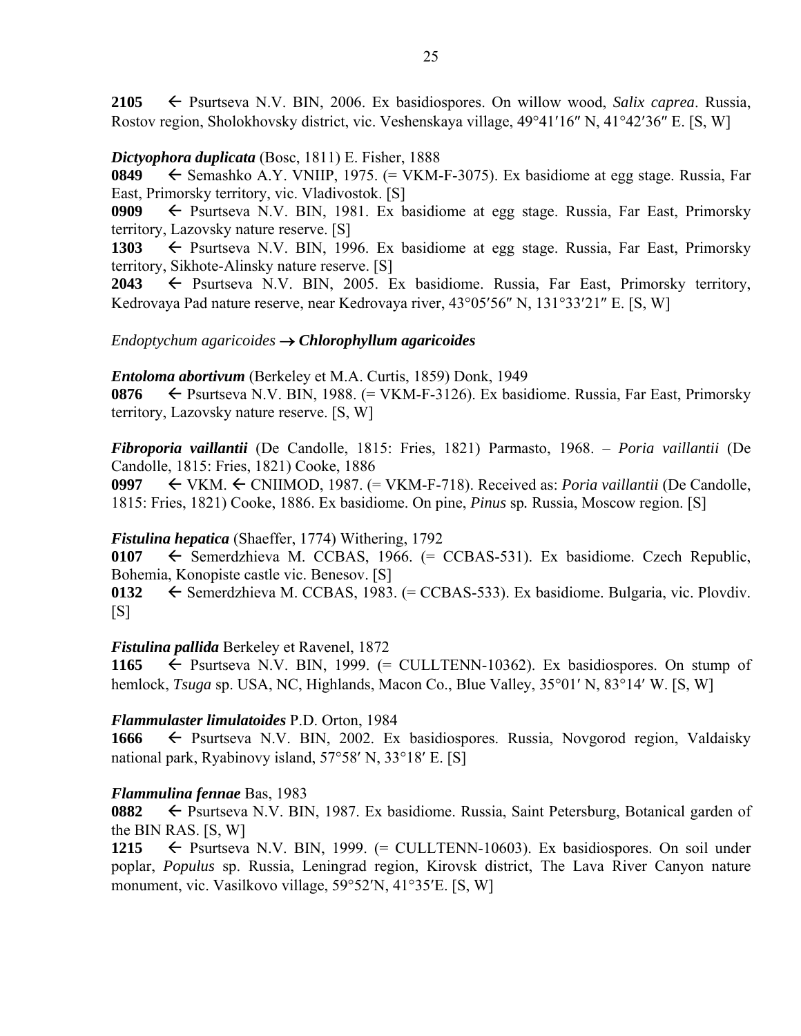**2105** ← Psurtseva N.V. BIN, 2006. Ex basidiospores. On willow wood, *Salix caprea*. Russia, Rostov region, Sholokhovsky district, vic. Veshenskaya village, 49°41′16″ N, 41°42′36″ E. [S, W]

***Dictyophora duplicata*** (Bosc, 1811) E. Fisher, 1888

**0849** ← Semashko A.Y. VNIIP, 1975. (= VKM-F-3075). Ex basidiome at egg stage. Russia, Far East, Primorsky territory, vic. Vladivostok. [S]

**0909** ← Psurtseva N.V. BIN, 1981. Ex basidiome at egg stage. Russia, Far East, Primorsky territory, Lazovsky nature reserve. [S]

**1303** ← Psurtseva N.V. BIN, 1996. Ex basidiome at egg stage. Russia, Far East, Primorsky territory, Sikhote-Alinsky nature reserve. [S]

**2043** ← Psurtseva N.V. BIN, 2005. Ex basidiome. Russia, Far East, Primorsky territory, Kedrovaya Pad nature reserve, near Kedrovaya river, 43°05′56″ N, 131°33′21″ E. [S, W]

*Endoptychum agaricoides* → ***Chlorophyllum agaricoides***

***Entoloma abortivum*** (Berkeley et M.A. Curtis, 1859) Donk, 1949

**0876** ← Psurtseva N.V. BIN, 1988. (= VKM-F-3126). Ex basidiome. Russia, Far East, Primorsky territory, Lazovsky nature reserve. [S, W]

***Fibroporia vaillantii*** (De Candolle, 1815: Fries, 1821) Parmasto, 1968. – *Poria vaillantii* (De Candolle, 1815: Fries, 1821) Cooke, 1886

**0997** ← VKM. ← CNIIMOD, 1987. (= VKM-F-718). Received as: *Poria vaillantii* (De Candolle, 1815: Fries, 1821) Cooke, 1886. Ex basidiome. On pine, *Pinus* sp. Russia, Moscow region. [S]

***Fistulina hepatica*** (Shaeffer, 1774) Withering, 1792

**0107** ← Semerdzhieva M. CCBAS, 1966. (= CCBAS-531). Ex basidiome. Czech Republic, Bohemia, Konopiste castle vic. Benesov. [S]

**0132** ← Semerdzhieva M. CCBAS, 1983. (= CCBAS-533). Ex basidiome. Bulgaria, vic. Plovdiv. [S]

***Fistulina pallida*** Berkeley et Ravenel, 1872

**1165** ← Psurtseva N.V. BIN, 1999. (= CULLTENN-10362). Ex basidiospores. On stump of hemlock, *Tsuga* sp. USA, NC, Highlands, Macon Co., Blue Valley, 35°01′ N, 83°14′ W. [S, W]

***Flammulaster limulatoides*** P.D. Orton, 1984

**1666** ← Psurtseva N.V. BIN, 2002. Ex basidiospores. Russia, Novgorod region, Valdaisky national park, Ryabinovy island, 57°58′ N, 33°18′ E. [S]

***Flammulina fennae*** Bas, 1983

**0882** ← Psurtseva N.V. BIN, 1987. Ex basidiome. Russia, Saint Petersburg, Botanical garden of the BIN RAS. [S, W]

**1215** ← Psurtseva N.V. BIN, 1999. (= CULLTENN-10603). Ex basidiospores. On soil under poplar, *Populus* sp. Russia, Leningrad region, Kirovsk district, The Lava River Canyon nature monument, vic. Vasilkovo village, 59°52′N, 41°35′E. [S, W]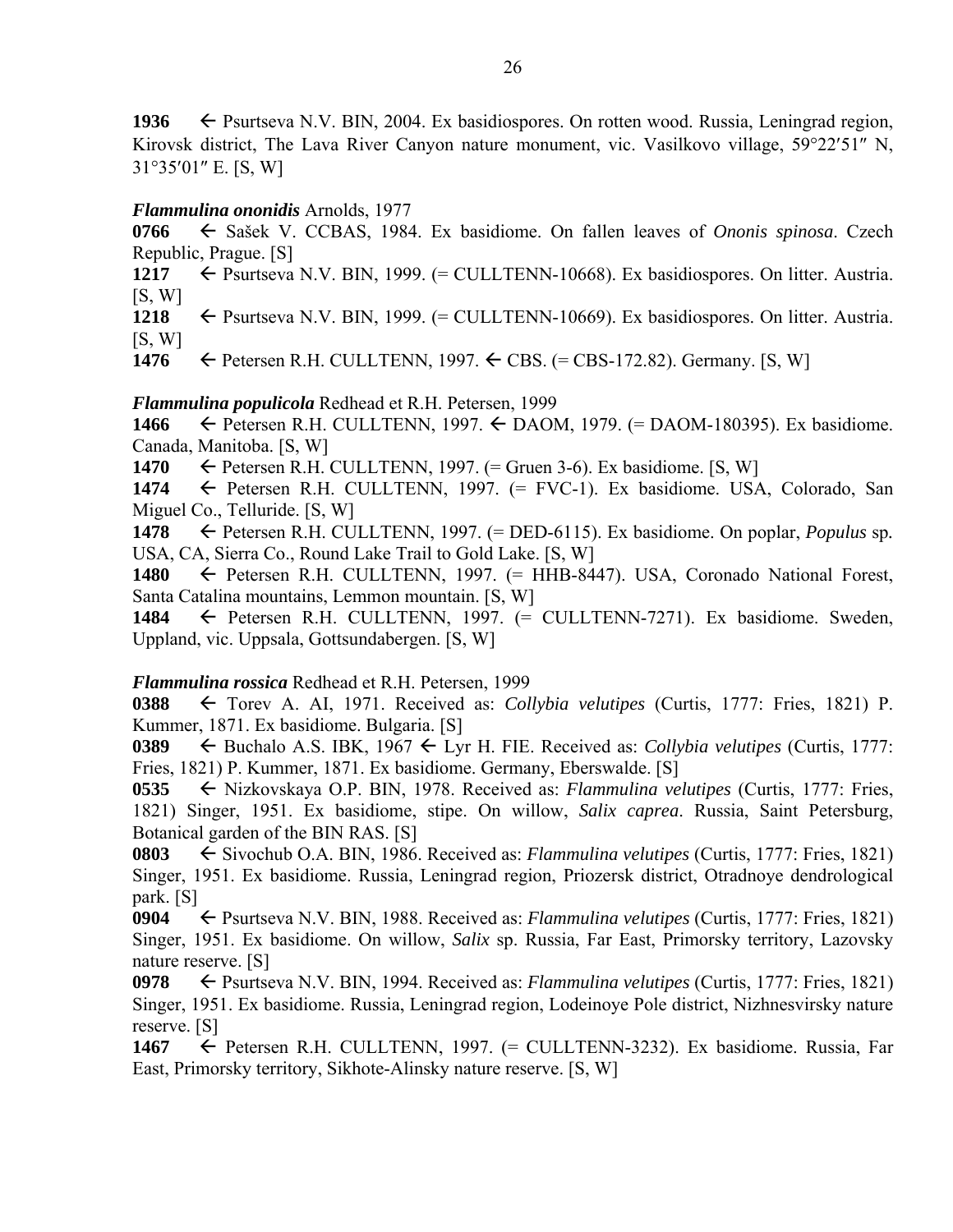**1936** ← Psurtseva N.V. BIN, 2004. Ex basidiospores. On rotten wood. Russia, Leningrad region, Kirovsk district, The Lava River Canyon nature monument, vic. Vasilkovo village, 59°22′51″ N, 31°35′01″ E. [S, W]

***Flammulina ononidis*** Arnolds, 1977

**0766** ← Sašek V. CCBAS, 1984. Ex basidiome. On fallen leaves of *Ononis spinosa*. Czech Republic, Prague. [S]

**1217** ← Psurtseva N.V. BIN, 1999. (= CULLTENN-10668). Ex basidiospores. On litter. Austria. [S, W]

**1218** ← Psurtseva N.V. BIN, 1999. (= CULLTENN-10669). Ex basidiospores. On litter. Austria. [S, W]

**1476** ← Petersen R.H. CULLTENN, 1997. ← CBS. (= CBS-172.82). Germany. [S, W]

***Flammulina populicola*** Redhead et R.H. Petersen, 1999

**1466** ← Petersen R.H. CULLTENN, 1997. ← DAOM, 1979. (= DAOM-180395). Ex basidiome. Canada, Manitoba. [S, W]

**1470** ← Petersen R.H. CULLTENN, 1997. (= Gruen 3-6). Ex basidiome. [S, W]

**1474** ← Petersen R.H. CULLTENN, 1997. (= FVC-1). Ex basidiome. USA, Colorado, San Miguel Co., Telluride. [S, W]

**1478** ← Petersen R.H. CULLTENN, 1997. (= DED-6115). Ex basidiome. On poplar, *Populus* sp. USA, CA, Sierra Co., Round Lake Trail to Gold Lake. [S, W]

**1480** ← Petersen R.H. CULLTENN, 1997. (= HHB-8447). USA, Coronado National Forest, Santa Catalina mountains, Lemmon mountain. [S, W]

**1484** ← Petersen R.H. CULLTENN, 1997. (= CULLTENN-7271). Ex basidiome. Sweden, Uppland, vic. Uppsala, Gottsundabergen. [S, W]

***Flammulina rossica*** Redhead et R.H. Petersen, 1999

**0388** ← Torev A. AI, 1971. Received as: *Collybia velutipes* (Curtis, 1777: Fries, 1821) P. Kummer, 1871. Ex basidiome. Bulgaria. [S]

**0389** ← Buchalo A.S. IBK, 1967 ← Lyr H. FIE. Received as: *Collybia velutipes* (Curtis, 1777: Fries, 1821) P. Kummer, 1871. Ex basidiome. Germany, Eberswalde. [S]

**0535** ← Nizkovskaya O.P. BIN, 1978. Received as: *Flammulina velutipes* (Curtis, 1777: Fries, 1821) Singer, 1951. Ex basidiome, stipe. On willow, *Salix caprea*. Russia, Saint Petersburg, Botanical garden of the BIN RAS. [S]

**0803** ← Sivochub O.A. BIN, 1986. Received as: *Flammulina velutipes* (Curtis, 1777: Fries, 1821) Singer, 1951. Ex basidiome. Russia, Leningrad region, Priozersk district, Otradnoye dendrological park. [S]

**0904** ← Psurtseva N.V. BIN, 1988. Received as: *Flammulina velutipes* (Curtis, 1777: Fries, 1821) Singer, 1951. Ex basidiome. On willow, *Salix* sp. Russia, Far East, Primorsky territory, Lazovsky nature reserve. [S]

**0978** ← Psurtseva N.V. BIN, 1994. Received as: *Flammulina velutipes* (Curtis, 1777: Fries, 1821) Singer, 1951. Ex basidiome. Russia, Leningrad region, Lodeinoye Pole district, Nizhnesvirsky nature reserve. [S]

**1467** ← Petersen R.H. CULLTENN, 1997. (= CULLTENN-3232). Ex basidiome. Russia, Far East, Primorsky territory, Sikhote-Alinsky nature reserve. [S, W]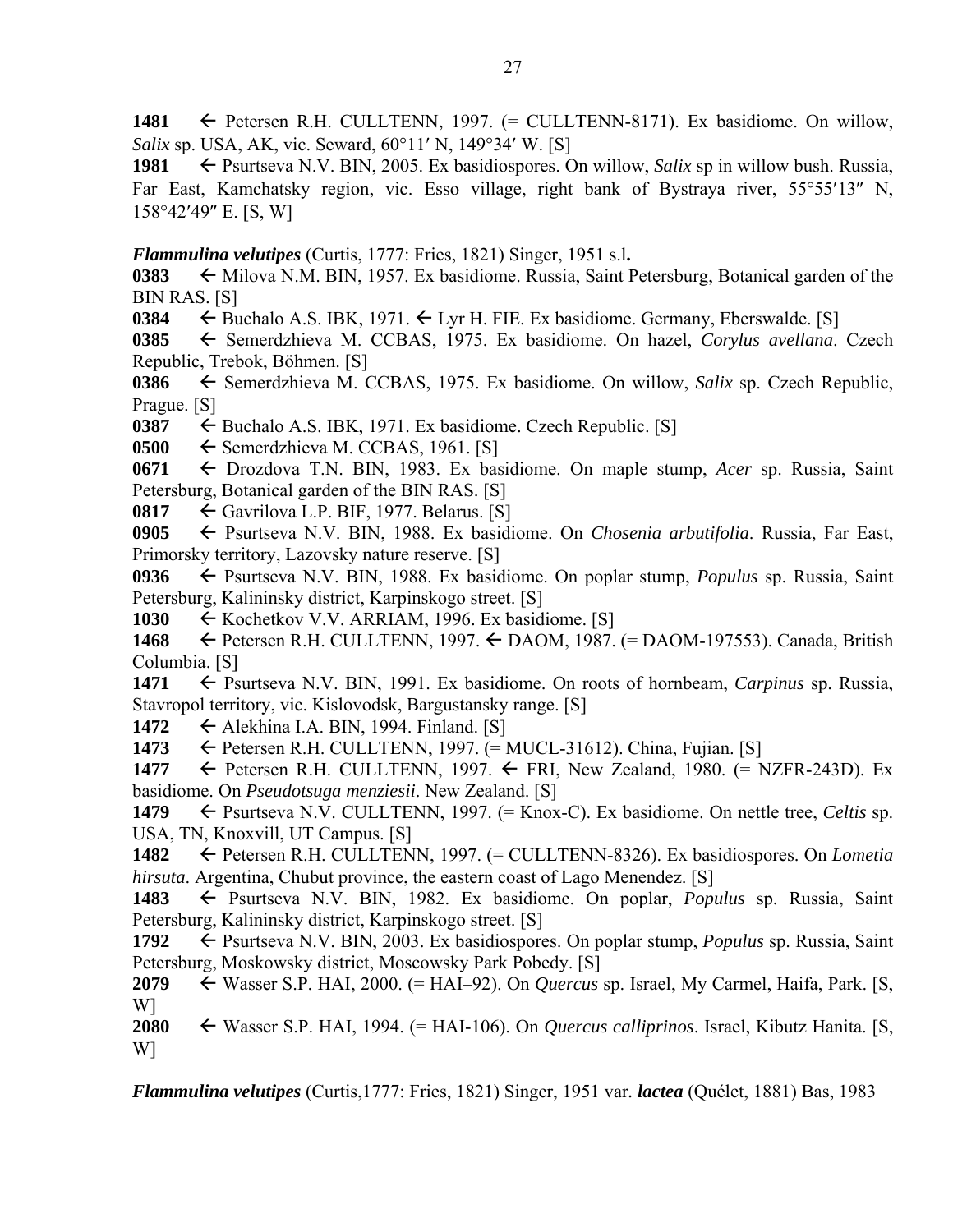**1481** ← Petersen R.H. CULLTENN, 1997. (= CULLTENN-8171). Ex basidiome. On willow, *Salix* sp. USA, AK, vic. Seward, 60°11′ N, 149°34′ W. [S]

**1981** ← Psurtseva N.V. BIN, 2005. Ex basidiospores. On willow, *Salix* sp in willow bush. Russia, Far East, Kamchatsky region, vic. Esso village, right bank of Bystraya river, 55°55′13″ N, 158°42′49″ E. [S, W]

***Flammulina velutipes*** (Curtis, 1777: Fries, 1821) Singer, 1951 s.l**.**

**0383** ← Milova N.M. BIN, 1957. Ex basidiome. Russia, Saint Petersburg, Botanical garden of the BIN RAS. [S]

**0384** ← Buchalo A.S. IBK, 1971. ← Lyr H. FIE. Ex basidiome. Germany, Eberswalde. [S]

**0385** ← Semerdzhieva M. CCBAS, 1975. Ex basidiome. On hazel, *Corylus avellana*. Czech Republic, Trebok, Böhmen. [S]

**0386** ← Semerdzhieva M. CCBAS, 1975. Ex basidiome. On willow, *Salix* sp. Czech Republic, Prague. [S]

**0387** ← Buchalo A.S. IBK, 1971. Ex basidiome. Czech Republic. [S]

**0500** ← Semerdzhieva M. CCBAS, 1961. [S]

**0671** ← Drozdova T.N. BIN, 1983. Ex basidiome. On maple stump, *Acer* sp. Russia, Saint Petersburg, Botanical garden of the BIN RAS. [S]

**0817** ← Gavrilova L.P. BIF, 1977. Belarus. [S]

**0905** ← Psurtseva N.V. BIN, 1988. Ex basidiome. On *Chosenia arbutifolia*. Russia, Far East, Primorsky territory, Lazovsky nature reserve. [S]

**0936** ← Psurtseva N.V. BIN, 1988. Ex basidiome. On poplar stump, *Populus* sp. Russia, Saint Petersburg, Kalininsky district, Karpinskogo street. [S]

**1030** ← Kochetkov V.V. ARRIAM, 1996. Ex basidiome. [S]

**1468** ← Petersen R.H. CULLTENN, 1997. ← DAOM, 1987. (= DAOM-197553). Canada, British Columbia. [S]

**1471** ← Psurtseva N.V. BIN, 1991. Ex basidiome. On roots of hornbeam, *Carpinus* sp. Russia, Stavropol territory, vic. Kislovodsk, Bargustansky range. [S]

**1472** ← Alekhina I.A. BIN, 1994. Finland. [S]

**1473** ← Petersen R.H. CULLTENN, 1997. (= MUCL-31612). China, Fujian. [S]

**1477** ← Petersen R.H. CULLTENN, 1997. ← FRI, New Zealand, 1980. (= NZFR-243D). Ex basidiome. On *Pseudotsuga menziesii*. New Zealand. [S]

**1479** ← Psurtseva N.V. CULLTENN, 1997. (= Knox-C). Ex basidiome. On nettle tree, *Celtis* sp. USA, TN, Knoxvill, UT Campus. [S]

**1482** ← Petersen R.H. CULLTENN, 1997. (= CULLTENN-8326). Ex basidiospores. On *Lometia hirsuta*. Argentina, Chubut province, the eastern coast of Lago Menendez. [S]

**1483** ← Psurtseva N.V. BIN, 1982. Ex basidiome. On poplar, *Populus* sp. Russia, Saint Petersburg, Kalininsky district, Karpinskogo street. [S]

**1792** ← Psurtseva N.V. BIN, 2003. Ex basidiospores. On poplar stump, *Populus* sp. Russia, Saint Petersburg, Moskowsky district, Moscowsky Park Pobedy. [S]

**2079** ← Wasser S.P. HAI, 2000. (= HAI–92). On *Quercus* sp. Israel, My Carmel, Haifa, Park. [S, W]

**2080** ← Wasser S.P. HAI, 1994. (= HAI-106). On *Quercus calliprinos*. Israel, Kibutz Hanita. [S, W]

***Flammulina velutipes*** (Curtis,1777: Fries, 1821) Singer, 1951 var. ***lactea*** (Quélet, 1881) Bas, 1983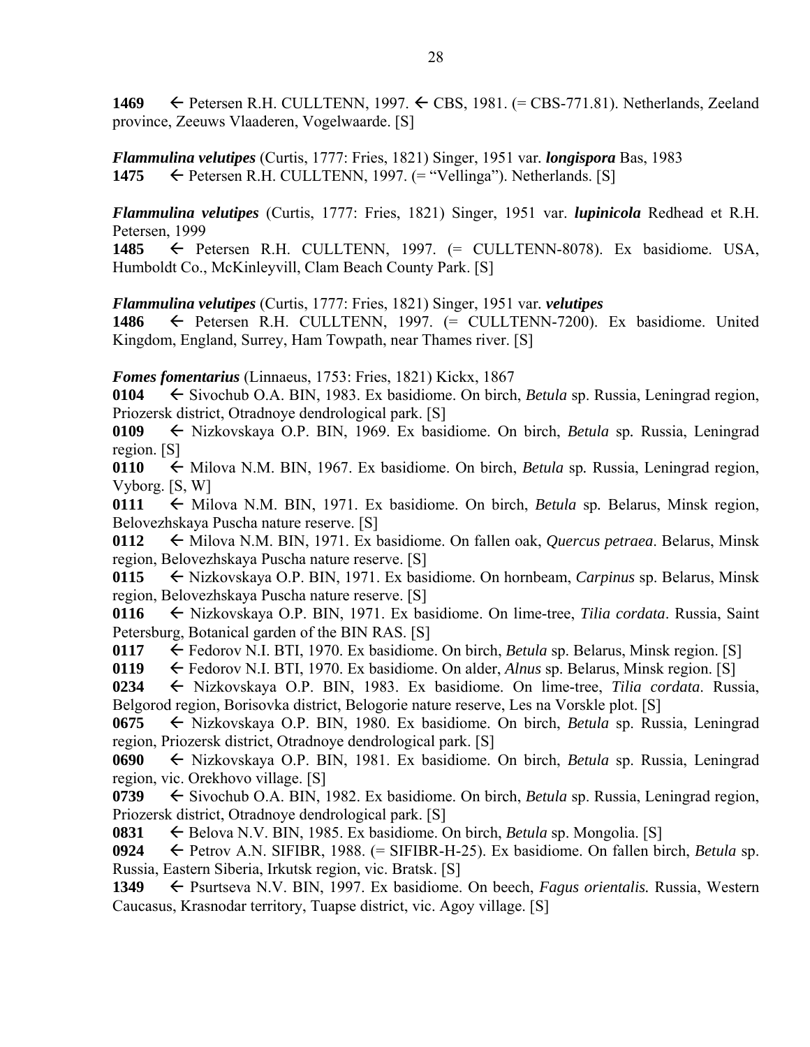**1469** ← Petersen R.H. CULLTENN, 1997. ← CBS, 1981. (= CBS-771.81). Netherlands, Zeeland province, Zeeuws Vlaaderen, Vogelwaarde. [S]

***Flammulina velutipes*** (Curtis, 1777: Fries, 1821) Singer, 1951 var. ***longispora*** Bas, 1983
**1475** ← Petersen R.H. CULLTENN, 1997. (= "Vellinga"). Netherlands. [S]

***Flammulina velutipes*** (Curtis, 1777: Fries, 1821) Singer, 1951 var. ***lupinicola*** Redhead et R.H. Petersen, 1999
**1485** ← Petersen R.H. CULLTENN, 1997. (= CULLTENN-8078). Ex basidiome. USA, Humboldt Co., McKinleyvill, Clam Beach County Park. [S]

***Flammulina velutipes*** (Curtis, 1777: Fries, 1821) Singer, 1951 var. ***velutipes***
**1486** ← Petersen R.H. CULLTENN, 1997. (= CULLTENN-7200). Ex basidiome. United Kingdom, England, Surrey, Ham Towpath, near Thames river. [S]

***Fomes fomentarius*** (Linnaeus, 1753: Fries, 1821) Kickx, 1867
**0104** ← Sivochub O.A. BIN, 1983. Ex basidiome. On birch, *Betula* sp. Russia, Leningrad region, Priozersk district, Otradnoye dendrological park. [S]
**0109** ← Nizkovskaya O.P. BIN, 1969. Ex basidiome. On birch, *Betula* sp. Russia, Leningrad region. [S]
**0110** ← Milova N.M. BIN, 1967. Ex basidiome. On birch, *Betula* sp. Russia, Leningrad region, Vyborg. [S, W]
**0111** ← Milova N.M. BIN, 1971. Ex basidiome. On birch, *Betula* sp. Belarus, Minsk region, Belovezhskaya Puscha nature reserve. [S]
**0112** ← Milova N.M. BIN, 1971. Ex basidiome. On fallen oak, *Quercus petraea*. Belarus, Minsk region, Belovezhskaya Puscha nature reserve. [S]
**0115** ← Nizkovskaya O.P. BIN, 1971. Ex basidiome. On hornbeam, *Carpinus* sp. Belarus, Minsk region, Belovezhskaya Puscha nature reserve. [S]
**0116** ← Nizkovskaya O.P. BIN, 1971. Ex basidiome. On lime-tree, *Tilia cordata*. Russia, Saint Petersburg, Botanical garden of the BIN RAS. [S]
**0117** ← Fedorov N.I. BTI, 1970. Ex basidiome. On birch, *Betula* sp. Belarus, Minsk region. [S]
**0119** ← Fedorov N.I. BTI, 1970. Ex basidiome. On alder, *Alnus* sp. Belarus, Minsk region. [S]
**0234** ← Nizkovskaya O.P. BIN, 1983. Ex basidiome. On lime-tree, *Tilia cordata*. Russia, Belgorod region, Borisovka district, Belogorie nature reserve, Les na Vorskle plot. [S]
**0675** ← Nizkovskaya O.P. BIN, 1980. Ex basidiome. On birch, *Betula* sp. Russia, Leningrad region, Priozersk district, Otradnoye dendrological park. [S]
**0690** ← Nizkovskaya O.P. BIN, 1981. Ex basidiome. On birch, *Betula* sp. Russia, Leningrad region, vic. Orekhovo village. [S]
**0739** ← Sivochub O.A. BIN, 1982. Ex basidiome. On birch, *Betula* sp. Russia, Leningrad region, Priozersk district, Otradnoye dendrological park. [S]
**0831** ← Belova N.V. BIN, 1985. Ex basidiome. On birch, *Betula* sp. Mongolia. [S]
**0924** ← Petrov A.N. SIFIBR, 1988. (= SIFIBR-H-25). Ex basidiome. On fallen birch, *Betula* sp. Russia, Eastern Siberia, Irkutsk region, vic. Bratsk. [S]
**1349** ← Psurtseva N.V. BIN, 1997. Ex basidiome. On beech, ***Fagus orientalis.*** Russia, Western Caucasus, Krasnodar territory, Tuapse district, vic. Agoy village. [S]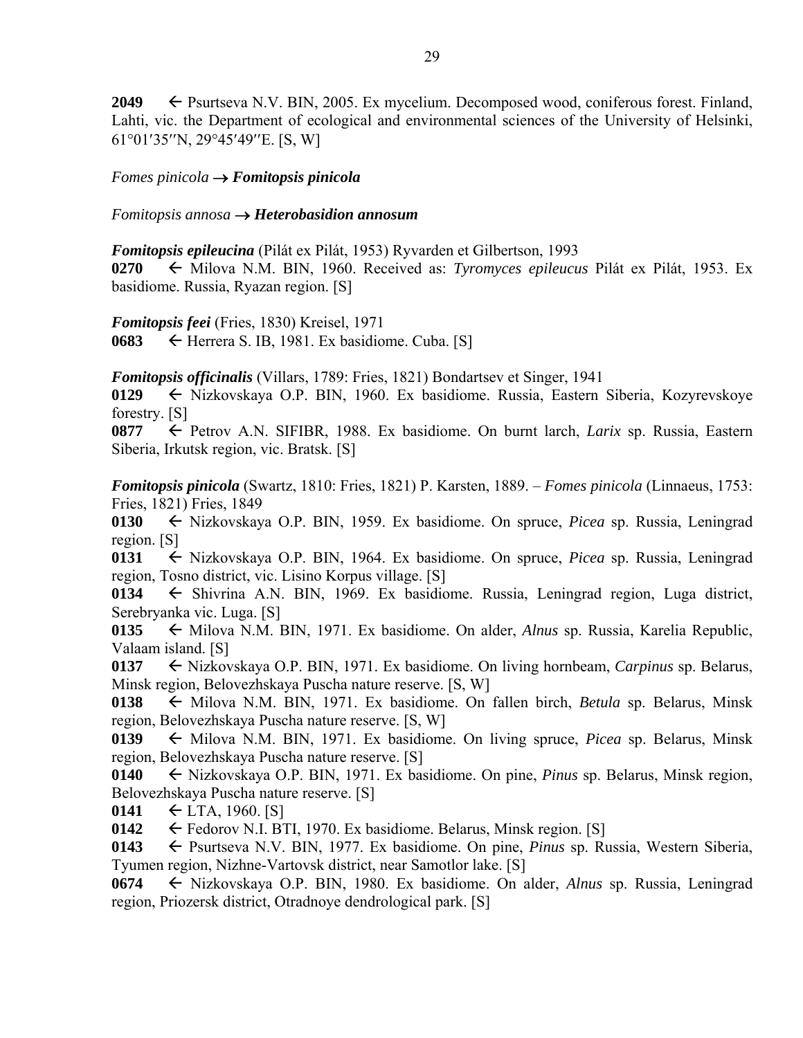**2049** ← Psurtseva N.V. BIN, 2005. Ex mycelium. Decomposed wood, coniferous forest. Finland, Lahti, vic. the Department of ecological and environmental sciences of the University of Helsinki, 61°01′35″N, 29°45′49″E. [S, W]

*Fomes pinicola* → ***Fomitopsis pinicola***

*Fomitopsis annosa* → ***Heterobasidion annosum***

***Fomitopsis epileucina*** (Pilát ex Pilát, 1953) Ryvarden et Gilbertson, 1993
**0270** ← Milova N.M. BIN, 1960. Received as: *Tyromyces epileucus* Pilát ex Pilát, 1953. Ex basidiome. Russia, Ryazan region. [S]

***Fomitopsis feei*** (Fries, 1830) Kreisel, 1971
**0683** ← Herrera S. IB, 1981. Ex basidiome. Cuba. [S]

***Fomitopsis officinalis*** (Villars, 1789: Fries, 1821) Bondartsev et Singer, 1941
**0129** ← Nizkovskaya O.P. BIN, 1960. Ex basidiome. Russia, Eastern Siberia, Kozyrevskoye forestry. [S]
**0877** ← Petrov A.N. SIFIBR, 1988. Ex basidiome. On burnt larch, *Larix* sp. Russia, Eastern Siberia, Irkutsk region, vic. Bratsk. [S]

***Fomitopsis pinicola*** (Swartz, 1810: Fries, 1821) P. Karsten, 1889. – *Fomes pinicola* (Linnaeus, 1753: Fries, 1821) Fries, 1849
**0130** ← Nizkovskaya O.P. BIN, 1959. Ex basidiome. On spruce, *Picea* sp. Russia, Leningrad region. [S]
**0131** ← Nizkovskaya O.P. BIN, 1964. Ex basidiome. On spruce, *Picea* sp. Russia, Leningrad region, Tosno district, vic. Lisino Korpus village. [S]
**0134** ← Shivrina A.N. BIN, 1969. Ex basidiome. Russia, Leningrad region, Luga district, Serebryanka vic. Luga. [S]
**0135** ← Milova N.M. BIN, 1971. Ex basidiome. On alder, *Alnus* sp. Russia, Karelia Republic, Valaam island. [S]
**0137** ← Nizkovskaya O.P. BIN, 1971. Ex basidiome. On living hornbeam, *Carpinus* sp. Belarus, Minsk region, Belovezhskaya Puscha nature reserve. [S, W]
**0138** ← Milova N.M. BIN, 1971. Ex basidiome. On fallen birch, *Betula* sp. Belarus, Minsk region, Belovezhskaya Puscha nature reserve. [S, W]
**0139** ← Milova N.M. BIN, 1971. Ex basidiome. On living spruce, *Picea* sp. Belarus, Minsk region, Belovezhskaya Puscha nature reserve. [S]
**0140** ← Nizkovskaya O.P. BIN, 1971. Ex basidiome. On pine, *Pinus* sp. Belarus, Minsk region, Belovezhskaya Puscha nature reserve. [S]
**0141** ← LTA, 1960. [S]
**0142** ← Fedorov N.I. BTI, 1970. Ex basidiome. Belarus, Minsk region. [S]
**0143** ← Psurtseva N.V. BIN, 1977. Ex basidiome. On pine, *Pinus* sp. Russia, Western Siberia, Tyumen region, Nizhne-Vartovsk district, near Samotlor lake. [S]
**0674** ← Nizkovskaya O.P. BIN, 1980. Ex basidiome. On alder, *Alnus* sp. Russia, Leningrad region, Priozersk district, Otradnoye dendrological park. [S]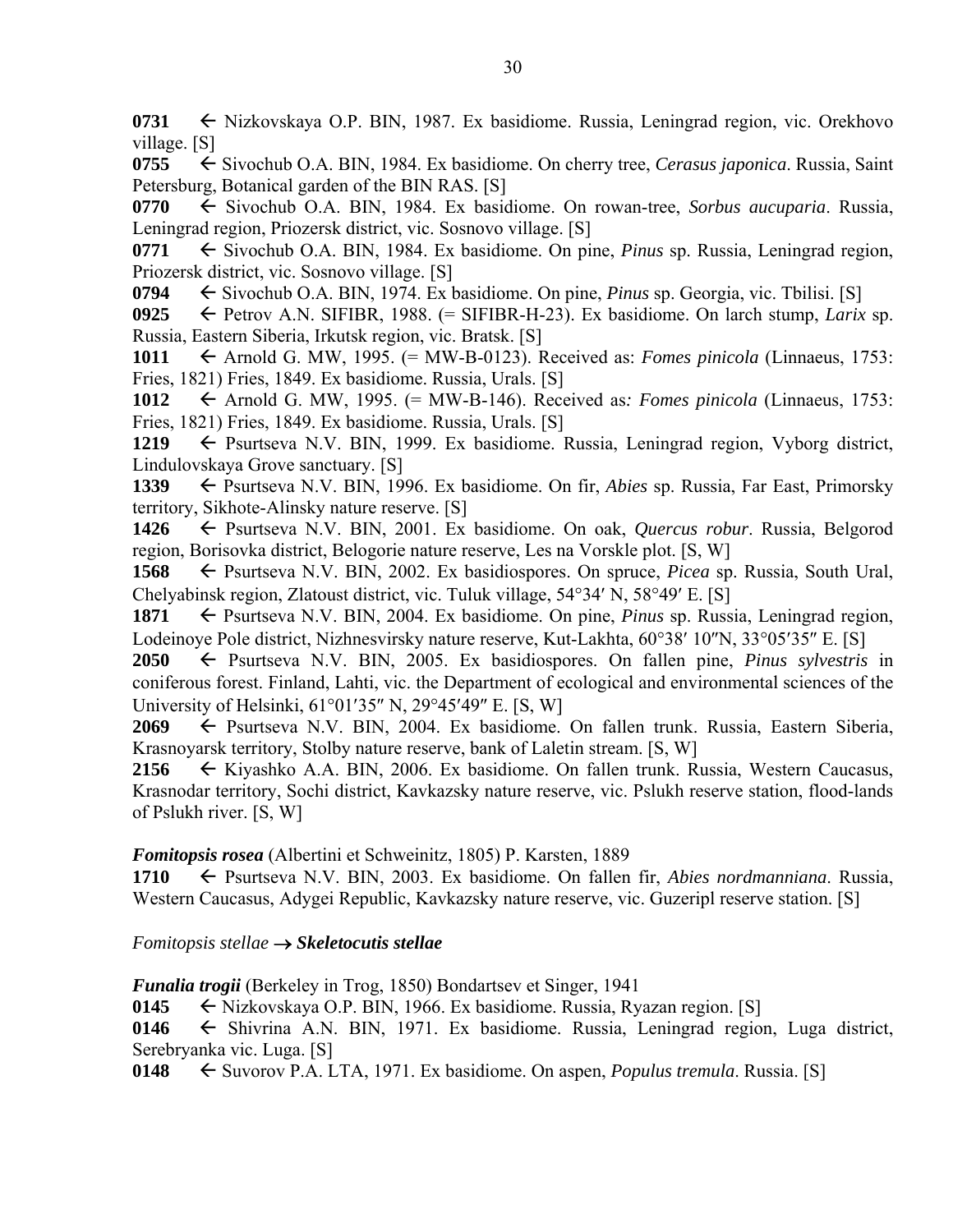**0731** ← Nizkovskaya O.P. BIN, 1987. Ex basidiome. Russia, Leningrad region, vic. Orekhovo village. [S]

**0755** ← Sivochub O.A. BIN, 1984. Ex basidiome. On cherry tree, *Cerasus japonica*. Russia, Saint Petersburg, Botanical garden of the BIN RAS. [S]

**0770** ← Sivochub O.A. BIN, 1984. Ex basidiome. On rowan-tree, *Sorbus aucuparia*. Russia, Leningrad region, Priozersk district, vic. Sosnovo village. [S]

**0771** ← Sivochub O.A. BIN, 1984. Ex basidiome. On pine, *Pinus* sp. Russia, Leningrad region, Priozersk district, vic. Sosnovo village. [S]

**0794** ← Sivochub O.A. BIN, 1974. Ex basidiome. On pine, *Pinus* sp. Georgia, vic. Tbilisi. [S]

**0925** ← Petrov A.N. SIFIBR, 1988. (= SIFIBR-H-23). Ex basidiome. On larch stump, *Larix* sp. Russia, Eastern Siberia, Irkutsk region, vic. Bratsk. [S]

**1011** ← Arnold G. MW, 1995. (= MW-B-0123). Received as: *Fomes pinicola* (Linnaeus, 1753: Fries, 1821) Fries, 1849. Ex basidiome. Russia, Urals. [S]

**1012** ← Arnold G. MW, 1995. (= MW-B-146). Received as*: Fomes pinicola* (Linnaeus, 1753: Fries, 1821) Fries, 1849. Ex basidiome. Russia, Urals. [S]

**1219** ← Psurtseva N.V. BIN, 1999. Ex basidiome. Russia, Leningrad region, Vyborg district, Lindulovskaya Grove sanctuary. [S]

**1339** ← Psurtseva N.V. BIN, 1996. Ex basidiome. On fir, *Abies* sp. Russia, Far East, Primorsky territory, Sikhote-Alinsky nature reserve. [S]

**1426** ← Psurtseva N.V. BIN, 2001. Ex basidiome. On oak, *Quercus robur*. Russia, Belgorod region, Borisovka district, Belogorie nature reserve, Les na Vorskle plot. [S, W]

**1568** ← Psurtseva N.V. BIN, 2002. Ex basidiospores. On spruce, *Picea* sp. Russia, South Ural, Chelyabinsk region, Zlatoust district, vic. Tuluk village, 54°34′ N, 58°49′ E. [S]

**1871** ← Psurtseva N.V. BIN, 2004. Ex basidiome. On pine, *Pinus* sp. Russia, Leningrad region, Lodeinoye Pole district, Nizhnesvirsky nature reserve, Kut-Lakhta, 60°38′ 10″N, 33°05′35″ E. [S]

**2050** ← Psurtseva N.V. BIN, 2005. Ex basidiospores. On fallen pine, *Pinus sylvestris* in coniferous forest. Finland, Lahti, vic. the Department of ecological and environmental sciences of the University of Helsinki, 61°01′35″ N, 29°45′49″ E. [S, W]

**2069** ← Psurtseva N.V. BIN, 2004. Ex basidiome. On fallen trunk. Russia, Eastern Siberia, Krasnoyarsk territory, Stolby nature reserve, bank of Laletin stream. [S, W]

**2156** ← Kiyashko A.A. BIN, 2006. Ex basidiome. On fallen trunk. Russia, Western Caucasus, Krasnodar territory, Sochi district, Kavkazsky nature reserve, vic. Pslukh reserve station, flood-lands of Pslukh river. [S, W]

***Fomitopsis rosea*** (Albertini et Schweinitz, 1805) P. Karsten, 1889

**1710** ← Psurtseva N.V. BIN, 2003. Ex basidiome. On fallen fir, *Abies nordmanniana*. Russia, Western Caucasus, Adygei Republic, Kavkazsky nature reserve, vic. Guzeripl reserve station. [S]

*Fomitopsis stellae* → ***Skeletocutis stellae***

***Funalia trogii*** (Berkeley in Trog, 1850) Bondartsev et Singer, 1941

**0145** ← Nizkovskaya O.P. BIN, 1966. Ex basidiome. Russia, Ryazan region. [S]

**0146** ← Shivrina A.N. BIN, 1971. Ex basidiome. Russia, Leningrad region, Luga district, Serebryanka vic. Luga. [S]

**0148** ← Suvorov P.A. LTA, 1971. Ex basidiome. On aspen, *Populus tremula*. Russia. [S]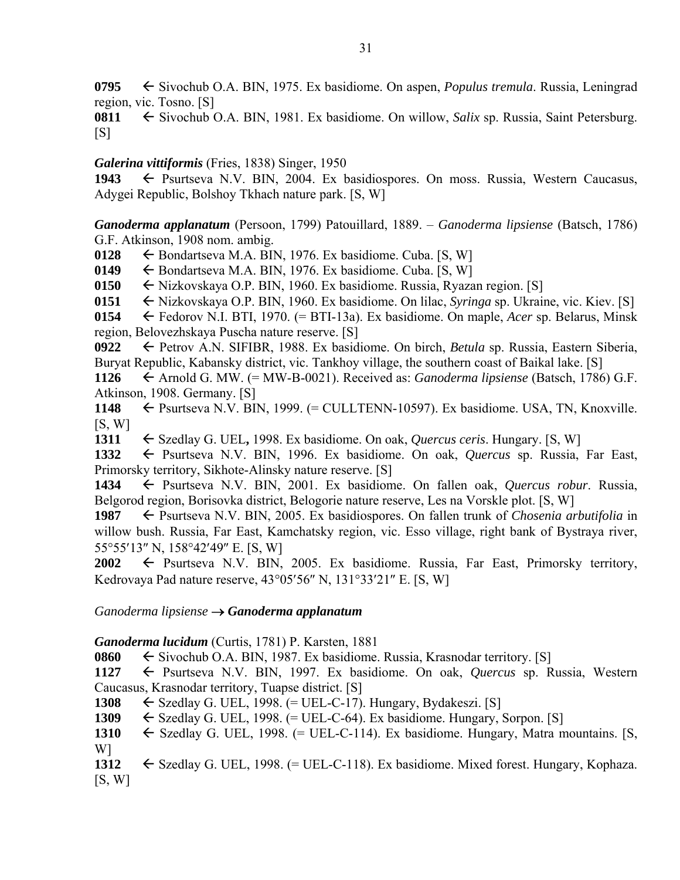**0795** ← Sivochub O.A. BIN, 1975. Ex basidiome. On aspen, *Populus tremula*. Russia, Leningrad region, vic. Tosno. [S]
**0811** ← Sivochub O.A. BIN, 1981. Ex basidiome. On willow, *Salix* sp. Russia, Saint Petersburg. [S]

***Galerina vittiformis*** (Fries, 1838) Singer, 1950
**1943** ← Psurtseva N.V. BIN, 2004. Ex basidiospores. On moss. Russia, Western Caucasus, Adygei Republic, Bolshoy Tkhach nature park. [S, W]

***Ganoderma applanatum*** (Persoon, 1799) Patouillard, 1889. – *Ganoderma lipsiense* (Batsch, 1786) G.F. Atkinson, 1908 nom. ambig.
**0128** ← Bondartseva M.A. BIN, 1976. Ex basidiome. Cuba. [S, W]
**0149** ← Bondartseva M.A. BIN, 1976. Ex basidiome. Cuba. [S, W]
**0150** ← Nizkovskaya O.P. BIN, 1960. Ex basidiome. Russia, Ryazan region. [S]
**0151** ← Nizkovskaya O.P. BIN, 1960. Ex basidiome. On lilac, *Syringa* sp. Ukraine, vic. Kiev. [S]
**0154** ← Fedorov N.I. BTI, 1970. (= BTI-13a). Ex basidiome. On maple, *Acer* sp. Belarus, Minsk region, Belovezhskaya Puscha nature reserve. [S]
**0922** ← Petrov A.N. SIFIBR, 1988. Ex basidiome. On birch, *Betula* sp. Russia, Eastern Siberia, Buryat Republic, Kabansky district, vic. Tankhoy village, the southern coast of Baikal lake. [S]
**1126** ← Arnold G. MW. (= MW-B-0021). Received as: *Ganoderma lipsiense* (Batsch, 1786) G.F. Atkinson, 1908. Germany. [S]
**1148** ← Psurtseva N.V. BIN, 1999. (= CULLTENN-10597). Ex basidiome. USA, TN, Knoxville. [S, W]
**1311** ← Szedlay G. UEL**,** 1998. Ex basidiome. On oak, *Quercus ceris*. Hungary. [S, W]
**1332** ← Psurtseva N.V. BIN, 1996. Ex basidiome. On oak, *Quercus* sp. Russia, Far East, Primorsky territory, Sikhote-Alinsky nature reserve. [S]
**1434** ← Psurtseva N.V. BIN, 2001. Ex basidiome. On fallen oak, *Quercus robur*. Russia, Belgorod region, Borisovka district, Belogorie nature reserve, Les na Vorskle plot. [S, W]
**1987** ← Psurtseva N.V. BIN, 2005. Ex basidiospores. On fallen trunk of *Chosenia arbutifolia* in willow bush. Russia, Far East, Kamchatsky region, vic. Esso village, right bank of Bystraya river, 55°55′13″ N, 158°42′49″ E. [S, W]
**2002** ← Psurtseva N.V. BIN, 2005. Ex basidiome. Russia, Far East, Primorsky territory, Kedrovaya Pad nature reserve, 43°05′56″ N, 131°33′21″ E. [S, W]

*Ganoderma lipsiense* → ***Ganoderma applanatum***

***Ganoderma lucidum*** (Curtis, 1781) P. Karsten, 1881
**0860** ← Sivochub O.A. BIN, 1987. Ex basidiome. Russia, Krasnodar territory. [S]
**1127** ← Psurtseva N.V. BIN, 1997. Ex basidiome. On oak, *Quercus* sp. Russia, Western Caucasus, Krasnodar territory, Tuapse district. [S]
**1308** ← Szedlay G. UEL, 1998. (= UEL-C-17). Hungary, Bydakeszi. [S]
**1309** ← Szedlay G. UEL, 1998. (= UEL-C-64). Ex basidiome. Hungary, Sorpon. [S]
**1310** ← Szedlay G. UEL, 1998. (= UEL-C-114). Ex basidiome. Hungary, Matra mountains. [S, W]
**1312** ← Szedlay G. UEL, 1998. (= UEL-C-118). Ex basidiome. Mixed forest. Hungary, Kophaza. [S, W]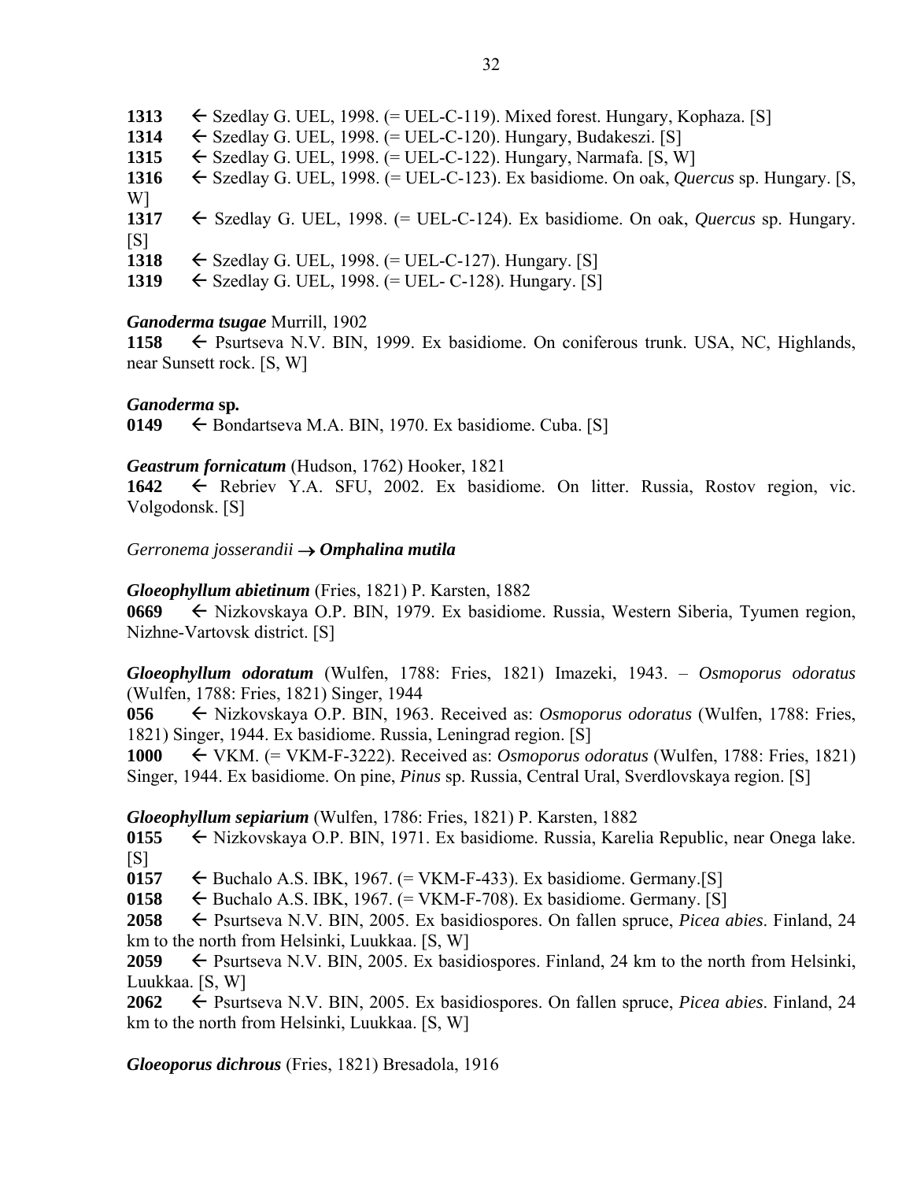**1313** ← Szedlay G. UEL, 1998. (= UEL-C-119). Mixed forest. Hungary, Kophaza. [S]
**1314** ← Szedlay G. UEL, 1998. (= UEL-C-120). Hungary, Budakeszi. [S]
**1315** ← Szedlay G. UEL, 1998. (= UEL-C-122). Hungary, Narmafa. [S, W]
**1316** ← Szedlay G. UEL, 1998. (= UEL-C-123). Ex basidiome. On oak, *Quercus* sp. Hungary. [S, W]
**1317** ← Szedlay G. UEL, 1998. (= UEL-C-124). Ex basidiome. On oak, *Quercus* sp. Hungary. [S]
**1318** ← Szedlay G. UEL, 1998. (= UEL-C-127). Hungary. [S]
**1319** ← Szedlay G. UEL, 1998. (= UEL- C-128). Hungary. [S]

***Ganoderma tsugae*** Murrill, 1902
**1158** ← Psurtseva N.V. BIN, 1999. Ex basidiome. On coniferous trunk. USA, NC, Highlands, near Sunsett rock. [S, W]

***Ganoderma* sp.**
**0149** ← Bondartseva M.A. BIN, 1970. Ex basidiome. Cuba. [S]

***Geastrum fornicatum*** (Hudson, 1762) Hooker, 1821
**1642** ← Rebriev Y.A. SFU, 2002. Ex basidiome. On litter. Russia, Rostov region, vic. Volgodonsk. [S]

*Gerronema josserandii* → ***Omphalina mutila***

***Gloeophyllum abietinum*** (Fries, 1821) P. Karsten, 1882
**0669** ← Nizkovskaya O.P. BIN, 1979. Ex basidiome. Russia, Western Siberia, Tyumen region, Nizhne-Vartovsk district. [S]

***Gloeophyllum odoratum*** (Wulfen, 1788: Fries, 1821) Imazeki, 1943. – *Osmoporus odoratus* (Wulfen, 1788: Fries, 1821) Singer, 1944
**056** ← Nizkovskaya O.P. BIN, 1963. Received as: *Osmoporus odoratus* (Wulfen, 1788: Fries, 1821) Singer, 1944. Ex basidiome. Russia, Leningrad region. [S]
**1000** ← VKM. (= VKM-F-3222). Received as: *Osmoporus odoratus* (Wulfen, 1788: Fries, 1821) Singer, 1944. Ex basidiome. On pine, *Pinus* sp. Russia, Central Ural, Sverdlovskaya region. [S]

***Gloeophyllum sepiarium*** (Wulfen, 1786: Fries, 1821) P. Karsten, 1882
**0155** ← Nizkovskaya O.P. BIN, 1971. Ex basidiome. Russia, Karelia Republic, near Onega lake. [S]
**0157** ← Buchalo A.S. IBK, 1967. (= VKM-F-433). Ex basidiome. Germany.[S]
**0158** ← Buchalo A.S. IBK, 1967. (= VKM-F-708). Ex basidiome. Germany. [S]
**2058** ← Psurtseva N.V. BIN, 2005. Ex basidiospores. On fallen spruce, *Picea abies*. Finland, 24 km to the north from Helsinki, Luukkaa. [S, W]
**2059** ← Psurtseva N.V. BIN, 2005. Ex basidiospores. Finland, 24 km to the north from Helsinki, Luukkaa. [S, W]
**2062** ← Psurtseva N.V. BIN, 2005. Ex basidiospores. On fallen spruce, *Picea abies*. Finland, 24 km to the north from Helsinki, Luukkaa. [S, W]

***Gloeoporus dichrous*** (Fries, 1821) Bresadola, 1916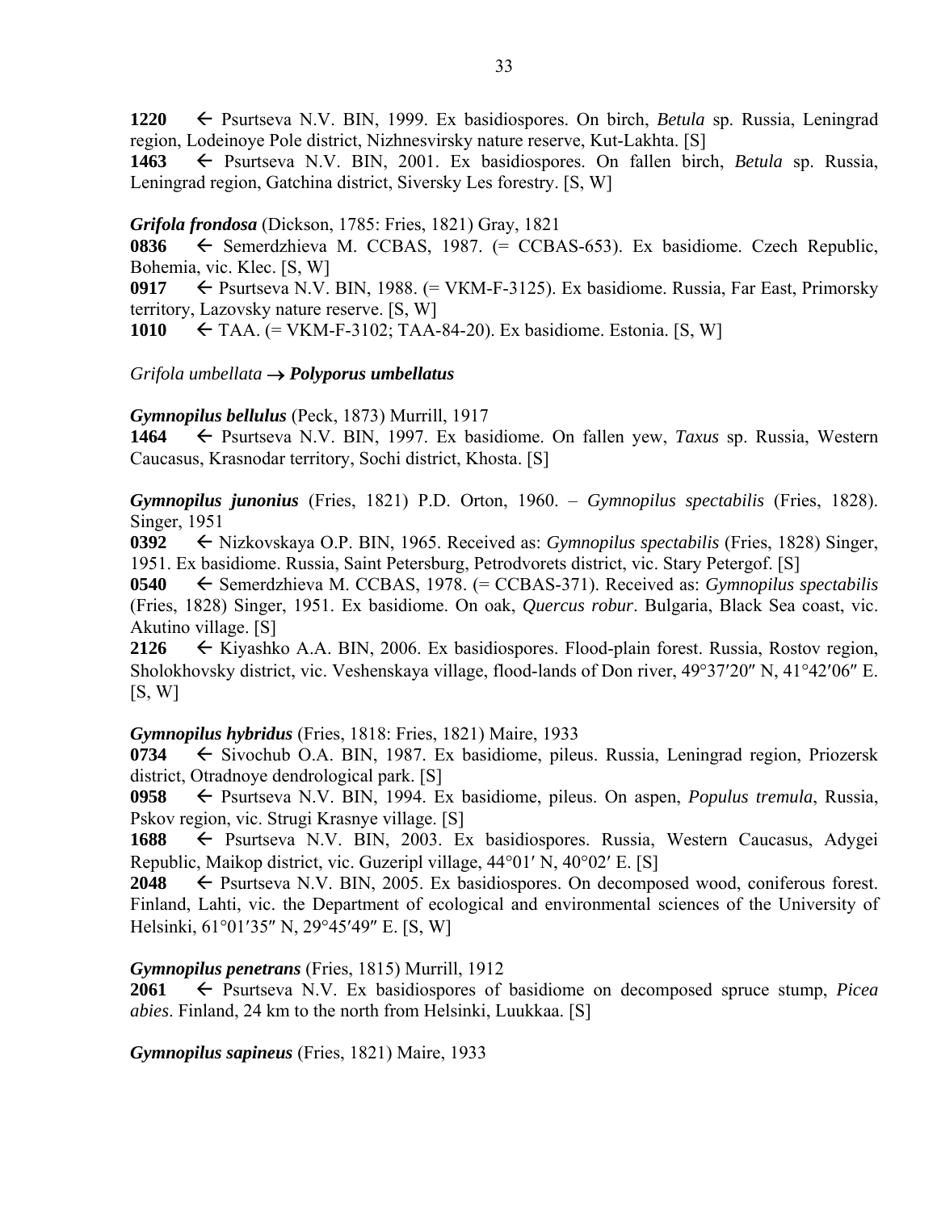**1220** ← Psurtseva N.V. BIN, 1999. Ex basidiospores. On birch, *Betula* sp. Russia, Leningrad region, Lodeinoye Pole district, Nizhnesvirsky nature reserve, Kut-Lakhta. [S]
**1463** ← Psurtseva N.V. BIN, 2001. Ex basidiospores. On fallen birch, *Betula* sp. Russia, Leningrad region, Gatchina district, Siversky Les forestry. [S, W]

***Grifola frondosa*** (Dickson, 1785: Fries, 1821) Gray, 1821
**0836** ← Semerdzhieva M. CCBAS, 1987. (= CCBAS-653). Ex basidiome. Czech Republic, Bohemia, vic. Klec. [S, W]
**0917** ← Psurtseva N.V. BIN, 1988. (= VKM-F-3125). Ex basidiome. Russia, Far East, Primorsky territory, Lazovsky nature reserve. [S, W]
**1010** ← TAA. (= VKM-F-3102; TAA-84-20). Ex basidiome. Estonia. [S, W]

*Grifola umbellata* → ***Polyporus umbellatus***

***Gymnopilus bellulus*** (Peck, 1873) Murrill, 1917
**1464** ← Psurtseva N.V. BIN, 1997. Ex basidiome. On fallen yew, *Taxus* sp. Russia, Western Caucasus, Krasnodar territory, Sochi district, Khosta. [S]

***Gymnopilus junonius*** (Fries, 1821) P.D. Orton, 1960. – *Gymnopilus spectabilis* (Fries, 1828). Singer, 1951
**0392** ← Nizkovskaya O.P. BIN, 1965. Received as: *Gymnopilus spectabilis* (Fries, 1828) Singer, 1951. Ex basidiome. Russia, Saint Petersburg, Petrodvorets district, vic. Stary Petergof. [S]
**0540** ← Semerdzhieva M. CCBAS, 1978. (= CCBAS-371). Received as: *Gymnopilus spectabilis* (Fries, 1828) Singer, 1951. Ex basidiome. On oak, *Quercus robur*. Bulgaria, Black Sea coast, vic. Akutino village. [S]
**2126** ← Kiyashko A.A. BIN, 2006. Ex basidiospores. Flood-plain forest. Russia, Rostov region, Sholokhovsky district, vic. Veshenskaya village, flood-lands of Don river, 49°37′20″ N, 41°42′06″ E. [S, W]

***Gymnopilus hybridus*** (Fries, 1818: Fries, 1821) Maire, 1933
**0734** ← Sivochub O.A. BIN, 1987. Ex basidiome, pileus. Russia, Leningrad region, Priozersk district, Otradnoye dendrological park. [S]
**0958** ← Psurtseva N.V. BIN, 1994. Ex basidiome, pileus. On aspen, *Populus tremula*, Russia, Pskov region, vic. Strugi Krasnye village. [S]
**1688** ← Psurtseva N.V. BIN, 2003. Ex basidiospores. Russia, Western Caucasus, Adygei Republic, Maikop district, vic. Guzeripl village, 44°01′ N, 40°02′ E. [S]
**2048** ← Psurtseva N.V. BIN, 2005. Ex basidiospores. On decomposed wood, coniferous forest. Finland, Lahti, vic. the Department of ecological and environmental sciences of the University of Helsinki, 61°01′35″ N, 29°45′49″ E. [S, W]

***Gymnopilus penetrans*** (Fries, 1815) Murrill, 1912
**2061** ← Psurtseva N.V. Ex basidiospores of basidiome on decomposed spruce stump, *Picea abies*. Finland, 24 km to the north from Helsinki, Luukkaa. [S]

***Gymnopilus sapineus*** (Fries, 1821) Maire, 1933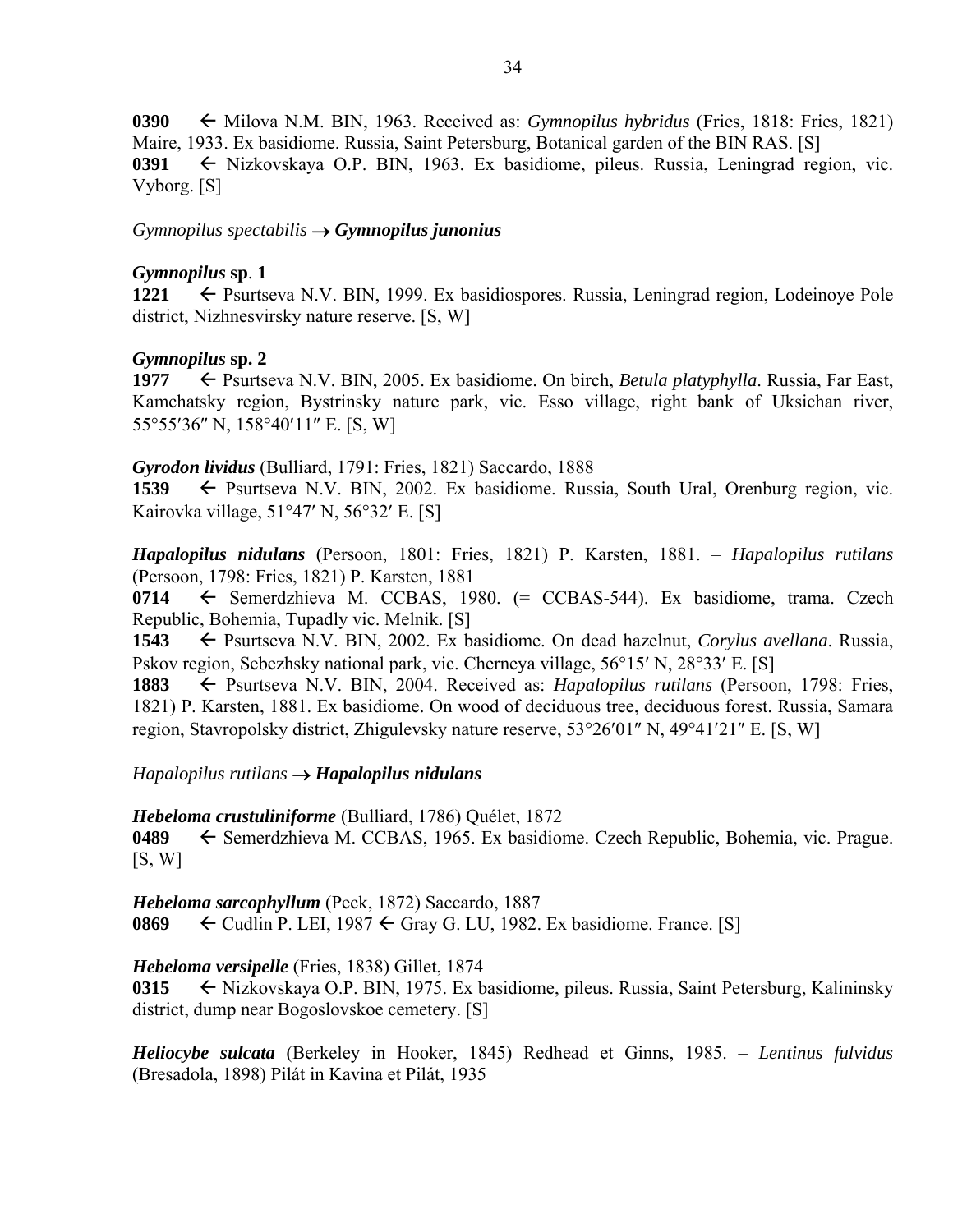**0390** ← Milova N.M. BIN, 1963. Received as: *Gymnopilus hybridus* (Fries, 1818: Fries, 1821) Maire, 1933. Ex basidiome. Russia, Saint Petersburg, Botanical garden of the BIN RAS. [S]
**0391** ← Nizkovskaya O.P. BIN, 1963. Ex basidiome, pileus. Russia, Leningrad region, vic. Vyborg. [S]

*Gymnopilus spectabilis* → ***Gymnopilus junonius***

***Gymnopilus* sp. 1**
**1221** ← Psurtseva N.V. BIN, 1999. Ex basidiospores. Russia, Leningrad region, Lodeinoye Pole district, Nizhnesvirsky nature reserve. [S, W]

***Gymnopilus* sp. 2**
**1977** ← Psurtseva N.V. BIN, 2005. Ex basidiome. On birch, *Betula platyphylla*. Russia, Far East, Kamchatsky region, Bystrinsky nature park, vic. Esso village, right bank of Uksichan river, 55°55′36″ N, 158°40′11″ E. [S, W]

***Gyrodon lividus*** (Bulliard, 1791: Fries, 1821) Saccardo, 1888
**1539** ← Psurtseva N.V. BIN, 2002. Ex basidiome. Russia, South Ural, Orenburg region, vic. Kairovka village, 51°47′ N, 56°32′ E. [S]

***Hapalopilus nidulans*** (Persoon, 1801: Fries, 1821) P. Karsten, 1881. – *Hapalopilus rutilans* (Persoon, 1798: Fries, 1821) P. Karsten, 1881
**0714** ← Semerdzhieva M. CCBAS, 1980. (= CCBAS-544). Ex basidiome, trama. Czech Republic, Bohemia, Tupadly vic. Melnik. [S]
**1543** ← Psurtseva N.V. BIN, 2002. Ex basidiome. On dead hazelnut, *Corylus avellana*. Russia, Pskov region, Sebezhsky national park, vic. Cherneya village, 56°15′ N, 28°33′ E. [S]
**1883** ← Psurtseva N.V. BIN, 2004. Received as: *Hapalopilus rutilans* (Persoon, 1798: Fries, 1821) P. Karsten, 1881. Ex basidiome. On wood of deciduous tree, deciduous forest. Russia, Samara region, Stavropolsky district, Zhigulevsky nature reserve, 53°26′01″ N, 49°41′21″ E. [S, W]

*Hapalopilus rutilans* → ***Hapalopilus nidulans***

***Hebeloma crustuliniforme*** (Bulliard, 1786) Quélet, 1872
**0489** ← Semerdzhieva M. CCBAS, 1965. Ex basidiome. Czech Republic, Bohemia, vic. Prague. [S, W]

***Hebeloma sarcophyllum*** (Peck, 1872) Saccardo, 1887
**0869** ← Cudlin P. LEI, 1987 ← Gray G. LU, 1982. Ex basidiome. France. [S]

***Hebeloma versipelle*** (Fries, 1838) Gillet, 1874
**0315** ← Nizkovskaya O.P. BIN, 1975. Ex basidiome, pileus. Russia, Saint Petersburg, Kalininsky district, dump near Bogoslovskoe cemetery. [S]

***Heliocybe sulcata*** (Berkeley in Hooker, 1845) Redhead et Ginns, 1985. – *Lentinus fulvidus* (Bresadola, 1898) Pilát in Kavina et Pilát, 1935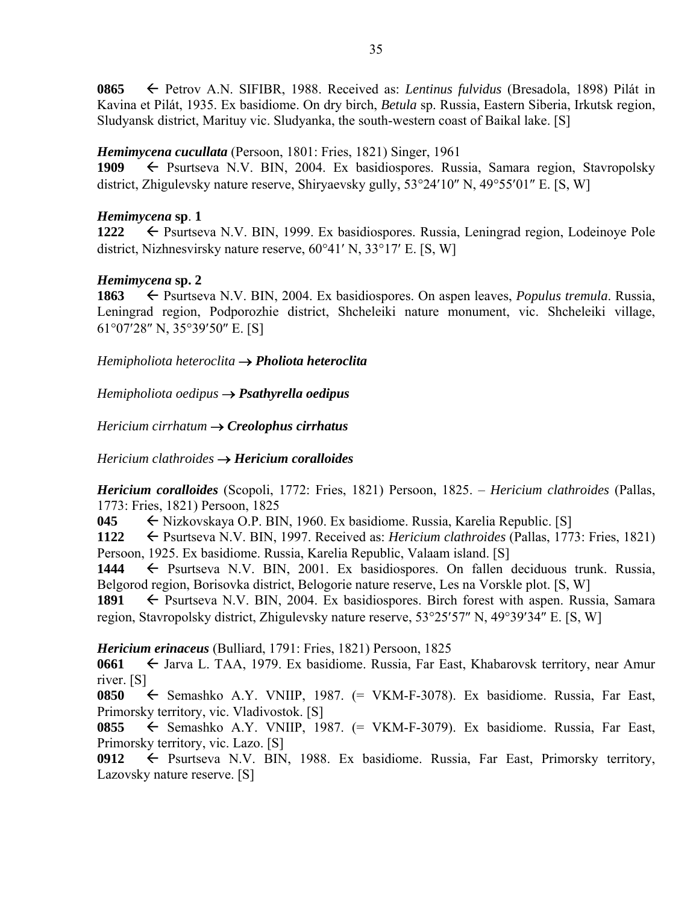**0865** ← Petrov A.N. SIFIBR, 1988. Received as: *Lentinus fulvidus* (Bresadola, 1898) Pilát in Kavina et Pilát, 1935. Ex basidiome. On dry birch, *Betula* sp. Russia, Eastern Siberia, Irkutsk region, Sludyansk district, Marituy vic. Sludyanka, the south-western coast of Baikal lake. [S]

***Hemimycena cucullata*** (Persoon, 1801: Fries, 1821) Singer, 1961
**1909** ← Psurtseva N.V. BIN, 2004. Ex basidiospores. Russia, Samara region, Stavropolsky district, Zhigulevsky nature reserve, Shiryaevsky gully, 53°24′10″ N, 49°55′01″ E. [S, W]

***Hemimycena* sp. 1**
**1222** ← Psurtseva N.V. BIN, 1999. Ex basidiospores. Russia, Leningrad region, Lodeinoye Pole district, Nizhnesvirsky nature reserve, 60°41′ N, 33°17′ E. [S, W]

***Hemimycena* sp. 2**
**1863** ← Psurtseva N.V. BIN, 2004. Ex basidiospores. On aspen leaves, *Populus tremula*. Russia, Leningrad region, Podporozhie district, Shcheleiki nature monument, vic. Shcheleiki village, 61°07′28″ N, 35°39′50″ E. [S]

*Hemipholiota heteroclita* → ***Pholiota heteroclita***

*Hemipholiota oedipus* → ***Psathyrella oedipus***

*Hericium cirrhatum* → ***Creolophus cirrhatus***

*Hericium clathroides* → ***Hericium coralloides***

***Hericium coralloides*** (Scopoli, 1772: Fries, 1821) Persoon, 1825. – *Hericium clathroides* (Pallas, 1773: Fries, 1821) Persoon, 1825
**045** ← Nizkovskaya O.P. BIN, 1960. Ex basidiome. Russia, Karelia Republic. [S]
**1122** ← Psurtseva N.V. BIN, 1997. Received as: *Hericium clathroides* (Pallas, 1773: Fries, 1821) Persoon, 1925. Ex basidiome. Russia, Karelia Republic, Valaam island. [S]
**1444** ← Psurtseva N.V. BIN, 2001. Ex basidiospores. On fallen deciduous trunk. Russia, Belgorod region, Borisovka district, Belogorie nature reserve, Les na Vorskle plot. [S, W]
**1891** ← Psurtseva N.V. BIN, 2004. Ex basidiospores. Birch forest with aspen. Russia, Samara region, Stavropolsky district, Zhigulevsky nature reserve, 53°25′57″ N, 49°39′34″ E. [S, W]

***Hericium erinaceus*** (Bulliard, 1791: Fries, 1821) Persoon, 1825
**0661** ← Jarva L. TAA, 1979. Ex basidiome. Russia, Far East, Khabarovsk territory, near Amur river. [S]
**0850** ← Semashko A.Y. VNIIP, 1987. (= VKM-F-3078). Ex basidiome. Russia, Far East, Primorsky territory, vic. Vladivostok. [S]
**0855** ← Semashko A.Y. VNIIP, 1987. (= VKM-F-3079). Ex basidiome. Russia, Far East, Primorsky territory, vic. Lazo. [S]
**0912** ← Psurtseva N.V. BIN, 1988. Ex basidiome. Russia, Far East, Primorsky territory, Lazovsky nature reserve. [S]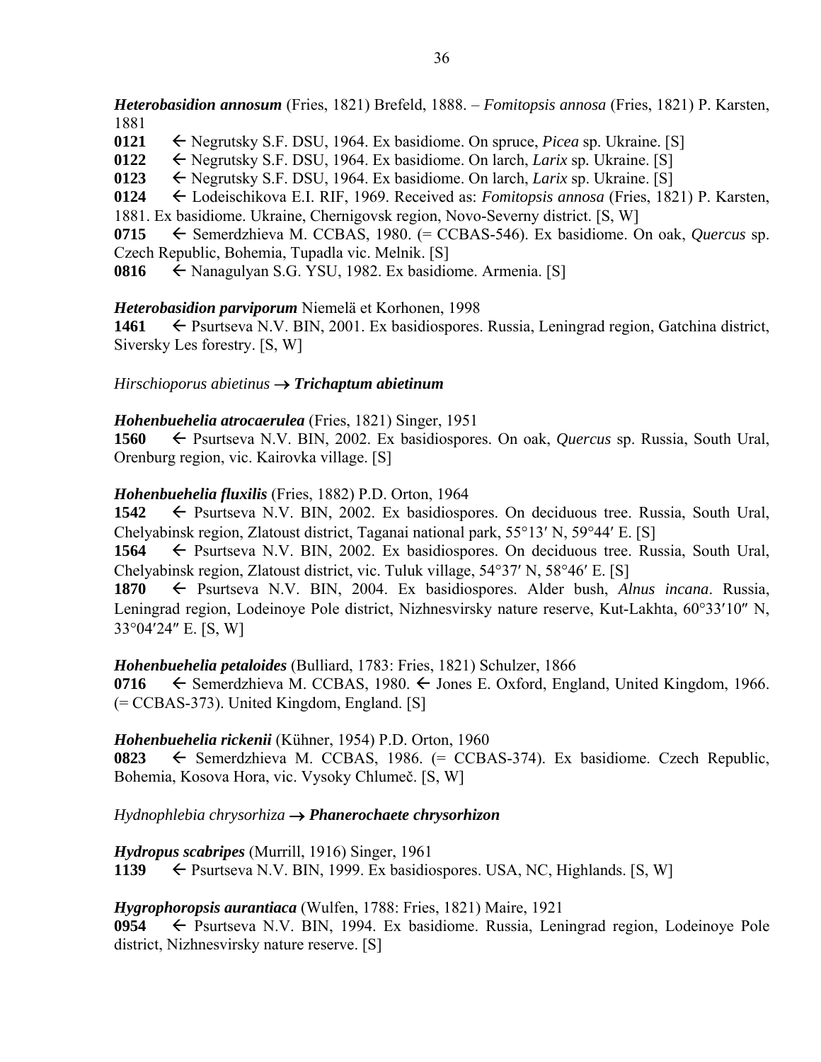***Heterobasidion annosum*** (Fries, 1821) Brefeld, 1888. – *Fomitopsis annosa* (Fries, 1821) P. Karsten, 1881

**0121** ← Negrutsky S.F. DSU, 1964. Ex basidiome. On spruce, *Picea* sp. Ukraine. [S]

**0122** ← Negrutsky S.F. DSU, 1964. Ex basidiome. On larch, *Larix* sp. Ukraine. [S]

**0123** ← Negrutsky S.F. DSU, 1964. Ex basidiome. On larch, *Larix* sp. Ukraine. [S]

**0124** ← Lodeischikova E.I. RIF, 1969. Received as: *Fomitopsis annosa* (Fries, 1821) P. Karsten, 1881. Ex basidiome. Ukraine, Chernigovsk region, Novo-Severny district. [S, W]

**0715** ← Semerdzhieva M. CCBAS, 1980. (= CCBAS-546). Ex basidiome. On oak, *Quercus* sp. Czech Republic, Bohemia, Tupadla vic. Melnik. [S]

**0816** ← Nanagulyan S.G. YSU, 1982. Ex basidiome. Armenia. [S]

***Heterobasidion parviporum*** Niemelä et Korhonen, 1998

**1461** ← Psurtseva N.V. BIN, 2001. Ex basidiospores. Russia, Leningrad region, Gatchina district, Siversky Les forestry. [S, W]

*Hirschioporus abietinus* → ***Trichaptum abietinum***

***Hohenbuehelia atrocaerulea*** (Fries, 1821) Singer, 1951

**1560** ← Psurtseva N.V. BIN, 2002. Ex basidiospores. On oak, *Quercus* sp. Russia, South Ural, Orenburg region, vic. Kairovka village. [S]

***Hohenbuehelia fluxilis*** (Fries, 1882) P.D. Orton, 1964

**1542** ← Psurtseva N.V. BIN, 2002. Ex basidiospores. On deciduous tree. Russia, South Ural, Chelyabinsk region, Zlatoust district, Taganai national park, 55°13′ N, 59°44′ E. [S]

**1564** ← Psurtseva N.V. BIN, 2002. Ex basidiospores. On deciduous tree. Russia, South Ural, Chelyabinsk region, Zlatoust district, vic. Tuluk village, 54°37′ N, 58°46′ E. [S]

**1870** ← Psurtseva N.V. BIN, 2004. Ex basidiospores. Alder bush, *Alnus incana*. Russia, Leningrad region, Lodeinoye Pole district, Nizhnesvirsky nature reserve, Kut-Lakhta, 60°33′10″ N, 33°04′24″ E. [S, W]

***Hohenbuehelia petaloides*** (Bulliard, 1783: Fries, 1821) Schulzer, 1866

**0716** ← Semerdzhieva M. CCBAS, 1980. ← Jones E. Oxford, England, United Kingdom, 1966. (= CCBAS-373). United Kingdom, England. [S]

***Hohenbuehelia rickenii*** (Kühner, 1954) P.D. Orton, 1960

**0823** ← Semerdzhieva M. CCBAS, 1986. (= CCBAS-374). Ex basidiome. Czech Republic, Bohemia, Kosova Hora, vic. Vysoky Chlumeč. [S, W]

*Hydnophlebia chrysorhiza* → ***Phanerochaete chrysorhizon***

***Hydropus scabripes*** (Murrill, 1916) Singer, 1961

**1139** ← Psurtseva N.V. BIN, 1999. Ex basidiospores. USA, NC, Highlands. [S, W]

***Hygrophoropsis aurantiaca*** (Wulfen, 1788: Fries, 1821) Maire, 1921

**0954** ← Psurtseva N.V. BIN, 1994. Ex basidiome. Russia, Leningrad region, Lodeinoye Pole district, Nizhnesvirsky nature reserve. [S]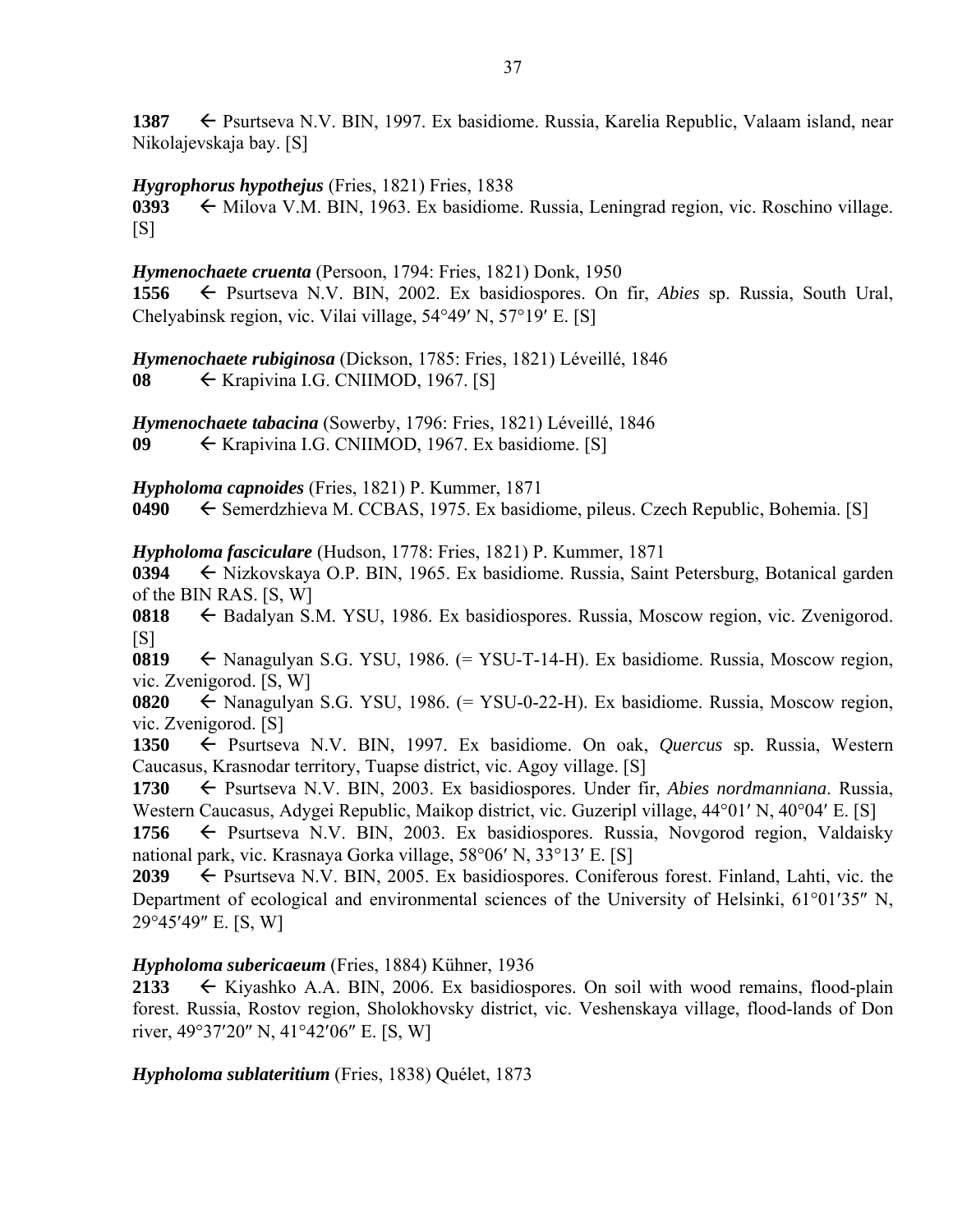**1387** ← Psurtseva N.V. BIN, 1997. Ex basidiome. Russia, Karelia Republic, Valaam island, near Nikolajevskaja bay. [S]

***Hygrophorus hypothejus*** (Fries, 1821) Fries, 1838
**0393** ← Milova V.M. BIN, 1963. Ex basidiome. Russia, Leningrad region, vic. Roschino village. [S]

***Hymenochaete cruenta*** (Persoon, 1794: Fries, 1821) Donk, 1950
**1556** ← Psurtseva N.V. BIN, 2002. Ex basidiospores. On fir, *Abies* sp. Russia, South Ural, Chelyabinsk region, vic. Vilai village, 54°49′ N, 57°19′ E. [S]

***Hymenochaete rubiginosa*** (Dickson, 1785: Fries, 1821) Léveillé, 1846
**08** ← Krapivina I.G. CNIIMOD, 1967. [S]

***Hymenochaete tabacina*** (Sowerby, 1796: Fries, 1821) Léveillé, 1846
**09** ← Krapivina I.G. CNIIMOD, 1967. Ex basidiome. [S]

***Hypholoma capnoides*** (Fries, 1821) P. Kummer, 1871
**0490** ← Semerdzhieva M. CCBAS, 1975. Ex basidiome, pileus. Czech Republic, Bohemia. [S]

***Hypholoma fasciculare*** (Hudson, 1778: Fries, 1821) P. Kummer, 1871
**0394** ← Nizkovskaya O.P. BIN, 1965. Ex basidiome. Russia, Saint Petersburg, Botanical garden of the BIN RAS. [S, W]
**0818** ← Badalyan S.M. YSU, 1986. Ex basidiospores. Russia, Moscow region, vic. Zvenigorod. [S]
**0819** ← Nanagulyan S.G. YSU, 1986. (= YSU-T-14-H). Ex basidiome. Russia, Moscow region, vic. Zvenigorod. [S, W]
**0820** ← Nanagulyan S.G. YSU, 1986. (= YSU-0-22-H). Ex basidiome. Russia, Moscow region, vic. Zvenigorod. [S]
**1350** ← Psurtseva N.V. BIN, 1997. Ex basidiome. On oak, *Quercus* sp. Russia, Western Caucasus, Krasnodar territory, Tuapse district, vic. Agoy village. [S]
**1730** ← Psurtseva N.V. BIN, 2003. Ex basidiospores. Under fir, *Abies nordmanniana*. Russia, Western Caucasus, Adygei Republic, Maikop district, vic. Guzeripl village, 44°01′ N, 40°04′ E. [S]
**1756** ← Psurtseva N.V. BIN, 2003. Ex basidiospores. Russia, Novgorod region, Valdaisky national park, vic. Krasnaya Gorka village, 58°06′ N, 33°13′ E. [S]
**2039** ← Psurtseva N.V. BIN, 2005. Ex basidiospores. Coniferous forest. Finland, Lahti, vic. the Department of ecological and environmental sciences of the University of Helsinki, 61°01′35″ N, 29°45′49″ E. [S, W]

***Hypholoma subericaeum*** (Fries, 1884) Kühner, 1936
**2133** ← Kiyashko A.A. BIN, 2006. Ex basidiospores. On soil with wood remains, flood-plain forest. Russia, Rostov region, Sholokhovsky district, vic. Veshenskaya village, flood-lands of Don river, 49°37′20″ N, 41°42′06″ E. [S, W]

***Hypholoma sublateritium*** (Fries, 1838) Quélet, 1873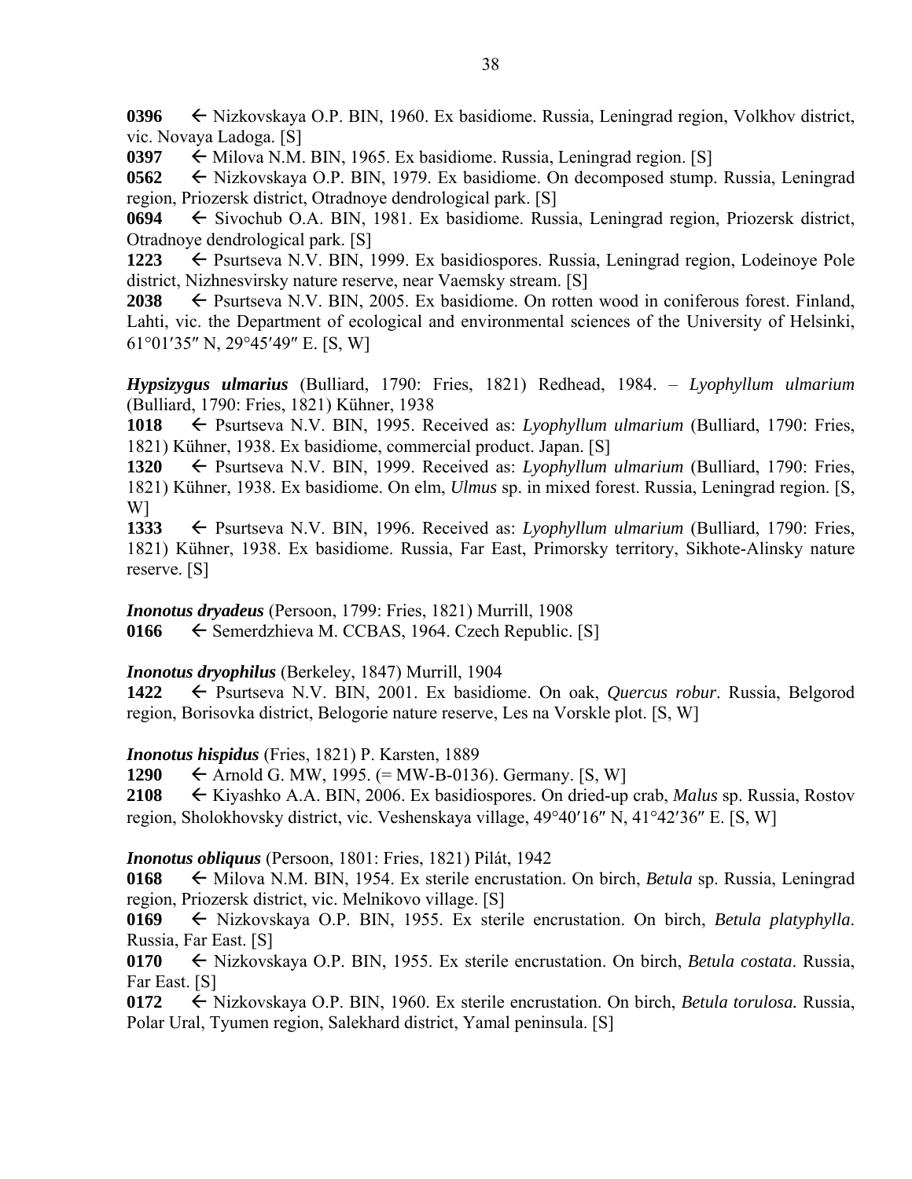**0396** ← Nizkovskaya O.P. BIN, 1960. Ex basidiome. Russia, Leningrad region, Volkhov district, vic. Novaya Ladoga. [S]

**0397** ← Milova N.M. BIN, 1965. Ex basidiome. Russia, Leningrad region. [S]

**0562** ← Nizkovskaya O.P. BIN, 1979. Ex basidiome. On decomposed stump. Russia, Leningrad region, Priozersk district, Otradnoye dendrological park. [S]

**0694** ← Sivochub O.A. BIN, 1981. Ex basidiome. Russia, Leningrad region, Priozersk district, Otradnoye dendrological park. [S]

**1223** ← Psurtseva N.V. BIN, 1999. Ex basidiospores. Russia, Leningrad region, Lodeinoye Pole district, Nizhnesvirsky nature reserve, near Vaemsky stream. [S]

**2038** ← Psurtseva N.V. BIN, 2005. Ex basidiome. On rotten wood in coniferous forest. Finland, Lahti, vic. the Department of ecological and environmental sciences of the University of Helsinki, 61°01′35″ N, 29°45′49″ E. [S, W]

***Hypsizygus ulmarius*** (Bulliard, 1790: Fries, 1821) Redhead, 1984. – *Lyophyllum ulmarium* (Bulliard, 1790: Fries, 1821) Kühner, 1938

**1018** ← Psurtseva N.V. BIN, 1995. Received as: *Lyophyllum ulmarium* (Bulliard, 1790: Fries, 1821) Kühner, 1938. Ex basidiome, commercial product. Japan. [S]

**1320** ← Psurtseva N.V. BIN, 1999. Received as: *Lyophyllum ulmarium* (Bulliard, 1790: Fries, 1821) Kühner, 1938. Ex basidiome. On elm, *Ulmus* sp. in mixed forest. Russia, Leningrad region. [S, W]

**1333** ← Psurtseva N.V. BIN, 1996. Received as: *Lyophyllum ulmarium* (Bulliard, 1790: Fries, 1821) Kühner, 1938. Ex basidiome. Russia, Far East, Primorsky territory, Sikhote-Alinsky nature reserve. [S]

***Inonotus dryadeus*** (Persoon, 1799: Fries, 1821) Murrill, 1908

**0166** ← Semerdzhieva M. CCBAS, 1964. Czech Republic. [S]

***Inonotus dryophilus*** (Berkeley, 1847) Murrill, 1904

**1422** ← Psurtseva N.V. BIN, 2001. Ex basidiome. On oak, *Quercus robur*. Russia, Belgorod region, Borisovka district, Belogorie nature reserve, Les na Vorskle plot. [S, W]

***Inonotus hispidus*** (Fries, 1821) P. Karsten, 1889

**1290** ← Arnold G. MW, 1995. (= MW-B-0136). Germany. [S, W]

**2108** ← Kiyashko A.A. BIN, 2006. Ex basidiospores. On dried-up crab, *Malus* sp. Russia, Rostov region, Sholokhovsky district, vic. Veshenskaya village, 49°40′16″ N, 41°42′36″ E. [S, W]

***Inonotus obliquus*** (Persoon, 1801: Fries, 1821) Pilát, 1942

**0168** ← Milova N.M. BIN, 1954. Ex sterile encrustation. On birch, *Betula* sp. Russia, Leningrad region, Priozersk district, vic. Melnikovo village. [S]

**0169** ← Nizkovskaya O.P. BIN, 1955. Ex sterile encrustation. On birch, *Betula platyphylla*. Russia, Far East. [S]

**0170** ← Nizkovskaya O.P. BIN, 1955. Ex sterile encrustation. On birch, *Betula costata*. Russia, Far East. [S]

**0172** ← Nizkovskaya O.P. BIN, 1960. Ex sterile encrustation. On birch, *Betula torulosa.* Russia, Polar Ural, Tyumen region, Salekhard district, Yamal peninsula. [S]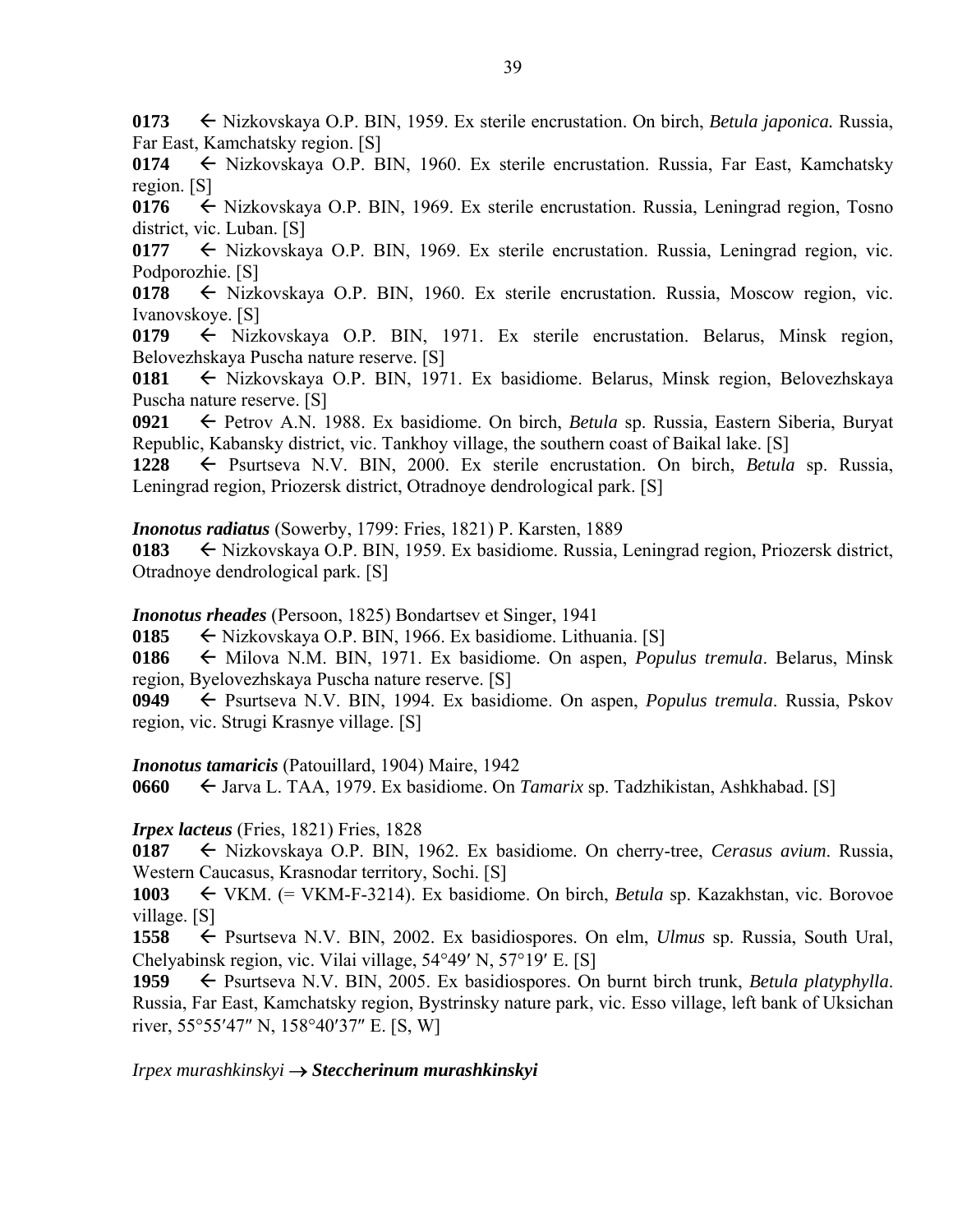**0173** ← Nizkovskaya O.P. BIN, 1959. Ex sterile encrustation. On birch, *Betula japonica.* Russia, Far East, Kamchatsky region. [S]

**0174** ← Nizkovskaya O.P. BIN, 1960. Ex sterile encrustation. Russia, Far East, Kamchatsky region. [S]

**0176** ← Nizkovskaya O.P. BIN, 1969. Ex sterile encrustation. Russia, Leningrad region, Tosno district, vic. Luban. [S]

**0177** ← Nizkovskaya O.P. BIN, 1969. Ex sterile encrustation. Russia, Leningrad region, vic. Podporozhie. [S]

**0178** ← Nizkovskaya O.P. BIN, 1960. Ex sterile encrustation. Russia, Moscow region, vic. Ivanovskoye. [S]

**0179** ← Nizkovskaya O.P. BIN, 1971. Ex sterile encrustation. Belarus, Minsk region, Belovezhskaya Puscha nature reserve. [S]

**0181** ← Nizkovskaya O.P. BIN, 1971. Ex basidiome. Belarus, Minsk region, Belovezhskaya Puscha nature reserve. [S]

**0921** ← Petrov A.N. 1988. Ex basidiome. On birch, *Betula* sp. Russia, Eastern Siberia, Buryat Republic, Kabansky district, vic. Tankhoy village, the southern coast of Baikal lake. [S]

**1228** ← Psurtseva N.V. BIN, 2000. Ex sterile encrustation. On birch, *Betula* sp. Russia, Leningrad region, Priozersk district, Otradnoye dendrological park. [S]

***Inonotus radiatus*** (Sowerby, 1799: Fries, 1821) P. Karsten, 1889

**0183** ← Nizkovskaya O.P. BIN, 1959. Ex basidiome. Russia, Leningrad region, Priozersk district, Otradnoye dendrological park. [S]

***Inonotus rheades*** (Persoon, 1825) Bondartsev et Singer, 1941

**0185** ← Nizkovskaya O.P. BIN, 1966. Ex basidiome. Lithuania. [S]

**0186** ← Milova N.M. BIN, 1971. Ex basidiome. On aspen, *Populus tremula*. Belarus, Minsk region, Byelovezhskaya Puscha nature reserve. [S]

**0949** ← Psurtseva N.V. BIN, 1994. Ex basidiome. On aspen, *Populus tremula*. Russia, Pskov region, vic. Strugi Krasnye village. [S]

***Inonotus tamaricis*** (Patouillard, 1904) Maire, 1942

**0660** ← Jarva L. TAA, 1979. Ex basidiome. On *Tamarix* sp. Tadzhikistan, Ashkhabad. [S]

***Irpex lacteus*** (Fries, 1821) Fries, 1828

**0187** ← Nizkovskaya O.P. BIN, 1962. Ex basidiome. On cherry-tree, *Cerasus avium*. Russia, Western Caucasus, Krasnodar territory, Sochi. [S]

**1003** ← VKM. (= VKM-F-3214). Ex basidiome. On birch, *Betula* sp. Kazakhstan, vic. Borovoe village. [S]

**1558** ← Psurtseva N.V. BIN, 2002. Ex basidiospores. On elm, *Ulmus* sp. Russia, South Ural, Chelyabinsk region, vic. Vilai village, 54°49′ N, 57°19′ E. [S]

**1959** ← Psurtseva N.V. BIN, 2005. Ex basidiospores. On burnt birch trunk, *Betula platyphylla*. Russia, Far East, Kamchatsky region, Bystrinsky nature park, vic. Esso village, left bank of Uksichan river, 55°55′47″ N, 158°40′37″ E. [S, W]

*Irpex murashkinskyi* → ***Steccherinum murashkinskyi***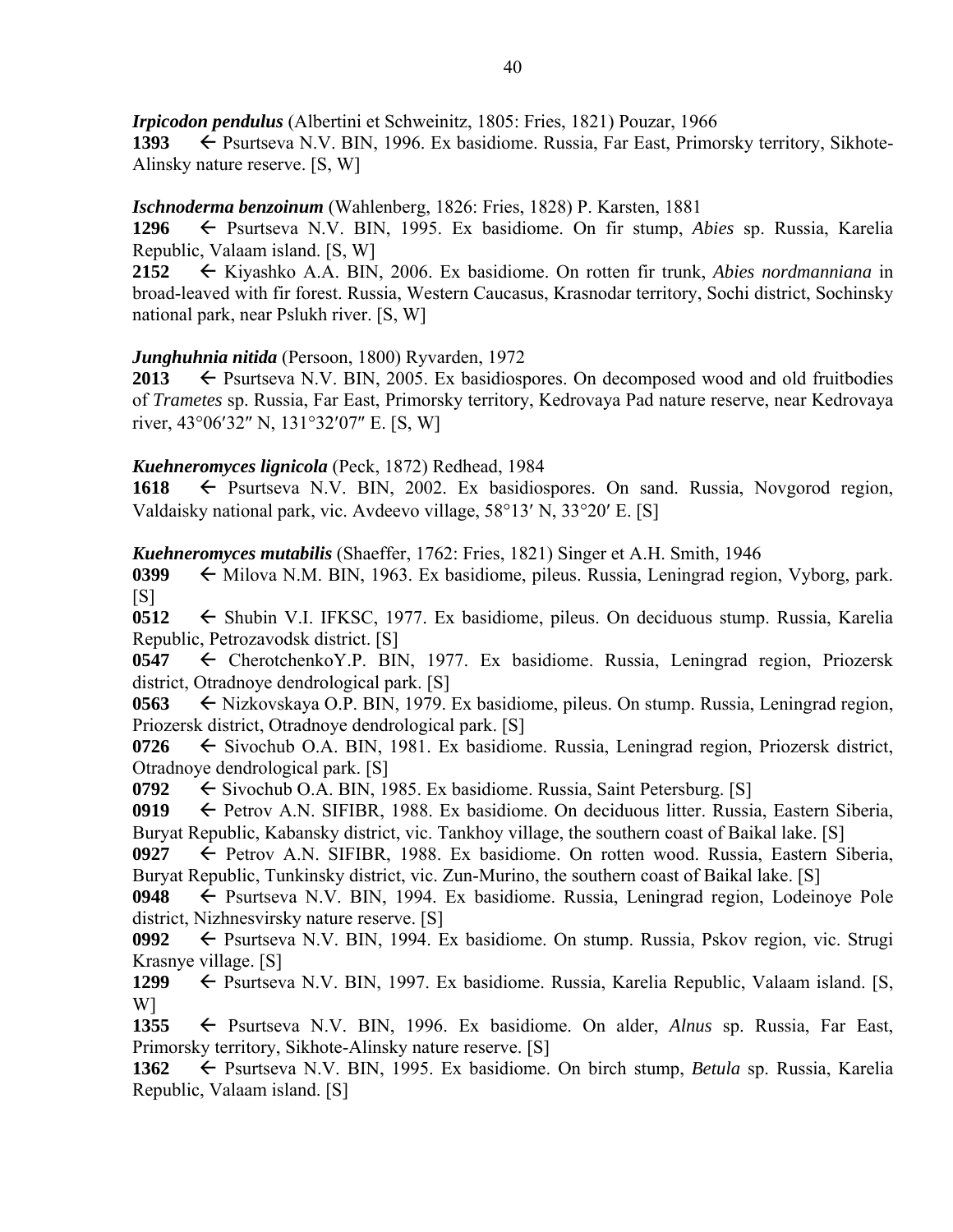***Irpicodon pendulus*** (Albertini et Schweinitz, 1805: Fries, 1821) Pouzar, 1966

**1393** ← Psurtseva N.V. BIN, 1996. Ex basidiome. Russia, Far East, Primorsky territory, Sikhote-Alinsky nature reserve. [S, W]

***Ischnoderma benzoinum*** (Wahlenberg, 1826: Fries, 1828) P. Karsten, 1881

**1296** ← Psurtseva N.V. BIN, 1995. Ex basidiome. On fir stump, *Abies* sp. Russia, Karelia Republic, Valaam island. [S, W]

**2152** ← Kiyashko A.A. BIN, 2006. Ex basidiome. On rotten fir trunk, *Abies nordmanniana* in broad-leaved with fir forest. Russia, Western Caucasus, Krasnodar territory, Sochi district, Sochinsky national park, near Pslukh river. [S, W]

***Junghuhnia nitida*** (Persoon, 1800) Ryvarden, 1972

**2013** ← Psurtseva N.V. BIN, 2005. Ex basidiospores. On decomposed wood and old fruitbodies of *Trametes* sp. Russia, Far East, Primorsky territory, Kedrovaya Pad nature reserve, near Kedrovaya river, 43°06′32″ N, 131°32′07″ E. [S, W]

***Kuehneromyces lignicola*** (Peck, 1872) Redhead, 1984

**1618** ← Psurtseva N.V. BIN, 2002. Ex basidiospores. On sand. Russia, Novgorod region, Valdaisky national park, vic. Avdeevo village, 58°13′ N, 33°20′ E. [S]

***Kuehneromyces mutabilis*** (Shaeffer, 1762: Fries, 1821) Singer et A.H. Smith, 1946

**0399** ← Milova N.M. BIN, 1963. Ex basidiome, pileus. Russia, Leningrad region, Vyborg, park. [S]

**0512** ← Shubin V.I. IFKSC, 1977. Ex basidiome, pileus. On deciduous stump. Russia, Karelia Republic, Petrozavodsk district. [S]

**0547** ← CherotchenkoY.P. BIN, 1977. Ex basidiome. Russia, Leningrad region, Priozersk district, Otradnoye dendrological park. [S]

**0563** ← Nizkovskaya O.P. BIN, 1979. Ex basidiome, pileus. On stump. Russia, Leningrad region, Priozersk district, Otradnoye dendrological park. [S]

**0726** ← Sivochub O.A. BIN, 1981. Ex basidiome. Russia, Leningrad region, Priozersk district, Otradnoye dendrological park. [S]

**0792** ← Sivochub O.A. BIN, 1985. Ex basidiome. Russia, Saint Petersburg. [S]

**0919** ← Petrov A.N. SIFIBR, 1988. Ex basidiome. On deciduous litter. Russia, Eastern Siberia, Buryat Republic, Kabansky district, vic. Tankhoy village, the southern coast of Baikal lake. [S]

**0927** ← Petrov A.N. SIFIBR, 1988. Ex basidiome. On rotten wood. Russia, Eastern Siberia, Buryat Republic, Tunkinsky district, vic. Zun-Murino, the southern coast of Baikal lake. [S]

**0948** ← Psurtseva N.V. BIN, 1994. Ex basidiome. Russia, Leningrad region, Lodeinoye Pole district, Nizhnesvirsky nature reserve. [S]

**0992** ← Psurtseva N.V. BIN, 1994. Ex basidiome. On stump. Russia, Pskov region, vic. Strugi Krasnye village. [S]

**1299** ← Psurtseva N.V. BIN, 1997. Ex basidiome. Russia, Karelia Republic, Valaam island. [S, W]

**1355** ← Psurtseva N.V. BIN, 1996. Ex basidiome. On alder, *Alnus* sp. Russia, Far East, Primorsky territory, Sikhote-Alinsky nature reserve. [S]

**1362** ← Psurtseva N.V. BIN, 1995. Ex basidiome. On birch stump, *Betula* sp. Russia, Karelia Republic, Valaam island. [S]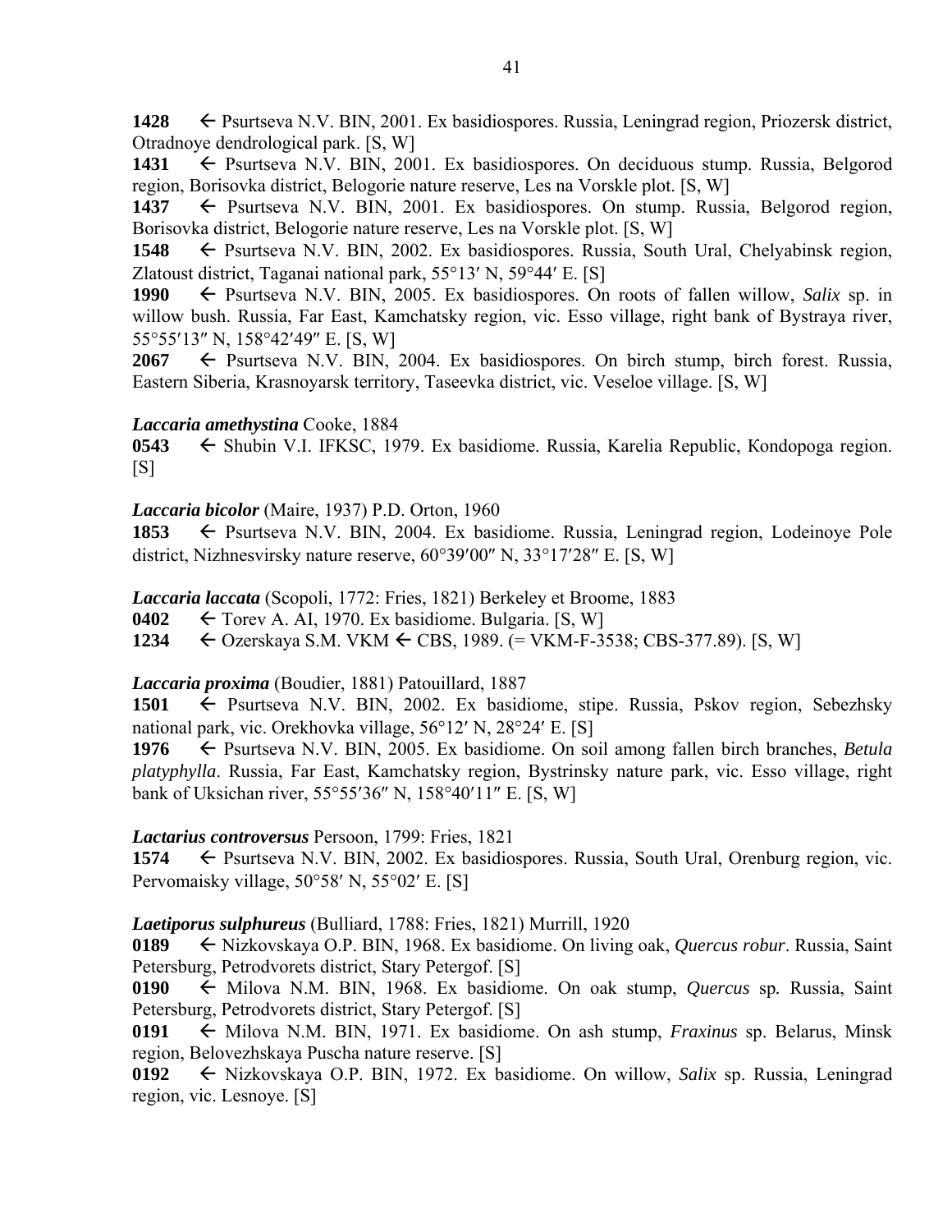**1428** ← Psurtseva N.V. BIN, 2001. Ex basidiospores. Russia, Leningrad region, Priozersk district, Otradnoye dendrological park. [S, W]
**1431** ← Psurtseva N.V. BIN, 2001. Ex basidiospores. On deciduous stump. Russia, Belgorod region, Borisovka district, Belogorie nature reserve, Les na Vorskle plot. [S, W]
**1437** ← Psurtseva N.V. BIN, 2001. Ex basidiospores. On stump. Russia, Belgorod region, Borisovka district, Belogorie nature reserve, Les na Vorskle plot. [S, W]
**1548** ← Psurtseva N.V. BIN, 2002. Ex basidiospores. Russia, South Ural, Chelyabinsk region, Zlatoust district, Taganai national park, 55°13′ N, 59°44′ E. [S]
**1990** ← Psurtseva N.V. BIN, 2005. Ex basidiospores. On roots of fallen willow, *Salix* sp. in willow bush. Russia, Far East, Kamchatsky region, vic. Esso village, right bank of Bystraya river, 55°55′13″ N, 158°42′49″ E. [S, W]
**2067** ← Psurtseva N.V. BIN, 2004. Ex basidiospores. On birch stump, birch forest. Russia, Eastern Siberia, Krasnoyarsk territory, Taseevka district, vic. Veseloe village. [S, W]

***Laccaria amethystina*** Cooke, 1884
**0543** ← Shubin V.I. IFKSC, 1979. Ex basidiome. Russia, Karelia Republic, Kondopoga region. [S]

***Laccaria bicolor*** (Maire, 1937) P.D. Orton, 1960
**1853** ← Psurtseva N.V. BIN, 2004. Ex basidiome. Russia, Leningrad region, Lodeinoye Pole district, Nizhnesvirsky nature reserve, 60°39′00″ N, 33°17′28″ E. [S, W]

***Laccaria laccata*** (Scopoli, 1772: Fries, 1821) Berkeley et Broome, 1883
**0402** ← Torev A. AI, 1970. Ex basidiome. Bulgaria. [S, W]
**1234** ← Ozerskaya S.M. VKM ← CBS, 1989. (= VKM-F-3538; CBS-377.89). [S, W]

***Laccaria proxima*** (Boudier, 1881) Patouillard, 1887
**1501** ← Psurtseva N.V. BIN, 2002. Ex basidiome, stipe. Russia, Pskov region, Sebezhsky national park, vic. Orekhovka village, 56°12′ N, 28°24′ E. [S]
**1976** ← Psurtseva N.V. BIN, 2005. Ex basidiome. On soil among fallen birch branches, *Betula platyphylla*. Russia, Far East, Kamchatsky region, Bystrinsky nature park, vic. Esso village, right bank of Uksichan river, 55°55′36″ N, 158°40′11″ E. [S, W]

***Lactarius controversus*** Persoon, 1799: Fries, 1821
**1574** ← Psurtseva N.V. BIN, 2002. Ex basidiospores. Russia, South Ural, Orenburg region, vic. Pervomaisky village, 50°58′ N, 55°02′ E. [S]

***Laetiporus sulphureus*** (Bulliard, 1788: Fries, 1821) Murrill, 1920
**0189** ← Nizkovskaya O.P. BIN, 1968. Ex basidiome. On living oak, *Quercus robur*. Russia, Saint Petersburg, Petrodvorets district, Stary Petergof. [S]
**0190** ← Milova N.M. BIN, 1968. Ex basidiome. On oak stump, *Quercus* sp. Russia, Saint Petersburg, Petrodvorets district, Stary Petergof. [S]
**0191** ← Milova N.M. BIN, 1971. Ex basidiome. On ash stump, *Fraxinus* sp. Belarus, Minsk region, Belovezhskaya Puscha nature reserve. [S]
**0192** ← Nizkovskaya O.P. BIN, 1972. Ex basidiome. On willow, *Salix* sp. Russia, Leningrad region, vic. Lesnoye. [S]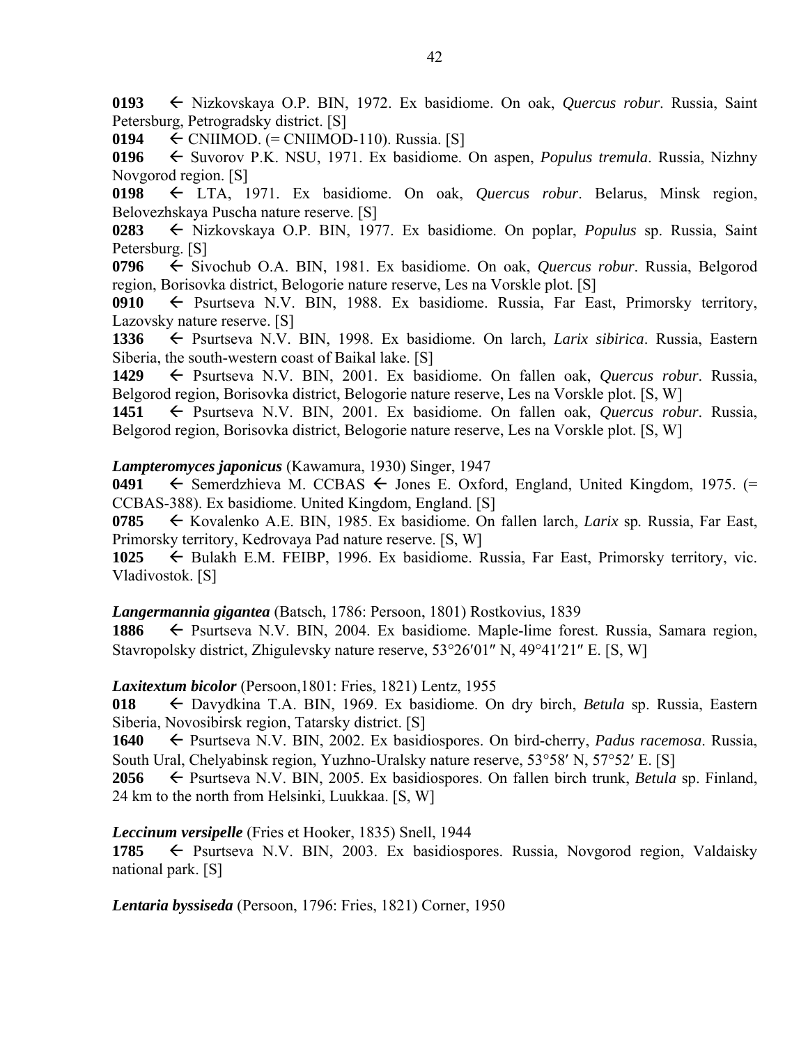**0193** ← Nizkovskaya O.P. BIN, 1972. Ex basidiome. On oak, *Quercus robur*. Russia, Saint Petersburg, Petrogradsky district. [S]

**0194** ← CNIIMOD. (= CNIIMOD-110). Russia. [S]

**0196** ← Suvorov P.K. NSU, 1971. Ex basidiome. On aspen, *Populus tremula*. Russia, Nizhny Novgorod region. [S]

**0198** ← LTA, 1971. Ex basidiome. On oak, *Quercus robur*. Belarus, Minsk region, Belovezhskaya Puscha nature reserve. [S]

**0283** ← Nizkovskaya O.P. BIN, 1977. Ex basidiome. On poplar, *Populus* sp. Russia, Saint Petersburg. [S]

**0796** ← Sivochub O.A. BIN, 1981. Ex basidiome. On oak, *Quercus robur*. Russia, Belgorod region, Borisovka district, Belogorie nature reserve, Les na Vorskle plot. [S]

**0910** ← Psurtseva N.V. BIN, 1988. Ex basidiome. Russia, Far East, Primorsky territory, Lazovsky nature reserve. [S]

**1336** ← Psurtseva N.V. BIN, 1998. Ex basidiome. On larch, *Larix sibirica*. Russia, Eastern Siberia, the south-western coast of Baikal lake. [S]

**1429** ← Psurtseva N.V. BIN, 2001. Ex basidiome. On fallen oak, *Quercus robur*. Russia, Belgorod region, Borisovka district, Belogorie nature reserve, Les na Vorskle plot. [S, W]

**1451** ← Psurtseva N.V. BIN, 2001. Ex basidiome. On fallen oak, *Quercus robur*. Russia, Belgorod region, Borisovka district, Belogorie nature reserve, Les na Vorskle plot. [S, W]

***Lampteromyces japonicus*** (Kawamura, 1930) Singer, 1947

**0491** ← Semerdzhieva M. CCBAS ← Jones E. Oxford, England, United Kingdom, 1975. (= CCBAS-388). Ex basidiome. United Kingdom, England. [S]

**0785** ← Kovalenko A.E. BIN, 1985. Ex basidiome. On fallen larch, *Larix* sp. Russia, Far East, Primorsky territory, Kedrovaya Pad nature reserve. [S, W]

**1025** ← Bulakh E.M. FEIBP, 1996. Ex basidiome. Russia, Far East, Primorsky territory, vic. Vladivostok. [S]

***Langermannia gigantea*** (Batsch, 1786: Persoon, 1801) Rostkovius, 1839

**1886** ← Psurtseva N.V. BIN, 2004. Ex basidiome. Maple-lime forest. Russia, Samara region, Stavropolsky district, Zhigulevsky nature reserve, 53°26′01″ N, 49°41′21″ E. [S, W]

***Laxitextum bicolor*** (Persoon,1801: Fries, 1821) Lentz, 1955

**018** ← Davydkina T.A. BIN, 1969. Ex basidiome. On dry birch, *Betula* sp. Russia, Eastern Siberia, Novosibirsk region, Tatarsky district. [S]

**1640** ← Psurtseva N.V. BIN, 2002. Ex basidiospores. On bird-cherry, *Padus racemosa*. Russia, South Ural, Chelyabinsk region, Yuzhno-Uralsky nature reserve, 53°58′ N, 57°52′ E. [S]

**2056** ← Psurtseva N.V. BIN, 2005. Ex basidiospores. On fallen birch trunk, *Betula* sp. Finland, 24 km to the north from Helsinki, Luukkaa. [S, W]

***Leccinum versipelle*** (Fries et Hooker, 1835) Snell, 1944

**1785** ← Psurtseva N.V. BIN, 2003. Ex basidiospores. Russia, Novgorod region, Valdaisky national park. [S]

***Lentaria byssiseda*** (Persoon, 1796: Fries, 1821) Corner, 1950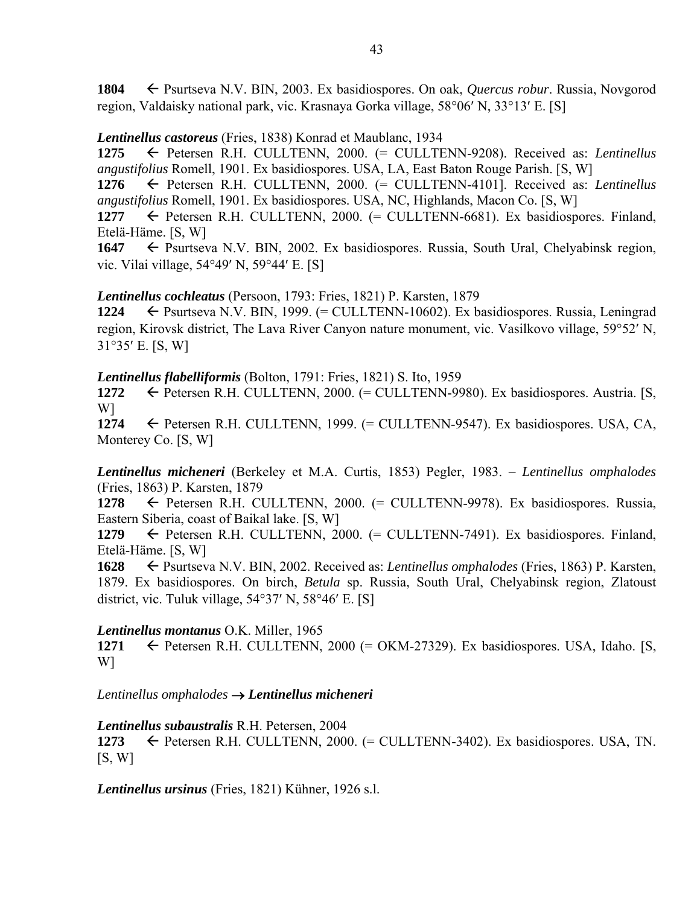**1804** ← Psurtseva N.V. BIN, 2003. Ex basidiospores. On oak, *Quercus robur*. Russia, Novgorod region, Valdaisky national park, vic. Krasnaya Gorka village, 58°06′ N, 33°13′ E. [S]

***Lentinellus castoreus*** (Fries, 1838) Konrad et Maublanc, 1934

**1275** ← Petersen R.H. CULLTENN, 2000. (= CULLTENN-9208). Received as: *Lentinellus angustifolius* Romell, 1901. Ex basidiospores. USA, LA, East Baton Rouge Parish. [S, W]

**1276** ← Petersen R.H. CULLTENN, 2000. (= CULLTENN-4101]. Received as: *Lentinellus angustifolius* Romell, 1901. Ex basidiospores. USA, NC, Highlands, Macon Co. [S, W]

**1277** ← Petersen R.H. CULLTENN, 2000. (= CULLTENN-6681). Ex basidiospores. Finland, Etelä-Häme. [S, W]

**1647** ← Psurtseva N.V. BIN, 2002. Ex basidiospores. Russia, South Ural, Chelyabinsk region, vic. Vilai village, 54°49′ N, 59°44′ E. [S]

***Lentinellus cochleatus*** (Persoon, 1793: Fries, 1821) P. Karsten, 1879

**1224** ← Psurtseva N.V. BIN, 1999. (= CULLTENN-10602). Ex basidiospores. Russia, Leningrad region, Kirovsk district, The Lava River Canyon nature monument, vic. Vasilkovo village, 59°52′ N, 31°35′ E. [S, W]

***Lentinellus flabelliformis*** (Bolton, 1791: Fries, 1821) S. Ito, 1959

**1272** ← Petersen R.H. CULLTENN, 2000. (= CULLTENN-9980). Ex basidiospores. Austria. [S, W]

**1274** ← Petersen R.H. CULLTENN, 1999. (= CULLTENN-9547). Ex basidiospores. USA, CA, Monterey Co. [S, W]

***Lentinellus micheneri*** (Berkeley et M.A. Curtis, 1853) Pegler, 1983. – *Lentinellus omphalodes* (Fries, 1863) P. Karsten, 1879

**1278** ← Petersen R.H. CULLTENN, 2000. (= CULLTENN-9978). Ex basidiospores. Russia, Eastern Siberia, coast of Baikal lake. [S, W]

**1279** ← Petersen R.H. CULLTENN, 2000. (= CULLTENN-7491). Ex basidiospores. Finland, Etelä-Häme. [S, W]

**1628** ← Psurtseva N.V. BIN, 2002. Received as: *Lentinellus omphalodes* (Fries, 1863) P. Karsten, 1879. Ex basidiospores. On birch, *Betula* sp. Russia, South Ural, Chelyabinsk region, Zlatoust district, vic. Tuluk village, 54°37′ N, 58°46′ E. [S]

***Lentinellus montanus*** O.K. Miller, 1965

**1271** ← Petersen R.H. CULLTENN, 2000 (= OKM-27329). Ex basidiospores. USA, Idaho. [S, W]

*Lentinellus omphalodes* → ***Lentinellus micheneri***

***Lentinellus subaustralis*** R.H. Petersen, 2004

**1273** ← Petersen R.H. CULLTENN, 2000. (= CULLTENN-3402). Ex basidiospores. USA, TN. [S, W]

***Lentinellus ursinus*** (Fries, 1821) Kühner, 1926 s.l.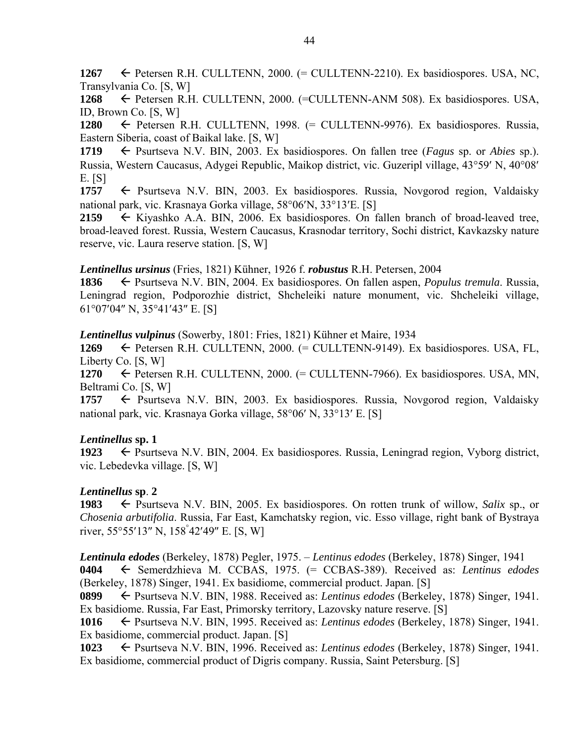**1267** ← Petersen R.H. CULLTENN, 2000. (= CULLTENN-2210). Ex basidiospores. USA, NC, Transylvania Co. [S, W]
**1268** ← Petersen R.H. CULLTENN, 2000. (=CULLTENN-ANM 508). Ex basidiospores. USA, ID, Brown Co. [S, W]
**1280** ← Petersen R.H. CULLTENN, 1998. (= CULLTENN-9976). Ex basidiospores. Russia, Eastern Siberia, coast of Baikal lake. [S, W]
**1719** ← Psurtseva N.V. BIN, 2003. Ex basidiospores. On fallen tree (*Fagus* sp. or *Abies* sp.). Russia, Western Caucasus, Adygei Republic, Maikop district, vic. Guzeripl village, 43°59′ N, 40°08′ E. [S]
**1757** ← Psurtseva N.V. BIN, 2003. Ex basidiospores. Russia, Novgorod region, Valdaisky national park, vic. Krasnaya Gorka village, 58°06′N, 33°13′E. [S]
**2159** ← Kiyashko A.A. BIN, 2006. Ex basidiospores. On fallen branch of broad-leaved tree, broad-leaved forest. Russia, Western Caucasus, Krasnodar territory, Sochi district, Kavkazsky nature reserve, vic. Laura reserve station. [S, W]

***Lentinellus ursinus*** (Fries, 1821) Kühner, 1926 f. ***robustus*** R.H. Petersen, 2004
**1836** ← Psurtseva N.V. BIN, 2004. Ex basidiospores. On fallen aspen, *Populus tremula*. Russia, Leningrad region, Podporozhie district, Shcheleiki nature monument, vic. Shcheleiki village, 61°07′04″ N, 35°41′43″ E. [S]

***Lentinellus vulpinus*** (Sowerby, 1801: Fries, 1821) Kühner et Maire, 1934
**1269** ← Petersen R.H. CULLTENN, 2000. (= CULLTENN-9149). Ex basidiospores. USA, FL, Liberty Co. [S, W]
**1270** ← Petersen R.H. CULLTENN, 2000. (= CULLTENN-7966). Ex basidiospores. USA, MN, Beltrami Co. [S, W]
**1757** ← Psurtseva N.V. BIN, 2003. Ex basidiospores. Russia, Novgorod region, Valdaisky national park, vic. Krasnaya Gorka village, 58°06′ N, 33°13′ E. [S]

***Lentinellus* sp. 1**
**1923** ← Psurtseva N.V. BIN, 2004. Ex basidiospores. Russia, Leningrad region, Vyborg district, vic. Lebedevka village. [S, W]

***Lentinellus* sp. 2**
**1983** ← Psurtseva N.V. BIN, 2005. Ex basidiospores. On rotten trunk of willow, *Salix* sp., or *Chosenia arbutifolia*. Russia, Far East, Kamchatsky region, vic. Esso village, right bank of Bystraya river, 55°55′13″ N, 158°42′49″ E. [S, W]

***Lentinula edodes*** (Berkeley, 1878) Pegler, 1975. – *Lentinus edodes* (Berkeley, 1878) Singer, 1941
**0404** ← Semerdzhieva M. CCBAS, 1975. (= CCBAS-389). Received as: *Lentinus edodes* (Berkeley, 1878) Singer, 1941. Ex basidiome, commercial product. Japan. [S]
**0899** ← Psurtseva N.V. BIN, 1988. Received as: *Lentinus edodes* (Berkeley, 1878) Singer, 1941. Ex basidiome. Russia, Far East, Primorsky territory, Lazovsky nature reserve. [S]
**1016** ← Psurtseva N.V. BIN, 1995. Received as: *Lentinus edodes* (Berkeley, 1878) Singer, 1941. Ex basidiome, commercial product. Japan. [S]
**1023** ← Psurtseva N.V. BIN, 1996. Received as: *Lentinus edodes* (Berkeley, 1878) Singer, 1941. Ex basidiome, commercial product of Digris company. Russia, Saint Petersburg. [S]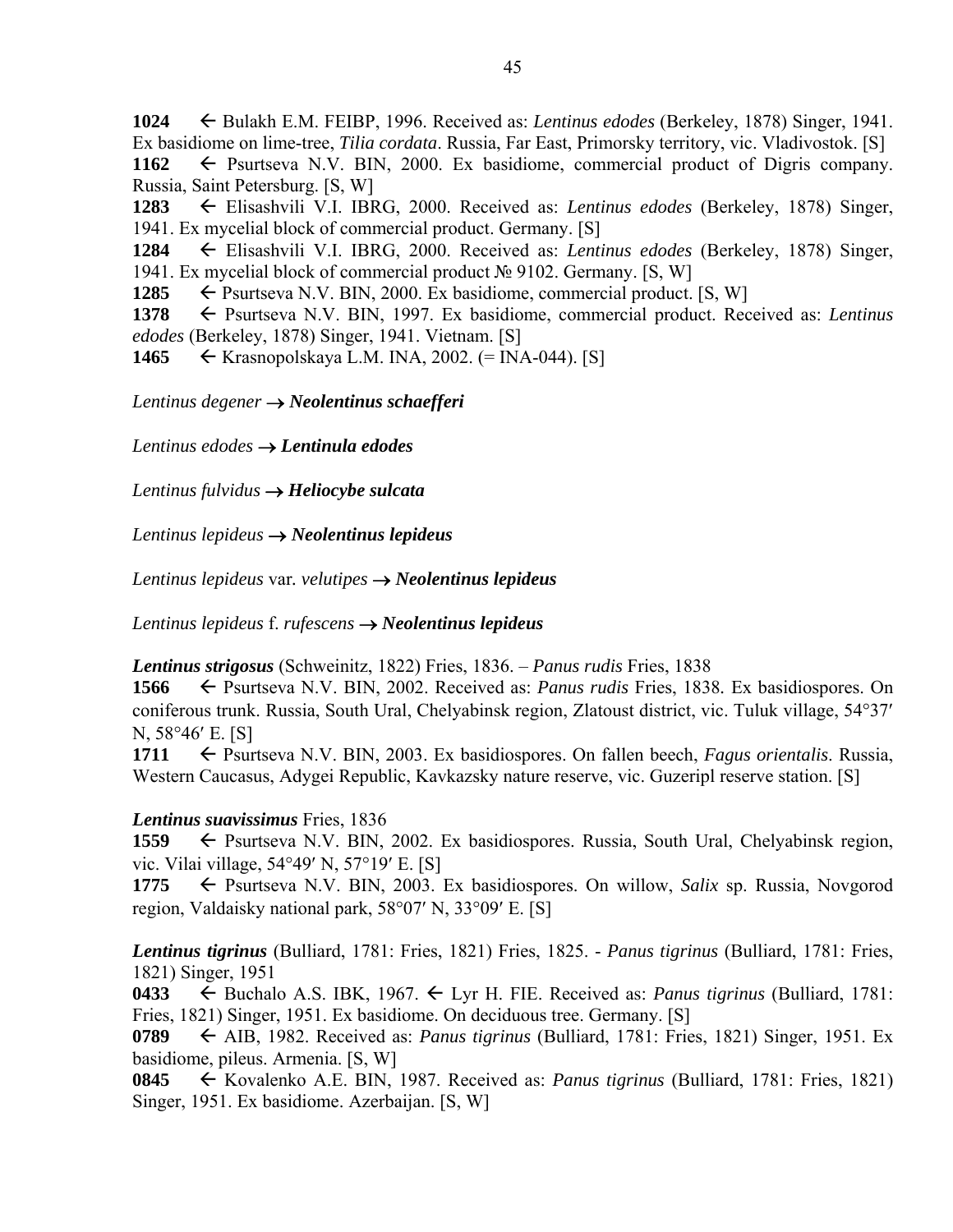**1024** ← Bulakh E.M. FEIBP, 1996. Received as: *Lentinus edodes* (Berkeley, 1878) Singer, 1941. Ex basidiome on lime-tree, *Tilia cordata*. Russia, Far East, Primorsky territory, vic. Vladivostok. [S]
**1162** ← Psurtseva N.V. BIN, 2000. Ex basidiome, commercial product of Digris company. Russia, Saint Petersburg. [S, W]
**1283** ← Elisashvili V.I. IBRG, 2000. Received as: *Lentinus edodes* (Berkeley, 1878) Singer, 1941. Ex mycelial block of commercial product. Germany. [S]
**1284** ← Elisashvili V.I. IBRG, 2000. Received as: *Lentinus edodes* (Berkeley, 1878) Singer, 1941. Ex mycelial block of commercial product № 9102. Germany. [S, W]
**1285** ← Psurtseva N.V. BIN, 2000. Ex basidiome, commercial product. [S, W]
**1378** ← Psurtseva N.V. BIN, 1997. Ex basidiome, commercial product. Received as: *Lentinus edodes* (Berkeley, 1878) Singer, 1941. Vietnam. [S]
**1465** ← Krasnopolskaya L.M. INA, 2002. (= INA-044). [S]

*Lentinus degener* → ***Neolentinus schaefferi***

*Lentinus edodes* → ***Lentinula edodes***

*Lentinus fulvidus* → ***Heliocybe sulcata***

*Lentinus lepideus* → ***Neolentinus lepideus***

*Lentinus lepideus* var. *velutipes* → ***Neolentinus lepideus***

*Lentinus lepideus* f. *rufescens* → ***Neolentinus lepideus***

***Lentinus strigosus*** (Schweinitz, 1822) Fries, 1836. – *Panus rudis* Fries, 1838
**1566** ← Psurtseva N.V. BIN, 2002. Received as: *Panus rudis* Fries, 1838. Ex basidiospores. On coniferous trunk. Russia, South Ural, Chelyabinsk region, Zlatoust district, vic. Tuluk village, 54°37′ N, 58°46′ E. [S]
**1711** ← Psurtseva N.V. BIN, 2003. Ex basidiospores. On fallen beech, *Fagus orientalis*. Russia, Western Caucasus, Adygei Republic, Kavkazsky nature reserve, vic. Guzeripl reserve station. [S]

***Lentinus suavissimus*** Fries, 1836
**1559** ← Psurtseva N.V. BIN, 2002. Ex basidiospores. Russia, South Ural, Chelyabinsk region, vic. Vilai village, 54°49′ N, 57°19′ E. [S]
**1775** ← Psurtseva N.V. BIN, 2003. Ex basidiospores. On willow, *Salix* sp. Russia, Novgorod region, Valdaisky national park, 58°07′ N, 33°09′ E. [S]

***Lentinus tigrinus*** (Bulliard, 1781: Fries, 1821) Fries, 1825. - *Panus tigrinus* (Bulliard, 1781: Fries, 1821) Singer, 1951
**0433** ← Buchalo A.S. IBK, 1967. ← Lyr H. FIE. Received as: *Panus tigrinus* (Bulliard, 1781: Fries, 1821) Singer, 1951. Ex basidiome. On deciduous tree. Germany. [S]
**0789** ← AIB, 1982. Received as: *Panus tigrinus* (Bulliard, 1781: Fries, 1821) Singer, 1951. Ex basidiome, pileus. Armenia. [S, W]
**0845** ← Kovalenko A.E. BIN, 1987. Received as: *Panus tigrinus* (Bulliard, 1781: Fries, 1821) Singer, 1951. Ex basidiome. Azerbaijan. [S, W]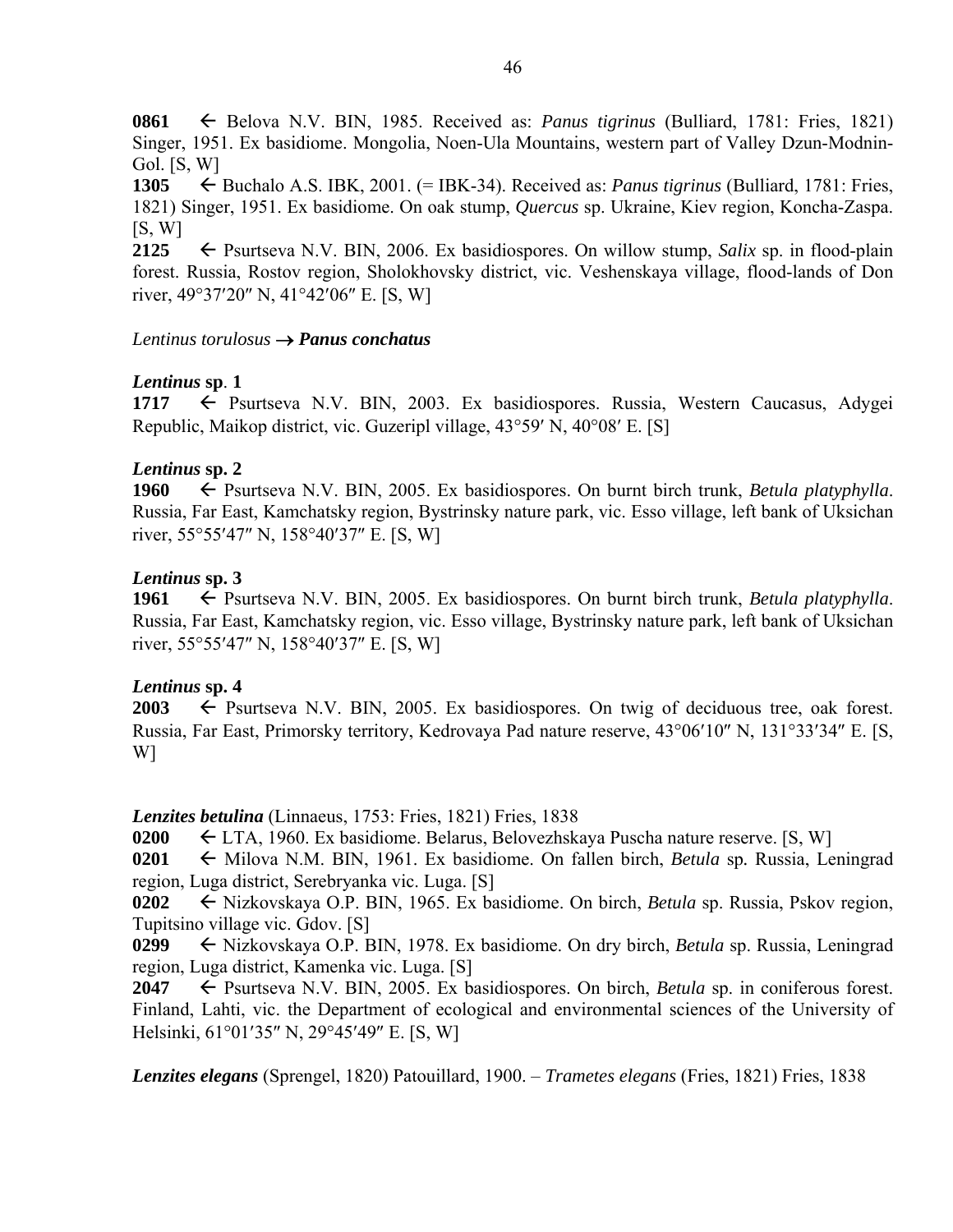**0861** ← Belova N.V. BIN, 1985. Received as: *Panus tigrinus* (Bulliard, 1781: Fries, 1821) Singer, 1951. Ex basidiome. Mongolia, Noen-Ula Mountains, western part of Valley Dzun-Modnin-Gol. [S, W]

**1305** ← Buchalo A.S. IBK, 2001. (= IBK-34). Received as: *Panus tigrinus* (Bulliard, 1781: Fries, 1821) Singer, 1951. Ex basidiome. On oak stump, *Quercus* sp. Ukraine, Kiev region, Koncha-Zaspa. [S, W]

**2125** ← Psurtseva N.V. BIN, 2006. Ex basidiospores. On willow stump, *Salix* sp. in flood-plain forest. Russia, Rostov region, Sholokhovsky district, vic. Veshenskaya village, flood-lands of Don river, 49°37′20″ N, 41°42′06″ E. [S, W]

*Lentinus torulosus* → ***Panus conchatus***

***Lentinus* sp. 1**

**1717** ← Psurtseva N.V. BIN, 2003. Ex basidiospores. Russia, Western Caucasus, Adygei Republic, Maikop district, vic. Guzeripl village, 43°59′ N, 40°08′ E. [S]

***Lentinus* sp. 2**

**1960** ← Psurtseva N.V. BIN, 2005. Ex basidiospores. On burnt birch trunk, *Betula platyphylla*. Russia, Far East, Kamchatsky region, Bystrinsky nature park, vic. Esso village, left bank of Uksichan river, 55°55′47″ N, 158°40′37″ E. [S, W]

***Lentinus* sp. 3**

**1961** ← Psurtseva N.V. BIN, 2005. Ex basidiospores. On burnt birch trunk, *Betula platyphylla*. Russia, Far East, Kamchatsky region, vic. Esso village, Bystrinsky nature park, left bank of Uksichan river, 55°55′47″ N, 158°40′37″ E. [S, W]

***Lentinus* sp. 4**

**2003** ← Psurtseva N.V. BIN, 2005. Ex basidiospores. On twig of deciduous tree, oak forest. Russia, Far East, Primorsky territory, Kedrovaya Pad nature reserve, 43°06′10″ N, 131°33′34″ E. [S, W]

***Lenzites betulina*** (Linnaeus, 1753: Fries, 1821) Fries, 1838

**0200** ← LTA, 1960. Ex basidiome. Belarus, Belovezhskaya Puscha nature reserve. [S, W]

**0201** ← Milova N.M. BIN, 1961. Ex basidiome. On fallen birch, *Betula* sp. Russia, Leningrad region, Luga district, Serebryanka vic. Luga. [S]

**0202** ← Nizkovskaya O.P. BIN, 1965. Ex basidiome. On birch, *Betula* sp. Russia, Pskov region, Tupitsino village vic. Gdov. [S]

**0299** ← Nizkovskaya O.P. BIN, 1978. Ex basidiome. On dry birch, *Betula* sp. Russia, Leningrad region, Luga district, Kamenka vic. Luga. [S]

**2047** ← Psurtseva N.V. BIN, 2005. Ex basidiospores. On birch, *Betula* sp. in coniferous forest. Finland, Lahti, vic. the Department of ecological and environmental sciences of the University of Helsinki, 61°01′35″ N, 29°45′49″ E. [S, W]

***Lenzites elegans*** (Sprengel, 1820) Patouillard, 1900. – *Trametes elegans* (Fries, 1821) Fries, 1838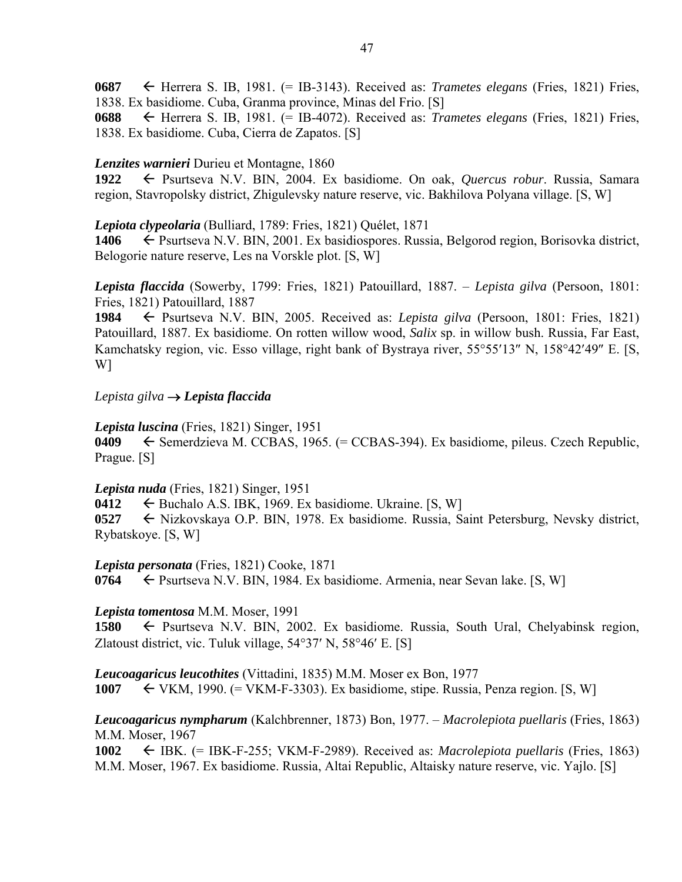**0687** ← Herrera S. IB, 1981. (= IB-3143). Received as: *Trametes elegans* (Fries, 1821) Fries, 1838. Ex basidiome. Cuba, Granma province, Minas del Frio. [S]
**0688** ← Herrera S. IB, 1981. (= IB-4072). Received as: *Trametes elegans* (Fries, 1821) Fries, 1838. Ex basidiome. Cuba, Cierra de Zapatos. [S]

***Lenzites warnieri*** Durieu et Montagne, 1860
**1922** ← Psurtseva N.V. BIN, 2004. Ex basidiome. On oak, *Quercus robur*. Russia, Samara region, Stavropolsky district, Zhigulevsky nature reserve, vic. Bakhilova Polyana village. [S, W]

***Lepiota clypeolaria*** (Bulliard, 1789: Fries, 1821) Quélet, 1871
**1406** ← Psurtseva N.V. BIN, 2001. Ex basidiospores. Russia, Belgorod region, Borisovka district, Belogorie nature reserve, Les na Vorskle plot. [S, W]

***Lepista flaccida*** (Sowerby, 1799: Fries, 1821) Patouillard, 1887. – *Lepista gilva* (Persoon, 1801: Fries, 1821) Patouillard, 1887
**1984** ← Psurtseva N.V. BIN, 2005. Received as: *Lepista gilva* (Persoon, 1801: Fries, 1821) Patouillard, 1887. Ex basidiome. On rotten willow wood, *Salix* sp. in willow bush. Russia, Far East, Kamchatsky region, vic. Esso village, right bank of Bystraya river, 55°55′13″ N, 158°42′49″ E. [S, W]

*Lepista gilva* → ***Lepista flaccida***

***Lepista luscina*** (Fries, 1821) Singer, 1951
**0409** ← Semerdzieva M. CCBAS, 1965. (= CCBAS-394). Ex basidiome, pileus. Czech Republic, Prague. [S]

***Lepista nuda*** (Fries, 1821) Singer, 1951
**0412** ← Buchalo A.S. IBK, 1969. Ex basidiome. Ukraine. [S, W]
**0527** ← Nizkovskaya O.P. BIN, 1978. Ex basidiome. Russia, Saint Petersburg, Nevsky district, Rybatskoye. [S, W]

***Lepista personata*** (Fries, 1821) Cooke, 1871
**0764** ← Psurtseva N.V. BIN, 1984. Ex basidiome. Armenia, near Sevan lake. [S, W]

***Lepista tomentosa*** M.M. Moser, 1991
**1580** ← Psurtseva N.V. BIN, 2002. Ex basidiome. Russia, South Ural, Chelyabinsk region, Zlatoust district, vic. Tuluk village, 54°37′ N, 58°46′ E. [S]

***Leucoagaricus leucothites*** (Vittadini, 1835) M.M. Moser ex Bon, 1977
**1007** ← VKM, 1990. (= VKM-F-3303). Ex basidiome, stipe. Russia, Penza region. [S, W]

***Leucoagaricus nympharum*** (Kalchbrenner, 1873) Bon, 1977. – *Macrolepiota puellaris* (Fries, 1863) M.M. Moser, 1967
**1002** ← IBK. (= IBK-F-255; VKM-F-2989). Received as: *Macrolepiota puellaris* (Fries, 1863) M.M. Moser, 1967. Ex basidiome. Russia, Altai Republic, Altaisky nature reserve, vic. Yajlo. [S]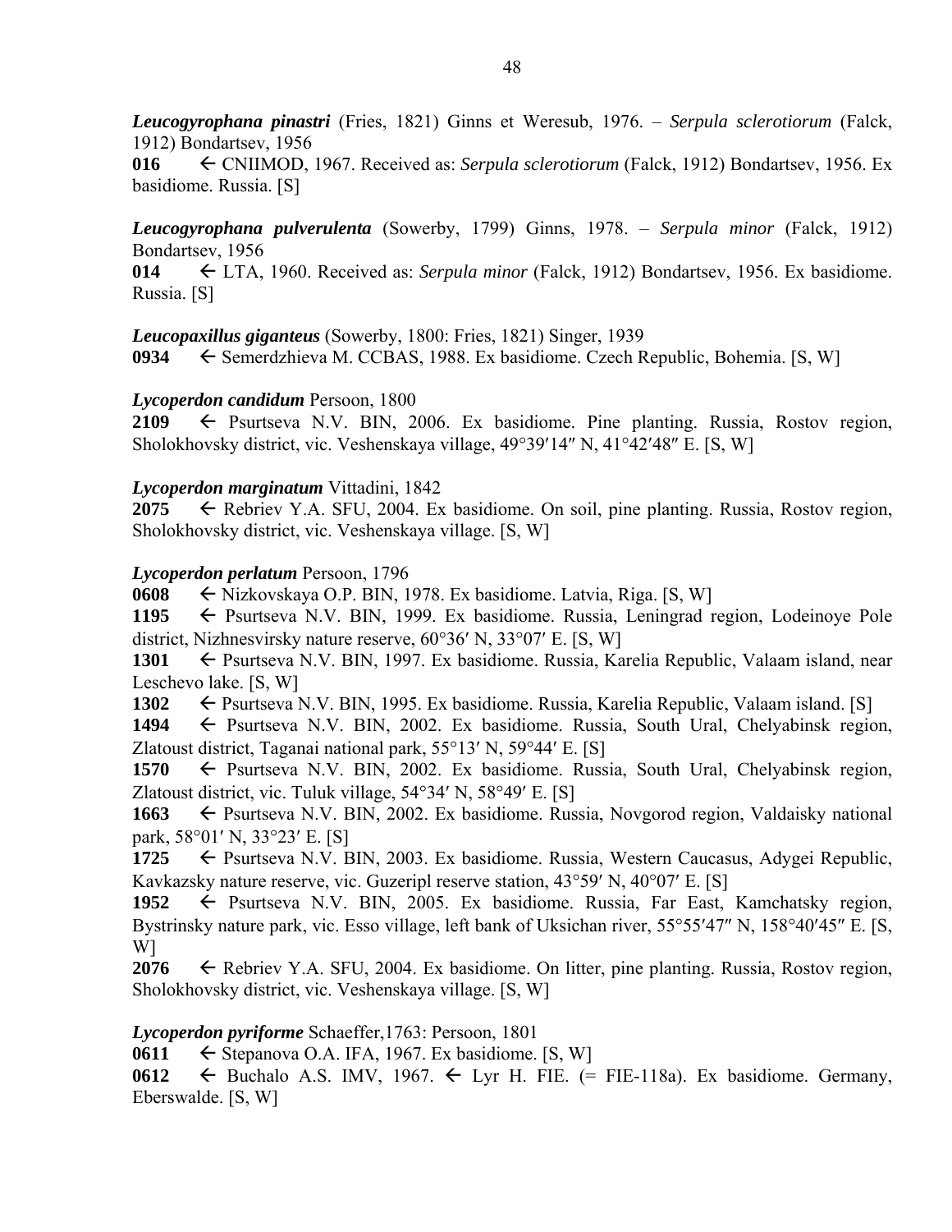***Leucogyrophana pinastri*** (Fries, 1821) Ginns et Weresub, 1976. – *Serpula sclerotiorum* (Falck, 1912) Bondartsev, 1956

**016** ← CNIIMOD, 1967. Received as: *Serpula sclerotiorum* (Falck, 1912) Bondartsev, 1956. Ex basidiome. Russia. [S]

***Leucogyrophana pulverulenta*** (Sowerby, 1799) Ginns, 1978. – *Serpula minor* (Falck, 1912) Bondartsev, 1956

**014** ← LTA, 1960. Received as: *Serpula minor* (Falck, 1912) Bondartsev, 1956. Ex basidiome. Russia. [S]

***Leucopaxillus giganteus*** (Sowerby, 1800: Fries, 1821) Singer, 1939

**0934** ← Semerdzhieva M. CCBAS, 1988. Ex basidiome. Czech Republic, Bohemia. [S, W]

***Lycoperdon candidum*** Persoon, 1800

**2109** ← Psurtseva N.V. BIN, 2006. Ex basidiome. Pine planting. Russia, Rostov region, Sholokhovsky district, vic. Veshenskaya village, 49°39′14″ N, 41°42′48″ E. [S, W]

***Lycoperdon marginatum*** Vittadini, 1842

**2075** ← Rebriev Y.A. SFU, 2004. Ex basidiome. On soil, pine planting. Russia, Rostov region, Sholokhovsky district, vic. Veshenskaya village. [S, W]

***Lycoperdon perlatum*** Persoon, 1796

**0608** ← Nizkovskaya O.P. BIN, 1978. Ex basidiome. Latvia, Riga. [S, W]

**1195** ← Psurtseva N.V. BIN, 1999. Ex basidiome. Russia, Leningrad region, Lodeinoye Pole district, Nizhnesvirsky nature reserve, 60°36′ N, 33°07′ E. [S, W]

**1301** ← Psurtseva N.V. BIN, 1997. Ex basidiome. Russia, Karelia Republic, Valaam island, near Leschevo lake. [S, W]

**1302** ← Psurtseva N.V. BIN, 1995. Ex basidiome. Russia, Karelia Republic, Valaam island. [S]

**1494** ← Psurtseva N.V. BIN, 2002. Ex basidiome. Russia, South Ural, Chelyabinsk region, Zlatoust district, Taganai national park, 55°13′ N, 59°44′ E. [S]

**1570** ← Psurtseva N.V. BIN, 2002. Ex basidiome. Russia, South Ural, Chelyabinsk region, Zlatoust district, vic. Tuluk village, 54°34′ N, 58°49′ E. [S]

**1663** ← Psurtseva N.V. BIN, 2002. Ex basidiome. Russia, Novgorod region, Valdaisky national park, 58°01′ N, 33°23′ E. [S]

**1725** ← Psurtseva N.V. BIN, 2003. Ex basidiome. Russia, Western Caucasus, Adygei Republic, Kavkazsky nature reserve, vic. Guzeripl reserve station, 43°59′ N, 40°07′ E. [S]

**1952** ← Psurtseva N.V. BIN, 2005. Ex basidiome. Russia, Far East, Kamchatsky region, Bystrinsky nature park, vic. Esso village, left bank of Uksichan river, 55°55′47″ N, 158°40′45″ E. [S, W]

**2076** ← Rebriev Y.A. SFU, 2004. Ex basidiome. On litter, pine planting. Russia, Rostov region, Sholokhovsky district, vic. Veshenskaya village. [S, W]

***Lycoperdon pyriforme*** Schaeffer,1763: Persoon, 1801

**0611** ← Stepanova O.A. IFA, 1967. Ex basidiome. [S, W]

**0612** ← Buchalo A.S. IMV, 1967. ← Lyr H. FIE. (= FIE-118a). Ex basidiome. Germany, Eberswalde. [S, W]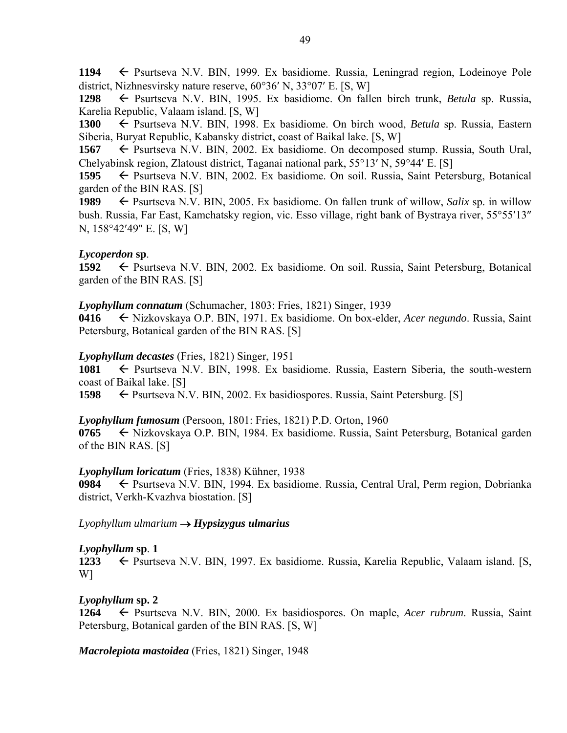**1194** ← Psurtseva N.V. BIN, 1999. Ex basidiome. Russia, Leningrad region, Lodeinoye Pole district, Nizhnesvirsky nature reserve, 60°36′ N, 33°07′ E. [S, W]

**1298** ← Psurtseva N.V. BIN, 1995. Ex basidiome. On fallen birch trunk, *Betula* sp. Russia, Karelia Republic, Valaam island. [S, W]

**1300** ← Psurtseva N.V. BIN, 1998. Ex basidiome. On birch wood, *Betula* sp. Russia, Eastern Siberia, Buryat Republic, Kabansky district, coast of Baikal lake. [S, W]

**1567** ← Psurtseva N.V. BIN, 2002. Ex basidiome. On decomposed stump. Russia, South Ural, Chelyabinsk region, Zlatoust district, Taganai national park, 55°13′ N, 59°44′ E. [S]

**1595** ← Psurtseva N.V. BIN, 2002. Ex basidiome. On soil. Russia, Saint Petersburg, Botanical garden of the BIN RAS. [S]

**1989** ← Psurtseva N.V. BIN, 2005. Ex basidiome. On fallen trunk of willow, *Salix* sp. in willow bush. Russia, Far East, Kamchatsky region, vic. Esso village, right bank of Bystraya river, 55°55′13″ N, 158°42′49″ E. [S, W]

***Lycoperdon* sp**.

**1592** ← Psurtseva N.V. BIN, 2002. Ex basidiome. On soil. Russia, Saint Petersburg, Botanical garden of the BIN RAS. [S]

***Lyophyllum connatum*** (Schumacher, 1803: Fries, 1821) Singer, 1939

**0416** ← Nizkovskaya O.P. BIN, 1971. Ex basidiome. On box-elder, *Acer negundo*. Russia, Saint Petersburg, Botanical garden of the BIN RAS. [S]

***Lyophyllum decastes*** (Fries, 1821) Singer, 1951

**1081** ← Psurtseva N.V. BIN, 1998. Ex basidiome. Russia, Eastern Siberia, the south-western coast of Baikal lake. [S]

**1598** ← Psurtseva N.V. BIN, 2002. Ex basidiospores. Russia, Saint Petersburg. [S]

***Lyophyllum fumosum*** (Persoon, 1801: Fries, 1821) P.D. Orton, 1960

**0765** ← Nizkovskaya O.P. BIN, 1984. Ex basidiome. Russia, Saint Petersburg, Botanical garden of the BIN RAS. [S]

***Lyophyllum loricatum*** (Fries, 1838) Kühner, 1938

**0984** ← Psurtseva N.V. BIN, 1994. Ex basidiome. Russia, Central Ural, Perm region, Dobrianka district, Verkh-Kvazhva biostation. [S]

*Lyophyllum ulmarium* → ***Hypsizygus ulmarius***

***Lyophyllum* sp**. **1**

**1233** ← Psurtseva N.V. BIN, 1997. Ex basidiome. Russia, Karelia Republic, Valaam island. [S, W]

***Lyophyllum* sp. 2**

**1264** ← Psurtseva N.V. BIN, 2000. Ex basidiospores. On maple, *Acer rubrum*. Russia, Saint Petersburg, Botanical garden of the BIN RAS. [S, W]

***Macrolepiota mastoidea*** (Fries, 1821) Singer, 1948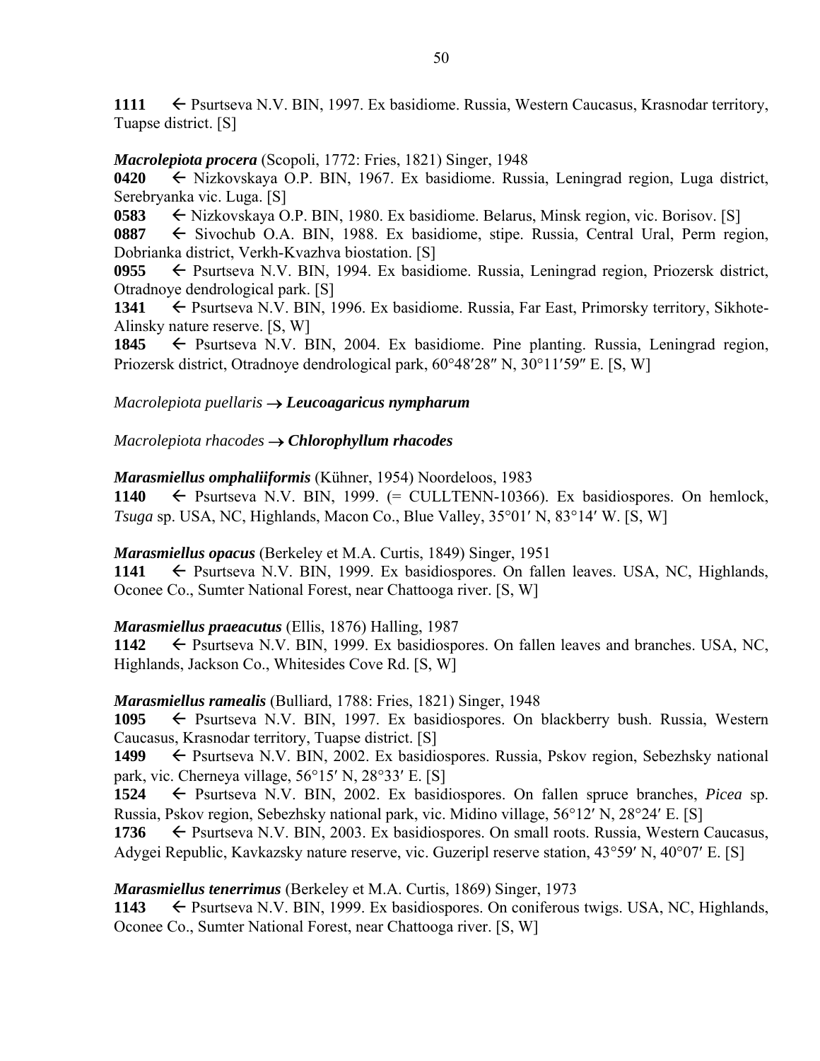**1111** ← Psurtseva N.V. BIN, 1997. Ex basidiome. Russia, Western Caucasus, Krasnodar territory, Tuapse district. [S]

***Macrolepiota procera*** (Scopoli, 1772: Fries, 1821) Singer, 1948

**0420** ← Nizkovskaya O.P. BIN, 1967. Ex basidiome. Russia, Leningrad region, Luga district, Serebryanka vic. Luga. [S]

**0583** ← Nizkovskaya O.P. BIN, 1980. Ex basidiome. Belarus, Minsk region, vic. Borisov. [S]

**0887** ← Sivochub O.A. BIN, 1988. Ex basidiome, stipe. Russia, Central Ural, Perm region, Dobrianka district, Verkh-Kvazhva biostation. [S]

**0955** ← Psurtseva N.V. BIN, 1994. Ex basidiome. Russia, Leningrad region, Priozersk district, Otradnoye dendrological park. [S]

**1341** ← Psurtseva N.V. BIN, 1996. Ex basidiome. Russia, Far East, Primorsky territory, Sikhote-Alinsky nature reserve. [S, W]

**1845** ← Psurtseva N.V. BIN, 2004. Ex basidiome. Pine planting. Russia, Leningrad region, Priozersk district, Otradnoye dendrological park, 60°48′28″ N, 30°11′59″ E. [S, W]

*Macrolepiota puellaris* → ***Leucoagaricus nympharum***

*Macrolepiota rhacodes* → ***Chlorophyllum rhacodes***

***Marasmiellus omphaliiformis*** (Kühner, 1954) Noordeloos, 1983

**1140** ← Psurtseva N.V. BIN, 1999. (= CULLTENN-10366). Ex basidiospores. On hemlock, *Tsuga* sp. USA, NC, Highlands, Macon Co., Blue Valley, 35°01′ N, 83°14′ W. [S, W]

***Marasmiellus opacus*** (Berkeley et M.A. Curtis, 1849) Singer, 1951

**1141** ← Psurtseva N.V. BIN, 1999. Ex basidiospores. On fallen leaves. USA, NC, Highlands, Oconee Co., Sumter National Forest, near Chattooga river. [S, W]

***Marasmiellus praeacutus*** (Ellis, 1876) Halling, 1987

**1142** ← Psurtseva N.V. BIN, 1999. Ex basidiospores. On fallen leaves and branches. USA, NC, Highlands, Jackson Co., Whitesides Cove Rd. [S, W]

***Marasmiellus ramealis*** (Bulliard, 1788: Fries, 1821) Singer, 1948

**1095** ← Psurtseva N.V. BIN, 1997. Ex basidiospores. On blackberry bush. Russia, Western Caucasus, Krasnodar territory, Tuapse district. [S]

**1499** ← Psurtseva N.V. BIN, 2002. Ex basidiospores. Russia, Pskov region, Sebezhsky national park, vic. Cherneya village, 56°15′ N, 28°33′ E. [S]

**1524** ← Psurtseva N.V. BIN, 2002. Ex basidiospores. On fallen spruce branches, *Picea* sp. Russia, Pskov region, Sebezhsky national park, vic. Midino village, 56°12′ N, 28°24′ E. [S]

**1736** ← Psurtseva N.V. BIN, 2003. Ex basidiospores. On small roots. Russia, Western Caucasus, Adygei Republic, Kavkazsky nature reserve, vic. Guzeripl reserve station, 43°59′ N, 40°07′ E. [S]

***Marasmiellus tenerrimus*** (Berkeley et M.A. Curtis, 1869) Singer, 1973

**1143** ← Psurtseva N.V. BIN, 1999. Ex basidiospores. On coniferous twigs. USA, NC, Highlands, Oconee Co., Sumter National Forest, near Chattooga river. [S, W]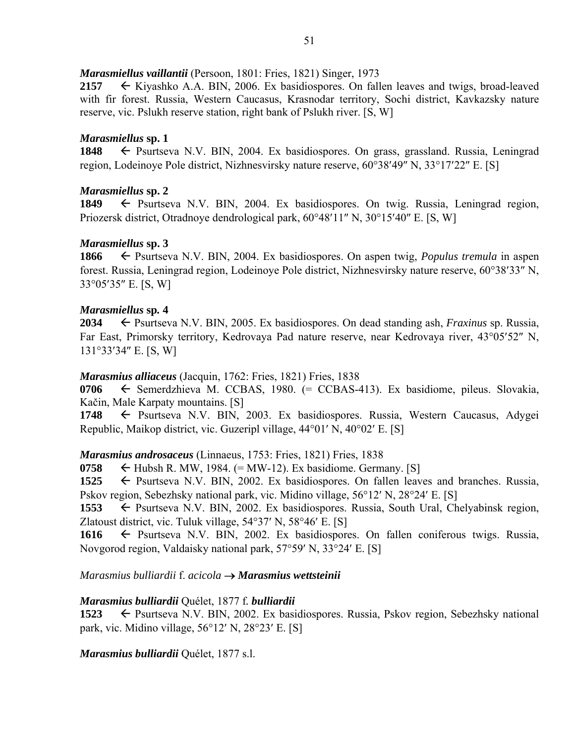***Marasmiellus vaillantii*** (Persoon, 1801: Fries, 1821) Singer, 1973

**2157** ← Kiyashko A.A. BIN, 2006. Ex basidiospores. On fallen leaves and twigs, broad-leaved with fir forest. Russia, Western Caucasus, Krasnodar territory, Sochi district, Kavkazsky nature reserve, vic. Pslukh reserve station, right bank of Pslukh river. [S, W]

***Marasmiellus* sp. 1**

**1848** ← Psurtseva N.V. BIN, 2004. Ex basidiospores. On grass, grassland. Russia, Leningrad region, Lodeinoye Pole district, Nizhnesvirsky nature reserve, 60°38′49″ N, 33°17′22″ E. [S]

***Marasmiellus* sp. 2**

**1849** ← Psurtseva N.V. BIN, 2004. Ex basidiospores. On twig. Russia, Leningrad region, Priozersk district, Otradnoye dendrological park, 60°48′11″ N, 30°15′40″ E. [S, W]

***Marasmiellus* sp. 3**

**1866** ← Psurtseva N.V. BIN, 2004. Ex basidiospores. On aspen twig, *Populus tremula* in aspen forest. Russia, Leningrad region, Lodeinoye Pole district, Nizhnesvirsky nature reserve, 60°38′33″ N, 33°05′35″ E. [S, W]

***Marasmiellus* sp. 4**

**2034** ← Psurtseva N.V. BIN, 2005. Ex basidiospores. On dead standing ash, *Fraxinus* sp. Russia, Far East, Primorsky territory, Kedrovaya Pad nature reserve, near Kedrovaya river, 43°05′52″ N, 131°33′34″ E. [S, W]

***Marasmius alliaceus*** (Jacquin, 1762: Fries, 1821) Fries, 1838

**0706** ← Semerdzhieva M. CCBAS, 1980. (= CCBAS-413). Ex basidiome, pileus. Slovakia, Kačin, Male Karpaty mountains. [S]

**1748** ← Psurtseva N.V. BIN, 2003. Ex basidiospores. Russia, Western Caucasus, Adygei Republic, Maikop district, vic. Guzeripl village, 44°01′ N, 40°02′ E. [S]

***Marasmius androsaceus*** (Linnaeus, 1753: Fries, 1821) Fries, 1838

**0758** ← Hubsh R. MW, 1984. (= MW-12). Ex basidiome. Germany. [S]

**1525** ← Psurtseva N.V. BIN, 2002. Ex basidiospores. On fallen leaves and branches. Russia, Pskov region, Sebezhsky national park, vic. Midino village, 56°12′ N, 28°24′ E. [S]

**1553** ← Psurtseva N.V. BIN, 2002. Ex basidiospores. Russia, South Ural, Chelyabinsk region, Zlatoust district, vic. Tuluk village, 54°37′ N, 58°46′ E. [S]

**1616** ← Psurtseva N.V. BIN, 2002. Ex basidiospores. On fallen coniferous twigs. Russia, Novgorod region, Valdaisky national park, 57°59′ N, 33°24′ E. [S]

*Marasmius bulliardii* f. *acicola* → ***Marasmius wettsteinii***

***Marasmius bulliardii*** Quélet, 1877 f. ***bulliardii***

**1523** ← Psurtseva N.V. BIN, 2002. Ex basidiospores. Russia, Pskov region, Sebezhsky national park, vic. Midino village, 56°12′ N, 28°23′ E. [S]

***Marasmius bulliardii*** Quélet, 1877 s.l.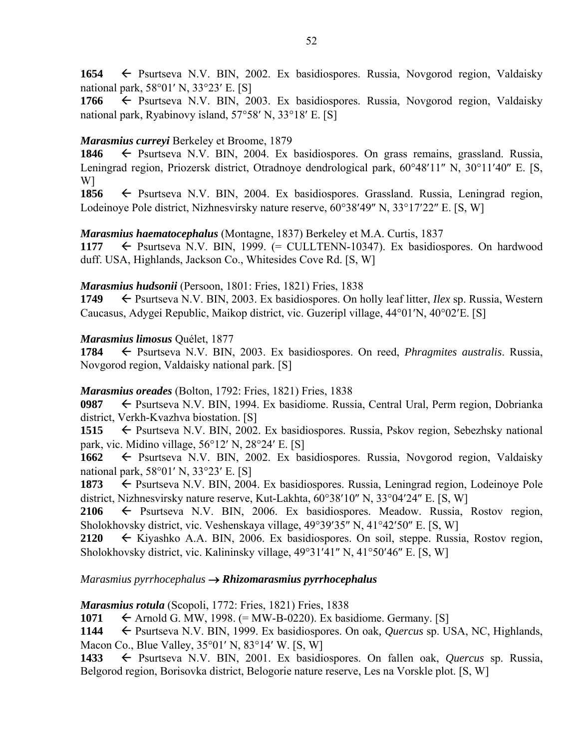**1654** ← Psurtseva N.V. BIN, 2002. Ex basidiospores. Russia, Novgorod region, Valdaisky national park, 58°01′ N, 33°23′ E. [S]

**1766** ← Psurtseva N.V. BIN, 2003. Ex basidiospores. Russia, Novgorod region, Valdaisky national park, Ryabinovy island, 57°58′ N, 33°18′ E. [S]

***Marasmius curreyi*** Berkeley et Broome, 1879

**1846** ← Psurtseva N.V. BIN, 2004. Ex basidiospores. On grass remains, grassland. Russia, Leningrad region, Priozersk district, Otradnoye dendrological park, 60°48′11″ N, 30°11′40″ E. [S, W]

**1856** ← Psurtseva N.V. BIN, 2004. Ex basidiospores. Grassland. Russia, Leningrad region, Lodeinoye Pole district, Nizhnesvirsky nature reserve, 60°38′49″ N, 33°17′22″ E. [S, W]

***Marasmius haematocephalus*** (Montagne, 1837) Berkeley et M.A. Curtis, 1837

**1177** ← Psurtseva N.V. BIN, 1999. (= CULLTENN-10347). Ex basidiospores. On hardwood duff. USA, Highlands, Jackson Co., Whitesides Cove Rd. [S, W]

***Marasmius hudsonii*** (Persoon, 1801: Fries, 1821) Fries, 1838

**1749** ← Psurtseva N.V. BIN, 2003. Ex basidiospores. On holly leaf litter, *Ilex* sp. Russia, Western Caucasus, Adygei Republic, Maikop district, vic. Guzeripl village, 44°01′N, 40°02′E. [S]

***Marasmius limosus*** Quélet, 1877

**1784** ← Psurtseva N.V. BIN, 2003. Ex basidiospores. On reed, *Phragmites australis*. Russia, Novgorod region, Valdaisky national park. [S]

***Marasmius oreades*** (Bolton, 1792: Fries, 1821) Fries, 1838

**0987** ← Psurtseva N.V. BIN, 1994. Ex basidiome. Russia, Central Ural, Perm region, Dobrianka district, Verkh-Kvazhva biostation. [S]

**1515** ← Psurtseva N.V. BIN, 2002. Ex basidiospores. Russia, Pskov region, Sebezhsky national park, vic. Midino village, 56°12′ N, 28°24′ E. [S]

**1662** ← Psurtseva N.V. BIN, 2002. Ex basidiospores. Russia, Novgorod region, Valdaisky national park, 58°01′ N, 33°23′ E. [S]

**1873** ← Psurtseva N.V. BIN, 2004. Ex basidiospores. Russia, Leningrad region, Lodeinoye Pole district, Nizhnesvirsky nature reserve, Kut-Lakhta, 60°38′10″ N, 33°04′24″ E. [S, W]

**2106** ← Psurtseva N.V. BIN, 2006. Ex basidiospores. Meadow. Russia, Rostov region, Sholokhovsky district, vic. Veshenskaya village, 49°39′35″ N, 41°42′50″ E. [S, W]

**2120** ← Kiyashko A.A. BIN, 2006. Ex basidiospores. On soil, steppe. Russia, Rostov region, Sholokhovsky district, vic. Kalininsky village, 49°31′41″ N, 41°50′46″ E. [S, W]

*Marasmius pyrrhocephalus* → ***Rhizomarasmius pyrrhocephalus***

***Marasmius rotula*** (Scopoli, 1772: Fries, 1821) Fries, 1838

**1071** ← Arnold G. MW, 1998. (= MW-B-0220). Ex basidiome. Germany. [S]

**1144** ← Psurtseva N.V. BIN, 1999. Ex basidiospores. On oak, *Quercus* sp. USA, NC, Highlands, Macon Co., Blue Valley, 35°01′ N, 83°14′ W. [S, W]

**1433** ← Psurtseva N.V. BIN, 2001. Ex basidiospores. On fallen oak, *Quercus* sp. Russia, Belgorod region, Borisovka district, Belogorie nature reserve, Les na Vorskle plot. [S, W]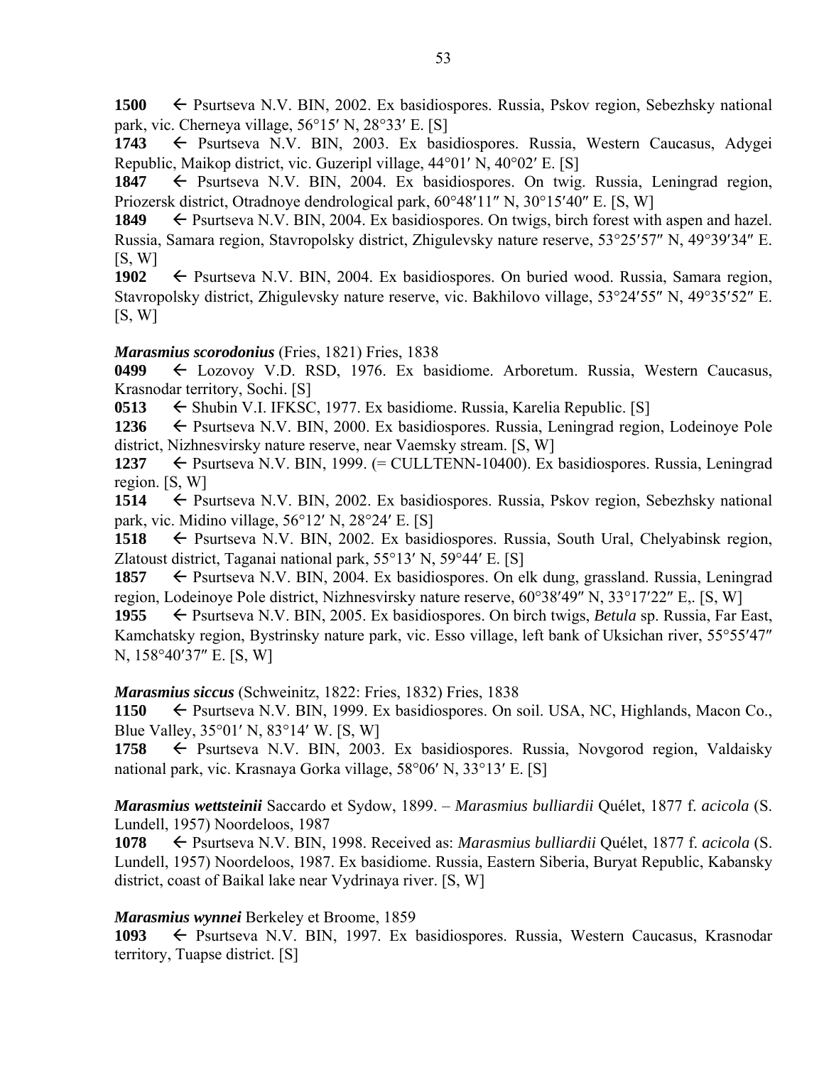**1500** ← Psurtseva N.V. BIN, 2002. Ex basidiospores. Russia, Pskov region, Sebezhsky national park, vic. Cherneya village, 56°15′ N, 28°33′ E. [S]

**1743** ← Psurtseva N.V. BIN, 2003. Ex basidiospores. Russia, Western Caucasus, Adygei Republic, Maikop district, vic. Guzeripl village, 44°01′ N, 40°02′ E. [S]

**1847** ← Psurtseva N.V. BIN, 2004. Ex basidiospores. On twig. Russia, Leningrad region, Priozersk district, Otradnoye dendrological park, 60°48′11″ N, 30°15′40″ E. [S, W]

**1849** ← Psurtseva N.V. BIN, 2004. Ex basidiospores. On twigs, birch forest with aspen and hazel. Russia, Samara region, Stavropolsky district, Zhigulevsky nature reserve, 53°25′57″ N, 49°39′34″ E. [S, W]

**1902** ← Psurtseva N.V. BIN, 2004. Ex basidiospores. On buried wood. Russia, Samara region, Stavropolsky district, Zhigulevsky nature reserve, vic. Bakhilovo village, 53°24′55″ N, 49°35′52″ E. [S, W]

***Marasmius scorodonius*** (Fries, 1821) Fries, 1838

**0499** ← Lozovoy V.D. RSD, 1976. Ex basidiome. Arboretum. Russia, Western Caucasus, Krasnodar territory, Sochi. [S]

**0513** ← Shubin V.I. IFKSC, 1977. Ex basidiome. Russia, Karelia Republic. [S]

**1236** ← Psurtseva N.V. BIN, 2000. Ex basidiospores. Russia, Leningrad region, Lodeinoye Pole district, Nizhnesvirsky nature reserve, near Vaemsky stream. [S, W]

**1237** ← Psurtseva N.V. BIN, 1999. (= CULLTENN-10400). Ex basidiospores. Russia, Leningrad region. [S, W]

**1514** ← Psurtseva N.V. BIN, 2002. Ex basidiospores. Russia, Pskov region, Sebezhsky national park, vic. Midino village, 56°12′ N, 28°24′ E. [S]

**1518** ← Psurtseva N.V. BIN, 2002. Ex basidiospores. Russia, South Ural, Chelyabinsk region, Zlatoust district, Taganai national park, 55°13′ N, 59°44′ E. [S]

**1857** ← Psurtseva N.V. BIN, 2004. Ex basidiospores. On elk dung, grassland. Russia, Leningrad region, Lodeinoye Pole district, Nizhnesvirsky nature reserve, 60°38′49″ N, 33°17′22″ E,. [S, W]

**1955** ← Psurtseva N.V. BIN, 2005. Ex basidiospores. On birch twigs, *Betula* sp. Russia, Far East, Kamchatsky region, Bystrinsky nature park, vic. Esso village, left bank of Uksichan river, 55°55′47″ N, 158°40′37″ E. [S, W]

***Marasmius siccus*** (Schweinitz, 1822: Fries, 1832) Fries, 1838

**1150** ← Psurtseva N.V. BIN, 1999. Ex basidiospores. On soil. USA, NC, Highlands, Macon Co., Blue Valley, 35°01′ N, 83°14′ W. [S, W]

**1758** ← Psurtseva N.V. BIN, 2003. Ex basidiospores. Russia, Novgorod region, Valdaisky national park, vic. Krasnaya Gorka village, 58°06′ N, 33°13′ E. [S]

***Marasmius wettsteinii*** Saccardo et Sydow, 1899. – *Marasmius bulliardii* Quélet, 1877 f. *acicola* (S. Lundell, 1957) Noordeloos, 1987

**1078** ← Psurtseva N.V. BIN, 1998. Received as: *Marasmius bulliardii* Quélet, 1877 f. *acicola* (S. Lundell, 1957) Noordeloos, 1987. Ex basidiome. Russia, Eastern Siberia, Buryat Republic, Kabansky district, coast of Baikal lake near Vydrinaya river. [S, W]

***Marasmius wynnei*** Berkeley et Broome, 1859

**1093** ← Psurtseva N.V. BIN, 1997. Ex basidiospores. Russia, Western Caucasus, Krasnodar territory, Tuapse district. [S]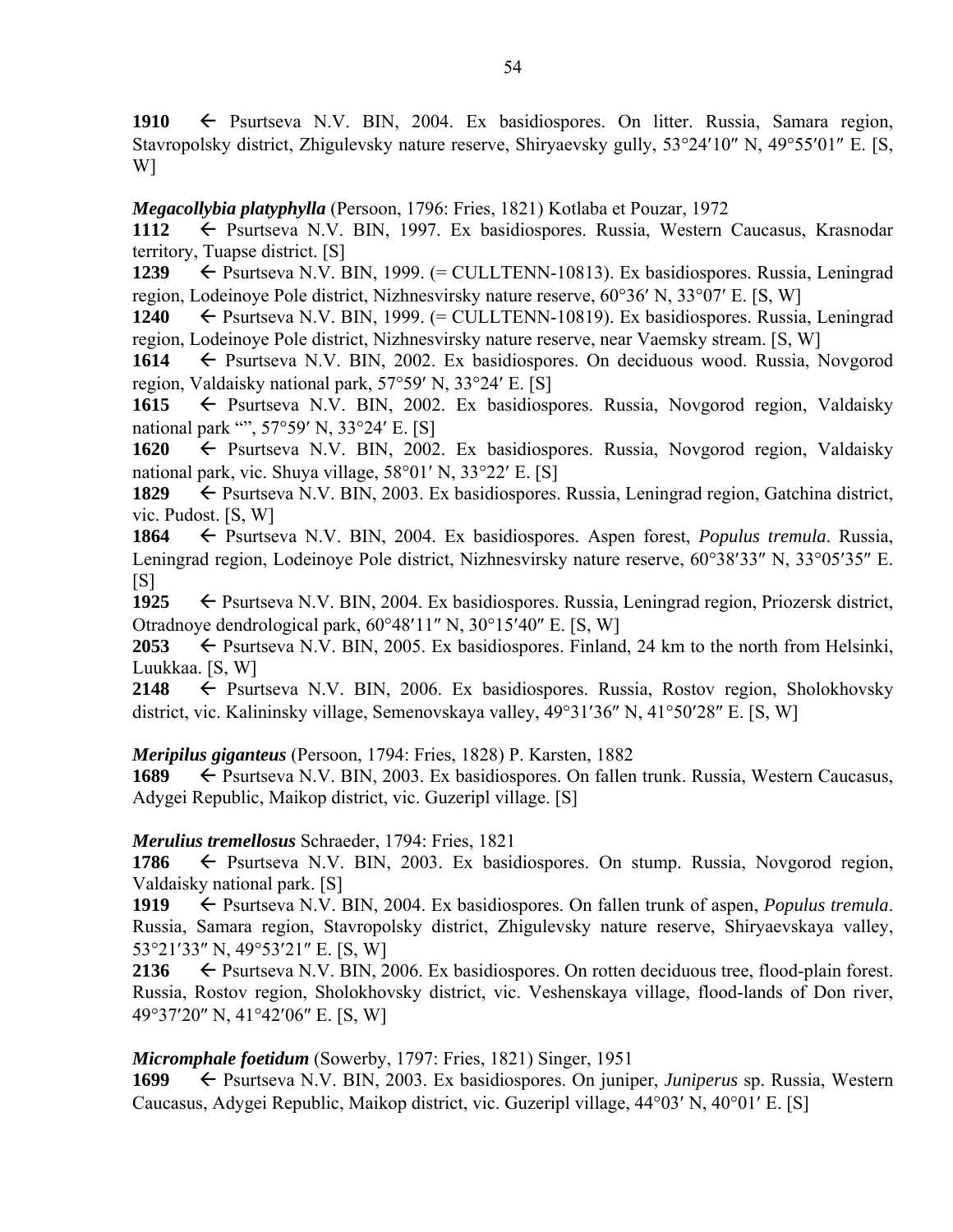**1910** ← Psurtseva N.V. BIN, 2004. Ex basidiospores. On litter. Russia, Samara region, Stavropolsky district, Zhigulevsky nature reserve, Shiryaevsky gully, 53°24′10″ N, 49°55′01″ E. [S, W]

***Megacollybia platyphylla*** (Persoon, 1796: Fries, 1821) Kotlaba et Pouzar, 1972

**1112** ← Psurtseva N.V. BIN, 1997. Ex basidiospores. Russia, Western Caucasus, Krasnodar territory, Tuapse district. [S]

**1239** ← Psurtseva N.V. BIN, 1999. (= CULLTENN-10813). Ex basidiospores. Russia, Leningrad region, Lodeinoye Pole district, Nizhnesvirsky nature reserve, 60°36′ N, 33°07′ E. [S, W]

**1240** ← Psurtseva N.V. BIN, 1999. (= CULLTENN-10819). Ex basidiospores. Russia, Leningrad region, Lodeinoye Pole district, Nizhnesvirsky nature reserve, near Vaemsky stream. [S, W]

**1614** ← Psurtseva N.V. BIN, 2002. Ex basidiospores. On deciduous wood. Russia, Novgorod region, Valdaisky national park, 57°59′ N, 33°24′ E. [S]

**1615** ← Psurtseva N.V. BIN, 2002. Ex basidiospores. Russia, Novgorod region, Valdaisky national park "", 57°59′ N, 33°24′ E. [S]

**1620** ← Psurtseva N.V. BIN, 2002. Ex basidiospores. Russia, Novgorod region, Valdaisky national park, vic. Shuya village, 58°01′ N, 33°22′ E. [S]

**1829** ← Psurtseva N.V. BIN, 2003. Ex basidiospores. Russia, Leningrad region, Gatchina district, vic. Pudost. [S, W]

**1864** ← Psurtseva N.V. BIN, 2004. Ex basidiospores. Aspen forest, *Populus tremula*. Russia, Leningrad region, Lodeinoye Pole district, Nizhnesvirsky nature reserve, 60°38′33″ N, 33°05′35″ E. [S]

**1925** ← Psurtseva N.V. BIN, 2004. Ex basidiospores. Russia, Leningrad region, Priozersk district, Otradnoye dendrological park, 60°48′11″ N, 30°15′40″ E. [S, W]

**2053** ← Psurtseva N.V. BIN, 2005. Ex basidiospores. Finland, 24 km to the north from Helsinki, Luukkaa. [S, W]

**2148** ← Psurtseva N.V. BIN, 2006. Ex basidiospores. Russia, Rostov region, Sholokhovsky district, vic. Kalininsky village, Semenovskaya valley, 49°31′36″ N, 41°50′28″ E. [S, W]

***Meripilus giganteus*** (Persoon, 1794: Fries, 1828) P. Karsten, 1882

**1689** ← Psurtseva N.V. BIN, 2003. Ex basidiospores. On fallen trunk. Russia, Western Caucasus, Adygei Republic, Maikop district, vic. Guzeripl village. [S]

***Merulius tremellosus*** Schraeder, 1794: Fries, 1821

**1786** ← Psurtseva N.V. BIN, 2003. Ex basidiospores. On stump. Russia, Novgorod region, Valdaisky national park. [S]

**1919** ← Psurtseva N.V. BIN, 2004. Ex basidiospores. On fallen trunk of aspen, *Populus tremula*. Russia, Samara region, Stavropolsky district, Zhigulevsky nature reserve, Shiryaevskaya valley, 53°21′33″ N, 49°53′21″ E. [S, W]

**2136** ← Psurtseva N.V. BIN, 2006. Ex basidiospores. On rotten deciduous tree, flood-plain forest. Russia, Rostov region, Sholokhovsky district, vic. Veshenskaya village, flood-lands of Don river, 49°37′20″ N, 41°42′06″ E. [S, W]

***Micromphale foetidum*** (Sowerby, 1797: Fries, 1821) Singer, 1951

**1699** ← Psurtseva N.V. BIN, 2003. Ex basidiospores. On juniper, *Juniperus* sp. Russia, Western Caucasus, Adygei Republic, Maikop district, vic. Guzeripl village, 44°03′ N, 40°01′ E. [S]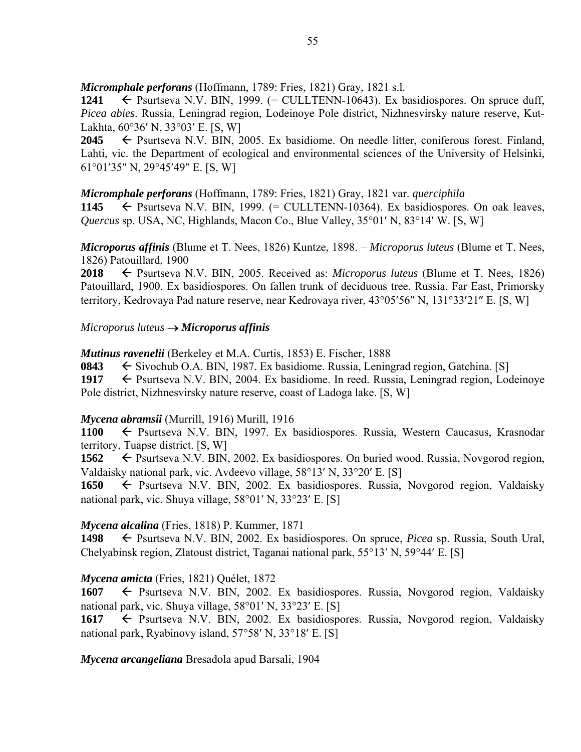***Micromphale perforans*** (Hoffmann, 1789: Fries, 1821) Gray, 1821 s.l.

**1241** ← Psurtseva N.V. BIN, 1999. (= CULLTENN-10643). Ex basidiospores. On spruce duff, *Picea abies*. Russia, Leningrad region, Lodeinoye Pole district, Nizhnesvirsky nature reserve, Kut-Lakhta, 60°36′ N, 33°03′ E. [S, W]

**2045** ← Psurtseva N.V. BIN, 2005. Ex basidiome. On needle litter, coniferous forest. Finland, Lahti, vic. the Department of ecological and environmental sciences of the University of Helsinki, 61°01′35″ N, 29°45′49″ E. [S, W]

***Micromphale perforans*** (Hoffmann, 1789: Fries, 1821) Gray, 1821 var. *querciphila*

**1145** ← Psurtseva N.V. BIN, 1999. (= CULLTENN-10364). Ex basidiospores. On oak leaves, *Quercus* sp. USA, NC, Highlands, Macon Co., Blue Valley, 35°01′ N, 83°14′ W. [S, W]

***Microporus affinis*** (Blume et T. Nees, 1826) Kuntze, 1898. – *Microporus luteus* (Blume et T. Nees, 1826) Patouillard, 1900

**2018** ← Psurtseva N.V. BIN, 2005. Received as: *Microporus luteus* (Blume et T. Nees, 1826) Patouillard, 1900. Ex basidiospores. On fallen trunk of deciduous tree. Russia, Far East, Primorsky territory, Kedrovaya Pad nature reserve, near Kedrovaya river, 43°05′56″ N, 131°33′21″ E. [S, W]

*Microporus luteus* → ***Microporus affinis***

***Mutinus ravenelii*** (Berkeley et M.A. Curtis, 1853) E. Fischer, 1888

**0843** ← Sivochub O.A. BIN, 1987. Ex basidiome. Russia, Leningrad region, Gatchina. [S]

**1917** ← Psurtseva N.V. BIN, 2004. Ex basidiome. In reed. Russia, Leningrad region, Lodeinoye Pole district, Nizhnesvirsky nature reserve, coast of Ladoga lake. [S, W]

***Mycena abramsii*** (Murrill, 1916) Murill, 1916

**1100** ← Psurtseva N.V. BIN, 1997. Ex basidiospores. Russia, Western Caucasus, Krasnodar territory, Tuapse district. [S, W]

**1562** ← Psurtseva N.V. BIN, 2002. Ex basidiospores. On buried wood. Russia, Novgorod region, Valdaisky national park, vic. Avdeevo village, 58°13′ N, 33°20′ E. [S]

**1650** ← Psurtseva N.V. BIN, 2002. Ex basidiospores. Russia, Novgorod region, Valdaisky national park, vic. Shuya village, 58°01′ N, 33°23′ E. [S]

***Mycena alcalina*** (Fries, 1818) P. Kummer, 1871

**1498** ← Psurtseva N.V. BIN, 2002. Ex basidiospores. On spruce, *Picea* sp. Russia, South Ural, Chelyabinsk region, Zlatoust district, Taganai national park, 55°13′ N, 59°44′ E. [S]

***Mycena amicta*** (Fries, 1821) Quélet, 1872

**1607** ← Psurtseva N.V. BIN, 2002. Ex basidiospores. Russia, Novgorod region, Valdaisky national park, vic. Shuya village, 58°01′ N, 33°23′ E. [S]

**1617** ← Psurtseva N.V. BIN, 2002. Ex basidiospores. Russia, Novgorod region, Valdaisky national park, Ryabinovy island, 57°58′ N, 33°18′ E. [S]

***Mycena arcangeliana*** Bresadola apud Barsali, 1904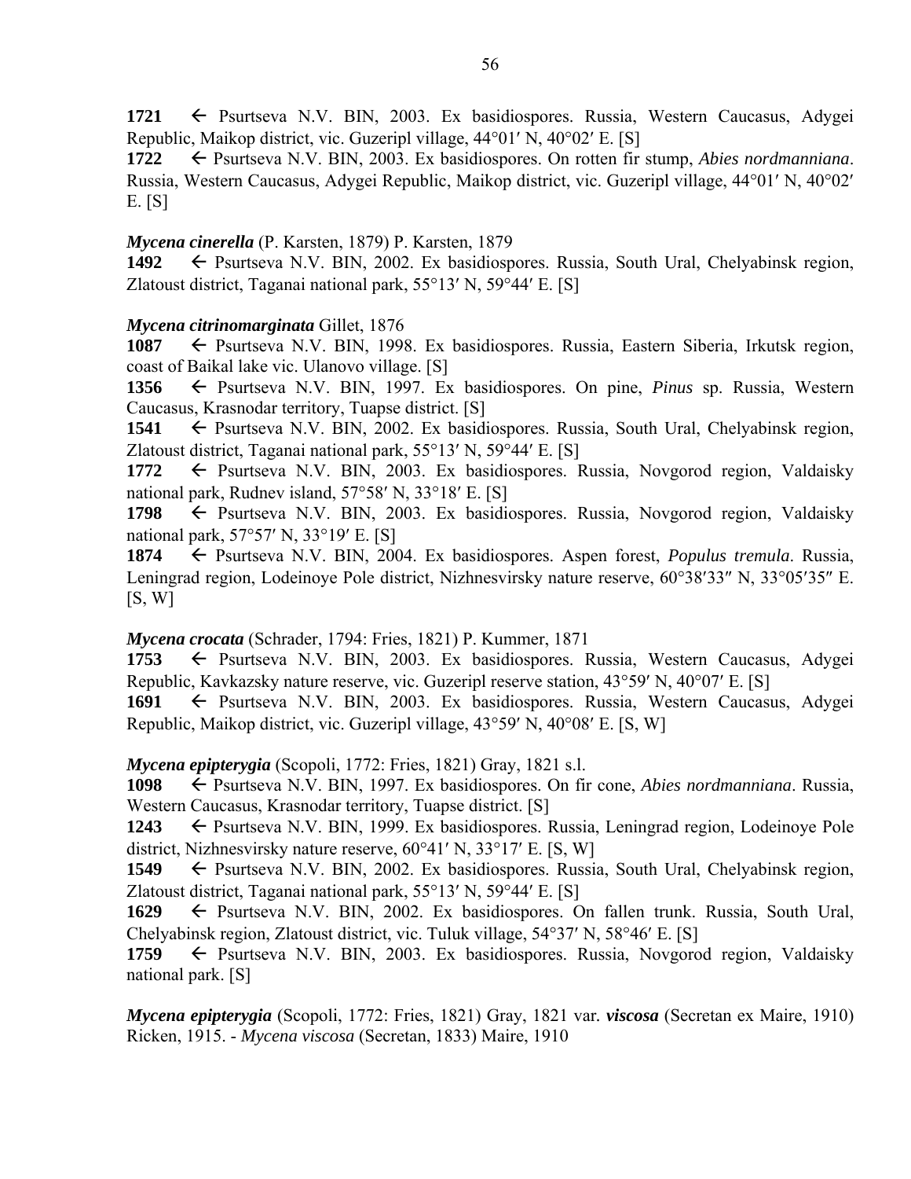**1721** ← Psurtseva N.V. BIN, 2003. Ex basidiospores. Russia, Western Caucasus, Adygei Republic, Maikop district, vic. Guzeripl village, 44°01′ N, 40°02′ E. [S]

**1722** ← Psurtseva N.V. BIN, 2003. Ex basidiospores. On rotten fir stump, *Abies nordmanniana*. Russia, Western Caucasus, Adygei Republic, Maikop district, vic. Guzeripl village, 44°01′ N, 40°02′ E. [S]

***Mycena cinerella*** (P. Karsten, 1879) P. Karsten, 1879

**1492** ← Psurtseva N.V. BIN, 2002. Ex basidiospores. Russia, South Ural, Chelyabinsk region, Zlatoust district, Taganai national park, 55°13′ N, 59°44′ E. [S]

***Mycena citrinomarginata*** Gillet, 1876

**1087** ← Psurtseva N.V. BIN, 1998. Ex basidiospores. Russia, Eastern Siberia, Irkutsk region, coast of Baikal lake vic. Ulanovo village. [S]

**1356** ← Psurtseva N.V. BIN, 1997. Ex basidiospores. On pine, *Pinus* sp. Russia, Western Caucasus, Krasnodar territory, Tuapse district. [S]

**1541** ← Psurtseva N.V. BIN, 2002. Ex basidiospores. Russia, South Ural, Chelyabinsk region, Zlatoust district, Taganai national park, 55°13′ N, 59°44′ E. [S]

**1772** ← Psurtseva N.V. BIN, 2003. Ex basidiospores. Russia, Novgorod region, Valdaisky national park, Rudnev island, 57°58′ N, 33°18′ E. [S]

**1798** ← Psurtseva N.V. BIN, 2003. Ex basidiospores. Russia, Novgorod region, Valdaisky national park, 57°57′ N, 33°19′ E. [S]

**1874** ← Psurtseva N.V. BIN, 2004. Ex basidiospores. Aspen forest, *Populus tremula*. Russia, Leningrad region, Lodeinoye Pole district, Nizhnesvirsky nature reserve, 60°38′33″ N, 33°05′35″ E. [S, W]

***Mycena crocata*** (Schrader, 1794: Fries, 1821) P. Kummer, 1871

**1753** ← Psurtseva N.V. BIN, 2003. Ex basidiospores. Russia, Western Caucasus, Adygei Republic, Kavkazsky nature reserve, vic. Guzeripl reserve station, 43°59′ N, 40°07′ E. [S]

**1691** ← Psurtseva N.V. BIN, 2003. Ex basidiospores. Russia, Western Caucasus, Adygei Republic, Maikop district, vic. Guzeripl village, 43°59′ N, 40°08′ E. [S, W]

***Mycena epipterygia*** (Scopoli, 1772: Fries, 1821) Gray, 1821 s.l.

**1098** ← Psurtseva N.V. BIN, 1997. Ex basidiospores. On fir cone, *Abies nordmanniana*. Russia, Western Caucasus, Krasnodar territory, Tuapse district. [S]

**1243** ← Psurtseva N.V. BIN, 1999. Ex basidiospores. Russia, Leningrad region, Lodeinoye Pole district, Nizhnesvirsky nature reserve, 60°41′ N, 33°17′ E. [S, W]

**1549** ← Psurtseva N.V. BIN, 2002. Ex basidiospores. Russia, South Ural, Chelyabinsk region, Zlatoust district, Taganai national park, 55°13′ N, 59°44′ E. [S]

**1629** ← Psurtseva N.V. BIN, 2002. Ex basidiospores. On fallen trunk. Russia, South Ural, Chelyabinsk region, Zlatoust district, vic. Tuluk village, 54°37′ N, 58°46′ E. [S]

**1759** ← Psurtseva N.V. BIN, 2003. Ex basidiospores. Russia, Novgorod region, Valdaisky national park. [S]

***Mycena epipterygia*** (Scopoli, 1772: Fries, 1821) Gray, 1821 var. ***viscosa*** (Secretan ex Maire, 1910) Ricken, 1915. - *Mycena viscosa* (Secretan, 1833) Maire, 1910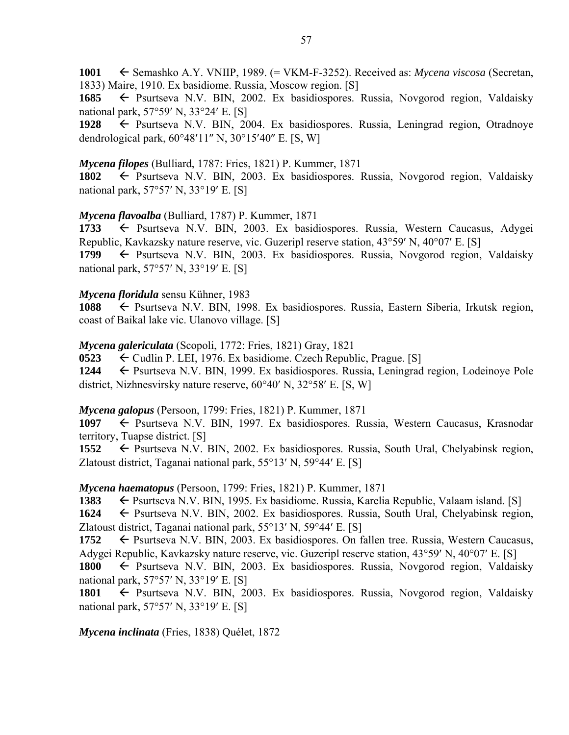**1001** ← Semashko A.Y. VNIIP, 1989. (= VKM-F-3252). Received as: *Mycena viscosa* (Secretan, 1833) Maire, 1910. Ex basidiome. Russia, Moscow region. [S]

**1685** ← Psurtseva N.V. BIN, 2002. Ex basidiospores. Russia, Novgorod region, Valdaisky national park, 57°59′ N, 33°24′ E. [S]

**1928** ← Psurtseva N.V. BIN, 2004. Ex basidiospores. Russia, Leningrad region, Otradnoye dendrological park, 60°48′11″ N, 30°15′40″ E. [S, W]

***Mycena filopes*** (Bulliard, 1787: Fries, 1821) P. Kummer, 1871

**1802** ← Psurtseva N.V. BIN, 2003. Ex basidiospores. Russia, Novgorod region, Valdaisky national park, 57°57′ N, 33°19′ E. [S]

***Mycena flavoalba*** (Bulliard, 1787) P. Kummer, 1871

**1733** ← Psurtseva N.V. BIN, 2003. Ex basidiospores. Russia, Western Caucasus, Adygei Republic, Kavkazsky nature reserve, vic. Guzeripl reserve station, 43°59′ N, 40°07′ E. [S]

**1799** ← Psurtseva N.V. BIN, 2003. Ex basidiospores. Russia, Novgorod region, Valdaisky national park, 57°57′ N, 33°19′ E. [S]

***Mycena floridula*** sensu Kühner, 1983

**1088** ← Psurtseva N.V. BIN, 1998. Ex basidiospores. Russia, Eastern Siberia, Irkutsk region, coast of Baikal lake vic. Ulanovo village. [S]

***Mycena galericulata*** (Scopoli, 1772: Fries, 1821) Gray, 1821

**0523** ← Cudlin P. LEI, 1976. Ex basidiome. Czech Republic, Prague. [S]

**1244** ← Psurtseva N.V. BIN, 1999. Ex basidiospores. Russia, Leningrad region, Lodeinoye Pole district, Nizhnesvirsky nature reserve, 60°40′ N, 32°58′ E. [S, W]

***Mycena galopus*** (Persoon, 1799: Fries, 1821) P. Kummer, 1871

**1097** ← Psurtseva N.V. BIN, 1997. Ex basidiospores. Russia, Western Caucasus, Krasnodar territory, Tuapse district. [S]

**1552** ← Psurtseva N.V. BIN, 2002. Ex basidiospores. Russia, South Ural, Chelyabinsk region, Zlatoust district, Taganai national park, 55°13′ N, 59°44′ E. [S]

***Mycena haematopus*** (Persoon, 1799: Fries, 1821) P. Kummer, 1871

**1383** ← Psurtseva N.V. BIN, 1995. Ex basidiome. Russia, Karelia Republic, Valaam island. [S]

**1624** ← Psurtseva N.V. BIN, 2002. Ex basidiospores. Russia, South Ural, Chelyabinsk region, Zlatoust district, Taganai national park, 55°13′ N, 59°44′ E. [S]

**1752** ← Psurtseva N.V. BIN, 2003. Ex basidiospores. On fallen tree. Russia, Western Caucasus, Adygei Republic, Kavkazsky nature reserve, vic. Guzeripl reserve station, 43°59′ N, 40°07′ E. [S]

**1800** ← Psurtseva N.V. BIN, 2003. Ex basidiospores. Russia, Novgorod region, Valdaisky national park, 57°57′ N, 33°19′ E. [S]

**1801** ← Psurtseva N.V. BIN, 2003. Ex basidiospores. Russia, Novgorod region, Valdaisky national park, 57°57′ N, 33°19′ E. [S]

***Mycena inclinata*** (Fries, 1838) Quélet, 1872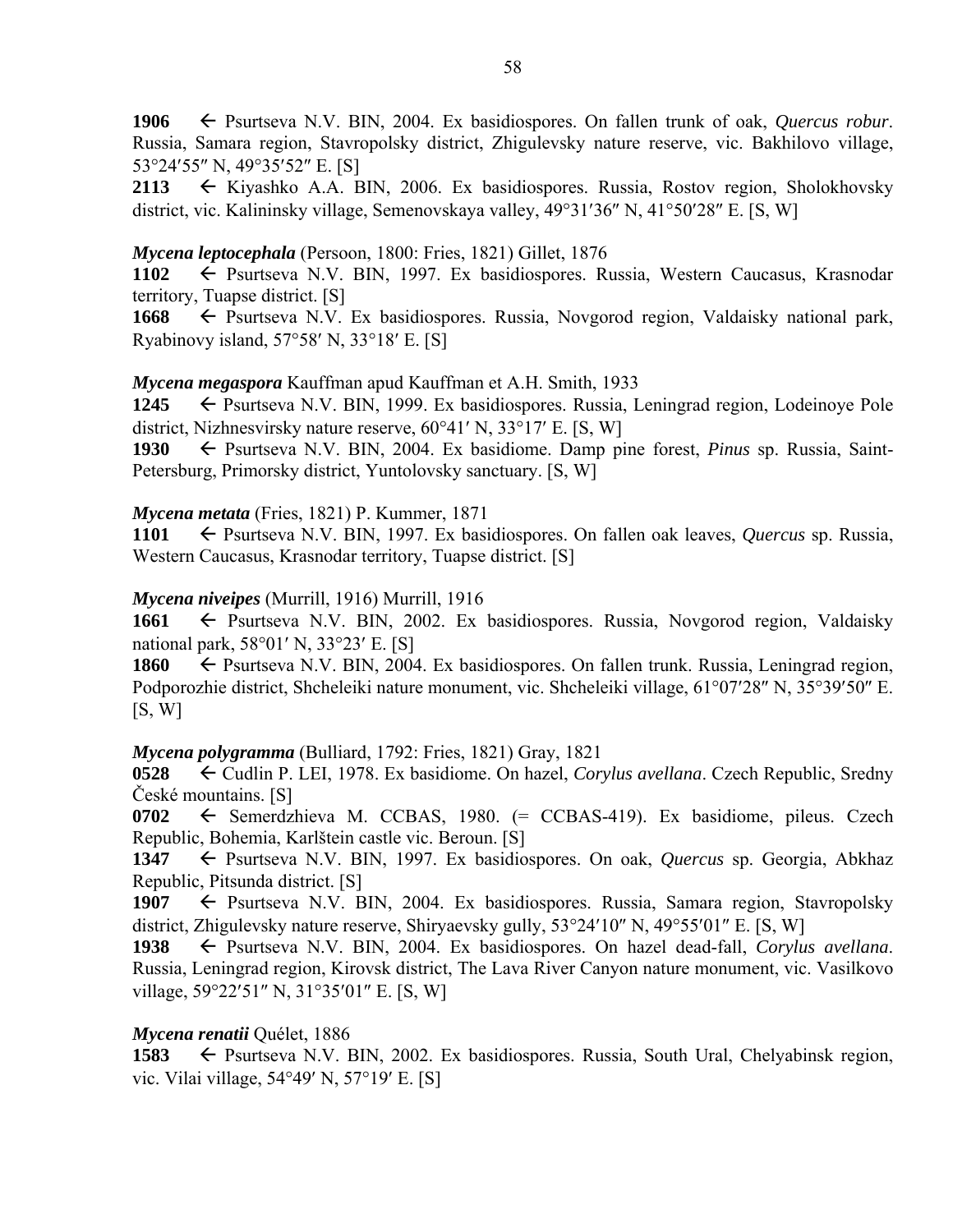**1906** ← Psurtseva N.V. BIN, 2004. Ex basidiospores. On fallen trunk of oak, *Quercus robur*. Russia, Samara region, Stavropolsky district, Zhigulevsky nature reserve, vic. Bakhilovo village, 53°24′55″ N, 49°35′52″ E. [S]

**2113** ← Kiyashko A.A. BIN, 2006. Ex basidiospores. Russia, Rostov region, Sholokhovsky district, vic. Kalininsky village, Semenovskaya valley, 49°31′36″ N, 41°50′28″ E. [S, W]

***Mycena leptocephala*** (Persoon, 1800: Fries, 1821) Gillet, 1876

**1102** ← Psurtseva N.V. BIN, 1997. Ex basidiospores. Russia, Western Caucasus, Krasnodar territory, Tuapse district. [S]

**1668** ← Psurtseva N.V. Ex basidiospores. Russia, Novgorod region, Valdaisky national park, Ryabinovy island, 57°58′ N, 33°18′ E. [S]

***Mycena megaspora*** Kauffman apud Kauffman et A.H. Smith, 1933

**1245** ← Psurtseva N.V. BIN, 1999. Ex basidiospores. Russia, Leningrad region, Lodeinoye Pole district, Nizhnesvirsky nature reserve, 60°41′ N, 33°17′ E. [S, W]

**1930** ← Psurtseva N.V. BIN, 2004. Ex basidiome. Damp pine forest, *Pinus* sp. Russia, Saint-Petersburg, Primorsky district, Yuntolovsky sanctuary. [S, W]

***Mycena metata*** (Fries, 1821) P. Kummer, 1871

**1101** ← Psurtseva N.V. BIN, 1997. Ex basidiospores. On fallen oak leaves, *Quercus* sp. Russia, Western Caucasus, Krasnodar territory, Tuapse district. [S]

***Mycena niveipes*** (Murrill, 1916) Murrill, 1916

**1661** ← Psurtseva N.V. BIN, 2002. Ex basidiospores. Russia, Novgorod region, Valdaisky national park, 58°01′ N, 33°23′ E. [S]

**1860** ← Psurtseva N.V. BIN, 2004. Ex basidiospores. On fallen trunk. Russia, Leningrad region, Podporozhie district, Shcheleiki nature monument, vic. Shcheleiki village, 61°07′28″ N, 35°39′50″ E. [S, W]

***Mycena polygramma*** (Bulliard, 1792: Fries, 1821) Gray, 1821

**0528** ← Cudlin P. LEI, 1978. Ex basidiome. On hazel, *Corylus avellana*. Czech Republic, Sredny České mountains. [S]

**0702** ← Semerdzhieva M. CCBAS, 1980. (= CCBAS-419). Ex basidiome, pileus. Czech Republic, Bohemia, Karlštein castle vic. Beroun. [S]

**1347** ← Psurtseva N.V. BIN, 1997. Ex basidiospores. On oak, *Quercus* sp. Georgia, Abkhaz Republic, Pitsunda district. [S]

**1907** ← Psurtseva N.V. BIN, 2004. Ex basidiospores. Russia, Samara region, Stavropolsky district, Zhigulevsky nature reserve, Shiryaevsky gully, 53°24′10″ N, 49°55′01″ E. [S, W]

**1938** ← Psurtseva N.V. BIN, 2004. Ex basidiospores. On hazel dead-fall, *Corylus avellana*. Russia, Leningrad region, Kirovsk district, The Lava River Canyon nature monument, vic. Vasilkovo village, 59°22′51″ N, 31°35′01″ E. [S, W]

***Mycena renatii*** Quélet, 1886

**1583** ← Psurtseva N.V. BIN, 2002. Ex basidiospores. Russia, South Ural, Chelyabinsk region, vic. Vilai village, 54°49′ N, 57°19′ E. [S]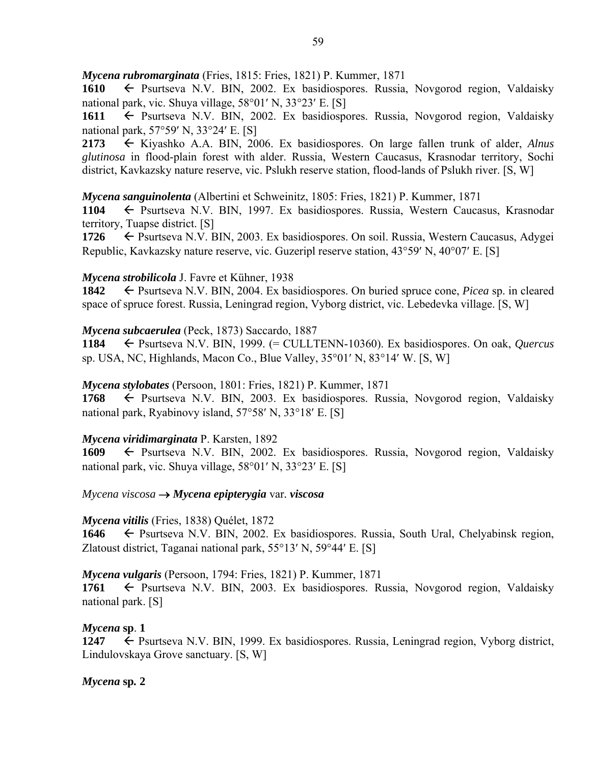***Mycena rubromarginata*** (Fries, 1815: Fries, 1821) P. Kummer, 1871

**1610** ← Psurtseva N.V. BIN, 2002. Ex basidiospores. Russia, Novgorod region, Valdaisky national park, vic. Shuya village, 58°01′ N, 33°23′ E. [S]

**1611** ← Psurtseva N.V. BIN, 2002. Ex basidiospores. Russia, Novgorod region, Valdaisky national park, 57°59′ N, 33°24′ E. [S]

**2173** ← Kiyashko A.A. BIN, 2006. Ex basidiospores. On large fallen trunk of alder, *Alnus glutinosa* in flood-plain forest with alder. Russia, Western Caucasus, Krasnodar territory, Sochi district, Kavkazsky nature reserve, vic. Pslukh reserve station, flood-lands of Pslukh river. [S, W]

***Mycena sanguinolenta*** (Albertini et Schweinitz, 1805: Fries, 1821) P. Kummer, 1871

**1104** ← Psurtseva N.V. BIN, 1997. Ex basidiospores. Russia, Western Caucasus, Krasnodar territory, Tuapse district. [S]

**1726** ← Psurtseva N.V. BIN, 2003. Ex basidiospores. On soil. Russia, Western Caucasus, Adygei Republic, Kavkazsky nature reserve, vic. Guzeripl reserve station, 43°59′ N, 40°07′ E. [S]

***Mycena strobilicola*** J. Favre et Kühner, 1938

**1842** ← Psurtseva N.V. BIN, 2004. Ex basidiospores. On buried spruce cone, *Picea* sp. in cleared space of spruce forest. Russia, Leningrad region, Vyborg district, vic. Lebedevka village. [S, W]

***Mycena subcaerulea*** (Peck, 1873) Saccardo, 1887

**1184** ← Psurtseva N.V. BIN, 1999. (= CULLTENN-10360). Ex basidiospores. On oak, *Quercus* sp. USA, NC, Highlands, Macon Co., Blue Valley, 35°01′ N, 83°14′ W. [S, W]

***Mycena stylobates*** (Persoon, 1801: Fries, 1821) P. Kummer, 1871

**1768** ← Psurtseva N.V. BIN, 2003. Ex basidiospores. Russia, Novgorod region, Valdaisky national park, Ryabinovy island, 57°58′ N, 33°18′ E. [S]

***Mycena viridimarginata*** P. Karsten, 1892

**1609** ← Psurtseva N.V. BIN, 2002. Ex basidiospores. Russia, Novgorod region, Valdaisky national park, vic. Shuya village, 58°01′ N, 33°23′ E. [S]

*Mycena viscosa* → ***Mycena epipterygia*** var. ***viscosa***

***Mycena vitilis*** (Fries, 1838) Quélet, 1872

**1646** ← Psurtseva N.V. BIN, 2002. Ex basidiospores. Russia, South Ural, Chelyabinsk region, Zlatoust district, Taganai national park, 55°13′ N, 59°44′ E. [S]

***Mycena vulgaris*** (Persoon, 1794: Fries, 1821) P. Kummer, 1871

**1761** ← Psurtseva N.V. BIN, 2003. Ex basidiospores. Russia, Novgorod region, Valdaisky national park. [S]

***Mycena* sp. 1**

**1247** ← Psurtseva N.V. BIN, 1999. Ex basidiospores. Russia, Leningrad region, Vyborg district, Lindulovskaya Grove sanctuary. [S, W]

***Mycena* sp. 2**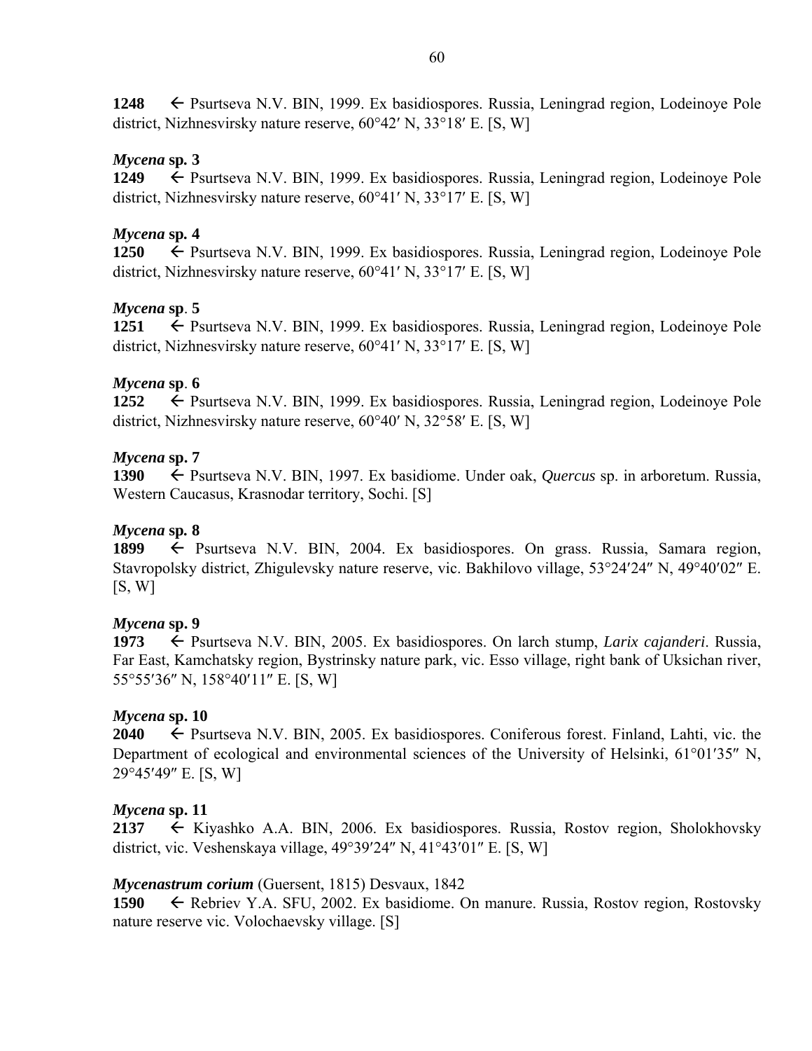**1248** ← Psurtseva N.V. BIN, 1999. Ex basidiospores. Russia, Leningrad region, Lodeinoye Pole district, Nizhnesvirsky nature reserve, 60°42′ N, 33°18′ E. [S, W]

***Mycena* sp. 3**
**1249** ← Psurtseva N.V. BIN, 1999. Ex basidiospores. Russia, Leningrad region, Lodeinoye Pole district, Nizhnesvirsky nature reserve, 60°41′ N, 33°17′ E. [S, W]

***Mycena* sp. 4**
**1250** ← Psurtseva N.V. BIN, 1999. Ex basidiospores. Russia, Leningrad region, Lodeinoye Pole district, Nizhnesvirsky nature reserve, 60°41′ N, 33°17′ E. [S, W]

***Mycena* sp. 5**
**1251** ← Psurtseva N.V. BIN, 1999. Ex basidiospores. Russia, Leningrad region, Lodeinoye Pole district, Nizhnesvirsky nature reserve, 60°41′ N, 33°17′ E. [S, W]

***Mycena* sp. 6**
**1252** ← Psurtseva N.V. BIN, 1999. Ex basidiospores. Russia, Leningrad region, Lodeinoye Pole district, Nizhnesvirsky nature reserve, 60°40′ N, 32°58′ E. [S, W]

***Mycena* sp. 7**
**1390** ← Psurtseva N.V. BIN, 1997. Ex basidiome. Under oak, *Quercus* sp. in arboretum. Russia, Western Caucasus, Krasnodar territory, Sochi. [S]

***Mycena* sp. 8**
**1899** ← Psurtseva N.V. BIN, 2004. Ex basidiospores. On grass. Russia, Samara region, Stavropolsky district, Zhigulevsky nature reserve, vic. Bakhilovo village, 53°24′24″ N, 49°40′02″ E. [S, W]

***Mycena* sp. 9**
**1973** ← Psurtseva N.V. BIN, 2005. Ex basidiospores. On larch stump, *Larix cajanderi*. Russia, Far East, Kamchatsky region, Bystrinsky nature park, vic. Esso village, right bank of Uksichan river, 55°55′36″ N, 158°40′11″ E. [S, W]

***Mycena* sp. 10**
**2040** ← Psurtseva N.V. BIN, 2005. Ex basidiospores. Coniferous forest. Finland, Lahti, vic. the Department of ecological and environmental sciences of the University of Helsinki, 61°01′35″ N, 29°45′49″ E. [S, W]

***Mycena* sp. 11**
**2137** ← Kiyashko A.A. BIN, 2006. Ex basidiospores. Russia, Rostov region, Sholokhovsky district, vic. Veshenskaya village, 49°39′24″ N, 41°43′01″ E. [S, W]

***Mycenastrum corium*** (Guersent, 1815) Desvaux, 1842
**1590** ← Rebriev Y.A. SFU, 2002. Ex basidiome. On manure. Russia, Rostov region, Rostovsky nature reserve vic. Volochaevsky village. [S]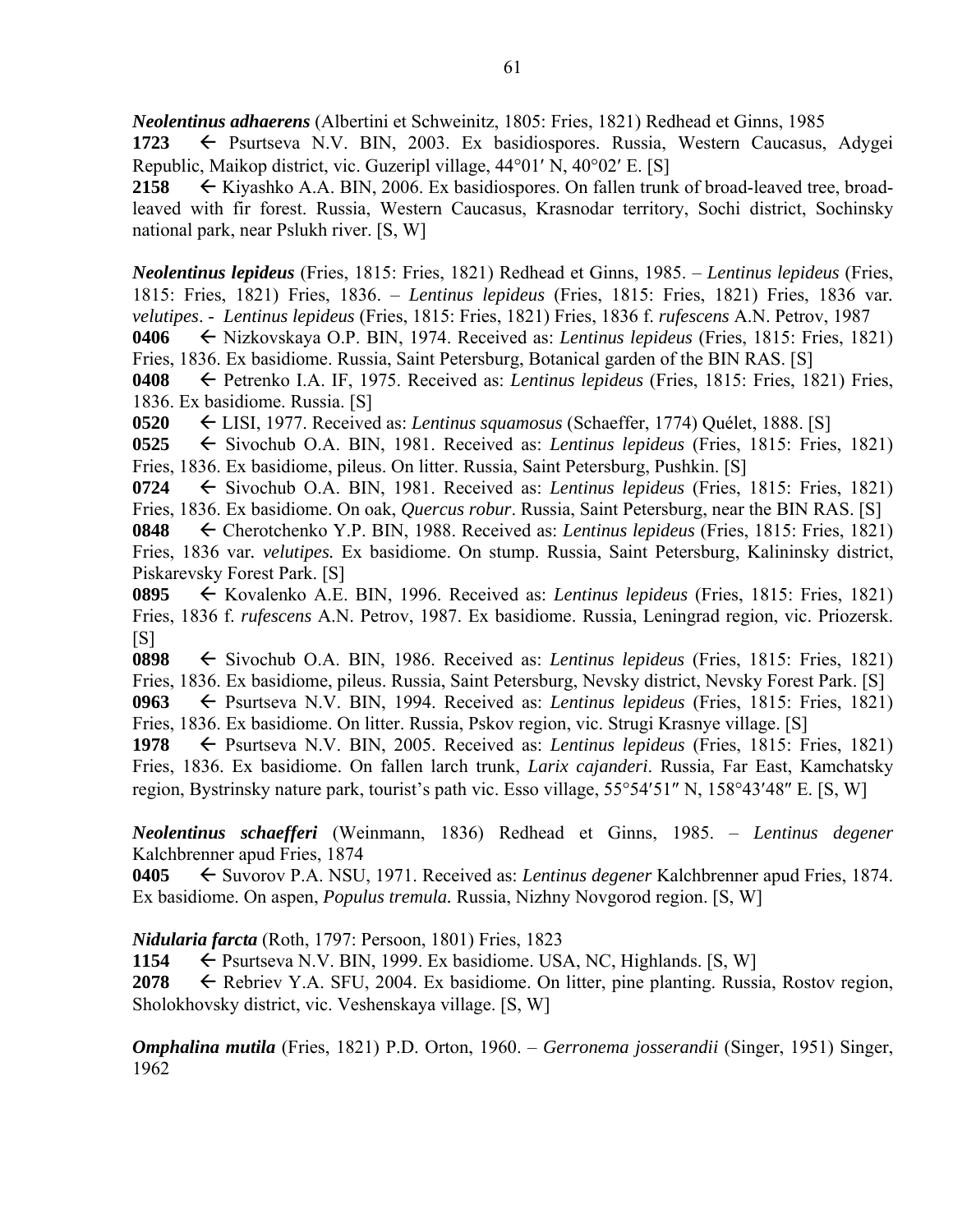***Neolentinus adhaerens*** (Albertini et Schweinitz, 1805: Fries, 1821) Redhead et Ginns, 1985

**1723** ← Psurtseva N.V. BIN, 2003. Ex basidiospores. Russia, Western Caucasus, Adygei Republic, Maikop district, vic. Guzeripl village, 44°01′ N, 40°02′ E. [S]

**2158** ← Kiyashko A.A. BIN, 2006. Ex basidiospores. On fallen trunk of broad-leaved tree, broad-leaved with fir forest. Russia, Western Caucasus, Krasnodar territory, Sochi district, Sochinsky national park, near Pslukh river. [S, W]

***Neolentinus lepideus*** (Fries, 1815: Fries, 1821) Redhead et Ginns, 1985. – *Lentinus lepideus* (Fries, 1815: Fries, 1821) Fries, 1836. – *Lentinus lepideus* (Fries, 1815: Fries, 1821) Fries, 1836 var. *velutipes*. - *Lentinus lepideus* (Fries, 1815: Fries, 1821) Fries, 1836 f. *rufescens* A.N. Petrov, 1987

**0406** ← Nizkovskaya O.P. BIN, 1974. Received as: *Lentinus lepideus* (Fries, 1815: Fries, 1821) Fries, 1836. Ex basidiome. Russia, Saint Petersburg, Botanical garden of the BIN RAS. [S]

**0408** ← Petrenko I.A. IF, 1975. Received as: *Lentinus lepideus* (Fries, 1815: Fries, 1821) Fries, 1836. Ex basidiome. Russia. [S]

**0520** ← LISI, 1977. Received as: *Lentinus squamosus* (Schaeffer, 1774) Quélet, 1888. [S]

**0525** ← Sivochub O.A. BIN, 1981. Received as: *Lentinus lepideus* (Fries, 1815: Fries, 1821) Fries, 1836. Ex basidiome, pileus. On litter. Russia, Saint Petersburg, Pushkin. [S]

**0724** ← Sivochub O.A. BIN, 1981. Received as: *Lentinus lepideus* (Fries, 1815: Fries, 1821) Fries, 1836. Ex basidiome. On oak, *Quercus robur*. Russia, Saint Petersburg, near the BIN RAS. [S]

**0848** ← Cherotchenko Y.P. BIN, 1988. Received as: *Lentinus lepideus* (Fries, 1815: Fries, 1821) Fries, 1836 var. *velutipes.* Ex basidiome. On stump. Russia, Saint Petersburg, Kalininsky district, Piskarevsky Forest Park. [S]

**0895** ← Kovalenko A.E. BIN, 1996. Received as: *Lentinus lepideus* (Fries, 1815: Fries, 1821) Fries, 1836 f. *rufescens* A.N. Petrov, 1987. Ex basidiome. Russia, Leningrad region, vic. Priozersk. [S]

**0898** ← Sivochub O.A. BIN, 1986. Received as: *Lentinus lepideus* (Fries, 1815: Fries, 1821) Fries, 1836. Ex basidiome, pileus. Russia, Saint Petersburg, Nevsky district, Nevsky Forest Park. [S]

**0963** ← Psurtseva N.V. BIN, 1994. Received as: *Lentinus lepideus* (Fries, 1815: Fries, 1821) Fries, 1836. Ex basidiome. On litter. Russia, Pskov region, vic. Strugi Krasnye village. [S]

**1978** ← Psurtseva N.V. BIN, 2005. Received as: *Lentinus lepideus* (Fries, 1815: Fries, 1821) Fries, 1836. Ex basidiome. On fallen larch trunk, *Larix cajanderi*. Russia, Far East, Kamchatsky region, Bystrinsky nature park, tourist's path vic. Esso village, 55°54′51″ N, 158°43′48″ E. [S, W]

***Neolentinus schaefferi*** (Weinmann, 1836) Redhead et Ginns, 1985. – *Lentinus degener* Kalchbrenner apud Fries, 1874

**0405** ← Suvorov P.A. NSU, 1971. Received as: *Lentinus degener* Kalchbrenner apud Fries, 1874. Ex basidiome. On aspen, *Populus tremula.* Russia, Nizhny Novgorod region. [S, W]

***Nidularia farcta*** (Roth, 1797: Persoon, 1801) Fries, 1823

**1154** ← Psurtseva N.V. BIN, 1999. Ex basidiome. USA, NC, Highlands. [S, W]

**2078** ← Rebriev Y.A. SFU, 2004. Ex basidiome. On litter, pine planting. Russia, Rostov region, Sholokhovsky district, vic. Veshenskaya village. [S, W]

***Omphalina mutila*** (Fries, 1821) P.D. Orton, 1960. – *Gerronema josserandii* (Singer, 1951) Singer, 1962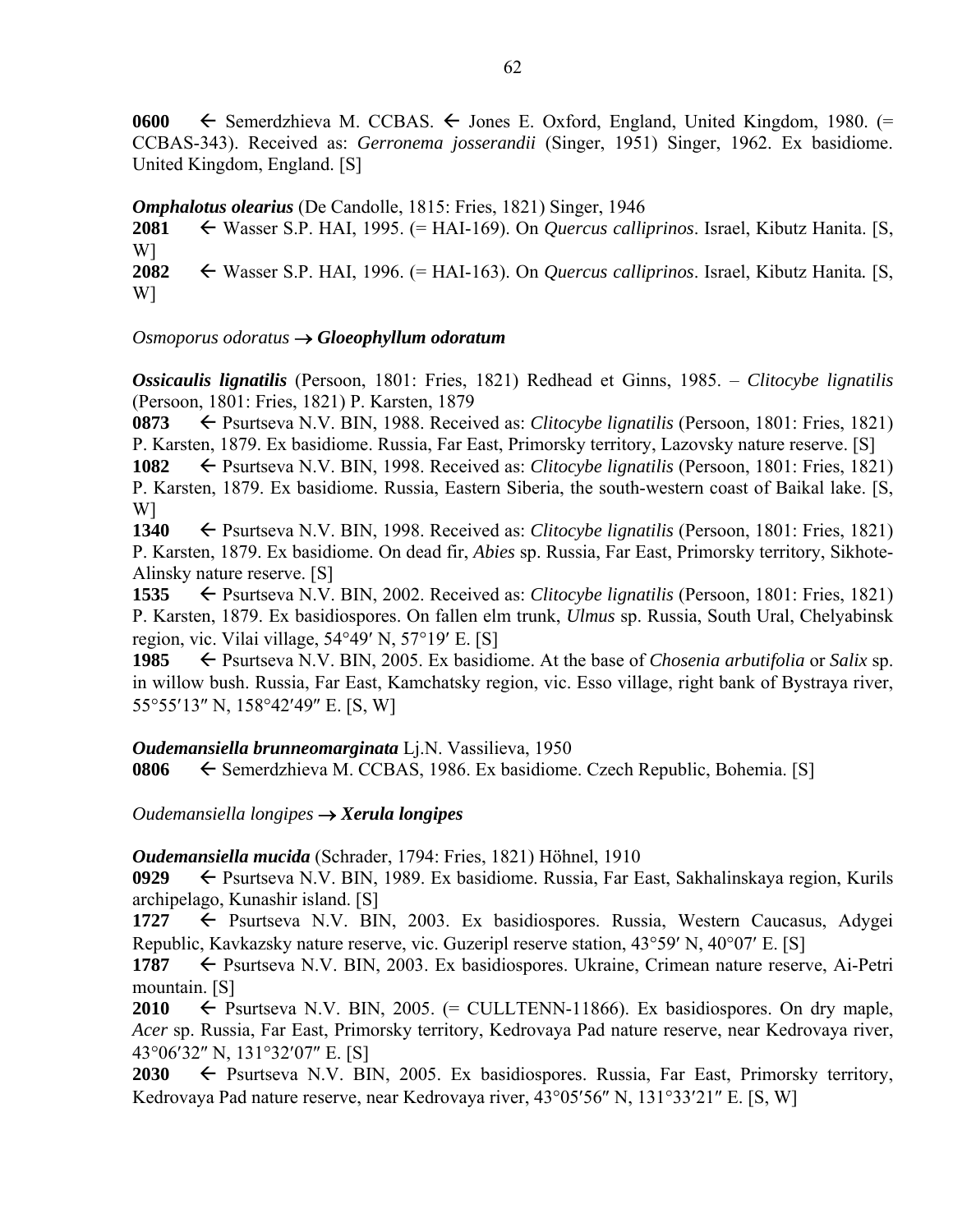**0600** ← Semerdzhieva M. CCBAS. ← Jones E. Oxford, England, United Kingdom, 1980. (= CCBAS-343). Received as: *Gerronema josserandii* (Singer, 1951) Singer, 1962. Ex basidiome. United Kingdom, England. [S]

***Omphalotus olearius*** (De Candolle, 1815: Fries, 1821) Singer, 1946

**2081** ← Wasser S.P. HAI, 1995. (= HAI-169). On *Quercus calliprinos*. Israel, Kibutz Hanita. [S, W]

**2082** ← Wasser S.P. HAI, 1996. (= HAI-163). On *Quercus calliprinos*. Israel, Kibutz Hanita. [S, W]

*Osmoporus odoratus* → ***Gloeophyllum odoratum***

***Ossicaulis lignatilis*** (Persoon, 1801: Fries, 1821) Redhead et Ginns, 1985. – *Clitocybe lignatilis* (Persoon, 1801: Fries, 1821) P. Karsten, 1879

**0873** ← Psurtseva N.V. BIN, 1988. Received as: *Clitocybe lignatilis* (Persoon, 1801: Fries, 1821) P. Karsten, 1879. Ex basidiome. Russia, Far East, Primorsky territory, Lazovsky nature reserve. [S]

**1082** ← Psurtseva N.V. BIN, 1998. Received as: *Clitocybe lignatilis* (Persoon, 1801: Fries, 1821) P. Karsten, 1879. Ex basidiome. Russia, Eastern Siberia, the south-western coast of Baikal lake. [S, W]

**1340** ← Psurtseva N.V. BIN, 1998. Received as: *Clitocybe lignatilis* (Persoon, 1801: Fries, 1821) P. Karsten, 1879. Ex basidiome. On dead fir, *Abies* sp. Russia, Far East, Primorsky territory, Sikhote-Alinsky nature reserve. [S]

**1535** ← Psurtseva N.V. BIN, 2002. Received as: *Clitocybe lignatilis* (Persoon, 1801: Fries, 1821) P. Karsten, 1879. Ex basidiospores. On fallen elm trunk, *Ulmus* sp. Russia, South Ural, Chelyabinsk region, vic. Vilai village, 54°49′ N, 57°19′ E. [S]

**1985** ← Psurtseva N.V. BIN, 2005. Ex basidiome. At the base of *Chosenia arbutifolia* or *Salix* sp. in willow bush. Russia, Far East, Kamchatsky region, vic. Esso village, right bank of Bystraya river, 55°55′13″ N, 158°42′49″ E. [S, W]

***Oudemansiella brunneomarginata*** Lj.N. Vassilieva, 1950

**0806** ← Semerdzhieva M. CCBAS, 1986. Ex basidiome. Czech Republic, Bohemia. [S]

*Oudemansiella longipes* → ***Xerula longipes***

***Oudemansiella mucida*** (Schrader, 1794: Fries, 1821) Höhnel, 1910

**0929** ← Psurtseva N.V. BIN, 1989. Ex basidiome. Russia, Far East, Sakhalinskaya region, Kurils archipelago, Kunashir island. [S]

**1727** ← Psurtseva N.V. BIN, 2003. Ex basidiospores. Russia, Western Caucasus, Adygei Republic, Kavkazsky nature reserve, vic. Guzeripl reserve station, 43°59′ N, 40°07′ E. [S]

**1787** ← Psurtseva N.V. BIN, 2003. Ex basidiospores. Ukraine, Crimean nature reserve, Ai-Petri mountain. [S]

**2010** ← Psurtseva N.V. BIN, 2005. (= CULLTENN-11866). Ex basidiospores. On dry maple, *Acer* sp. Russia, Far East, Primorsky territory, Kedrovaya Pad nature reserve, near Kedrovaya river, 43°06′32″ N, 131°32′07″ E. [S]

**2030** ← Psurtseva N.V. BIN, 2005. Ex basidiospores. Russia, Far East, Primorsky territory, Kedrovaya Pad nature reserve, near Kedrovaya river, 43°05′56″ N, 131°33′21″ E. [S, W]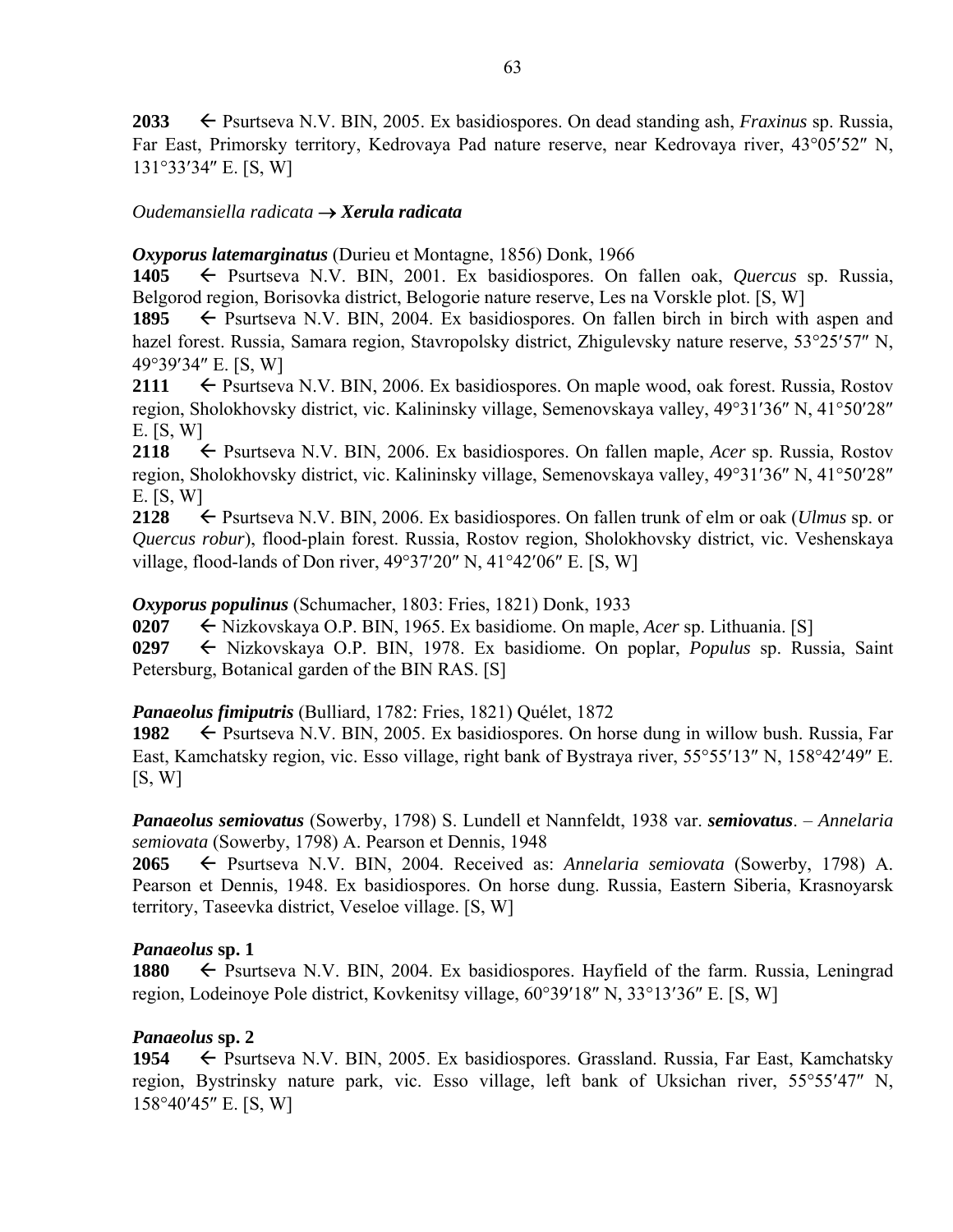**2033** ← Psurtseva N.V. BIN, 2005. Ex basidiospores. On dead standing ash, *Fraxinus* sp. Russia, Far East, Primorsky territory, Kedrovaya Pad nature reserve, near Kedrovaya river, 43°05′52″ N, 131°33′34″ E. [S, W]

*Oudemansiella radicata* → ***Xerula radicata***

***Oxyporus latemarginatus*** (Durieu et Montagne, 1856) Donk, 1966

**1405** ← Psurtseva N.V. BIN, 2001. Ex basidiospores. On fallen oak, *Quercus* sp. Russia, Belgorod region, Borisovka district, Belogorie nature reserve, Les na Vorskle plot. [S, W]

**1895** ← Psurtseva N.V. BIN, 2004. Ex basidiospores. On fallen birch in birch with aspen and hazel forest. Russia, Samara region, Stavropolsky district, Zhigulevsky nature reserve, 53°25′57″ N, 49°39′34″ E. [S, W]

**2111** ← Psurtseva N.V. BIN, 2006. Ex basidiospores. On maple wood, oak forest. Russia, Rostov region, Sholokhovsky district, vic. Kalininsky village, Semenovskaya valley, 49°31′36″ N, 41°50′28″ E. [S, W]

**2118** ← Psurtseva N.V. BIN, 2006. Ex basidiospores. On fallen maple, *Acer* sp. Russia, Rostov region, Sholokhovsky district, vic. Kalininsky village, Semenovskaya valley, 49°31′36″ N, 41°50′28″ E. [S, W]

**2128** ← Psurtseva N.V. BIN, 2006. Ex basidiospores. On fallen trunk of elm or oak (*Ulmus* sp. or *Quercus robur*), flood-plain forest. Russia, Rostov region, Sholokhovsky district, vic. Veshenskaya village, flood-lands of Don river, 49°37′20″ N, 41°42′06″ E. [S, W]

***Oxyporus populinus*** (Schumacher, 1803: Fries, 1821) Donk, 1933

**0207** ← Nizkovskaya O.P. BIN, 1965. Ex basidiome. On maple, *Acer* sp. Lithuania. [S]

**0297** ← Nizkovskaya O.P. BIN, 1978. Ex basidiome. On poplar, *Populus* sp. Russia, Saint Petersburg, Botanical garden of the BIN RAS. [S]

***Panaeolus fimiputris*** (Bulliard, 1782: Fries, 1821) Quélet, 1872

**1982** ← Psurtseva N.V. BIN, 2005. Ex basidiospores. On horse dung in willow bush. Russia, Far East, Kamchatsky region, vic. Esso village, right bank of Bystraya river, 55°55′13″ N, 158°42′49″ E. [S, W]

***Panaeolus semiovatus*** (Sowerby, 1798) S. Lundell et Nannfeldt, 1938 var. ***semiovatus***. – *Annelaria semiovata* (Sowerby, 1798) A. Pearson et Dennis, 1948

**2065** ← Psurtseva N.V. BIN, 2004. Received as: *Annelaria semiovata* (Sowerby, 1798) A. Pearson et Dennis, 1948. Ex basidiospores. On horse dung. Russia, Eastern Siberia, Krasnoyarsk territory, Taseevka district, Veseloe village. [S, W]

***Panaeolus*** **sp. 1**

**1880** ← Psurtseva N.V. BIN, 2004. Ex basidiospores. Hayfield of the farm. Russia, Leningrad region, Lodeinoye Pole district, Kovkenitsy village, 60°39′18″ N, 33°13′36″ E. [S, W]

***Panaeolus*** **sp. 2**

**1954** ← Psurtseva N.V. BIN, 2005. Ex basidiospores. Grassland. Russia, Far East, Kamchatsky region, Bystrinsky nature park, vic. Esso village, left bank of Uksichan river, 55°55′47″ N, 158°40′45″ E. [S, W]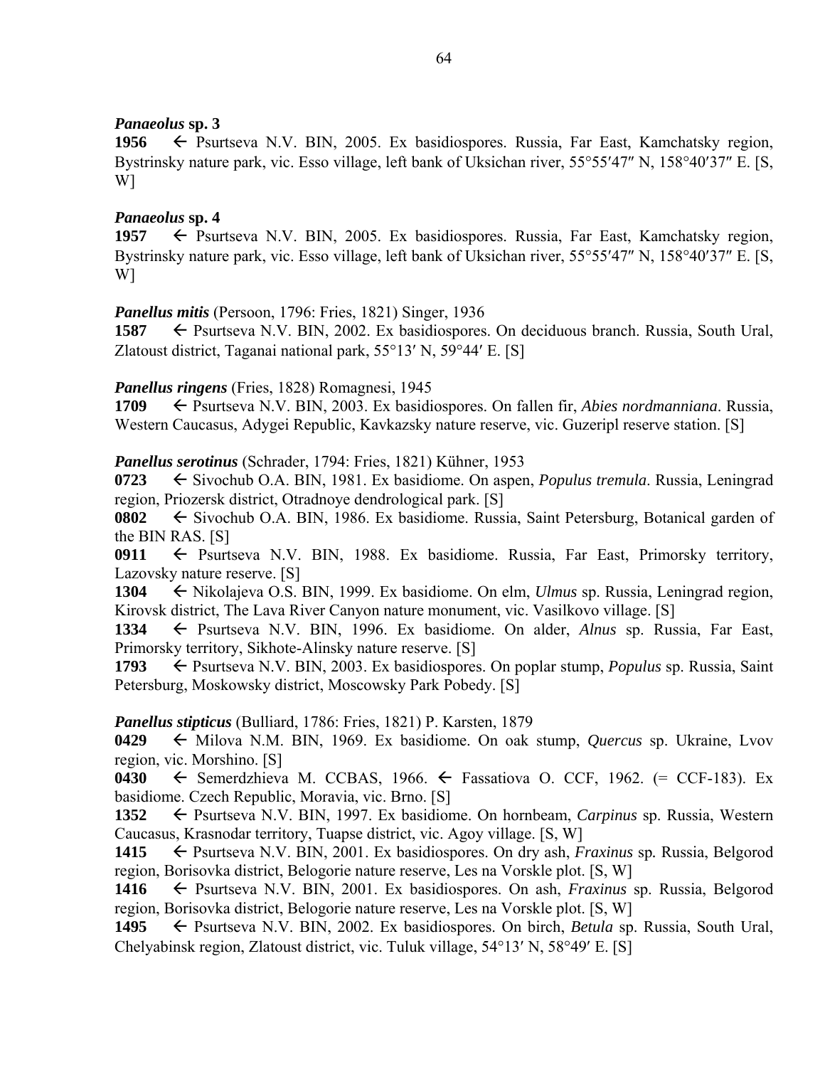***Panaeolus* sp. 3**

**1956** ← Psurtseva N.V. BIN, 2005. Ex basidiospores. Russia, Far East, Kamchatsky region, Bystrinsky nature park, vic. Esso village, left bank of Uksichan river, 55°55′47″ N, 158°40′37″ E. [S, W]

***Panaeolus* sp. 4**

**1957** ← Psurtseva N.V. BIN, 2005. Ex basidiospores. Russia, Far East, Kamchatsky region, Bystrinsky nature park, vic. Esso village, left bank of Uksichan river, 55°55′47″ N, 158°40′37″ E. [S, W]

***Panellus mitis*** (Persoon, 1796: Fries, 1821) Singer, 1936

**1587** ← Psurtseva N.V. BIN, 2002. Ex basidiospores. On deciduous branch. Russia, South Ural, Zlatoust district, Taganai national park, 55°13′ N, 59°44′ E. [S]

***Panellus ringens*** (Fries, 1828) Romagnesi, 1945

**1709** ← Psurtseva N.V. BIN, 2003. Ex basidiospores. On fallen fir, *Abies nordmanniana*. Russia, Western Caucasus, Adygei Republic, Kavkazsky nature reserve, vic. Guzeripl reserve station. [S]

***Panellus serotinus*** (Schrader, 1794: Fries, 1821) Kühner, 1953

**0723** ← Sivochub O.A. BIN, 1981. Ex basidiome. On aspen, *Populus tremula*. Russia, Leningrad region, Priozersk district, Otradnoye dendrological park. [S]

**0802** ← Sivochub O.A. BIN, 1986. Ex basidiome. Russia, Saint Petersburg, Botanical garden of the BIN RAS. [S]

**0911** ← Psurtseva N.V. BIN, 1988. Ex basidiome. Russia, Far East, Primorsky territory, Lazovsky nature reserve. [S]

**1304** ← Nikolajeva O.S. BIN, 1999. Ex basidiome. On elm, *Ulmus* sp. Russia, Leningrad region, Kirovsk district, The Lava River Canyon nature monument, vic. Vasilkovo village. [S]

**1334** ← Psurtseva N.V. BIN, 1996. Ex basidiome. On alder, *Alnus* sp. Russia, Far East, Primorsky territory, Sikhote-Alinsky nature reserve. [S]

**1793** ← Psurtseva N.V. BIN, 2003. Ex basidiospores. On poplar stump, *Populus* sp. Russia, Saint Petersburg, Moskowsky district, Moscowsky Park Pobedy. [S]

***Panellus stipticus*** (Bulliard, 1786: Fries, 1821) P. Karsten, 1879

**0429** ← Milova N.M. BIN, 1969. Ex basidiome. On oak stump, *Quercus* sp. Ukraine, Lvov region, vic. Morshino. [S]

**0430** ← Semerdzhieva M. CCBAS, 1966. ← Fassatiova O. CCF, 1962. (= CCF-183). Ex basidiome. Czech Republic, Moravia, vic. Brno. [S]

**1352** ← Psurtseva N.V. BIN, 1997. Ex basidiome. On hornbeam, *Carpinus* sp. Russia, Western Caucasus, Krasnodar territory, Tuapse district, vic. Agoy village. [S, W]

**1415** ← Psurtseva N.V. BIN, 2001. Ex basidiospores. On dry ash, *Fraxinus* sp. Russia, Belgorod region, Borisovka district, Belogorie nature reserve, Les na Vorskle plot. [S, W]

**1416** ← Psurtseva N.V. BIN, 2001. Ex basidiospores. On ash, *Fraxinus* sp. Russia, Belgorod region, Borisovka district, Belogorie nature reserve, Les na Vorskle plot. [S, W]

**1495** ← Psurtseva N.V. BIN, 2002. Ex basidiospores. On birch, *Betula* sp. Russia, South Ural, Chelyabinsk region, Zlatoust district, vic. Tuluk village, 54°13′ N, 58°49′ E. [S]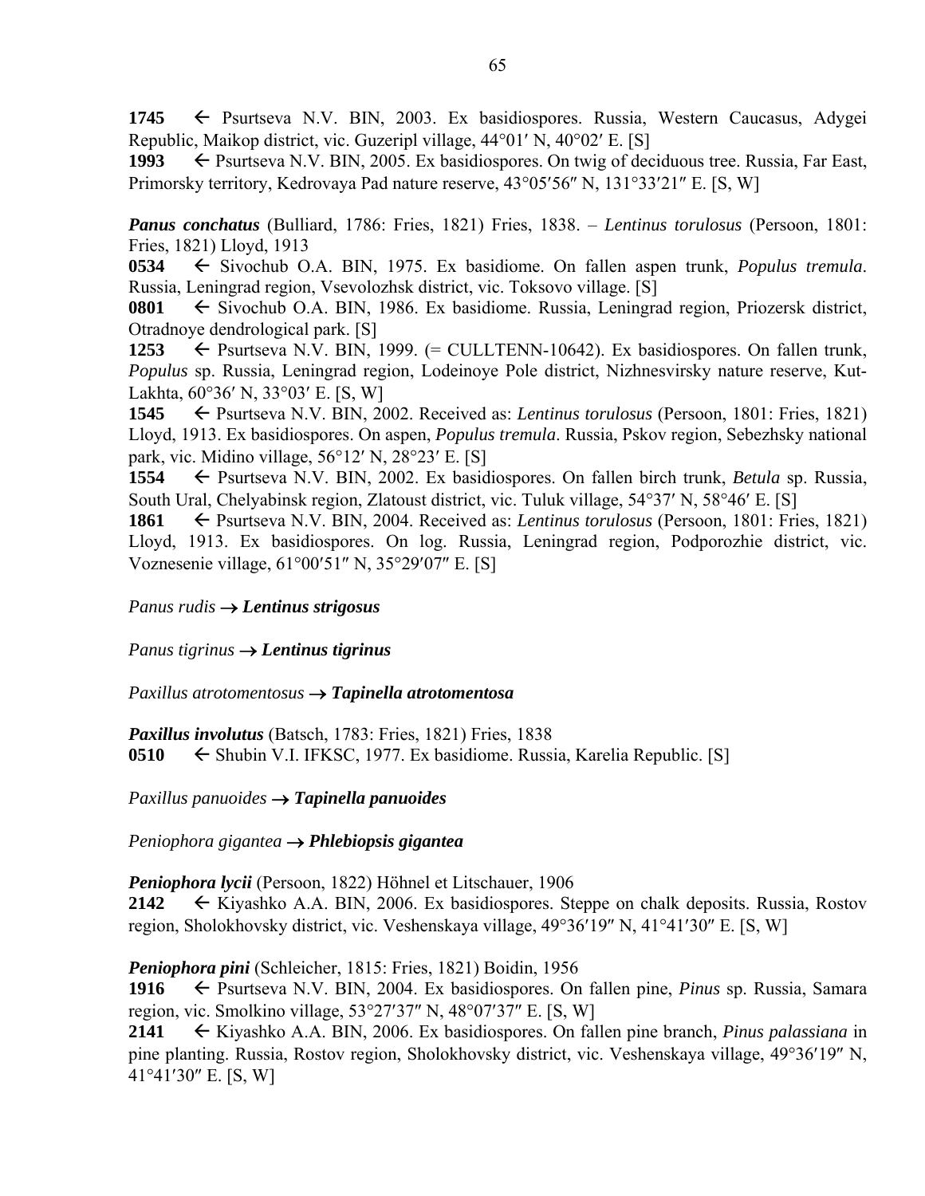**1745** ← Psurtseva N.V. BIN, 2003. Ex basidiospores. Russia, Western Caucasus, Adygei Republic, Maikop district, vic. Guzeripl village, 44°01′ N, 40°02′ E. [S]

**1993** ← Psurtseva N.V. BIN, 2005. Ex basidiospores. On twig of deciduous tree. Russia, Far East, Primorsky territory, Kedrovaya Pad nature reserve, 43°05′56″ N, 131°33′21″ E. [S, W]

***Panus conchatus*** (Bulliard, 1786: Fries, 1821) Fries, 1838. – *Lentinus torulosus* (Persoon, 1801: Fries, 1821) Lloyd, 1913

**0534** ← Sivochub O.A. BIN, 1975. Ex basidiome. On fallen aspen trunk, *Populus tremula*. Russia, Leningrad region, Vsevolozhsk district, vic. Toksovo village. [S]

**0801** ← Sivochub O.A. BIN, 1986. Ex basidiome. Russia, Leningrad region, Priozersk district, Otradnoye dendrological park. [S]

**1253** ← Psurtseva N.V. BIN, 1999. (= CULLTENN-10642). Ex basidiospores. On fallen trunk, *Populus* sp. Russia, Leningrad region, Lodeinoye Pole district, Nizhnesvirsky nature reserve, Kut-Lakhta, 60°36′ N, 33°03′ E. [S, W]

**1545** ← Psurtseva N.V. BIN, 2002. Received as: *Lentinus torulosus* (Persoon, 1801: Fries, 1821) Lloyd, 1913. Ex basidiospores. On aspen, *Populus tremula*. Russia, Pskov region, Sebezhsky national park, vic. Midino village, 56°12′ N, 28°23′ E. [S]

**1554** ← Psurtseva N.V. BIN, 2002. Ex basidiospores. On fallen birch trunk, *Betula* sp. Russia, South Ural, Chelyabinsk region, Zlatoust district, vic. Tuluk village, 54°37′ N, 58°46′ E. [S]

**1861** ← Psurtseva N.V. BIN, 2004. Received as: *Lentinus torulosus* (Persoon, 1801: Fries, 1821) Lloyd, 1913. Ex basidiospores. On log. Russia, Leningrad region, Podporozhie district, vic. Voznesenie village, 61°00′51″ N, 35°29′07″ E. [S]

*Panus rudis* → ***Lentinus strigosus***

*Panus tigrinus* → ***Lentinus tigrinus***

*Paxillus atrotomentosus* → ***Tapinella atrotomentosa***

***Paxillus involutus*** (Batsch, 1783: Fries, 1821) Fries, 1838

**0510** ← Shubin V.I. IFKSC, 1977. Ex basidiome. Russia, Karelia Republic. [S]

*Paxillus panuoides* → ***Tapinella panuoides***

*Peniophora gigantea* → ***Phlebiopsis gigantea***

***Peniophora lycii*** (Persoon, 1822) Höhnel et Litschauer, 1906

**2142** ← Kiyashko A.A. BIN, 2006. Ex basidiospores. Steppe on chalk deposits. Russia, Rostov region, Sholokhovsky district, vic. Veshenskaya village, 49°36′19″ N, 41°41′30″ E. [S, W]

***Peniophora pini*** (Schleicher, 1815: Fries, 1821) Boidin, 1956

**1916** ← Psurtseva N.V. BIN, 2004. Ex basidiospores. On fallen pine, *Pinus* sp. Russia, Samara region, vic. Smolkino village, 53°27′37″ N, 48°07′37″ E. [S, W]

**2141** ← Kiyashko A.A. BIN, 2006. Ex basidiospores. On fallen pine branch, *Pinus palassiana* in pine planting. Russia, Rostov region, Sholokhovsky district, vic. Veshenskaya village, 49°36′19″ N, 41°41′30″ E. [S, W]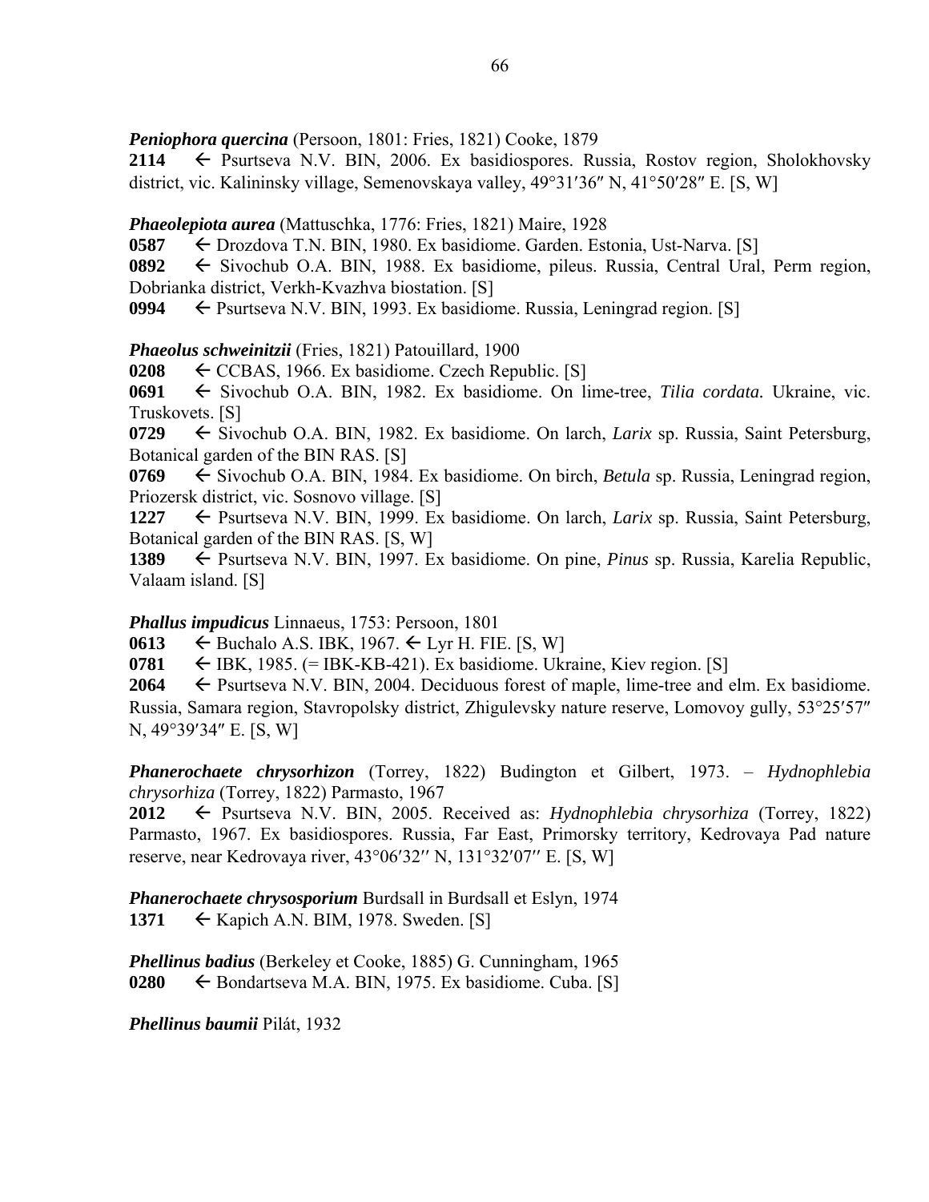***Peniophora quercina*** (Persoon, 1801: Fries, 1821) Cooke, 1879

**2114** ← Psurtseva N.V. BIN, 2006. Ex basidiospores. Russia, Rostov region, Sholokhovsky district, vic. Kalininsky village, Semenovskaya valley, 49°31′36″ N, 41°50′28″ E. [S, W]

***Phaeolepiota aurea*** (Mattuschka, 1776: Fries, 1821) Maire, 1928

**0587** ← Drozdova T.N. BIN, 1980. Ex basidiome. Garden. Estonia, Ust-Narva. [S]

**0892** ← Sivochub O.A. BIN, 1988. Ex basidiome, pileus. Russia, Central Ural, Perm region, Dobrianka district, Verkh-Kvazhva biostation. [S]

**0994** ← Psurtseva N.V. BIN, 1993. Ex basidiome. Russia, Leningrad region. [S]

***Phaeolus schweinitzii*** (Fries, 1821) Patouillard, 1900

**0208** ← CCBAS, 1966. Ex basidiome. Czech Republic. [S]

**0691** ← Sivochub O.A. BIN, 1982. Ex basidiome. On lime-tree, *Tilia cordata.* Ukraine, vic. Truskovets. [S]

**0729** ← Sivochub O.A. BIN, 1982. Ex basidiome. On larch, *Larix* sp. Russia, Saint Petersburg, Botanical garden of the BIN RAS. [S]

**0769** ← Sivochub O.A. BIN, 1984. Ex basidiome. On birch, *Betula* sp. Russia, Leningrad region, Priozersk district, vic. Sosnovo village. [S]

**1227** ← Psurtseva N.V. BIN, 1999. Ex basidiome. On larch, *Larix* sp. Russia, Saint Petersburg, Botanical garden of the BIN RAS. [S, W]

**1389** ← Psurtseva N.V. BIN, 1997. Ex basidiome. On pine, *Pinus* sp. Russia, Karelia Republic, Valaam island. [S]

***Phallus impudicus*** Linnaeus, 1753: Persoon, 1801

**0613** ← Buchalo A.S. IBK, 1967. ← Lyr H. FIE. [S, W]

**0781** ← IBK, 1985. (= IBK-KB-421). Ex basidiome. Ukraine, Kiev region. [S]

**2064** ← Psurtseva N.V. BIN, 2004. Deciduous forest of maple, lime-tree and elm. Ex basidiome. Russia, Samara region, Stavropolsky district, Zhigulevsky nature reserve, Lomovoy gully, 53°25′57″ N, 49°39′34″ E. [S, W]

***Phanerochaete chrysorhizon*** (Torrey, 1822) Budington et Gilbert, 1973. – *Hydnophlebia chrysorhiza* (Torrey, 1822) Parmasto, 1967

**2012** ← Psurtseva N.V. BIN, 2005. Received as: *Hydnophlebia chrysorhiza* (Torrey, 1822) Parmasto, 1967. Ex basidiospores. Russia, Far East, Primorsky territory, Kedrovaya Pad nature reserve, near Kedrovaya river, 43°06′32′′ N, 131°32′07′′ E. [S, W]

***Phanerochaete chrysosporium*** Burdsall in Burdsall et Eslyn, 1974

**1371** ← Kapich A.N. BIM, 1978. Sweden. [S]

***Phellinus badius*** (Berkeley et Cooke, 1885) G. Cunningham, 1965

**0280** ← Bondartseva M.A. BIN, 1975. Ex basidiome. Cuba. [S]

***Phellinus baumii*** Pilát, 1932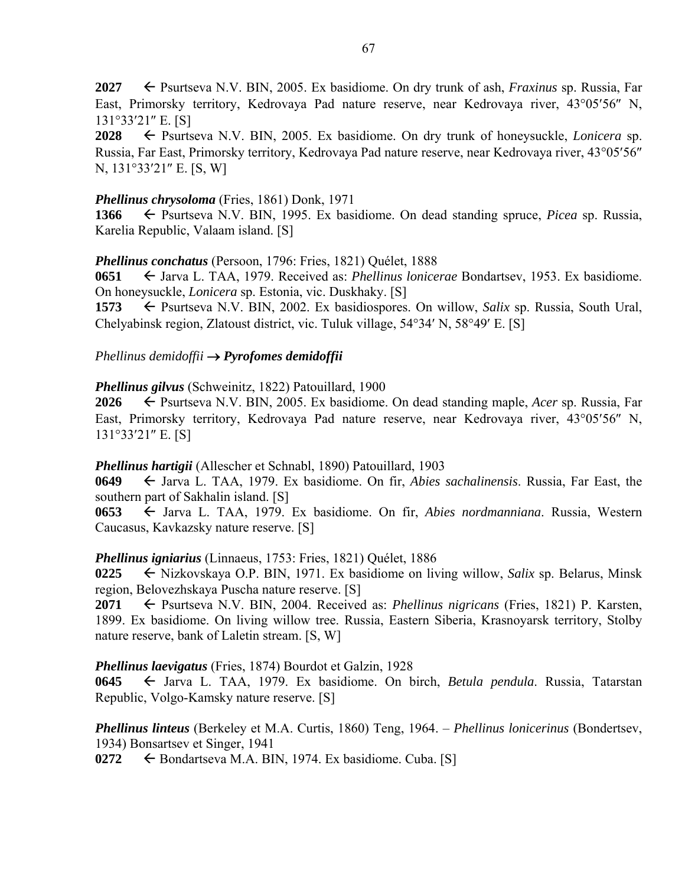**2027** ← Psurtseva N.V. BIN, 2005. Ex basidiome. On dry trunk of ash, *Fraxinus* sp. Russia, Far East, Primorsky territory, Kedrovaya Pad nature reserve, near Kedrovaya river, 43°05′56″ N, 131°33′21″ E. [S]

**2028** ← Psurtseva N.V. BIN, 2005. Ex basidiome. On dry trunk of honeysuckle, *Lonicera* sp. Russia, Far East, Primorsky territory, Kedrovaya Pad nature reserve, near Kedrovaya river, 43°05′56″ N, 131°33′21″ E. [S, W]

***Phellinus chrysoloma*** (Fries, 1861) Donk, 1971

**1366** ← Psurtseva N.V. BIN, 1995. Ex basidiome. On dead standing spruce, *Picea* sp. Russia, Karelia Republic, Valaam island. [S]

***Phellinus conchatus*** (Persoon, 1796: Fries, 1821) Quélet, 1888

**0651** ← Jarva L. TAA, 1979. Received as: *Phellinus lonicerae* Bondartsev, 1953. Ex basidiome. On honeysuckle, *Lonicera* sp. Estonia, vic. Duskhaky. [S]

**1573** ← Psurtseva N.V. BIN, 2002. Ex basidiospores. On willow, *Salix* sp. Russia, South Ural, Chelyabinsk region, Zlatoust district, vic. Tuluk village, 54°34′ N, 58°49′ E. [S]

*Phellinus demidoffii* → ***Pyrofomes demidoffii***

***Phellinus gilvus*** (Schweinitz, 1822) Patouillard, 1900

**2026** ← Psurtseva N.V. BIN, 2005. Ex basidiome. On dead standing maple, *Acer* sp. Russia, Far East, Primorsky territory, Kedrovaya Pad nature reserve, near Kedrovaya river, 43°05′56″ N, 131°33′21″ E. [S]

***Phellinus hartigii*** (Allescher et Schnabl, 1890) Patouillard, 1903

**0649** ← Jarva L. TAA, 1979. Ex basidiome. On fir, *Abies sachalinensis*. Russia, Far East, the southern part of Sakhalin island. [S]

**0653** ← Jarva L. TAA, 1979. Ex basidiome. On fir, *Abies nordmanniana*. Russia, Western Caucasus, Kavkazsky nature reserve. [S]

***Phellinus igniarius*** (Linnaeus, 1753: Fries, 1821) Quélet, 1886

**0225** ← Nizkovskaya O.P. BIN, 1971. Ex basidiome on living willow, *Salix* sp. Belarus, Minsk region, Belovezhskaya Puscha nature reserve. [S]

**2071** ← Psurtseva N.V. BIN, 2004. Received as: *Phellinus nigricans* (Fries, 1821) P. Karsten, 1899. Ex basidiome. On living willow tree. Russia, Eastern Siberia, Krasnoyarsk territory, Stolby nature reserve, bank of Laletin stream. [S, W]

***Phellinus laevigatus*** (Fries, 1874) Bourdot et Galzin, 1928

**0645** ← Jarva L. TAA, 1979. Ex basidiome. On birch, *Betula pendula*. Russia, Tatarstan Republic, Volgo-Kamsky nature reserve. [S]

***Phellinus linteus*** (Berkeley et M.A. Curtis, 1860) Teng, 1964. – *Phellinus lonicerinus* (Bondertsev, 1934) Bonsartsev et Singer, 1941

**0272** ← Bondartseva M.A. BIN, 1974. Ex basidiome. Cuba. [S]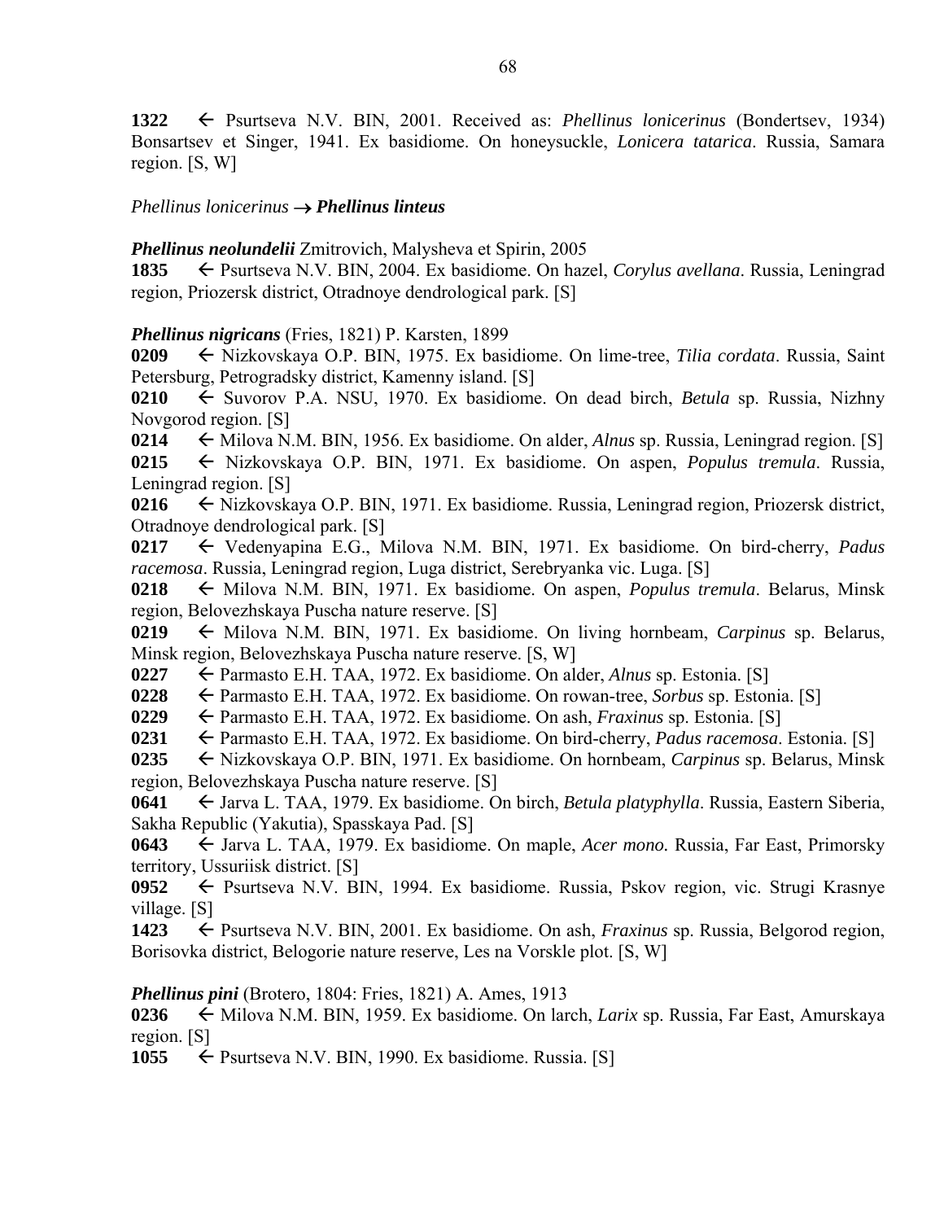**1322** ← Psurtseva N.V. BIN, 2001. Received as: *Phellinus lonicerinus* (Bondertsev, 1934) Bonsartsev et Singer, 1941. Ex basidiome. On honeysuckle, *Lonicera tatarica*. Russia, Samara region. [S, W]

*Phellinus lonicerinus* → ***Phellinus linteus***

***Phellinus neolundelii*** Zmitrovich, Malysheva et Spirin, 2005

**1835** ← Psurtseva N.V. BIN, 2004. Ex basidiome. On hazel, *Corylus avellana*. Russia, Leningrad region, Priozersk district, Otradnoye dendrological park. [S]

***Phellinus nigricans*** (Fries, 1821) P. Karsten, 1899

**0209** ← Nizkovskaya O.P. BIN, 1975. Ex basidiome. On lime-tree, *Tilia cordata*. Russia, Saint Petersburg, Petrogradsky district, Kamenny island. [S]

**0210** ← Suvorov P.A. NSU, 1970. Ex basidiome. On dead birch, *Betula* sp. Russia, Nizhny Novgorod region. [S]

**0214** ← Milova N.M. BIN, 1956. Ex basidiome. On alder, *Alnus* sp. Russia, Leningrad region. [S]

**0215** ← Nizkovskaya O.P. BIN, 1971. Ex basidiome. On aspen, *Populus tremula*. Russia, Leningrad region. [S]

**0216** ← Nizkovskaya O.P. BIN, 1971. Ex basidiome. Russia, Leningrad region, Priozersk district, Otradnoye dendrological park. [S]

**0217** ← Vedenyapina E.G., Milova N.M. BIN, 1971. Ex basidiome. On bird-cherry, *Padus racemosa*. Russia, Leningrad region, Luga district, Serebryanka vic. Luga. [S]

**0218** ← Milova N.M. BIN, 1971. Ex basidiome. On aspen, *Populus tremula*. Belarus, Minsk region, Belovezhskaya Puscha nature reserve. [S]

**0219** ← Milova N.M. BIN, 1971. Ex basidiome. On living hornbeam, *Carpinus* sp. Belarus, Minsk region, Belovezhskaya Puscha nature reserve. [S, W]

**0227** ← Parmasto E.H. TAA, 1972. Ex basidiome. On alder, *Alnus* sp. Estonia. [S]

**0228** ← Parmasto E.H. TAA, 1972. Ex basidiome. On rowan-tree, *Sorbus* sp. Estonia. [S]

**0229** ← Parmasto E.H. TAA, 1972. Ex basidiome. On ash, *Fraxinus* sp. Estonia. [S]

**0231** ← Parmasto E.H. TAA, 1972. Ex basidiome. On bird-cherry, *Padus racemosa*. Estonia. [S]

**0235** ← Nizkovskaya O.P. BIN, 1971. Ex basidiome. On hornbeam, *Carpinus* sp. Belarus, Minsk region, Belovezhskaya Puscha nature reserve. [S]

**0641** ← Jarva L. TAA, 1979. Ex basidiome. On birch, *Betula platyphylla*. Russia, Eastern Siberia, Sakha Republic (Yakutia), Spasskaya Pad. [S]

**0643** ← Jarva L. TAA, 1979. Ex basidiome. On maple, *Acer mono.* Russia, Far East, Primorsky territory, Ussuriisk district. [S]

**0952** ← Psurtseva N.V. BIN, 1994. Ex basidiome. Russia, Pskov region, vic. Strugi Krasnye village. [S]

**1423** ← Psurtseva N.V. BIN, 2001. Ex basidiome. On ash, *Fraxinus* sp. Russia, Belgorod region, Borisovka district, Belogorie nature reserve, Les na Vorskle plot. [S, W]

***Phellinus pini*** (Brotero, 1804: Fries, 1821) A. Ames, 1913

**0236** ← Milova N.M. BIN, 1959. Ex basidiome. On larch, *Larix* sp. Russia, Far East, Amurskaya region. [S]

**1055** ← Psurtseva N.V. BIN, 1990. Ex basidiome. Russia. [S]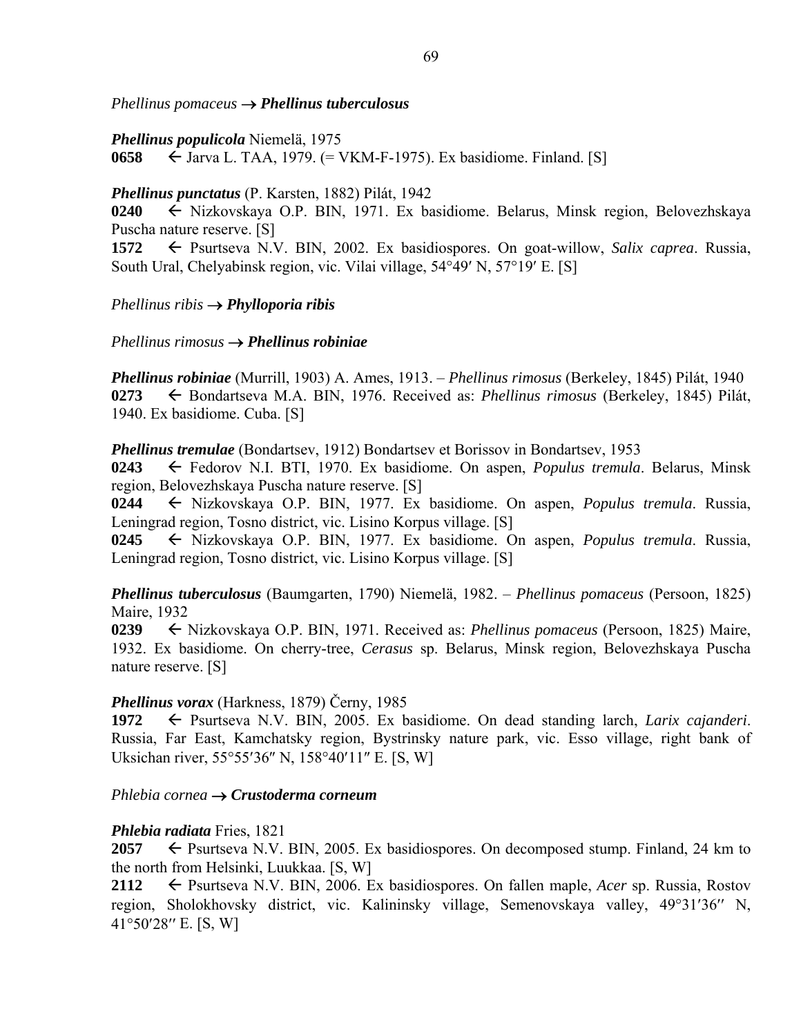*Phellinus pomaceus* → ***Phellinus tuberculosus***

***Phellinus populicola*** Niemelä, 1975
**0658** ← Jarva L. TAA, 1979. (= VKM-F-1975). Ex basidiome. Finland. [S]

***Phellinus punctatus*** (P. Karsten, 1882) Pilát, 1942
**0240** ← Nizkovskaya O.P. BIN, 1971. Ex basidiome. Belarus, Minsk region, Belovezhskaya Puscha nature reserve. [S]
**1572** ← Psurtseva N.V. BIN, 2002. Ex basidiospores. On goat-willow, *Salix caprea*. Russia, South Ural, Chelyabinsk region, vic. Vilai village, 54°49′ N, 57°19′ E. [S]

*Phellinus ribis* → ***Phylloporia ribis***

*Phellinus rimosus* → ***Phellinus robiniae***

***Phellinus robiniae*** (Murrill, 1903) A. Ames, 1913. – *Phellinus rimosus* (Berkeley, 1845) Pilát, 1940
**0273** ← Bondartseva M.A. BIN, 1976. Received as: *Phellinus rimosus* (Berkeley, 1845) Pilát, 1940. Ex basidiome. Cuba. [S]

***Phellinus tremulae*** (Bondartsev, 1912) Bondartsev et Borissov in Bondartsev, 1953
**0243** ← Fedorov N.I. BTI, 1970. Ex basidiome. On aspen, *Populus tremula*. Belarus, Minsk region, Belovezhskaya Puscha nature reserve. [S]
**0244** ← Nizkovskaya O.P. BIN, 1977. Ex basidiome. On aspen, *Populus tremula*. Russia, Leningrad region, Tosno district, vic. Lisino Korpus village. [S]
**0245** ← Nizkovskaya O.P. BIN, 1977. Ex basidiome. On aspen, *Populus tremula*. Russia, Leningrad region, Tosno district, vic. Lisino Korpus village. [S]

***Phellinus tuberculosus*** (Baumgarten, 1790) Niemelä, 1982. – *Phellinus pomaceus* (Persoon, 1825) Maire, 1932
**0239** ← Nizkovskaya O.P. BIN, 1971. Received as: *Phellinus pomaceus* (Persoon, 1825) Maire, 1932. Ex basidiome. On cherry-tree, *Cerasus* sp. Belarus, Minsk region, Belovezhskaya Puscha nature reserve. [S]

***Phellinus vorax*** (Harkness, 1879) Černy, 1985
**1972** ← Psurtseva N.V. BIN, 2005. Ex basidiome. On dead standing larch, *Larix cajanderi*. Russia, Far East, Kamchatsky region, Bystrinsky nature park, vic. Esso village, right bank of Uksichan river, 55°55′36″ N, 158°40′11″ E. [S, W]

*Phlebia cornea* → ***Crustoderma corneum***

***Phlebia radiata*** Fries, 1821
**2057** ← Psurtseva N.V. BIN, 2005. Ex basidiospores. On decomposed stump. Finland, 24 km to the north from Helsinki, Luukkaa. [S, W]
**2112** ← Psurtseva N.V. BIN, 2006. Ex basidiospores. On fallen maple, *Acer* sp. Russia, Rostov region, Sholokhovsky district, vic. Kalininsky village, Semenovskaya valley, 49°31′36″ N, 41°50′28″ E. [S, W]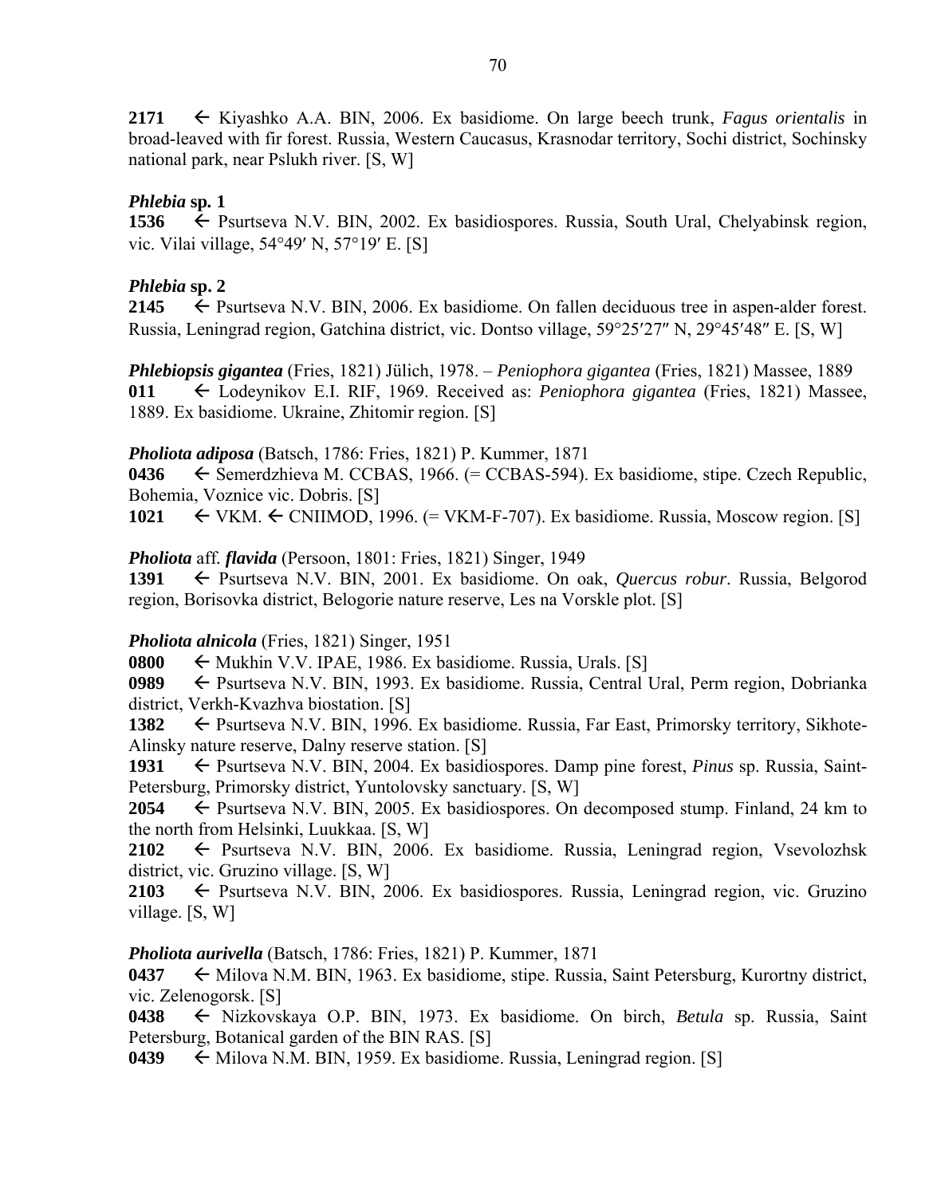**2171** ← Kiyashko A.A. BIN, 2006. Ex basidiome. On large beech trunk, *Fagus orientalis* in broad-leaved with fir forest. Russia, Western Caucasus, Krasnodar territory, Sochi district, Sochinsky national park, near Pslukh river. [S, W]

***Phlebia* sp. 1**
**1536** ← Psurtseva N.V. BIN, 2002. Ex basidiospores. Russia, South Ural, Chelyabinsk region, vic. Vilai village, 54°49′ N, 57°19′ E. [S]

***Phlebia* sp. 2**
**2145** ← Psurtseva N.V. BIN, 2006. Ex basidiome. On fallen deciduous tree in aspen-alder forest. Russia, Leningrad region, Gatchina district, vic. Dontso village, 59°25′27″ N, 29°45′48″ E. [S, W]

***Phlebiopsis gigantea*** (Fries, 1821) Jülich, 1978. – *Peniophora gigantea* (Fries, 1821) Massee, 1889
**011** ← Lodeynikov E.I. RIF, 1969. Received as: *Peniophora gigantea* (Fries, 1821) Massee, 1889. Ex basidiome. Ukraine, Zhitomir region. [S]

***Pholiota adiposa*** (Batsch, 1786: Fries, 1821) P. Kummer, 1871
**0436** ← Semerdzhieva M. CCBAS, 1966. (= CCBAS-594). Ex basidiome, stipe. Czech Republic, Bohemia, Voznice vic. Dobris. [S]
**1021** ← VKM. ← CNIIMOD, 1996. (= VKM-F-707). Ex basidiome. Russia, Moscow region. [S]

***Pholiota* aff. *flavida*** (Persoon, 1801: Fries, 1821) Singer, 1949
**1391** ← Psurtseva N.V. BIN, 2001. Ex basidiome. On oak, *Quercus robur*. Russia, Belgorod region, Borisovka district, Belogorie nature reserve, Les na Vorskle plot. [S]

***Pholiota alnicola*** (Fries, 1821) Singer, 1951
**0800** ← Mukhin V.V. IPAE, 1986. Ex basidiome. Russia, Urals. [S]
**0989** ← Psurtseva N.V. BIN, 1993. Ex basidiome. Russia, Central Ural, Perm region, Dobrianka district, Verkh-Kvazhva biostation. [S]
**1382** ← Psurtseva N.V. BIN, 1996. Ex basidiome. Russia, Far East, Primorsky territory, Sikhote-Alinsky nature reserve, Dalny reserve station. [S]
**1931** ← Psurtseva N.V. BIN, 2004. Ex basidiospores. Damp pine forest, *Pinus* sp. Russia, Saint-Petersburg, Primorsky district, Yuntolovsky sanctuary. [S, W]
**2054** ← Psurtseva N.V. BIN, 2005. Ex basidiospores. On decomposed stump. Finland, 24 km to the north from Helsinki, Luukkaa. [S, W]
**2102** ← Psurtseva N.V. BIN, 2006. Ex basidiome. Russia, Leningrad region, Vsevolozhsk district, vic. Gruzino village. [S, W]
**2103** ← Psurtseva N.V. BIN, 2006. Ex basidiospores. Russia, Leningrad region, vic. Gruzino village. [S, W]

***Pholiota aurivella*** (Batsch, 1786: Fries, 1821) P. Kummer, 1871
**0437** ← Milova N.M. BIN, 1963. Ex basidiome, stipe. Russia, Saint Petersburg, Kurortny district, vic. Zelenogorsk. [S]
**0438** ← Nizkovskaya O.P. BIN, 1973. Ex basidiome. On birch, *Betula* sp. Russia, Saint Petersburg, Botanical garden of the BIN RAS. [S]
**0439** ← Milova N.M. BIN, 1959. Ex basidiome. Russia, Leningrad region. [S]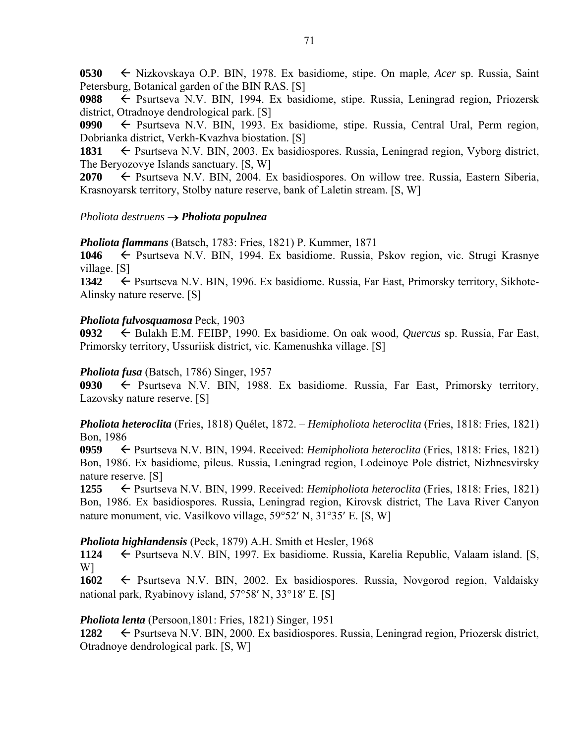**0530** ← Nizkovskaya O.P. BIN, 1978. Ex basidiome, stipe. On maple, *Acer* sp. Russia, Saint Petersburg, Botanical garden of the BIN RAS. [S]

**0988** ← Psurtseva N.V. BIN, 1994. Ex basidiome, stipe. Russia, Leningrad region, Priozersk district, Otradnoye dendrological park. [S]

**0990** ← Psurtseva N.V. BIN, 1993. Ex basidiome, stipe. Russia, Central Ural, Perm region, Dobrianka district, Verkh-Kvazhva biostation. [S]

**1831** ← Psurtseva N.V. BIN, 2003. Ex basidiospores. Russia, Leningrad region, Vyborg district, The Beryozovye Islands sanctuary. [S, W]

**2070** ← Psurtseva N.V. BIN, 2004. Ex basidiospores. On willow tree. Russia, Eastern Siberia, Krasnoyarsk territory, Stolby nature reserve, bank of Laletin stream. [S, W]

*Pholiota destruens* → ***Pholiota populnea***

***Pholiota flammans*** (Batsch, 1783: Fries, 1821) P. Kummer, 1871

**1046** ← Psurtseva N.V. BIN, 1994. Ex basidiome. Russia, Pskov region, vic. Strugi Krasnye village. [S]

**1342** ← Psurtseva N.V. BIN, 1996. Ex basidiome. Russia, Far East, Primorsky territory, Sikhote-Alinsky nature reserve. [S]

***Pholiota fulvosquamosa*** Peck, 1903

**0932** ← Bulakh E.M. FEIBP, 1990. Ex basidiome. On oak wood, *Quercus* sp. Russia, Far East, Primorsky territory, Ussuriisk district, vic. Kamenushka village. [S]

***Pholiota fusa*** (Batsch, 1786) Singer, 1957

**0930** ← Psurtseva N.V. BIN, 1988. Ex basidiome. Russia, Far East, Primorsky territory, Lazovsky nature reserve. [S]

***Pholiota heteroclita*** (Fries, 1818) Quélet, 1872. – *Hemipholiota heteroclita* (Fries, 1818: Fries, 1821) Bon, 1986

**0959** ← Psurtseva N.V. BIN, 1994. Received: *Hemipholiota heteroclita* (Fries, 1818: Fries, 1821) Bon, 1986. Ex basidiome, pileus. Russia, Leningrad region, Lodeinoye Pole district, Nizhnesvirsky nature reserve. [S]

**1255** ← Psurtseva N.V. BIN, 1999. Received: *Hemipholiota heteroclita* (Fries, 1818: Fries, 1821) Bon, 1986. Ex basidiospores. Russia, Leningrad region, Kirovsk district, The Lava River Canyon nature monument, vic. Vasilkovo village, 59°52′ N, 31°35′ E. [S, W]

***Pholiota highlandensis*** (Peck, 1879) A.H. Smith et Hesler, 1968

**1124** ← Psurtseva N.V. BIN, 1997. Ex basidiome. Russia, Karelia Republic, Valaam island. [S, W]

**1602** ← Psurtseva N.V. BIN, 2002. Ex basidiospores. Russia, Novgorod region, Valdaisky national park, Ryabinovy island, 57°58′ N, 33°18′ E. [S]

***Pholiota lenta*** (Persoon,1801: Fries, 1821) Singer, 1951

**1282** ← Psurtseva N.V. BIN, 2000. Ex basidiospores. Russia, Leningrad region, Priozersk district, Otradnoye dendrological park. [S, W]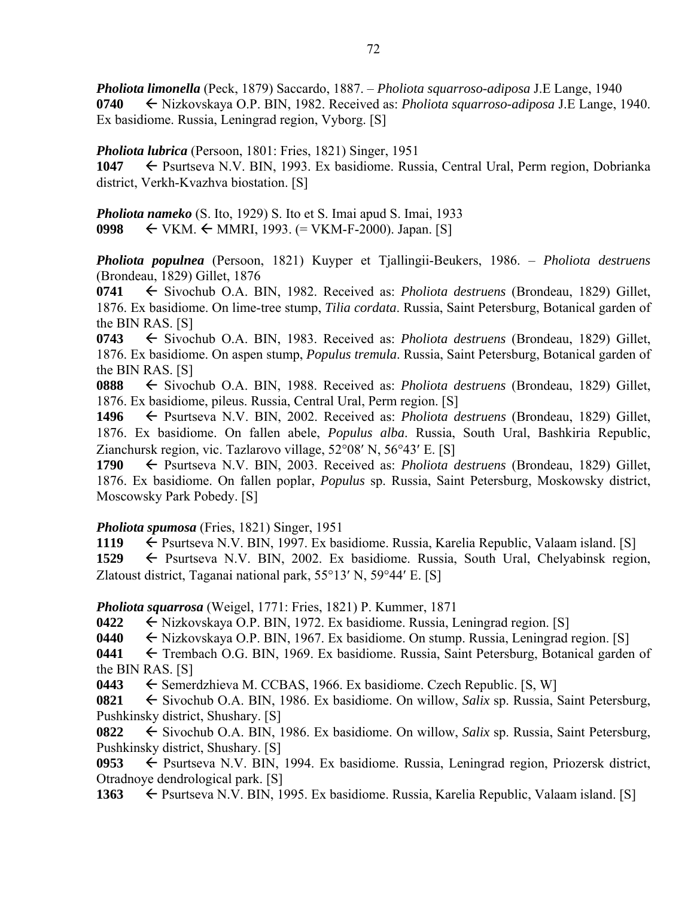***Pholiota limonella*** (Peck, 1879) Saccardo, 1887. – *Pholiota squarroso-adiposa* J.E Lange, 1940
**0740** ← Nizkovskaya O.P. BIN, 1982. Received as: *Pholiota squarroso-adiposa* J.E Lange, 1940. Ex basidiome. Russia, Leningrad region, Vyborg. [S]

***Pholiota lubrica*** (Persoon, 1801: Fries, 1821) Singer, 1951
**1047** ← Psurtseva N.V. BIN, 1993. Ex basidiome. Russia, Central Ural, Perm region, Dobrianka district, Verkh-Kvazhva biostation. [S]

***Pholiota nameko*** (S. Ito, 1929) S. Ito et S. Imai apud S. Imai, 1933
**0998** ← VKM. ← MMRI, 1993. (= VKM-F-2000). Japan. [S]

***Pholiota populnea*** (Persoon, 1821) Kuyper et Tjallingii-Beukers, 1986. – *Pholiota destruens* (Brondeau, 1829) Gillet, 1876
**0741** ← Sivochub O.A. BIN, 1982. Received as: *Pholiota destruens* (Brondeau, 1829) Gillet, 1876. Ex basidiome. On lime-tree stump, *Tilia cordata*. Russia, Saint Petersburg, Botanical garden of the BIN RAS. [S]
**0743** ← Sivochub O.A. BIN, 1983. Received as: *Pholiota destruens* (Brondeau, 1829) Gillet, 1876. Ex basidiome. On aspen stump, *Populus tremula*. Russia, Saint Petersburg, Botanical garden of the BIN RAS. [S]
**0888** ← Sivochub O.A. BIN, 1988. Received as: *Pholiota destruens* (Brondeau, 1829) Gillet, 1876. Ex basidiome, pileus. Russia, Central Ural, Perm region. [S]
**1496** ← Psurtseva N.V. BIN, 2002. Received as: *Pholiota destruens* (Brondeau, 1829) Gillet, 1876. Ex basidiome. On fallen abele, *Populus alba*. Russia, South Ural, Bashkiria Republic, Zianchursk region, vic. Tazlarovo village, 52°08′ N, 56°43′ E. [S]
**1790** ← Psurtseva N.V. BIN, 2003. Received as: *Pholiota destruens* (Brondeau, 1829) Gillet, 1876. Ex basidiome. On fallen poplar, *Populus* sp. Russia, Saint Petersburg, Moskowsky district, Moscowsky Park Pobedy. [S]

***Pholiota spumosa*** (Fries, 1821) Singer, 1951
**1119** ← Psurtseva N.V. BIN, 1997. Ex basidiome. Russia, Karelia Republic, Valaam island. [S]
**1529** ← Psurtseva N.V. BIN, 2002. Ex basidiome. Russia, South Ural, Chelyabinsk region, Zlatoust district, Taganai national park, 55°13′ N, 59°44′ E. [S]

***Pholiota squarrosa*** (Weigel, 1771: Fries, 1821) P. Kummer, 1871
**0422** ← Nizkovskaya O.P. BIN, 1972. Ex basidiome. Russia, Leningrad region. [S]
**0440** ← Nizkovskaya O.P. BIN, 1967. Ex basidiome. On stump. Russia, Leningrad region. [S]
**0441** ← Trembach O.G. BIN, 1969. Ex basidiome. Russia, Saint Petersburg, Botanical garden of the BIN RAS. [S]
**0443** ← Semerdzhieva M. CCBAS, 1966. Ex basidiome. Czech Republic. [S, W]
**0821** ← Sivochub O.A. BIN, 1986. Ex basidiome. On willow, *Salix* sp. Russia, Saint Petersburg, Pushkinsky district, Shushary. [S]
**0822** ← Sivochub O.A. BIN, 1986. Ex basidiome. On willow, *Salix* sp. Russia, Saint Petersburg, Pushkinsky district, Shushary. [S]
**0953** ← Psurtseva N.V. BIN, 1994. Ex basidiome. Russia, Leningrad region, Priozersk district, Otradnoye dendrological park. [S]
**1363** ← Psurtseva N.V. BIN, 1995. Ex basidiome. Russia, Karelia Republic, Valaam island. [S]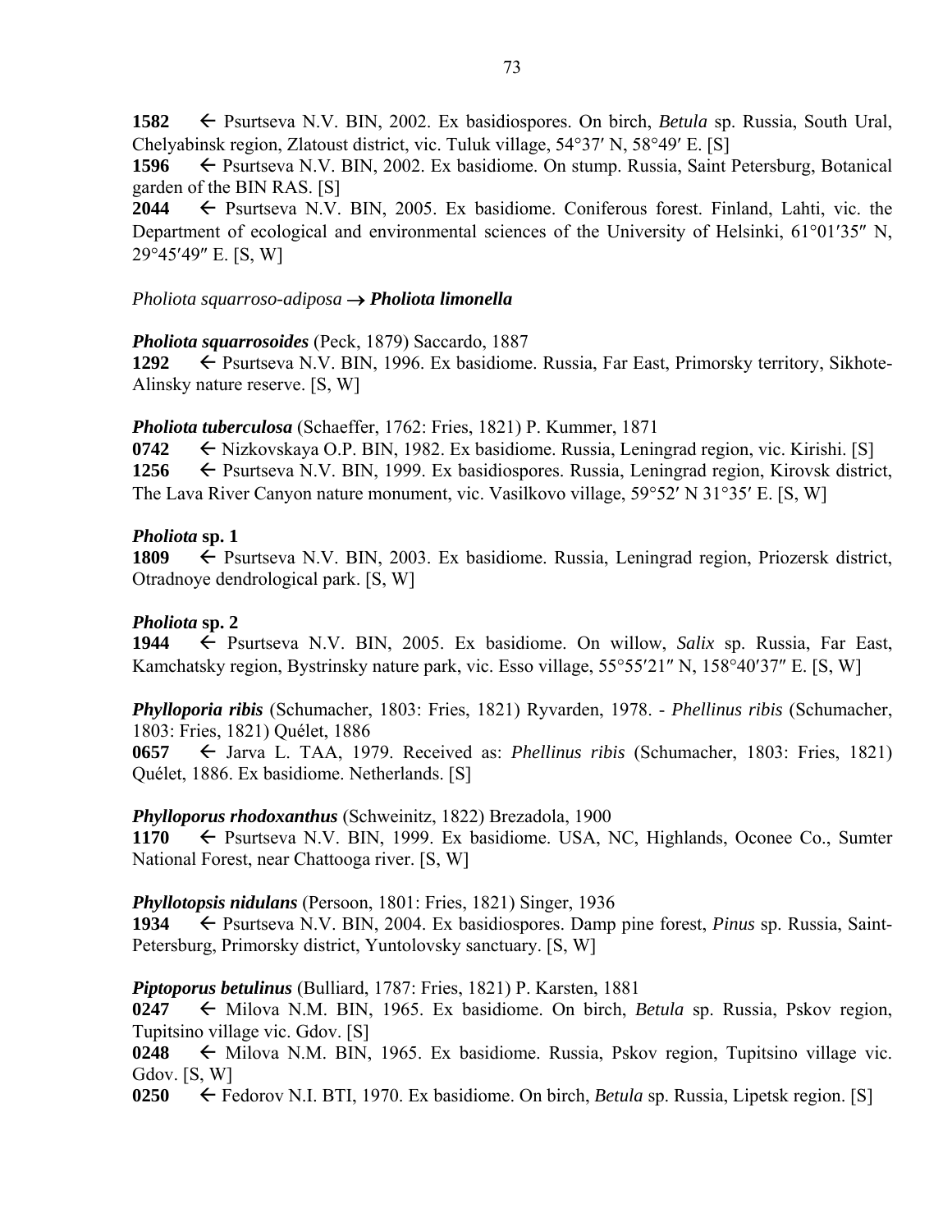**1582** ← Psurtseva N.V. BIN, 2002. Ex basidiospores. On birch, *Betula* sp. Russia, South Ural, Chelyabinsk region, Zlatoust district, vic. Tuluk village, 54°37′ N, 58°49′ E. [S]

**1596** ← Psurtseva N.V. BIN, 2002. Ex basidiome. On stump. Russia, Saint Petersburg, Botanical garden of the BIN RAS. [S]

**2044** ← Psurtseva N.V. BIN, 2005. Ex basidiome. Coniferous forest. Finland, Lahti, vic. the Department of ecological and environmental sciences of the University of Helsinki, 61°01′35″ N, 29°45′49″ E. [S, W]

*Pholiota squarroso-adiposa* → ***Pholiota limonella***

***Pholiota squarrosoides*** (Peck, 1879) Saccardo, 1887

**1292** ← Psurtseva N.V. BIN, 1996. Ex basidiome. Russia, Far East, Primorsky territory, Sikhote-Alinsky nature reserve. [S, W]

***Pholiota tuberculosa*** (Schaeffer, 1762: Fries, 1821) P. Kummer, 1871

**0742** ← Nizkovskaya O.P. BIN, 1982. Ex basidiome. Russia, Leningrad region, vic. Kirishi. [S]

**1256** ← Psurtseva N.V. BIN, 1999. Ex basidiospores. Russia, Leningrad region, Kirovsk district, The Lava River Canyon nature monument, vic. Vasilkovo village, 59°52′ N 31°35′ E. [S, W]

***Pholiota* sp. 1**

**1809** ← Psurtseva N.V. BIN, 2003. Ex basidiome. Russia, Leningrad region, Priozersk district, Otradnoye dendrological park. [S, W]

***Pholiota* sp. 2**

**1944** ← Psurtseva N.V. BIN, 2005. Ex basidiome. On willow, *Salix* sp. Russia, Far East, Kamchatsky region, Bystrinsky nature park, vic. Esso village, 55°55′21″ N, 158°40′37″ E. [S, W]

***Phylloporia ribis*** (Schumacher, 1803: Fries, 1821) Ryvarden, 1978. - *Phellinus ribis* (Schumacher, 1803: Fries, 1821) Quélet, 1886

**0657** ← Jarva L. TAA, 1979. Received as: *Phellinus ribis* (Schumacher, 1803: Fries, 1821) Quélet, 1886. Ex basidiome. Netherlands. [S]

***Phylloporus rhodoxanthus*** (Schweinitz, 1822) Brezadola, 1900

**1170** ← Psurtseva N.V. BIN, 1999. Ex basidiome. USA, NC, Highlands, Oconee Co., Sumter National Forest, near Chattooga river. [S, W]

***Phyllotopsis nidulans*** (Persoon, 1801: Fries, 1821) Singer, 1936

**1934** ← Psurtseva N.V. BIN, 2004. Ex basidiospores. Damp pine forest, *Pinus* sp. Russia, Saint-Petersburg, Primorsky district, Yuntolovsky sanctuary. [S, W]

***Piptoporus betulinus*** (Bulliard, 1787: Fries, 1821) P. Karsten, 1881

**0247** ← Milova N.M. BIN, 1965. Ex basidiome. On birch, *Betula* sp. Russia, Pskov region, Tupitsino village vic. Gdov. [S]

**0248** ← Milova N.M. BIN, 1965. Ex basidiome. Russia, Pskov region, Tupitsino village vic. Gdov. [S, W]

**0250** ← Fedorov N.I. BTI, 1970. Ex basidiome. On birch, *Betula* sp. Russia, Lipetsk region. [S]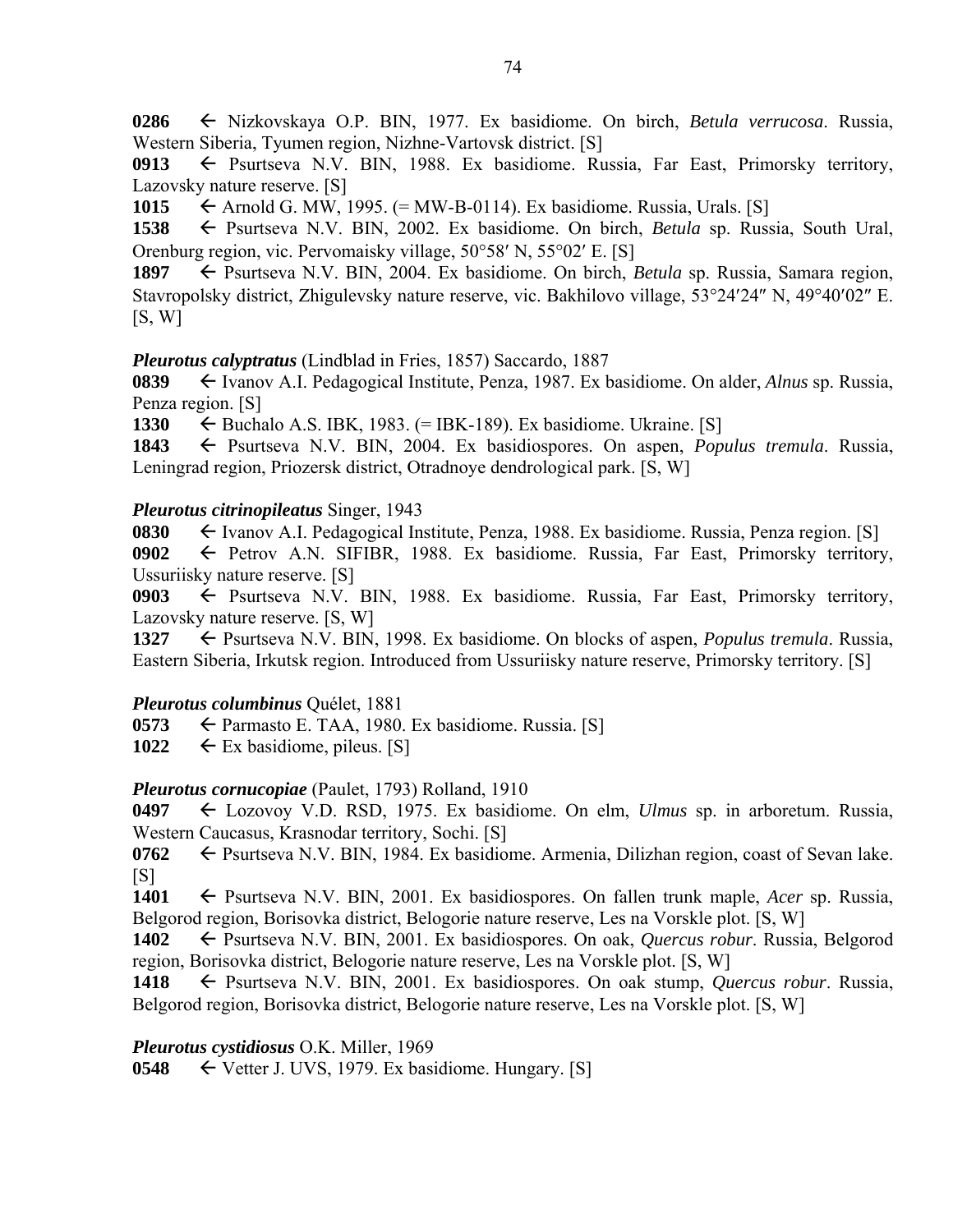**0286** ← Nizkovskaya O.P. BIN, 1977. Ex basidiome. On birch, *Betula verrucosa*. Russia, Western Siberia, Tyumen region, Nizhne-Vartovsk district. [S]
**0913** ← Psurtseva N.V. BIN, 1988. Ex basidiome. Russia, Far East, Primorsky territory, Lazovsky nature reserve. [S]
**1015** ← Arnold G. MW, 1995. (= MW-B-0114). Ex basidiome. Russia, Urals. [S]
**1538** ← Psurtseva N.V. BIN, 2002. Ex basidiome. On birch, *Betula* sp. Russia, South Ural, Orenburg region, vic. Pervomaisky village, 50°58′ N, 55°02′ E. [S]
**1897** ← Psurtseva N.V. BIN, 2004. Ex basidiome. On birch, *Betula* sp. Russia, Samara region, Stavropolsky district, Zhigulevsky nature reserve, vic. Bakhilovo village, 53°24′24″ N, 49°40′02″ E. [S, W]

***Pleurotus calyptratus*** (Lindblad in Fries, 1857) Saccardo, 1887
**0839** ← Ivanov A.I. Pedagogical Institute, Penza, 1987. Ex basidiome. On alder, *Alnus* sp. Russia, Penza region. [S]
**1330** ← Buchalo A.S. IBK, 1983. (= IBK-189). Ex basidiome. Ukraine. [S]
**1843** ← Psurtseva N.V. BIN, 2004. Ex basidiospores. On aspen, *Populus tremula*. Russia, Leningrad region, Priozersk district, Otradnoye dendrological park. [S, W]

***Pleurotus citrinopileatus*** Singer, 1943
**0830** ← Ivanov A.I. Pedagogical Institute, Penza, 1988. Ex basidiome. Russia, Penza region. [S]
**0902** ← Petrov A.N. SIFIBR, 1988. Ex basidiome. Russia, Far East, Primorsky territory, Ussuriisky nature reserve. [S]
**0903** ← Psurtseva N.V. BIN, 1988. Ex basidiome. Russia, Far East, Primorsky territory, Lazovsky nature reserve. [S, W]
**1327** ← Psurtseva N.V. BIN, 1998. Ex basidiome. On blocks of aspen, *Populus tremula*. Russia, Eastern Siberia, Irkutsk region. Introduced from Ussuriisky nature reserve, Primorsky territory. [S]

***Pleurotus columbinus*** Quélet, 1881
**0573** ← Parmasto E. TAA, 1980. Ex basidiome. Russia. [S]
**1022** ← Ex basidiome, pileus. [S]

***Pleurotus cornucopiae*** (Paulet, 1793) Rolland, 1910
**0497** ← Lozovoy V.D. RSD, 1975. Ex basidiome. On elm, *Ulmus* sp. in arboretum. Russia, Western Caucasus, Krasnodar territory, Sochi. [S]
**0762** ← Psurtseva N.V. BIN, 1984. Ex basidiome. Armenia, Dilizhan region, coast of Sevan lake. [S]
**1401** ← Psurtseva N.V. BIN, 2001. Ex basidiospores. On fallen trunk maple, *Acer* sp. Russia, Belgorod region, Borisovka district, Belogorie nature reserve, Les na Vorskle plot. [S, W]
**1402** ← Psurtseva N.V. BIN, 2001. Ex basidiospores. On oak, *Quercus robur*. Russia, Belgorod region, Borisovka district, Belogorie nature reserve, Les na Vorskle plot. [S, W]
**1418** ← Psurtseva N.V. BIN, 2001. Ex basidiospores. On oak stump, *Quercus robur*. Russia, Belgorod region, Borisovka district, Belogorie nature reserve, Les na Vorskle plot. [S, W]

***Pleurotus cystidiosus*** O.K. Miller, 1969
**0548** ← Vetter J. UVS, 1979. Ex basidiome. Hungary. [S]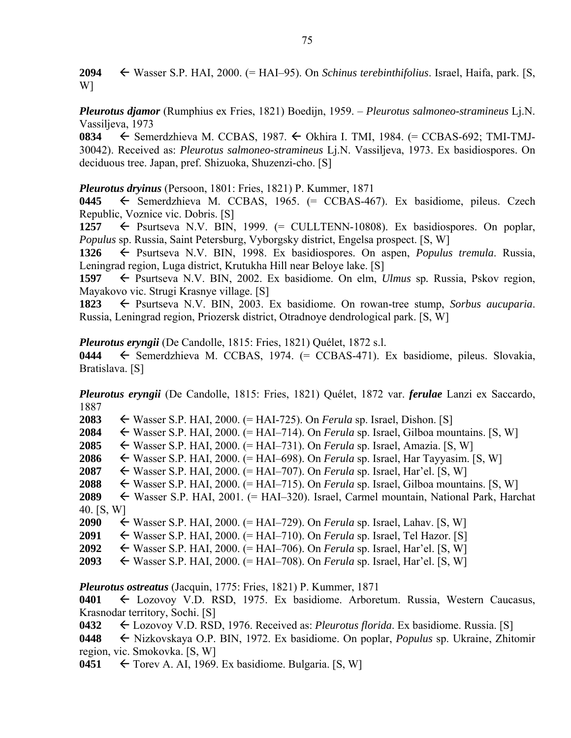**2094** ← Wasser S.P. HAI, 2000. (= HAI–95). On *Schinus terebinthifolius*. Israel, Haifa, park. [S, W]

***Pleurotus djamor*** (Rumphius ex Fries, 1821) Boedijn, 1959. – *Pleurotus salmoneo-stramineus* Lj.N. Vassiljeva, 1973

**0834** ← Semerdzhieva M. CCBAS, 1987. ← Okhira I. TMI, 1984. (= CCBAS-692; TMI-TMJ-30042). Received as: *Pleurotus salmoneo-stramineus* Lj.N. Vassiljeva, 1973. Ex basidiospores. On deciduous tree. Japan, pref. Shizuoka, Shuzenzi-cho. [S]

***Pleurotus dryinus*** (Persoon, 1801: Fries, 1821) P. Kummer, 1871

**0445** ← Semerdzhieva M. CCBAS, 1965. (= CCBAS-467). Ex basidiome, pileus. Czech Republic, Voznice vic. Dobris. [S]

**1257** ← Psurtseva N.V. BIN, 1999. (= CULLTENN-10808). Ex basidiospores. On poplar, *Populus* sp. Russia, Saint Petersburg, Vyborgsky district, Engelsa prospect. [S, W]

**1326** ← Psurtseva N.V. BIN, 1998. Ex basidiospores. On aspen, *Populus tremula*. Russia, Leningrad region, Luga district, Krutukha Hill near Beloye lake. [S]

**1597** ← Psurtseva N.V. BIN, 2002. Ex basidiome. On elm, *Ulmus* sp. Russia, Pskov region, Mayakovo vic. Strugi Krasnye village. [S]

**1823** ← Psurtseva N.V. BIN, 2003. Ex basidiome. On rowan-tree stump, *Sorbus aucuparia*. Russia, Leningrad region, Priozersk district, Otradnoye dendrological park. [S, W]

***Pleurotus eryngii*** (De Candolle, 1815: Fries, 1821) Quélet, 1872 s.l.

**0444** ← Semerdzhieva M. CCBAS, 1974. (= CCBAS-471). Ex basidiome, pileus. Slovakia, Bratislava. [S]

***Pleurotus eryngii*** (De Candolle, 1815: Fries, 1821) Quélet, 1872 var. ***ferulae*** Lanzi ex Saccardo, 1887

**2083** ← Wasser S.P. HAI, 2000. (= HAI-725). On *Ferula* sp. Israel, Dishon. [S]

**2084** ← Wasser S.P. HAI, 2000. (= HAI–714). On *Ferula* sp. Israel, Gilboa mountains. [S, W]

**2085** ← Wasser S.P. HAI, 2000. (= HAI–731). On *Ferula* sp. Israel, Amazia. [S, W]

**2086** ← Wasser S.P. HAI, 2000. (= HAI–698). On *Ferula* sp. Israel, Har Tayyasim. [S, W]

**2087** ← Wasser S.P. HAI, 2000. (= HAI–707). On *Ferula* sp. Israel, Har'el. [S, W]

**2088** ← Wasser S.P. HAI, 2000. (= HAI–715). On *Ferula* sp. Israel, Gilboa mountains. [S, W]

**2089** ← Wasser S.P. HAI, 2001. (= HAI–320). Israel, Carmel mountain, National Park, Harchat 40. [S, W]

**2090** ← Wasser S.P. HAI, 2000. (= HAI–729). On *Ferula* sp. Israel, Lahav. [S, W]

**2091** ← Wasser S.P. HAI, 2000. (= HAI–710). On *Ferula* sp. Israel, Tel Hazor. [S]

**2092** ← Wasser S.P. HAI, 2000. (= HAI–706). On *Ferula* sp. Israel, Har'el. [S, W]

**2093** ← Wasser S.P. HAI, 2000. (= HAI–708). On *Ferula* sp. Israel, Har'el. [S, W]

***Pleurotus ostreatus*** (Jacquin, 1775: Fries, 1821) P. Kummer, 1871

**0401** ← Lozovoy V.D. RSD, 1975. Ex basidiome. Arboretum. Russia, Western Caucasus, Krasnodar territory, Sochi. [S]

**0432** ← Lozovoy V.D. RSD, 1976. Received as: *Pleurotus florida*. Ex basidiome. Russia. [S]

**0448** ← Nizkovskaya O.P. BIN, 1972. Ex basidiome. On poplar, *Populus* sp. Ukraine, Zhitomir region, vic. Smokovka. [S, W]

**0451** ← Torev A. AI, 1969. Ex basidiome. Bulgaria. [S, W]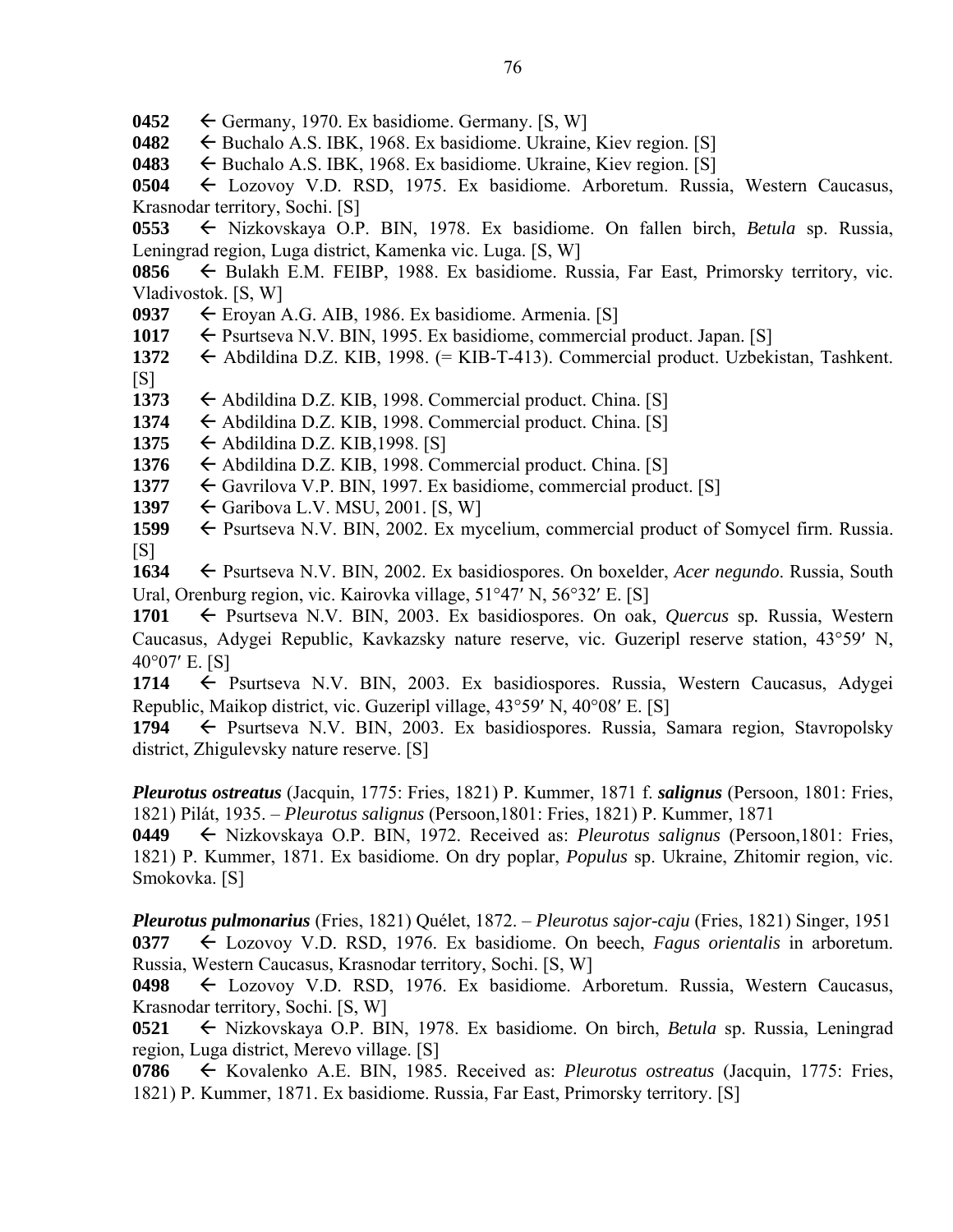**0452** ← Germany, 1970. Ex basidiome. Germany. [S, W]

**0482** ← Buchalo A.S. IBK, 1968. Ex basidiome. Ukraine, Kiev region. [S]

**0483** ← Buchalo A.S. IBK, 1968. Ex basidiome. Ukraine, Kiev region. [S]

**0504** ← Lozovoy V.D. RSD, 1975. Ex basidiome. Arboretum. Russia, Western Caucasus, Krasnodar territory, Sochi. [S]

**0553** ← Nizkovskaya O.P. BIN, 1978. Ex basidiome. On fallen birch, *Betula* sp. Russia, Leningrad region, Luga district, Kamenka vic. Luga. [S, W]

**0856** ← Bulakh E.M. FEIBP, 1988. Ex basidiome. Russia, Far East, Primorsky territory, vic. Vladivostok. [S, W]

**0937** ← Eroyan A.G. AIB, 1986. Ex basidiome. Armenia. [S]

**1017** ← Psurtseva N.V. BIN, 1995. Ex basidiome, commercial product. Japan. [S]

**1372** ← Abdildina D.Z. KIB, 1998. (= KIB-T-413). Commercial product. Uzbekistan, Tashkent. [S]

**1373** ← Abdildina D.Z. KIB, 1998. Commercial product. China. [S]

**1374** ← Abdildina D.Z. KIB, 1998. Commercial product. China. [S]

**1375** ← Abdildina D.Z. KIB,1998. [S]

**1376** ← Abdildina D.Z. KIB, 1998. Commercial product. China. [S]

**1377** ← Gavrilova V.P. BIN, 1997. Ex basidiome, commercial product. [S]

**1397** ← Garibova L.V. MSU, 2001. [S, W]

**1599** ← Psurtseva N.V. BIN, 2002. Ex mycelium, commercial product of Somycel firm. Russia. [S]

**1634** ← Psurtseva N.V. BIN, 2002. Ex basidiospores. On boxelder, *Acer negundo*. Russia, South Ural, Orenburg region, vic. Kairovka village, 51°47′ N, 56°32′ E. [S]

**1701** ← Psurtseva N.V. BIN, 2003. Ex basidiospores. On oak, *Quercus* sp. Russia, Western Caucasus, Adygei Republic, Kavkazsky nature reserve, vic. Guzeripl reserve station, 43°59′ N, 40°07′ E. [S]

**1714** ← Psurtseva N.V. BIN, 2003. Ex basidiospores. Russia, Western Caucasus, Adygei Republic, Maikop district, vic. Guzeripl village, 43°59′ N, 40°08′ E. [S]

**1794** ← Psurtseva N.V. BIN, 2003. Ex basidiospores. Russia, Samara region, Stavropolsky district, Zhigulevsky nature reserve. [S]

***Pleurotus ostreatus*** (Jacquin, 1775: Fries, 1821) P. Kummer, 1871 f. ***salignus*** (Persoon, 1801: Fries, 1821) Pilát, 1935. – *Pleurotus salignus* (Persoon,1801: Fries, 1821) P. Kummer, 1871

**0449** ← Nizkovskaya O.P. BIN, 1972. Received as: *Pleurotus salignus* (Persoon,1801: Fries, 1821) P. Kummer, 1871. Ex basidiome. On dry poplar, *Populus* sp. Ukraine, Zhitomir region, vic. Smokovka. [S]

***Pleurotus pulmonarius*** (Fries, 1821) Quélet, 1872. – *Pleurotus sajor-caju* (Fries, 1821) Singer, 1951

**0377** ← Lozovoy V.D. RSD, 1976. Ex basidiome. On beech, *Fagus orientalis* in arboretum. Russia, Western Caucasus, Krasnodar territory, Sochi. [S, W]

**0498** ← Lozovoy V.D. RSD, 1976. Ex basidiome. Arboretum. Russia, Western Caucasus, Krasnodar territory, Sochi. [S, W]

**0521** ← Nizkovskaya O.P. BIN, 1978. Ex basidiome. On birch, *Betula* sp. Russia, Leningrad region, Luga district, Merevo village. [S]

**0786** ← Kovalenko A.E. BIN, 1985. Received as: *Pleurotus ostreatus* (Jacquin, 1775: Fries, 1821) P. Kummer, 1871. Ex basidiome. Russia, Far East, Primorsky territory. [S]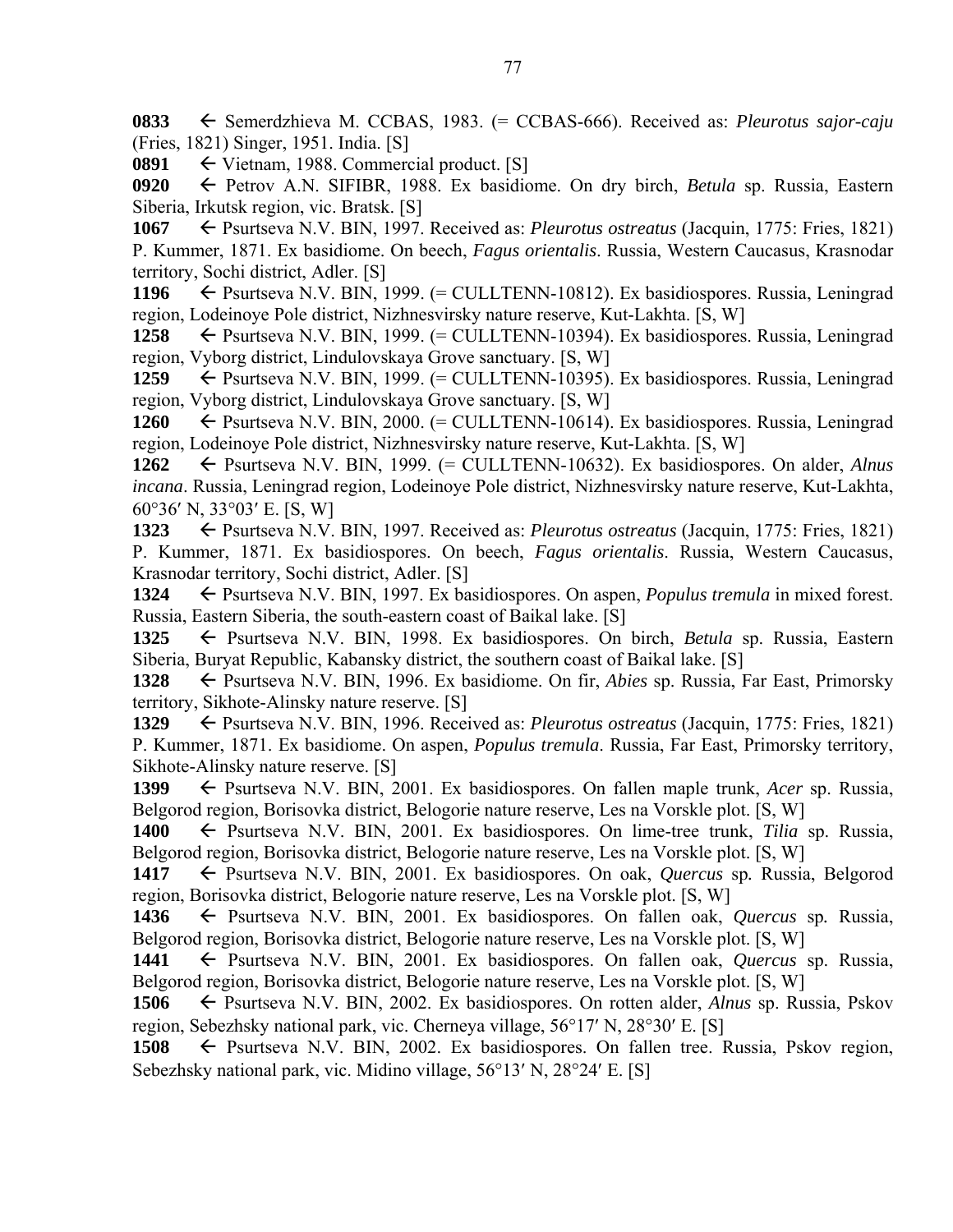**0833** ← Semerdzhieva M. CCBAS, 1983. (= CCBAS-666). Received as: *Pleurotus sajor-caju* (Fries, 1821) Singer, 1951. India. [S]

**0891** ← Vietnam, 1988. Commercial product. [S]

**0920** ← Petrov A.N. SIFIBR, 1988. Ex basidiome. On dry birch, *Betula* sp. Russia, Eastern Siberia, Irkutsk region, vic. Bratsk. [S]

**1067** ← Psurtseva N.V. BIN, 1997. Received as: *Pleurotus ostreatus* (Jacquin, 1775: Fries, 1821) P. Kummer, 1871. Ex basidiome. On beech, *Fagus orientalis*. Russia, Western Caucasus, Krasnodar territory, Sochi district, Adler. [S]

**1196** ← Psurtseva N.V. BIN, 1999. (= CULLTENN-10812). Ex basidiospores. Russia, Leningrad region, Lodeinoye Pole district, Nizhnesvirsky nature reserve, Kut-Lakhta. [S, W]

**1258** ← Psurtseva N.V. BIN, 1999. (= CULLTENN-10394). Ex basidiospores. Russia, Leningrad region, Vyborg district, Lindulovskaya Grove sanctuary. [S, W]

**1259** ← Psurtseva N.V. BIN, 1999. (= CULLTENN-10395). Ex basidiospores. Russia, Leningrad region, Vyborg district, Lindulovskaya Grove sanctuary. [S, W]

**1260** ← Psurtseva N.V. BIN, 2000. (= CULLTENN-10614). Ex basidiospores. Russia, Leningrad region, Lodeinoye Pole district, Nizhnesvirsky nature reserve, Kut-Lakhta. [S, W]

**1262** ← Psurtseva N.V. BIN, 1999. (= CULLTENN-10632). Ex basidiospores. On alder, *Alnus incana*. Russia, Leningrad region, Lodeinoye Pole district, Nizhnesvirsky nature reserve, Kut-Lakhta, 60°36′ N, 33°03′ E. [S, W]

**1323** ← Psurtseva N.V. BIN, 1997. Received as: *Pleurotus ostreatus* (Jacquin, 1775: Fries, 1821) P. Kummer, 1871. Ex basidiospores. On beech, *Fagus orientalis*. Russia, Western Caucasus, Krasnodar territory, Sochi district, Adler. [S]

**1324** ← Psurtseva N.V. BIN, 1997. Ex basidiospores. On aspen, *Populus tremula* in mixed forest. Russia, Eastern Siberia, the south-eastern coast of Baikal lake. [S]

**1325** ← Psurtseva N.V. BIN, 1998. Ex basidiospores. On birch, *Betula* sp. Russia, Eastern Siberia, Buryat Republic, Kabansky district, the southern coast of Baikal lake. [S]

**1328** ← Psurtseva N.V. BIN, 1996. Ex basidiome. On fir, *Abies* sp. Russia, Far East, Primorsky territory, Sikhote-Alinsky nature reserve. [S]

**1329** ← Psurtseva N.V. BIN, 1996. Received as: *Pleurotus ostreatus* (Jacquin, 1775: Fries, 1821) P. Kummer, 1871. Ex basidiome. On aspen, *Populus tremula*. Russia, Far East, Primorsky territory, Sikhote-Alinsky nature reserve. [S]

**1399** ← Psurtseva N.V. BIN, 2001. Ex basidiospores. On fallen maple trunk, *Acer* sp. Russia, Belgorod region, Borisovka district, Belogorie nature reserve, Les na Vorskle plot. [S, W]

**1400** ← Psurtseva N.V. BIN, 2001. Ex basidiospores. On lime-tree trunk, *Tilia* sp. Russia, Belgorod region, Borisovka district, Belogorie nature reserve, Les na Vorskle plot. [S, W]

**1417** ← Psurtseva N.V. BIN, 2001. Ex basidiospores. On oak, *Quercus* sp*.* Russia, Belgorod region, Borisovka district, Belogorie nature reserve, Les na Vorskle plot. [S, W]

**1436** ← Psurtseva N.V. BIN, 2001. Ex basidiospores. On fallen oak, *Quercus* sp*.* Russia, Belgorod region, Borisovka district, Belogorie nature reserve, Les na Vorskle plot. [S, W]

**1441** ← Psurtseva N.V. BIN, 2001. Ex basidiospores. On fallen oak, *Quercus* sp. Russia, Belgorod region, Borisovka district, Belogorie nature reserve, Les na Vorskle plot. [S, W]

**1506** ← Psurtseva N.V. BIN, 2002. Ex basidiospores. On rotten alder, *Alnus* sp. Russia, Pskov region, Sebezhsky national park, vic. Cherneya village, 56°17′ N, 28°30′ E. [S]

**1508** ← Psurtseva N.V. BIN, 2002. Ex basidiospores. On fallen tree. Russia, Pskov region, Sebezhsky national park, vic. Midino village, 56°13′ N, 28°24′ E. [S]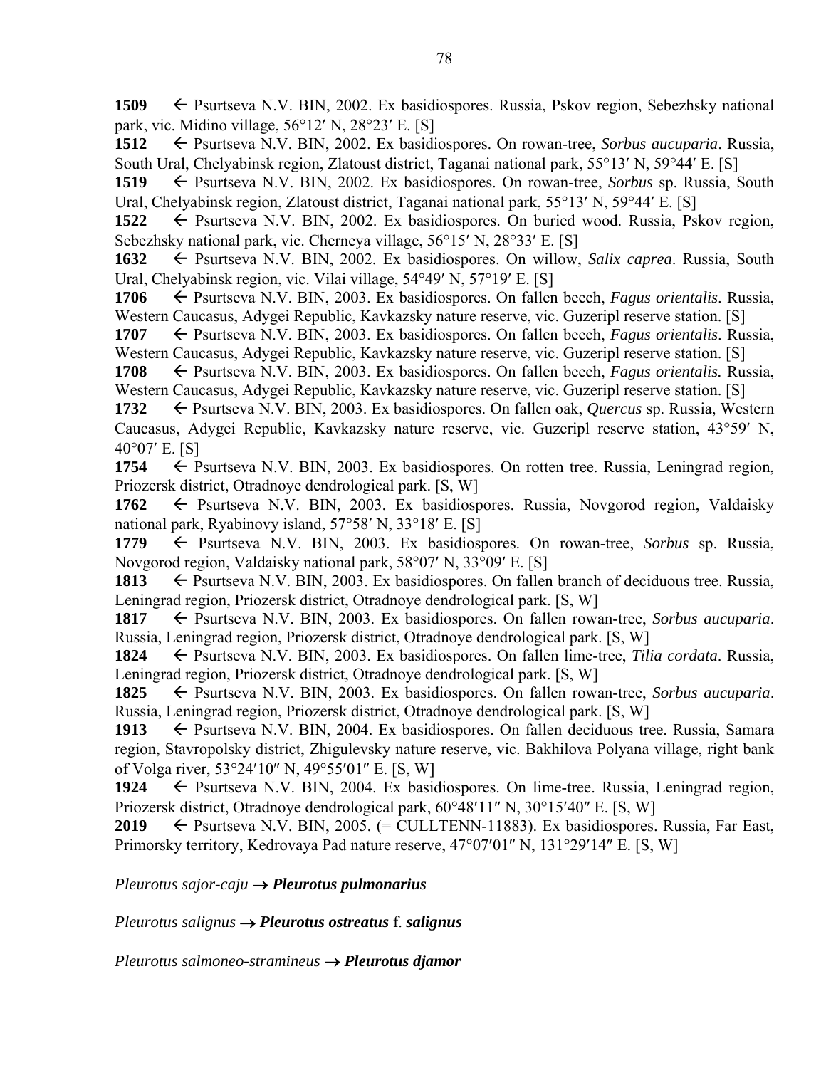**1509** ← Psurtseva N.V. BIN, 2002. Ex basidiospores. Russia, Pskov region, Sebezhsky national park, vic. Midino village, 56°12′ N, 28°23′ E. [S]

**1512** ← Psurtseva N.V. BIN, 2002. Ex basidiospores. On rowan-tree, *Sorbus aucuparia*. Russia, South Ural, Chelyabinsk region, Zlatoust district, Taganai national park, 55°13′ N, 59°44′ E. [S]

**1519** ← Psurtseva N.V. BIN, 2002. Ex basidiospores. On rowan-tree, *Sorbus* sp. Russia, South Ural, Chelyabinsk region, Zlatoust district, Taganai national park, 55°13′ N, 59°44′ E. [S]

**1522** ← Psurtseva N.V. BIN, 2002. Ex basidiospores. On buried wood. Russia, Pskov region, Sebezhsky national park, vic. Cherneya village, 56°15′ N, 28°33′ E. [S]

**1632** ← Psurtseva N.V. BIN, 2002. Ex basidiospores. On willow, *Salix caprea*. Russia, South Ural, Chelyabinsk region, vic. Vilai village, 54°49′ N, 57°19′ E. [S]

**1706** ← Psurtseva N.V. BIN, 2003. Ex basidiospores. On fallen beech, *Fagus orientalis*. Russia, Western Caucasus, Adygei Republic, Kavkazsky nature reserve, vic. Guzeripl reserve station. [S]

**1707** ← Psurtseva N.V. BIN, 2003. Ex basidiospores. On fallen beech, *Fagus orientalis*. Russia, Western Caucasus, Adygei Republic, Kavkazsky nature reserve, vic. Guzeripl reserve station. [S]

**1708** ← Psurtseva N.V. BIN, 2003. Ex basidiospores. On fallen beech, *Fagus orientalis.* Russia, Western Caucasus, Adygei Republic, Kavkazsky nature reserve, vic. Guzeripl reserve station. [S]

**1732** ← Psurtseva N.V. BIN, 2003. Ex basidiospores. On fallen oak, *Quercus* sp. Russia, Western Caucasus, Adygei Republic, Kavkazsky nature reserve, vic. Guzeripl reserve station, 43°59′ N, 40°07′ E. [S]

**1754** ← Psurtseva N.V. BIN, 2003. Ex basidiospores. On rotten tree. Russia, Leningrad region, Priozersk district, Otradnoye dendrological park. [S, W]

**1762** ← Psurtseva N.V. BIN, 2003. Ex basidiospores. Russia, Novgorod region, Valdaisky national park, Ryabinovy island, 57°58′ N, 33°18′ E. [S]

**1779** ← Psurtseva N.V. BIN, 2003. Ex basidiospores. On rowan-tree, *Sorbus* sp. Russia, Novgorod region, Valdaisky national park, 58°07′ N, 33°09′ E. [S]

**1813** ← Psurtseva N.V. BIN, 2003. Ex basidiospores. On fallen branch of deciduous tree. Russia, Leningrad region, Priozersk district, Otradnoye dendrological park. [S, W]

**1817** ← Psurtseva N.V. BIN, 2003. Ex basidiospores. On fallen rowan-tree, *Sorbus aucuparia*. Russia, Leningrad region, Priozersk district, Otradnoye dendrological park. [S, W]

**1824** ← Psurtseva N.V. BIN, 2003. Ex basidiospores. On fallen lime-tree, *Tilia cordata*. Russia, Leningrad region, Priozersk district, Otradnoye dendrological park. [S, W]

**1825** ← Psurtseva N.V. BIN, 2003. Ex basidiospores. On fallen rowan-tree, *Sorbus aucuparia*. Russia, Leningrad region, Priozersk district, Otradnoye dendrological park. [S, W]

**1913** ← Psurtseva N.V. BIN, 2004. Ex basidiospores. On fallen deciduous tree. Russia, Samara region, Stavropolsky district, Zhigulevsky nature reserve, vic. Bakhilova Polyana village, right bank of Volga river, 53°24′10″ N, 49°55′01″ E. [S, W]

**1924** ← Psurtseva N.V. BIN, 2004. Ex basidiospores. On lime-tree. Russia, Leningrad region, Priozersk district, Otradnoye dendrological park, 60°48′11″ N, 30°15′40″ E. [S, W]

**2019** ← Psurtseva N.V. BIN, 2005. (= CULLTENN-11883). Ex basidiospores. Russia, Far East, Primorsky territory, Kedrovaya Pad nature reserve, 47°07′01″ N, 131°29′14″ E. [S, W]

*Pleurotus sajor-caju* → ***Pleurotus pulmonarius***

*Pleurotus salignus* → ***Pleurotus ostreatus*** f. ***salignus***

*Pleurotus salmoneo-stramineus* → ***Pleurotus djamor***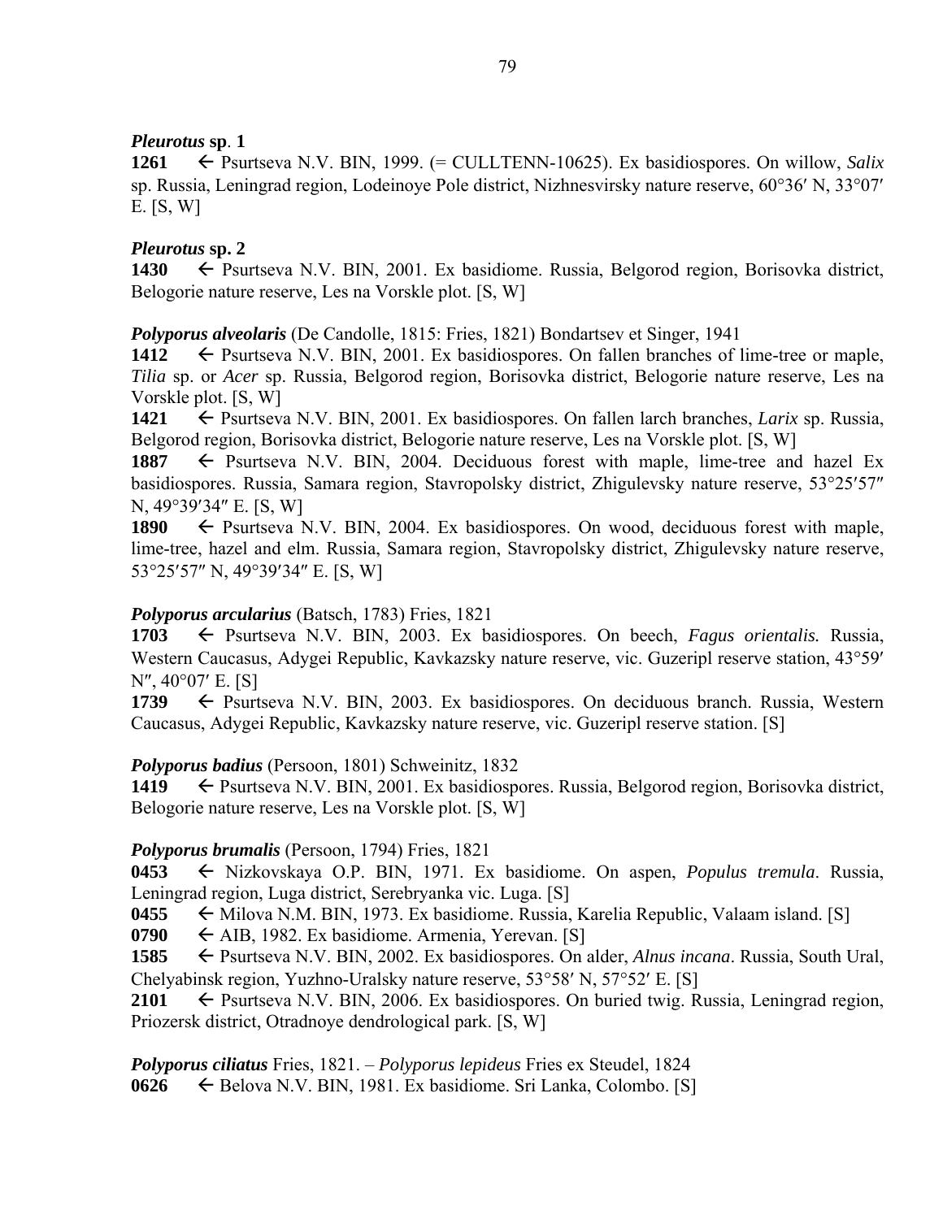***Pleurotus* sp. 1**

**1261** ← Psurtseva N.V. BIN, 1999. (= CULLTENN-10625). Ex basidiospores. On willow, *Salix* sp. Russia, Leningrad region, Lodeinoye Pole district, Nizhnesvirsky nature reserve, 60°36′ N, 33°07′ E. [S, W]

***Pleurotus* sp. 2**

**1430** ← Psurtseva N.V. BIN, 2001. Ex basidiome. Russia, Belgorod region, Borisovka district, Belogorie nature reserve, Les na Vorskle plot. [S, W]

***Polyporus alveolaris*** (De Candolle, 1815: Fries, 1821) Bondartsev et Singer, 1941

**1412** ← Psurtseva N.V. BIN, 2001. Ex basidiospores. On fallen branches of lime-tree or maple, *Tilia* sp. or *Acer* sp. Russia, Belgorod region, Borisovka district, Belogorie nature reserve, Les na Vorskle plot. [S, W]

**1421** ← Psurtseva N.V. BIN, 2001. Ex basidiospores. On fallen larch branches, *Larix* sp. Russia, Belgorod region, Borisovka district, Belogorie nature reserve, Les na Vorskle plot. [S, W]

**1887** ← Psurtseva N.V. BIN, 2004. Deciduous forest with maple, lime-tree and hazel Ex basidiospores. Russia, Samara region, Stavropolsky district, Zhigulevsky nature reserve, 53°25′57″ N, 49°39′34″ E. [S, W]

**1890** ← Psurtseva N.V. BIN, 2004. Ex basidiospores. On wood, deciduous forest with maple, lime-tree, hazel and elm. Russia, Samara region, Stavropolsky district, Zhigulevsky nature reserve, 53°25′57″ N, 49°39′34″ E. [S, W]

***Polyporus arcularius*** (Batsch, 1783) Fries, 1821

**1703** ← Psurtseva N.V. BIN, 2003. Ex basidiospores. On beech, *Fagus orientalis.* Russia, Western Caucasus, Adygei Republic, Kavkazsky nature reserve, vic. Guzeripl reserve station, 43°59′ N″, 40°07′ E. [S]

**1739** ← Psurtseva N.V. BIN, 2003. Ex basidiospores. On deciduous branch. Russia, Western Caucasus, Adygei Republic, Kavkazsky nature reserve, vic. Guzeripl reserve station. [S]

***Polyporus badius*** (Persoon, 1801) Schweinitz, 1832

**1419** ← Psurtseva N.V. BIN, 2001. Ex basidiospores. Russia, Belgorod region, Borisovka district, Belogorie nature reserve, Les na Vorskle plot. [S, W]

***Polyporus brumalis*** (Persoon, 1794) Fries, 1821

**0453** ← Nizkovskaya O.P. BIN, 1971. Ex basidiome. On aspen, *Populus tremula*. Russia, Leningrad region, Luga district, Serebryanka vic. Luga. [S]

**0455** ← Milova N.M. BIN, 1973. Ex basidiome. Russia, Karelia Republic, Valaam island. [S]

**0790** ← AIB, 1982. Ex basidiome. Armenia, Yerevan. [S]

**1585** ← Psurtseva N.V. BIN, 2002. Ex basidiospores. On alder, *Alnus incana*. Russia, South Ural, Chelyabinsk region, Yuzhno-Uralsky nature reserve, 53°58′ N, 57°52′ E. [S]

**2101** ← Psurtseva N.V. BIN, 2006. Ex basidiospores. On buried twig. Russia, Leningrad region, Priozersk district, Otradnoye dendrological park. [S, W]

***Polyporus ciliatus*** Fries, 1821. – *Polyporus lepideus* Fries ex Steudel, 1824

**0626** ← Belova N.V. BIN, 1981. Ex basidiome. Sri Lanka, Colombo. [S]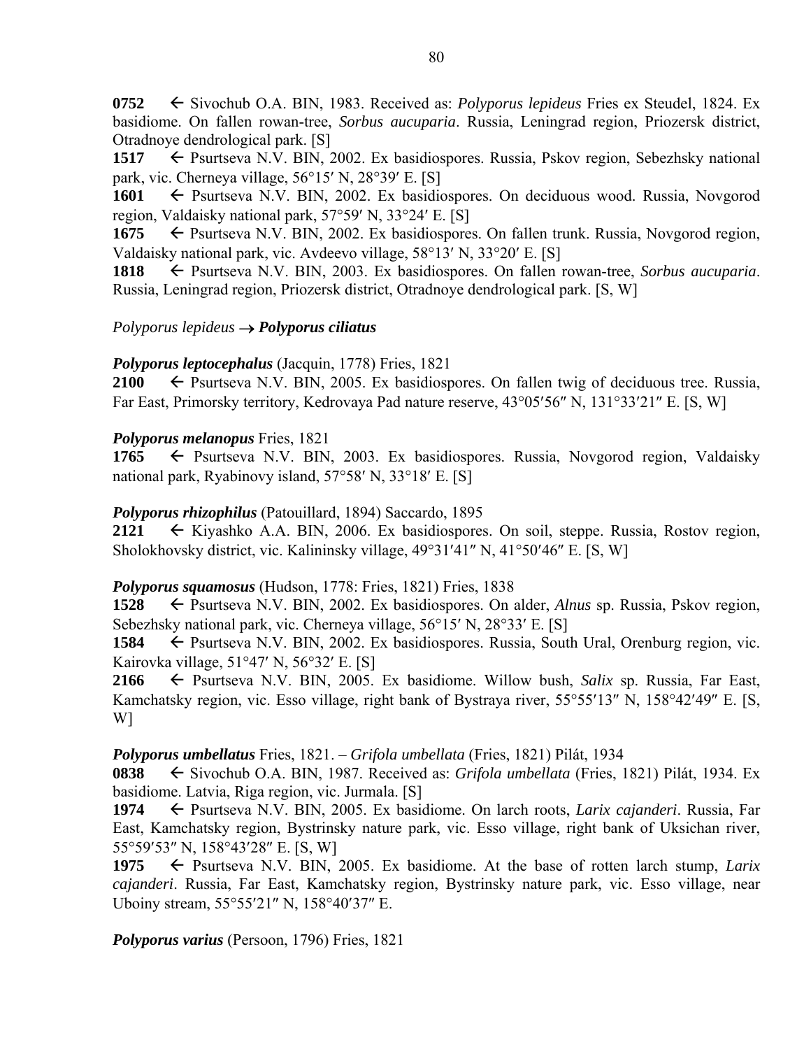**0752** ← Sivochub O.A. BIN, 1983. Received as: *Polyporus lepideus* Fries ex Steudel, 1824. Ex basidiome. On fallen rowan-tree, *Sorbus aucuparia*. Russia, Leningrad region, Priozersk district, Otradnoye dendrological park. [S]
**1517** ← Psurtseva N.V. BIN, 2002. Ex basidiospores. Russia, Pskov region, Sebezhsky national park, vic. Cherneya village, 56°15′ N, 28°39′ E. [S]
**1601** ← Psurtseva N.V. BIN, 2002. Ex basidiospores. On deciduous wood. Russia, Novgorod region, Valdaisky national park, 57°59′ N, 33°24′ E. [S]
**1675** ← Psurtseva N.V. BIN, 2002. Ex basidiospores. On fallen trunk. Russia, Novgorod region, Valdaisky national park, vic. Avdeevo village, 58°13′ N, 33°20′ E. [S]
**1818** ← Psurtseva N.V. BIN, 2003. Ex basidiospores. On fallen rowan-tree, *Sorbus aucuparia*. Russia, Leningrad region, Priozersk district, Otradnoye dendrological park. [S, W]

*Polyporus lepideus* → ***Polyporus ciliatus***

***Polyporus leptocephalus*** (Jacquin, 1778) Fries, 1821
**2100** ← Psurtseva N.V. BIN, 2005. Ex basidiospores. On fallen twig of deciduous tree. Russia, Far East, Primorsky territory, Kedrovaya Pad nature reserve, 43°05′56″ N, 131°33′21″ E. [S, W]

***Polyporus melanopus*** Fries, 1821
**1765** ← Psurtseva N.V. BIN, 2003. Ex basidiospores. Russia, Novgorod region, Valdaisky national park, Ryabinovy island, 57°58′ N, 33°18′ E. [S]

***Polyporus rhizophilus*** (Patouillard, 1894) Saccardo, 1895
**2121** ← Kiyashko A.A. BIN, 2006. Ex basidiospores. On soil, steppe. Russia, Rostov region, Sholokhovsky district, vic. Kalininsky village, 49°31′41″ N, 41°50′46″ E. [S, W]

***Polyporus squamosus*** (Hudson, 1778: Fries, 1821) Fries, 1838
**1528** ← Psurtseva N.V. BIN, 2002. Ex basidiospores. On alder, *Alnus* sp. Russia, Pskov region, Sebezhsky national park, vic. Cherneya village, 56°15′ N, 28°33′ E. [S]
**1584** ← Psurtseva N.V. BIN, 2002. Ex basidiospores. Russia, South Ural, Orenburg region, vic. Kairovka village, 51°47′ N, 56°32′ E. [S]
**2166** ← Psurtseva N.V. BIN, 2005. Ex basidiome. Willow bush, *Salix* sp. Russia, Far East, Kamchatsky region, vic. Esso village, right bank of Bystraya river, 55°55′13″ N, 158°42′49″ E. [S, W]

***Polyporus umbellatus*** Fries, 1821. – *Grifola umbellata* (Fries, 1821) Pilát, 1934
**0838** ← Sivochub O.A. BIN, 1987. Received as: *Grifola umbellata* (Fries, 1821) Pilát, 1934. Ex basidiome. Latvia, Riga region, vic. Jurmala. [S]
**1974** ← Psurtseva N.V. BIN, 2005. Ex basidiome. On larch roots, *Larix cajanderi*. Russia, Far East, Kamchatsky region, Bystrinsky nature park, vic. Esso village, right bank of Uksichan river, 55°59′53″ N, 158°43′28″ E. [S, W]
**1975** ← Psurtseva N.V. BIN, 2005. Ex basidiome. At the base of rotten larch stump, *Larix cajanderi*. Russia, Far East, Kamchatsky region, Bystrinsky nature park, vic. Esso village, near Uboiny stream, 55°55′21″ N, 158°40′37″ E.

***Polyporus varius*** (Persoon, 1796) Fries, 1821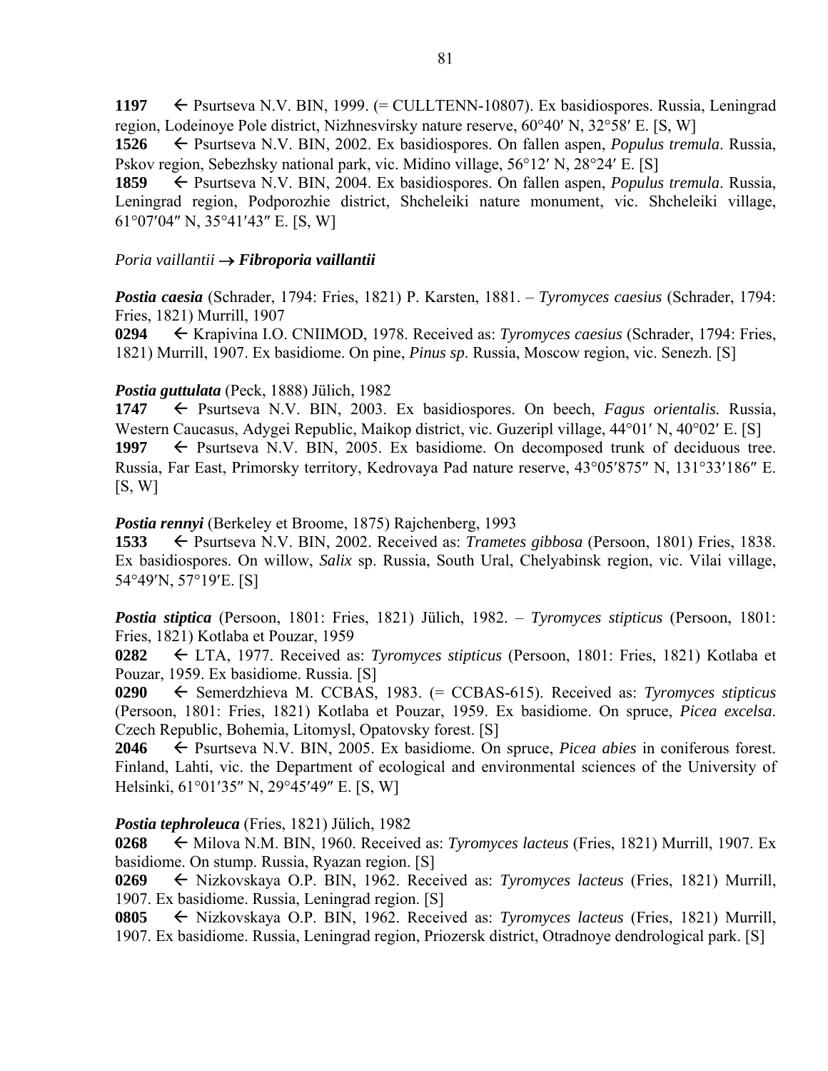**1197** ← Psurtseva N.V. BIN, 1999. (= CULLTENN-10807). Ex basidiospores. Russia, Leningrad region, Lodeinoye Pole district, Nizhnesvirsky nature reserve, 60°40′ N, 32°58′ E. [S, W]
**1526** ← Psurtseva N.V. BIN, 2002. Ex basidiospores. On fallen aspen, *Populus tremula*. Russia, Pskov region, Sebezhsky national park, vic. Midino village, 56°12′ N, 28°24′ E. [S]
**1859** ← Psurtseva N.V. BIN, 2004. Ex basidiospores. On fallen aspen, *Populus tremula*. Russia, Leningrad region, Podporozhie district, Shcheleiki nature monument, vic. Shcheleiki village, 61°07′04″ N, 35°41′43″ E. [S, W]

*Poria vaillantii* → ***Fibroporia vaillantii***

***Postia caesia*** (Schrader, 1794: Fries, 1821) P. Karsten, 1881. – *Tyromyces caesius* (Schrader, 1794: Fries, 1821) Murrill, 1907
**0294** ← Krapivina I.O. CNIIMOD, 1978. Received as: *Tyromyces caesius* (Schrader, 1794: Fries, 1821) Murrill, 1907. Ex basidiome. On pine, *Pinus sp*. Russia, Moscow region, vic. Senezh. [S]

***Postia guttulata*** (Peck, 1888) Jülich, 1982
**1747** ← Psurtseva N.V. BIN, 2003. Ex basidiospores. On beech, *Fagus orientalis.* Russia, Western Caucasus, Adygei Republic, Maikop district, vic. Guzeripl village, 44°01′ N, 40°02′ E. [S]
**1997** ← Psurtseva N.V. BIN, 2005. Ex basidiome. On decomposed trunk of deciduous tree. Russia, Far East, Primorsky territory, Kedrovaya Pad nature reserve, 43°05′875″ N, 131°33′186″ E. [S, W]

***Postia rennyi*** (Berkeley et Broome, 1875) Rajchenberg, 1993
**1533** ← Psurtseva N.V. BIN, 2002. Received as: *Trametes gibbosa* (Persoon, 1801) Fries, 1838. Ex basidiospores. On willow, *Salix* sp. Russia, South Ural, Chelyabinsk region, vic. Vilai village, 54°49′N, 57°19′E. [S]

***Postia stiptica*** (Persoon, 1801: Fries, 1821) Jülich, 1982. – *Tyromyces stipticus* (Persoon, 1801: Fries, 1821) Kotlaba et Pouzar, 1959
**0282** ← LTA, 1977. Received as: *Tyromyces stipticus* (Persoon, 1801: Fries, 1821) Kotlaba et Pouzar, 1959. Ex basidiome. Russia. [S]
**0290** ← Semerdzhieva M. CCBAS, 1983. (= CCBAS-615). Received as: *Tyromyces stipticus* (Persoon, 1801: Fries, 1821) Kotlaba et Pouzar, 1959. Ex basidiome. On spruce, *Picea excelsa*. Czech Republic, Bohemia, Litomysl, Opatovsky forest. [S]
**2046** ← Psurtseva N.V. BIN, 2005. Ex basidiome. On spruce, *Picea abies* in coniferous forest. Finland, Lahti, vic. the Department of ecological and environmental sciences of the University of Helsinki, 61°01′35″ N, 29°45′49″ E. [S, W]

***Postia tephroleuca*** (Fries, 1821) Jülich, 1982
**0268** ← Milova N.M. BIN, 1960. Received as: *Tyromyces lacteus* (Fries, 1821) Murrill, 1907. Ex basidiome. On stump. Russia, Ryazan region. [S]
**0269** ← Nizkovskaya O.P. BIN, 1962. Received as: *Tyromyces lacteus* (Fries, 1821) Murrill, 1907. Ex basidiome. Russia, Leningrad region. [S]
**0805** ← Nizkovskaya O.P. BIN, 1962. Received as: *Tyromyces lacteus* (Fries, 1821) Murrill, 1907. Ex basidiome. Russia, Leningrad region, Priozersk district, Otradnoye dendrological park. [S]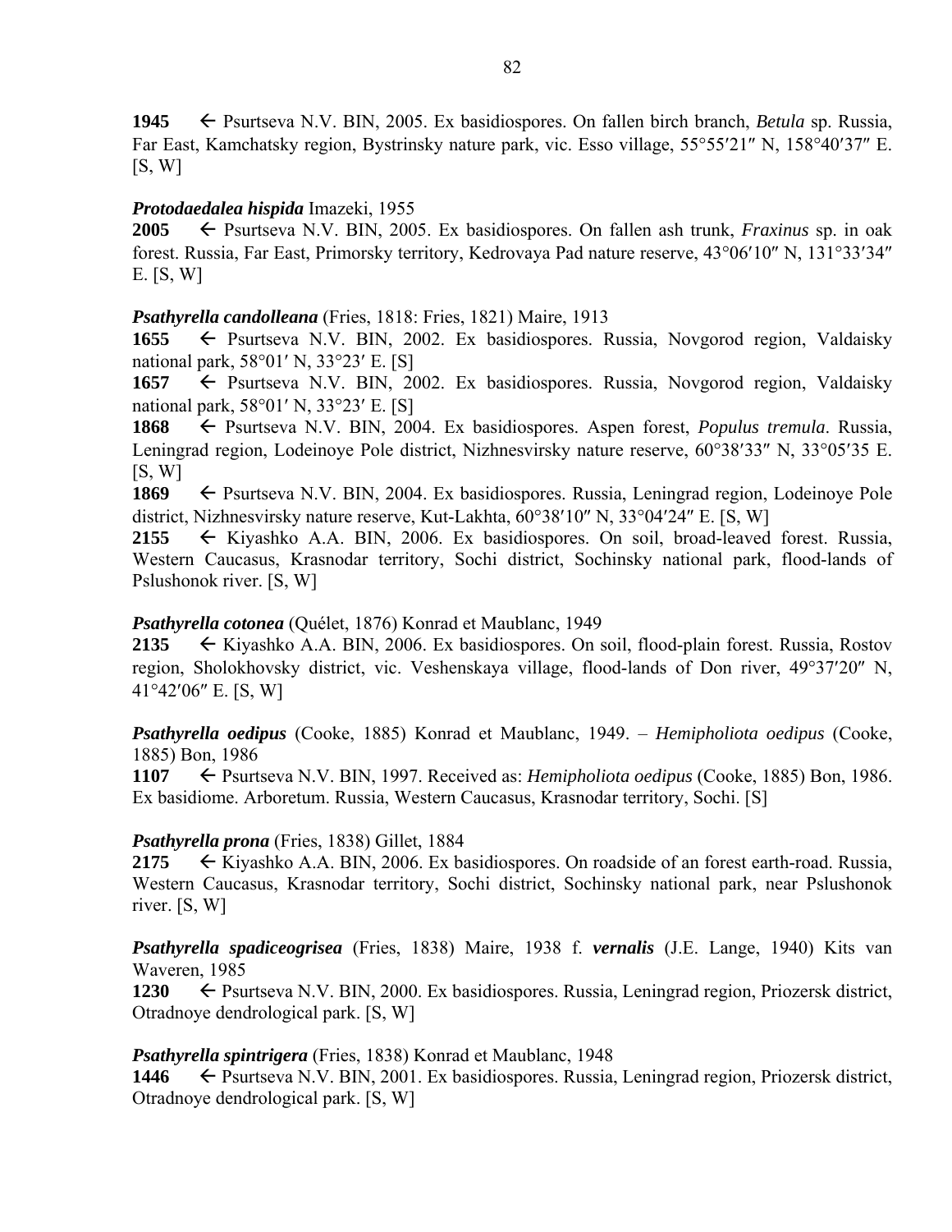**1945** ← Psurtseva N.V. BIN, 2005. Ex basidiospores. On fallen birch branch, *Betula* sp. Russia, Far East, Kamchatsky region, Bystrinsky nature park, vic. Esso village, 55°55′21″ N, 158°40′37″ E. [S, W]

***Protodaedalea hispida*** Imazeki, 1955

**2005** ← Psurtseva N.V. BIN, 2005. Ex basidiospores. On fallen ash trunk, *Fraxinus* sp. in oak forest. Russia, Far East, Primorsky territory, Kedrovaya Pad nature reserve, 43°06′10″ N, 131°33′34″ E. [S, W]

***Psathyrella candolleana*** (Fries, 1818: Fries, 1821) Maire, 1913

**1655** ← Psurtseva N.V. BIN, 2002. Ex basidiospores. Russia, Novgorod region, Valdaisky national park, 58°01′ N, 33°23′ E. [S]

**1657** ← Psurtseva N.V. BIN, 2002. Ex basidiospores. Russia, Novgorod region, Valdaisky national park, 58°01′ N, 33°23′ E. [S]

**1868** ← Psurtseva N.V. BIN, 2004. Ex basidiospores. Aspen forest, *Populus tremula*. Russia, Leningrad region, Lodeinoye Pole district, Nizhnesvirsky nature reserve, 60°38′33″ N, 33°05′35 E. [S, W]

**1869** ← Psurtseva N.V. BIN, 2004. Ex basidiospores. Russia, Leningrad region, Lodeinoye Pole district, Nizhnesvirsky nature reserve, Kut-Lakhta, 60°38′10″ N, 33°04′24″ E. [S, W]

**2155** ← Kiyashko A.A. BIN, 2006. Ex basidiospores. On soil, broad-leaved forest. Russia, Western Caucasus, Krasnodar territory, Sochi district, Sochinsky national park, flood-lands of Pslushonok river. [S, W]

***Psathyrella cotonea*** (Quélet, 1876) Konrad et Maublanc, 1949

**2135** ← Kiyashko A.A. BIN, 2006. Ex basidiospores. On soil, flood-plain forest. Russia, Rostov region, Sholokhovsky district, vic. Veshenskaya village, flood-lands of Don river, 49°37′20″ N, 41°42′06″ E. [S, W]

***Psathyrella oedipus*** (Cooke, 1885) Konrad et Maublanc, 1949. – *Hemipholiota oedipus* (Cooke, 1885) Bon, 1986

**1107** ← Psurtseva N.V. BIN, 1997. Received as: *Hemipholiota oedipus* (Cooke, 1885) Bon, 1986. Ex basidiome. Arboretum. Russia, Western Caucasus, Krasnodar territory, Sochi. [S]

***Psathyrella prona*** (Fries, 1838) Gillet, 1884

**2175** ← Kiyashko A.A. BIN, 2006. Ex basidiospores. On roadside of an forest earth-road. Russia, Western Caucasus, Krasnodar territory, Sochi district, Sochinsky national park, near Pslushonok river. [S, W]

***Psathyrella spadiceogrisea*** (Fries, 1838) Maire, 1938 f. ***vernalis*** (J.E. Lange, 1940) Kits van Waveren, 1985

**1230** ← Psurtseva N.V. BIN, 2000. Ex basidiospores. Russia, Leningrad region, Priozersk district, Otradnoye dendrological park. [S, W]

***Psathyrella spintrigera*** (Fries, 1838) Konrad et Maublanc, 1948

**1446** ← Psurtseva N.V. BIN, 2001. Ex basidiospores. Russia, Leningrad region, Priozersk district, Otradnoye dendrological park. [S, W]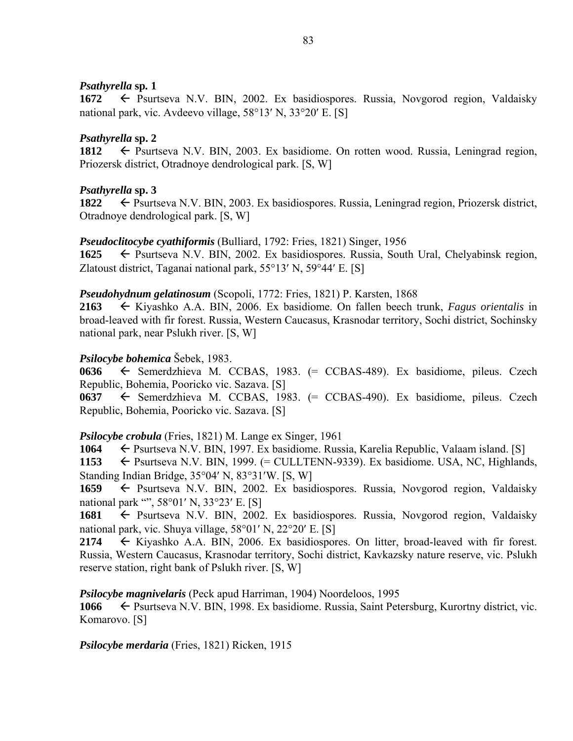***Psathyrella* sp. 1**

**1672** ← Psurtseva N.V. BIN, 2002. Ex basidiospores. Russia, Novgorod region, Valdaisky national park, vic. Avdeevo village, 58°13′ N, 33°20′ E. [S]

***Psathyrella* sp. 2**

**1812** ← Psurtseva N.V. BIN, 2003. Ex basidiome. On rotten wood. Russia, Leningrad region, Priozersk district, Otradnoye dendrological park. [S, W]

***Psathyrella* sp. 3**

**1822** ← Psurtseva N.V. BIN, 2003. Ex basidiospores. Russia, Leningrad region, Priozersk district, Otradnoye dendrological park. [S, W]

***Pseudoclitocybe cyathiformis*** (Bulliard, 1792: Fries, 1821) Singer, 1956

**1625** ← Psurtseva N.V. BIN, 2002. Ex basidiospores. Russia, South Ural, Chelyabinsk region, Zlatoust district, Taganai national park, 55°13′ N, 59°44′ E. [S]

***Pseudohydnum gelatinosum*** (Scopoli, 1772: Fries, 1821) P. Karsten, 1868

**2163** ← Kiyashko A.A. BIN, 2006. Ex basidiome. On fallen beech trunk, *Fagus orientalis* in broad-leaved with fir forest. Russia, Western Caucasus, Krasnodar territory, Sochi district, Sochinsky national park, near Pslukh river. [S, W]

***Psilocybe bohemica*** Šebek, 1983.

**0636** ← Semerdzhieva M. CCBAS, 1983. (= CCBAS-489). Ex basidiome, pileus. Czech Republic, Bohemia, Pooricko vic. Sazava. [S]

**0637** ← Semerdzhieva M. CCBAS, 1983. (= CCBAS-490). Ex basidiome, pileus. Czech Republic, Bohemia, Pooricko vic. Sazava. [S]

***Psilocybe crobula*** (Fries, 1821) M. Lange ex Singer, 1961

**1064** ← Psurtseva N.V. BIN, 1997. Ex basidiome. Russia, Karelia Republic, Valaam island. [S]

**1153** ← Psurtseva N.V. BIN, 1999. (= CULLTENN-9339). Ex basidiome. USA, NC, Highlands, Standing Indian Bridge, 35°04′ N, 83°31′W. [S, W]

**1659** ← Psurtseva N.V. BIN, 2002. Ex basidiospores. Russia, Novgorod region, Valdaisky national park "", 58°01′ N, 33°23′ E. [S]

**1681** ← Psurtseva N.V. BIN, 2002. Ex basidiospores. Russia, Novgorod region, Valdaisky national park, vic. Shuya village, 58°01′ N, 22°20′ E. [S]

**2174** ← Kiyashko A.A. BIN, 2006. Ex basidiospores. On litter, broad-leaved with fir forest. Russia, Western Caucasus, Krasnodar territory, Sochi district, Kavkazsky nature reserve, vic. Pslukh reserve station, right bank of Pslukh river. [S, W]

***Psilocybe magnivelaris*** (Peck apud Harriman, 1904) Noordeloos, 1995

**1066** ← Psurtseva N.V. BIN, 1998. Ex basidiome. Russia, Saint Petersburg, Kurortny district, vic. Komarovo. [S]

***Psilocybe merdaria*** (Fries, 1821) Ricken, 1915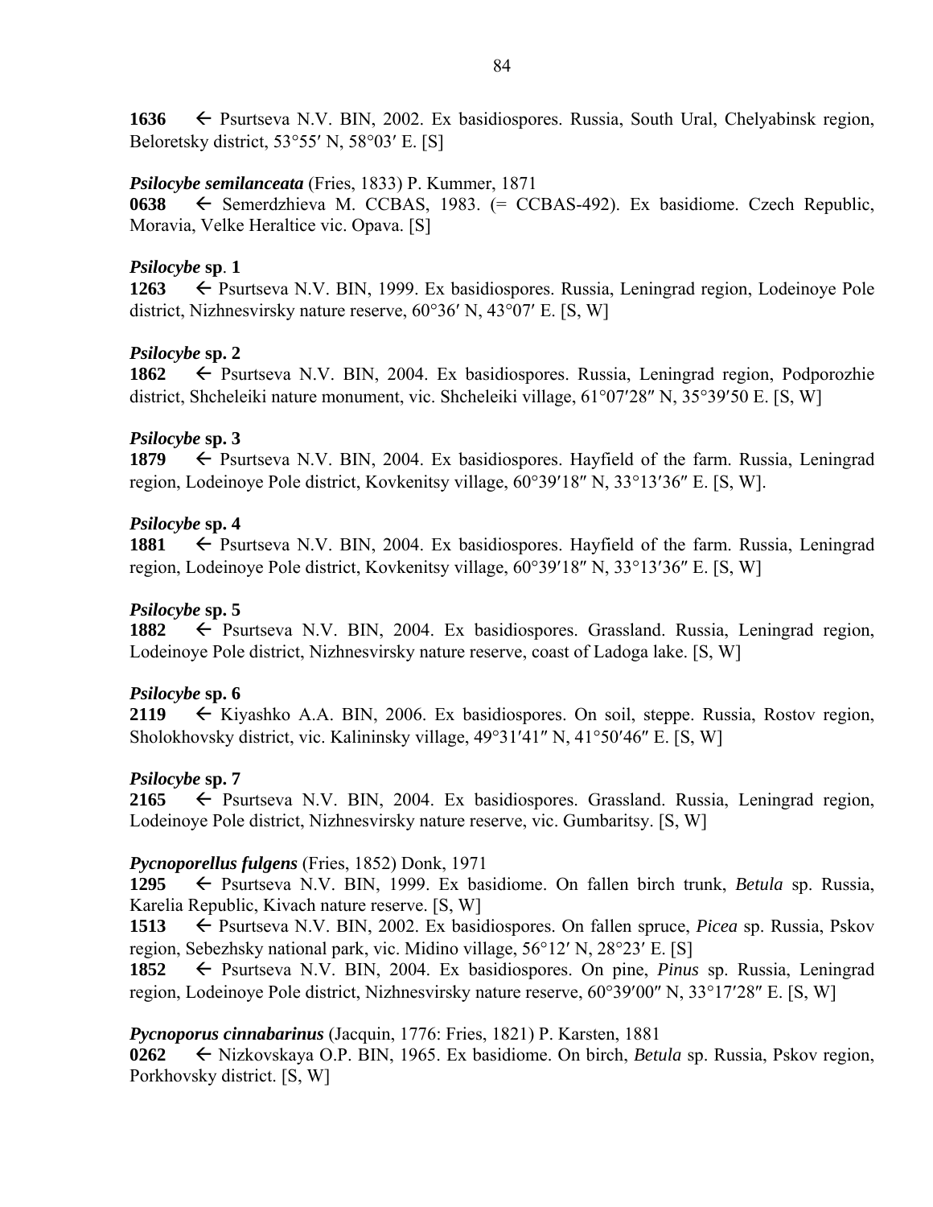**1636** ← Psurtseva N.V. BIN, 2002. Ex basidiospores. Russia, South Ural, Chelyabinsk region, Beloretsky district, 53°55′ N, 58°03′ E. [S]

***Psilocybe semilanceata*** (Fries, 1833) P. Kummer, 1871
**0638** ← Semerdzhieva M. CCBAS, 1983. (= CCBAS-492). Ex basidiome. Czech Republic, Moravia, Velke Heraltice vic. Opava. [S]

***Psilocybe* sp. 1**
**1263** ← Psurtseva N.V. BIN, 1999. Ex basidiospores. Russia, Leningrad region, Lodeinoye Pole district, Nizhnesvirsky nature reserve, 60°36′ N, 43°07′ E. [S, W]

***Psilocybe* sp. 2**
**1862** ← Psurtseva N.V. BIN, 2004. Ex basidiospores. Russia, Leningrad region, Podporozhie district, Shcheleiki nature monument, vic. Shcheleiki village, 61°07′28″ N, 35°39′50 E. [S, W]

***Psilocybe* sp. 3**
**1879** ← Psurtseva N.V. BIN, 2004. Ex basidiospores. Hayfield of the farm. Russia, Leningrad region, Lodeinoye Pole district, Kovkenitsy village, 60°39′18″ N, 33°13′36″ E. [S, W].

***Psilocybe* sp. 4**
**1881** ← Psurtseva N.V. BIN, 2004. Ex basidiospores. Hayfield of the farm. Russia, Leningrad region, Lodeinoye Pole district, Kovkenitsy village, 60°39′18″ N, 33°13′36″ E. [S, W]

***Psilocybe* sp. 5**
**1882** ← Psurtseva N.V. BIN, 2004. Ex basidiospores. Grassland. Russia, Leningrad region, Lodeinoye Pole district, Nizhnesvirsky nature reserve, coast of Ladoga lake. [S, W]

***Psilocybe* sp. 6**
**2119** ← Kiyashko A.A. BIN, 2006. Ex basidiospores. On soil, steppe. Russia, Rostov region, Sholokhovsky district, vic. Kalininsky village, 49°31′41″ N, 41°50′46″ E. [S, W]

***Psilocybe* sp. 7**
**2165** ← Psurtseva N.V. BIN, 2004. Ex basidiospores. Grassland. Russia, Leningrad region, Lodeinoye Pole district, Nizhnesvirsky nature reserve, vic. Gumbaritsy. [S, W]

***Pycnoporellus fulgens*** (Fries, 1852) Donk, 1971
**1295** ← Psurtseva N.V. BIN, 1999. Ex basidiome. On fallen birch trunk, *Betula* sp. Russia, Karelia Republic, Kivach nature reserve. [S, W]
**1513** ← Psurtseva N.V. BIN, 2002. Ex basidiospores. On fallen spruce, *Picea* sp. Russia, Pskov region, Sebezhsky national park, vic. Midino village, 56°12′ N, 28°23′ E. [S]
**1852** ← Psurtseva N.V. BIN, 2004. Ex basidiospores. On pine, *Pinus* sp. Russia, Leningrad region, Lodeinoye Pole district, Nizhnesvirsky nature reserve, 60°39′00″ N, 33°17′28″ E. [S, W]

***Pycnoporus cinnabarinus*** (Jacquin, 1776: Fries, 1821) P. Karsten, 1881
**0262** ← Nizkovskaya O.P. BIN, 1965. Ex basidiome. On birch, *Betula* sp. Russia, Pskov region, Porkhovsky district. [S, W]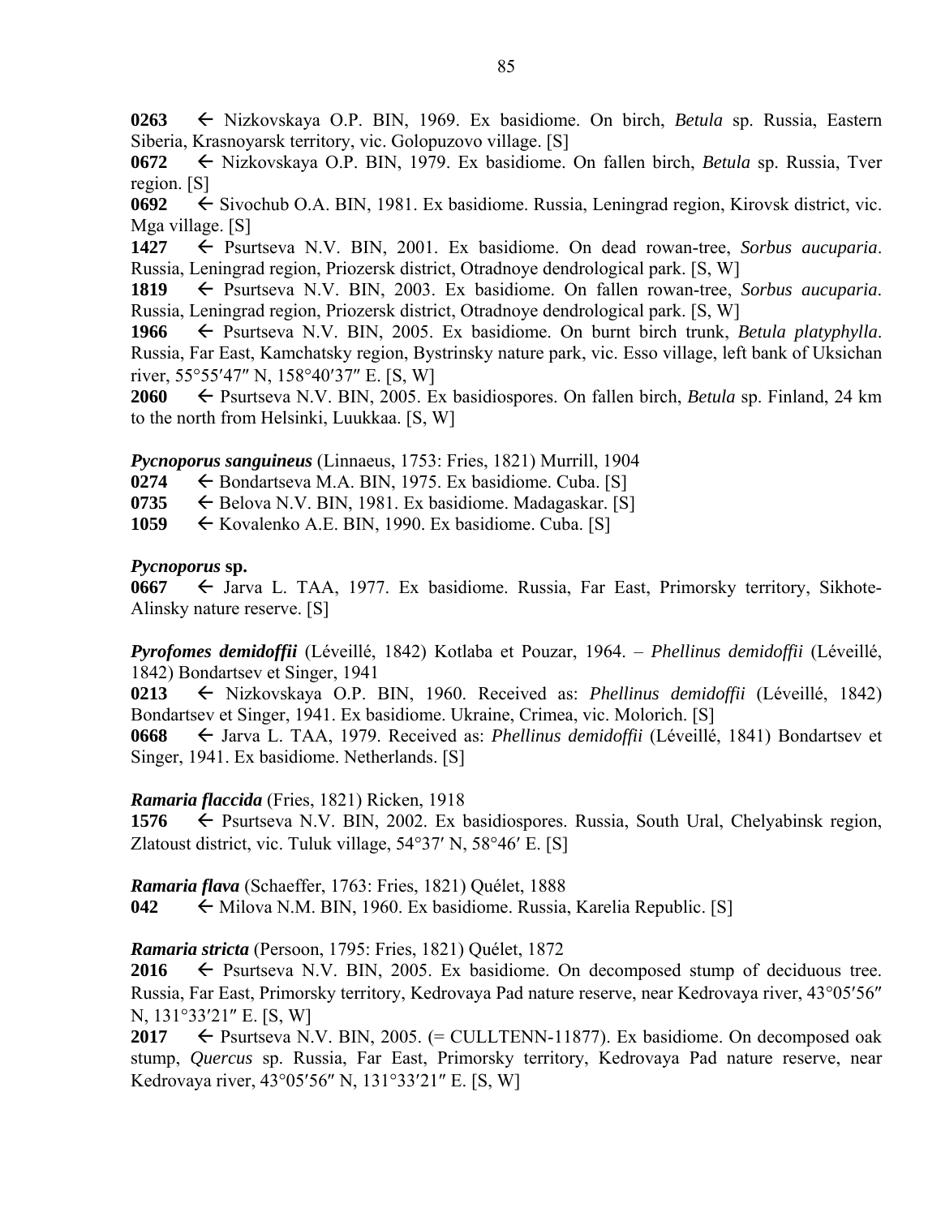**0263** ← Nizkovskaya O.P. BIN, 1969. Ex basidiome. On birch, *Betula* sp. Russia, Eastern Siberia, Krasnoyarsk territory, vic. Golopuzovo village. [S]

**0672** ← Nizkovskaya O.P. BIN, 1979. Ex basidiome. On fallen birch, *Betula* sp. Russia, Tver region. [S]

**0692** ← Sivochub O.A. BIN, 1981. Ex basidiome. Russia, Leningrad region, Kirovsk district, vic. Mga village. [S]

**1427** ← Psurtseva N.V. BIN, 2001. Ex basidiome. On dead rowan-tree, *Sorbus aucuparia*. Russia, Leningrad region, Priozersk district, Otradnoye dendrological park. [S, W]

**1819** ← Psurtseva N.V. BIN, 2003. Ex basidiome. On fallen rowan-tree, *Sorbus aucuparia*. Russia, Leningrad region, Priozersk district, Otradnoye dendrological park. [S, W]

**1966** ← Psurtseva N.V. BIN, 2005. Ex basidiome. On burnt birch trunk, *Betula platyphylla*. Russia, Far East, Kamchatsky region, Bystrinsky nature park, vic. Esso village, left bank of Uksichan river, 55°55′47″ N, 158°40′37″ E. [S, W]

**2060** ← Psurtseva N.V. BIN, 2005. Ex basidiospores. On fallen birch, *Betula* sp. Finland, 24 km to the north from Helsinki, Luukkaa. [S, W]

***Pycnoporus sanguineus*** (Linnaeus, 1753: Fries, 1821) Murrill, 1904

**0274** ← Bondartseva M.A. BIN, 1975. Ex basidiome. Cuba. [S]

**0735** ← Belova N.V. BIN, 1981. Ex basidiome. Madagaskar. [S]

**1059** ← Kovalenko A.E. BIN, 1990. Ex basidiome. Cuba. [S]

***Pycnoporus* sp.**

**0667** ← Jarva L. TAA, 1977. Ex basidiome. Russia, Far East, Primorsky territory, Sikhote-Alinsky nature reserve. [S]

***Pyrofomes demidoffii*** (Léveillé, 1842) Kotlaba et Pouzar, 1964. – *Phellinus demidoffii* (Léveillé, 1842) Bondartsev et Singer, 1941

**0213** ← Nizkovskaya O.P. BIN, 1960. Received as: *Phellinus demidoffii* (Léveillé, 1842) Bondartsev et Singer, 1941. Ex basidiome. Ukraine, Crimea, vic. Molorich. [S]

**0668** ← Jarva L. TAA, 1979. Received as: *Phellinus demidoffii* (Léveillé, 1841) Bondartsev et Singer, 1941. Ex basidiome. Netherlands. [S]

***Ramaria flaccida*** (Fries, 1821) Ricken, 1918

**1576** ← Psurtseva N.V. BIN, 2002. Ex basidiospores. Russia, South Ural, Chelyabinsk region, Zlatoust district, vic. Tuluk village, 54°37′ N, 58°46′ E. [S]

***Ramaria flava*** (Schaeffer, 1763: Fries, 1821) Quélet, 1888

**042** ← Milova N.M. BIN, 1960. Ex basidiome. Russia, Karelia Republic. [S]

***Ramaria stricta*** (Persoon, 1795: Fries, 1821) Quélet, 1872

**2016** ← Psurtseva N.V. BIN, 2005. Ex basidiome. On decomposed stump of deciduous tree. Russia, Far East, Primorsky territory, Kedrovaya Pad nature reserve, near Kedrovaya river, 43°05′56″ N, 131°33′21″ E. [S, W]

**2017** ← Psurtseva N.V. BIN, 2005. (= CULLTENN-11877). Ex basidiome. On decomposed oak stump, *Quercus* sp. Russia, Far East, Primorsky territory, Kedrovaya Pad nature reserve, near Kedrovaya river, 43°05′56″ N, 131°33′21″ E. [S, W]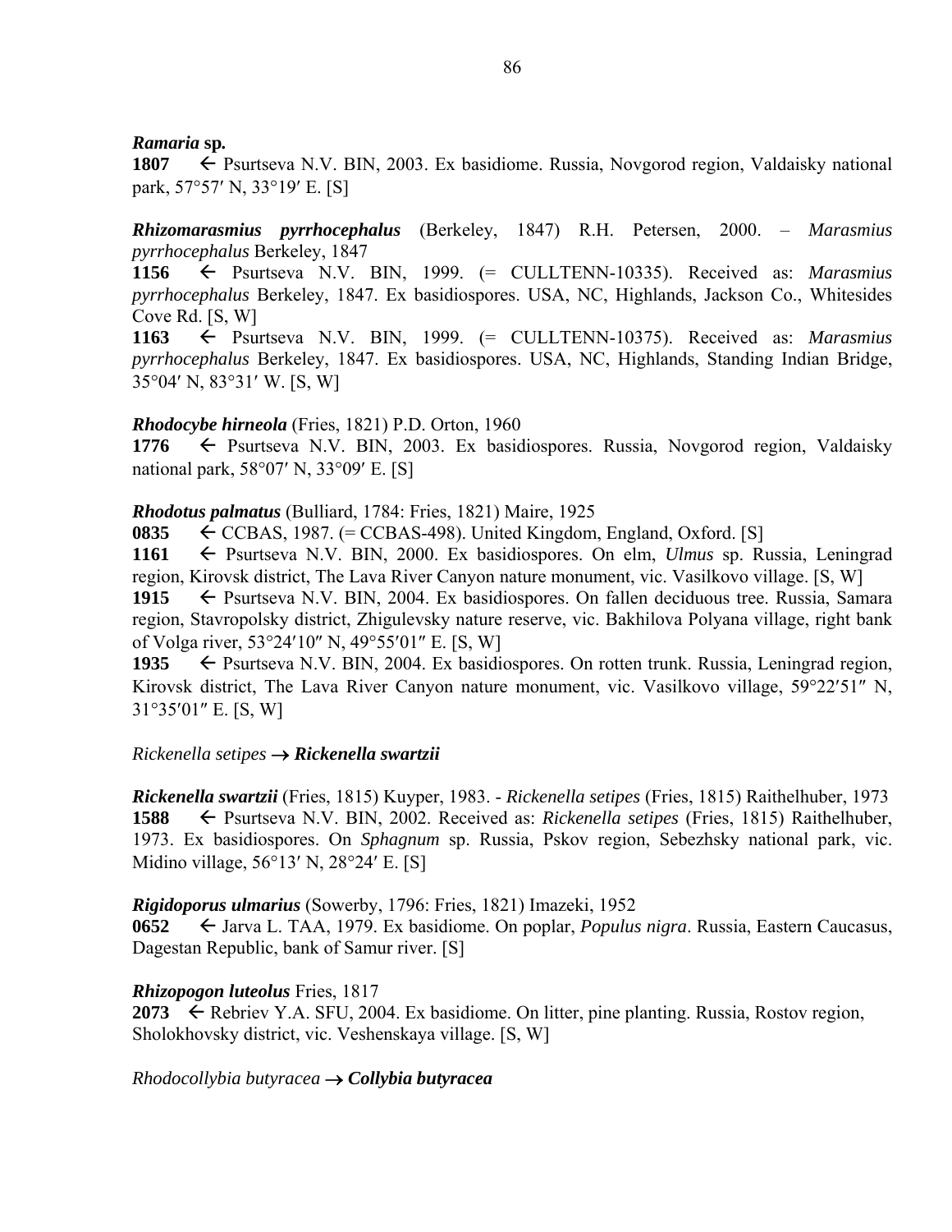***Ramaria* sp.**

**1807** ← Psurtseva N.V. BIN, 2003. Ex basidiome. Russia, Novgorod region, Valdaisky national park, 57°57′ N, 33°19′ E. [S]

***Rhizomarasmius pyrrhocephalus*** (Berkeley, 1847) R.H. Petersen, 2000. – *Marasmius pyrrhocephalus* Berkeley, 1847

**1156** ← Psurtseva N.V. BIN, 1999. (= CULLTENN-10335). Received as: *Marasmius pyrrhocephalus* Berkeley, 1847. Ex basidiospores. USA, NC, Highlands, Jackson Co., Whitesides Cove Rd. [S, W]

**1163** ← Psurtseva N.V. BIN, 1999. (= CULLTENN-10375). Received as: *Marasmius pyrrhocephalus* Berkeley, 1847. Ex basidiospores. USA, NC, Highlands, Standing Indian Bridge, 35°04′ N, 83°31′ W. [S, W]

***Rhodocybe hirneola*** (Fries, 1821) P.D. Orton, 1960

**1776** ← Psurtseva N.V. BIN, 2003. Ex basidiospores. Russia, Novgorod region, Valdaisky national park, 58°07′ N, 33°09′ E. [S]

***Rhodotus palmatus*** (Bulliard, 1784: Fries, 1821) Maire, 1925

**0835** ← CCBAS, 1987. (= CCBAS-498). United Kingdom, England, Oxford. [S]

**1161** ← Psurtseva N.V. BIN, 2000. Ex basidiospores. On elm, *Ulmus* sp. Russia, Leningrad region, Kirovsk district, The Lava River Canyon nature monument, vic. Vasilkovo village. [S, W]

**1915** ← Psurtseva N.V. BIN, 2004. Ex basidiospores. On fallen deciduous tree. Russia, Samara region, Stavropolsky district, Zhigulevsky nature reserve, vic. Bakhilova Polyana village, right bank of Volga river, 53°24′10″ N, 49°55′01″ E. [S, W]

**1935** ← Psurtseva N.V. BIN, 2004. Ex basidiospores. On rotten trunk. Russia, Leningrad region, Kirovsk district, The Lava River Canyon nature monument, vic. Vasilkovo village, 59°22′51″ N, 31°35′01″ E. [S, W]

*Rickenella setipes* → ***Rickenella swartzii***

***Rickenella swartzii*** (Fries, 1815) Kuyper, 1983. - *Rickenella setipes* (Fries, 1815) Raithelhuber, 1973

**1588** ← Psurtseva N.V. BIN, 2002. Received as: *Rickenella setipes* (Fries, 1815) Raithelhuber, 1973. Ex basidiospores. On *Sphagnum* sp. Russia, Pskov region, Sebezhsky national park, vic. Midino village, 56°13′ N, 28°24′ E. [S]

***Rigidoporus ulmarius*** (Sowerby, 1796: Fries, 1821) Imazeki, 1952

**0652** ← Jarva L. TAA, 1979. Ex basidiome. On poplar, *Populus nigra*. Russia, Eastern Caucasus, Dagestan Republic, bank of Samur river. [S]

***Rhizopogon luteolus*** Fries, 1817

**2073** ← Rebriev Y.A. SFU, 2004. Ex basidiome. On litter, pine planting. Russia, Rostov region, Sholokhovsky district, vic. Veshenskaya village. [S, W]

*Rhodocollybia butyracea* → ***Collybia butyracea***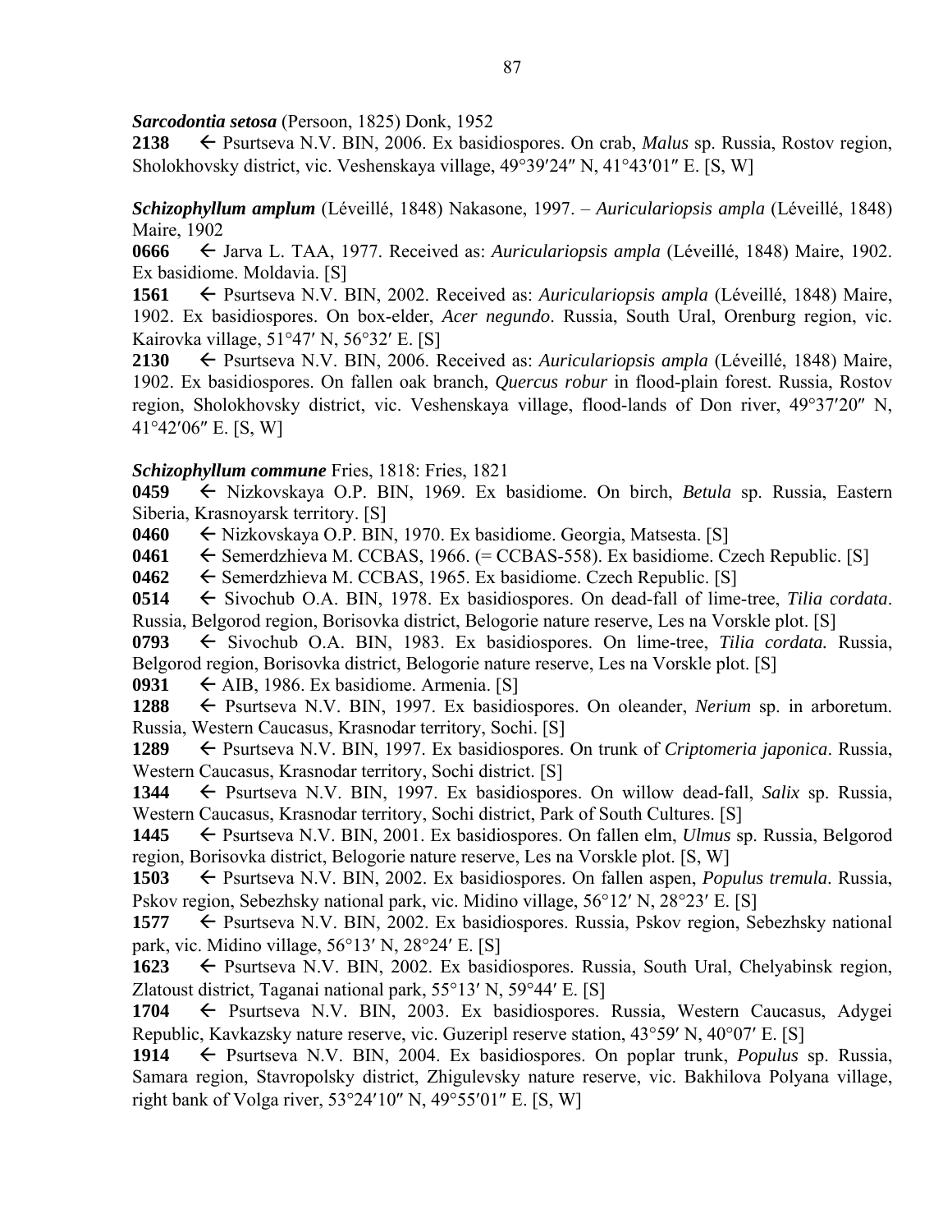***Sarcodontia setosa*** (Persoon, 1825) Donk, 1952

**2138** ← Psurtseva N.V. BIN, 2006. Ex basidiospores. On crab, *Malus* sp. Russia, Rostov region, Sholokhovsky district, vic. Veshenskaya village, 49°39′24″ N, 41°43′01″ E. [S, W]

***Schizophyllum amplum*** (Léveillé, 1848) Nakasone, 1997. – *Auriculariopsis ampla* (Léveillé, 1848) Maire, 1902

**0666** ← Jarva L. TAA, 1977. Received as: *Auriculariopsis ampla* (Léveillé, 1848) Maire, 1902. Ex basidiome. Moldavia. [S]

**1561** ← Psurtseva N.V. BIN, 2002. Received as: *Auriculariopsis ampla* (Léveillé, 1848) Maire, 1902. Ex basidiospores. On box-elder, *Acer negundo*. Russia, South Ural, Orenburg region, vic. Kairovka village, 51°47′ N, 56°32′ E. [S]

**2130** ← Psurtseva N.V. BIN, 2006. Received as: *Auriculariopsis ampla* (Léveillé, 1848) Maire, 1902. Ex basidiospores. On fallen oak branch, *Quercus robur* in flood-plain forest. Russia, Rostov region, Sholokhovsky district, vic. Veshenskaya village, flood-lands of Don river, 49°37′20″ N, 41°42′06″ E. [S, W]

***Schizophyllum commune*** Fries, 1818: Fries, 1821

**0459** ← Nizkovskaya O.P. BIN, 1969. Ex basidiome. On birch, *Betula* sp. Russia, Eastern Siberia, Krasnoyarsk territory. [S]

**0460** ← Nizkovskaya O.P. BIN, 1970. Ex basidiome. Georgia, Matsesta. [S]

**0461** ← Semerdzhieva M. CCBAS, 1966. (= CCBAS-558). Ex basidiome. Czech Republic. [S]

**0462** ← Semerdzhieva M. CCBAS, 1965. Ex basidiome. Czech Republic. [S]

**0514** ← Sivochub O.A. BIN, 1978. Ex basidiospores. On dead-fall of lime-tree, *Tilia cordata*. Russia, Belgorod region, Borisovka district, Belogorie nature reserve, Les na Vorskle plot. [S]

**0793** ← Sivochub O.A. BIN, 1983. Ex basidiospores. On lime-tree, *Tilia cordata.* Russia, Belgorod region, Borisovka district, Belogorie nature reserve, Les na Vorskle plot. [S]

**0931** ← AIB, 1986. Ex basidiome. Armenia. [S]

**1288** ← Psurtseva N.V. BIN, 1997. Ex basidiospores. On oleander, *Nerium* sp. in arboretum. Russia, Western Caucasus, Krasnodar territory, Sochi. [S]

**1289** ← Psurtseva N.V. BIN, 1997. Ex basidiospores. On trunk of *Criptomeria japonica*. Russia, Western Caucasus, Krasnodar territory, Sochi district. [S]

**1344** ← Psurtseva N.V. BIN, 1997. Ex basidiospores. On willow dead-fall, *Salix* sp. Russia, Western Caucasus, Krasnodar territory, Sochi district, Park of South Cultures. [S]

**1445** ← Psurtseva N.V. BIN, 2001. Ex basidiospores. On fallen elm, *Ulmus* sp. Russia, Belgorod region, Borisovka district, Belogorie nature reserve, Les na Vorskle plot. [S, W]

**1503** ← Psurtseva N.V. BIN, 2002. Ex basidiospores. On fallen aspen, *Populus tremula*. Russia, Pskov region, Sebezhsky national park, vic. Midino village, 56°12′ N, 28°23′ E. [S]

**1577** ← Psurtseva N.V. BIN, 2002. Ex basidiospores. Russia, Pskov region, Sebezhsky national park, vic. Midino village, 56°13′ N, 28°24′ E. [S]

**1623** ← Psurtseva N.V. BIN, 2002. Ex basidiospores. Russia, South Ural, Chelyabinsk region, Zlatoust district, Taganai national park, 55°13′ N, 59°44′ E. [S]

**1704** ← Psurtseva N.V. BIN, 2003. Ex basidiospores. Russia, Western Caucasus, Adygei Republic, Kavkazsky nature reserve, vic. Guzeripl reserve station, 43°59′ N, 40°07′ E. [S]

**1914** ← Psurtseva N.V. BIN, 2004. Ex basidiospores. On poplar trunk, *Populus* sp. Russia, Samara region, Stavropolsky district, Zhigulevsky nature reserve, vic. Bakhilova Polyana village, right bank of Volga river, 53°24′10″ N, 49°55′01″ E. [S, W]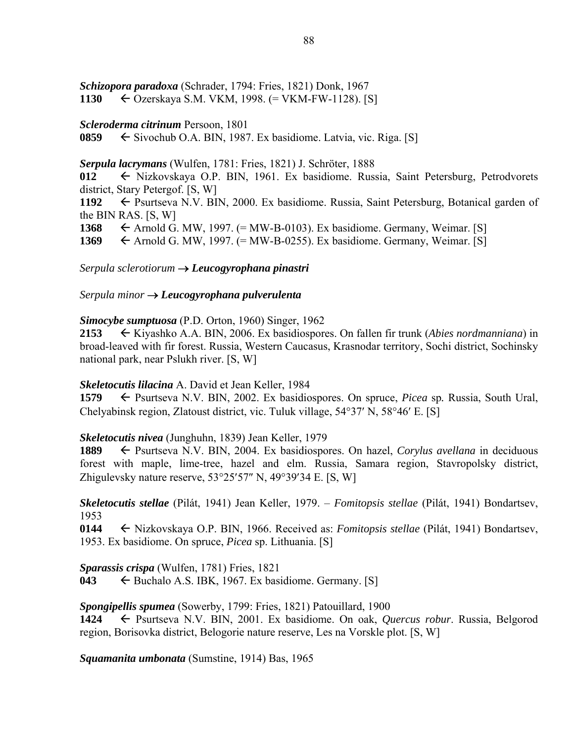***Schizopora paradoxa*** (Schrader, 1794: Fries, 1821) Donk, 1967
**1130** ← Ozerskaya S.M. VKM, 1998. (= VKM-FW-1128). [S]

***Scleroderma citrinum*** Persoon, 1801
**0859** ← Sivochub O.A. BIN, 1987. Ex basidiome. Latvia, vic. Riga. [S]

***Serpula lacrymans*** (Wulfen, 1781: Fries, 1821) J. Schröter, 1888
**012** ← Nizkovskaya O.P. BIN, 1961. Ex basidiome. Russia, Saint Petersburg, Petrodvorets district, Stary Petergof. [S, W]
**1192** ← Psurtseva N.V. BIN, 2000. Ex basidiome. Russia, Saint Petersburg, Botanical garden of the BIN RAS. [S, W]
**1368** ← Arnold G. MW, 1997. (= MW-B-0103). Ex basidiome. Germany, Weimar. [S]
**1369** ← Arnold G. MW, 1997. (= MW-B-0255). Ex basidiome. Germany, Weimar. [S]

*Serpula sclerotiorum* → ***Leucogyrophana pinastri***

*Serpula minor* → ***Leucogyrophana pulverulenta***

***Simocybe sumptuosa*** (P.D. Orton, 1960) Singer, 1962
**2153** ← Kiyashko A.A. BIN, 2006. Ex basidiospores. On fallen fir trunk (*Abies nordmanniana*) in broad-leaved with fir forest. Russia, Western Caucasus, Krasnodar territory, Sochi district, Sochinsky national park, near Pslukh river. [S, W]

***Skeletocutis lilacina*** A. David et Jean Keller, 1984
**1579** ← Psurtseva N.V. BIN, 2002. Ex basidiospores. On spruce, *Picea* sp. Russia, South Ural, Chelyabinsk region, Zlatoust district, vic. Tuluk village, 54°37′ N, 58°46′ E. [S]

***Skeletocutis nivea*** (Junghuhn, 1839) Jean Keller, 1979
**1889** ← Psurtseva N.V. BIN, 2004. Ex basidiospores. On hazel, *Corylus avellana* in deciduous forest with maple, lime-tree, hazel and elm. Russia, Samara region, Stavropolsky district, Zhigulevsky nature reserve, 53°25′57″ N, 49°39′34 E. [S, W]

***Skeletocutis stellae*** (Pilát, 1941) Jean Keller, 1979. – *Fomitopsis stellae* (Pilát, 1941) Bondartsev, 1953
**0144** ← Nizkovskaya O.P. BIN, 1966. Received as: *Fomitopsis stellae* (Pilát, 1941) Bondartsev, 1953. Ex basidiome. On spruce, *Picea* sp. Lithuania. [S]

***Sparassis crispa*** (Wulfen, 1781) Fries, 1821
**043** ← Buchalo A.S. IBK, 1967. Ex basidiome. Germany. [S]

***Spongipellis spumea*** (Sowerby, 1799: Fries, 1821) Patouillard, 1900
**1424** ← Psurtseva N.V. BIN, 2001. Ex basidiome. On oak, *Quercus robur*. Russia, Belgorod region, Borisovka district, Belogorie nature reserve, Les na Vorskle plot. [S, W]

***Squamanita umbonata*** (Sumstine, 1914) Bas, 1965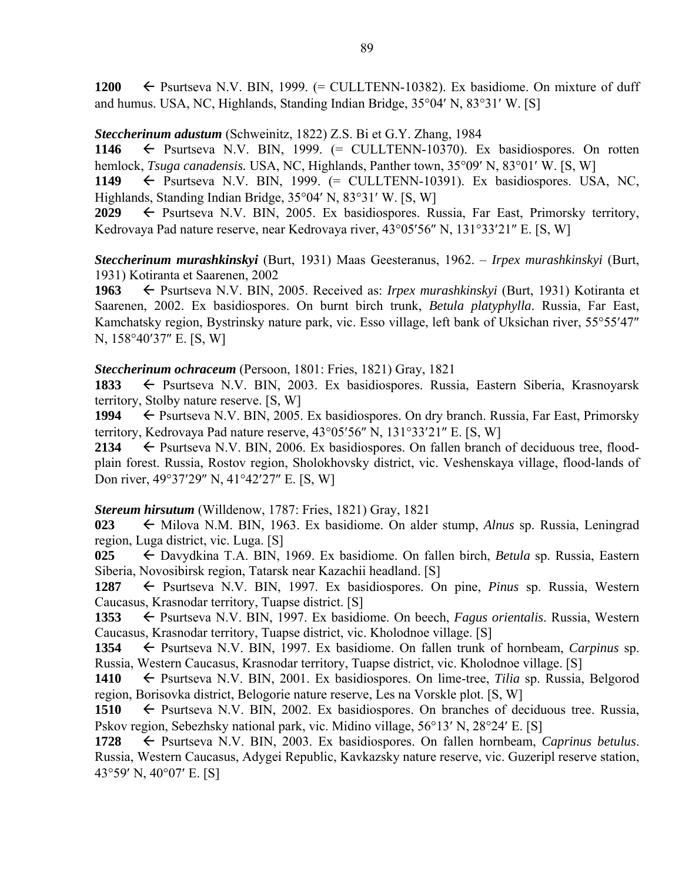**1200** ← Psurtseva N.V. BIN, 1999. (= CULLTENN-10382). Ex basidiome. On mixture of duff and humus. USA, NC, Highlands, Standing Indian Bridge, 35°04′ N, 83°31′ W. [S]

***Steccherinum adustum*** (Schweinitz, 1822) Z.S. Bi et G.Y. Zhang, 1984

**1146** ← Psurtseva N.V. BIN, 1999. (= CULLTENN-10370). Ex basidiospores. On rotten hemlock, *Tsuga canadensis.* USA, NC, Highlands, Panther town, 35°09′ N, 83°01′ W. [S, W]

**1149** ← Psurtseva N.V. BIN, 1999. (= CULLTENN-10391). Ex basidiospores. USA, NC, Highlands, Standing Indian Bridge, 35°04′ N, 83°31′ W. [S, W]

**2029** ← Psurtseva N.V. BIN, 2005. Ex basidiospores. Russia, Far East, Primorsky territory, Kedrovaya Pad nature reserve, near Kedrovaya river, 43°05′56″ N, 131°33′21″ E. [S, W]

***Steccherinum murashkinskyi*** (Burt, 1931) Maas Geesteranus, 1962. – *Irpex murashkinskyi* (Burt, 1931) Kotiranta et Saarenen, 2002

**1963** ← Psurtseva N.V. BIN, 2005. Received as: *Irpex murashkinskyi* (Burt, 1931) Kotiranta et Saarenen, 2002. Ex basidiospores. On burnt birch trunk, *Betula platyphylla*. Russia, Far East, Kamchatsky region, Bystrinsky nature park, vic. Esso village, left bank of Uksichan river, 55°55′47″ N, 158°40′37″ E. [S, W]

***Steccherinum ochraceum*** (Persoon, 1801: Fries, 1821) Gray, 1821

**1833** ← Psurtseva N.V. BIN, 2003. Ex basidiospores. Russia, Eastern Siberia, Krasnoyarsk territory, Stolby nature reserve. [S, W]

**1994** ← Psurtseva N.V. BIN, 2005. Ex basidiospores. On dry branch. Russia, Far East, Primorsky territory, Kedrovaya Pad nature reserve, 43°05′56″ N, 131°33′21″ E. [S, W]

**2134** ← Psurtseva N.V. BIN, 2006. Ex basidiospores. On fallen branch of deciduous tree, flood-plain forest. Russia, Rostov region, Sholokhovsky district, vic. Veshenskaya village, flood-lands of Don river, 49°37′29″ N, 41°42′27″ E. [S, W]

***Stereum hirsutum*** (Willdenow, 1787: Fries, 1821) Gray, 1821

**023** ← Milova N.M. BIN, 1963. Ex basidiome. On alder stump, *Alnus* sp. Russia, Leningrad region, Luga district, vic. Luga. [S]

**025** ← Davydkina T.A. BIN, 1969. Ex basidiome. On fallen birch, *Betula* sp. Russia, Eastern Siberia, Novosibirsk region, Tatarsk near Kazachii headland. [S]

**1287** ← Psurtseva N.V. BIN, 1997. Ex basidiospores. On pine, *Pinus* sp. Russia, Western Caucasus, Krasnodar territory, Tuapse district. [S]

**1353** ← Psurtseva N.V. BIN, 1997. Ex basidiome. On beech, *Fagus orientalis*. Russia, Western Caucasus, Krasnodar territory, Tuapse district, vic. Kholodnoe village. [S]

**1354** ← Psurtseva N.V. BIN, 1997. Ex basidiome. On fallen trunk of hornbeam, *Carpinus* sp. Russia, Western Caucasus, Krasnodar territory, Tuapse district, vic. Kholodnoe village. [S]

**1410** ← Psurtseva N.V. BIN, 2001. Ex basidiospores. On lime-tree, *Tilia* sp. Russia, Belgorod region, Borisovka district, Belogorie nature reserve, Les na Vorskle plot. [S, W]

**1510** ← Psurtseva N.V. BIN, 2002. Ex basidiospores. On branches of deciduous tree. Russia, Pskov region, Sebezhsky national park, vic. Midino village, 56°13′ N, 28°24′ E. [S]

**1728** ← Psurtseva N.V. BIN, 2003. Ex basidiospores. On fallen hornbeam, *Caprinus betulus*. Russia, Western Caucasus, Adygei Republic, Kavkazsky nature reserve, vic. Guzeripl reserve station, 43°59′ N, 40°07′ E. [S]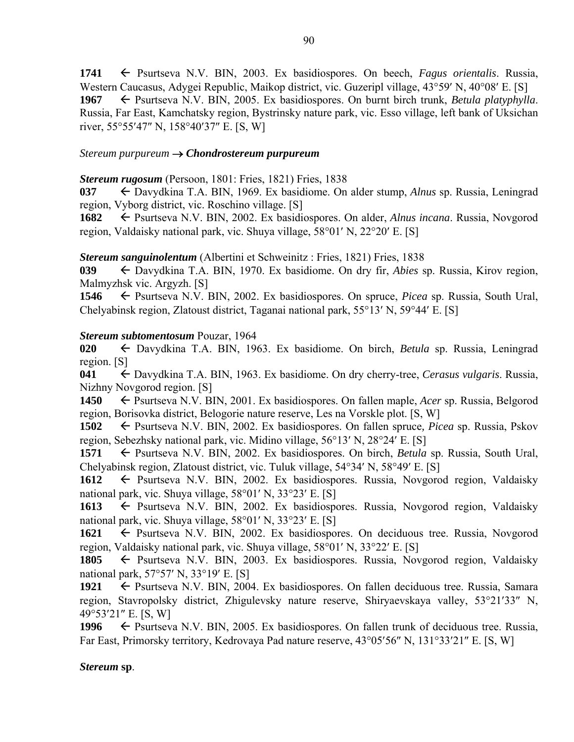**1741** ← Psurtseva N.V. BIN, 2003. Ex basidiospores. On beech, *Fagus orientalis*. Russia, Western Caucasus, Adygei Republic, Maikop district, vic. Guzeripl village, 43°59′ N, 40°08′ E. [S]
**1967** ← Psurtseva N.V. BIN, 2005. Ex basidiospores. On burnt birch trunk, *Betula platyphylla*. Russia, Far East, Kamchatsky region, Bystrinsky nature park, vic. Esso village, left bank of Uksichan river, 55°55′47″ N, 158°40′37″ E. [S, W]

*Stereum purpureum* → ***Chondrostereum purpureum***

***Stereum rugosum*** (Persoon, 1801: Fries, 1821) Fries, 1838
**037** ← Davydkina T.A. BIN, 1969. Ex basidiome. On alder stump, *Alnus* sp. Russia, Leningrad region, Vyborg district, vic. Roschino village. [S]
**1682** ← Psurtseva N.V. BIN, 2002. Ex basidiospores. On alder, *Alnus incana*. Russia, Novgorod region, Valdaisky national park, vic. Shuya village, 58°01′ N, 22°20′ E. [S]

***Stereum sanguinolentum*** (Albertini et Schweinitz : Fries, 1821) Fries, 1838
**039** ← Davydkina T.A. BIN, 1970. Ex basidiome. On dry fir, *Abies* sp. Russia, Kirov region, Malmyzhsk vic. Argyzh. [S]
**1546** ← Psurtseva N.V. BIN, 2002. Ex basidiospores. On spruce, *Picea* sp. Russia, South Ural, Chelyabinsk region, Zlatoust district, Taganai national park, 55°13′ N, 59°44′ E. [S]

***Stereum subtomentosum*** Pouzar, 1964
**020** ← Davydkina T.A. BIN, 1963. Ex basidiome. On birch, *Betula* sp. Russia, Leningrad region. [S]
**041** ← Davydkina T.A. BIN, 1963. Ex basidiome. On dry cherry-tree, *Cerasus vulgaris*. Russia, Nizhny Novgorod region. [S]
**1450** ← Psurtseva N.V. BIN, 2001. Ex basidiospores. On fallen maple, *Acer* sp. Russia, Belgorod region, Borisovka district, Belogorie nature reserve, Les na Vorskle plot. [S, W]
**1502** ← Psurtseva N.V. BIN, 2002. Ex basidiospores. On fallen spruce, *Picea* sp. Russia, Pskov region, Sebezhsky national park, vic. Midino village, 56°13′ N, 28°24′ E. [S]
**1571** ← Psurtseva N.V. BIN, 2002. Ex basidiospores. On birch, *Betula* sp. Russia, South Ural, Chelyabinsk region, Zlatoust district, vic. Tuluk village, 54°34′ N, 58°49′ E. [S]
**1612** ← Psurtseva N.V. BIN, 2002. Ex basidiospores. Russia, Novgorod region, Valdaisky national park, vic. Shuya village, 58°01′ N, 33°23′ E. [S]
**1613** ← Psurtseva N.V. BIN, 2002. Ex basidiospores. Russia, Novgorod region, Valdaisky national park, vic. Shuya village, 58°01′ N, 33°23′ E. [S]
**1621** ← Psurtseva N.V. BIN, 2002. Ex basidiospores. On deciduous tree. Russia, Novgorod region, Valdaisky national park, vic. Shuya village, 58°01′ N, 33°22′ E. [S]
**1805** ← Psurtseva N.V. BIN, 2003. Ex basidiospores. Russia, Novgorod region, Valdaisky national park, 57°57′ N, 33°19′ E. [S]
**1921** ← Psurtseva N.V. BIN, 2004. Ex basidiospores. On fallen deciduous tree. Russia, Samara region, Stavropolsky district, Zhigulevsky nature reserve, Shiryaevskaya valley, 53°21′33″ N, 49°53′21″ E. [S, W]
**1996** ← Psurtseva N.V. BIN, 2005. Ex basidiospores. On fallen trunk of deciduous tree. Russia, Far East, Primorsky territory, Kedrovaya Pad nature reserve, 43°05′56″ N, 131°33′21″ E. [S, W]

***Stereum* sp.**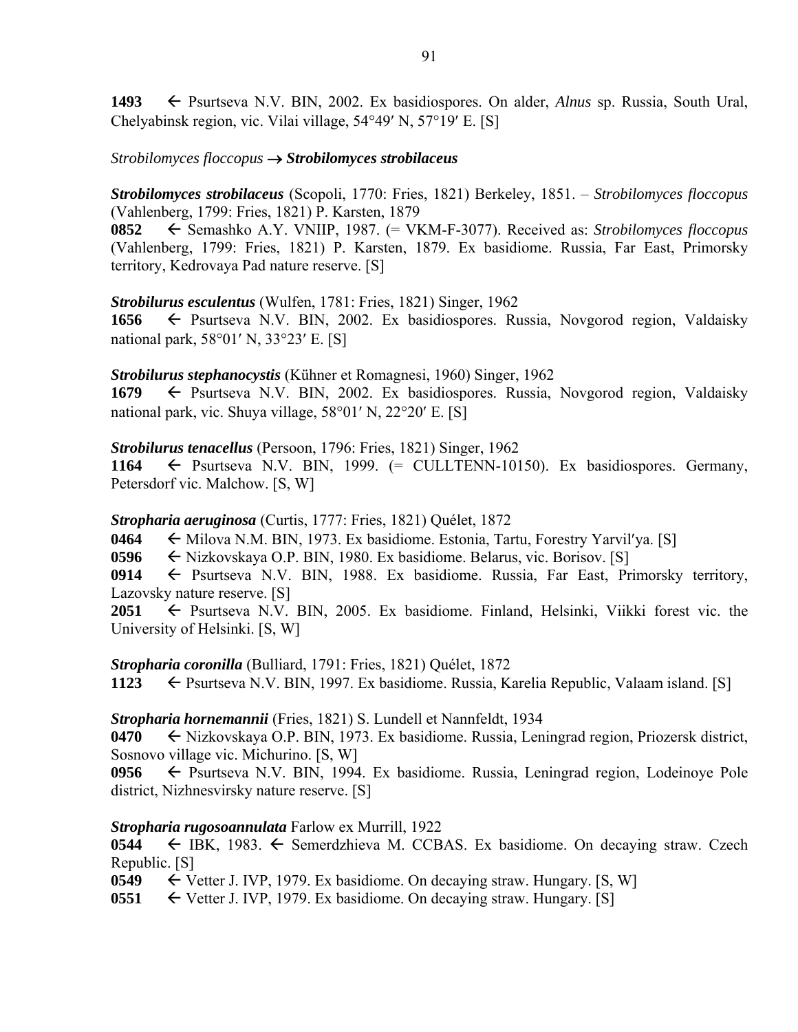**1493** ← Psurtseva N.V. BIN, 2002. Ex basidiospores. On alder, *Alnus* sp. Russia, South Ural, Chelyabinsk region, vic. Vilai village, 54°49′ N, 57°19′ E. [S]

*Strobilomyces floccopus* → ***Strobilomyces strobilaceus***

***Strobilomyces strobilaceus*** (Scopoli, 1770: Fries, 1821) Berkeley, 1851. – *Strobilomyces floccopus* (Vahlenberg, 1799: Fries, 1821) P. Karsten, 1879

**0852** ← Semashko A.Y. VNIIP, 1987. (= VKM-F-3077). Received as: *Strobilomyces floccopus* (Vahlenberg, 1799: Fries, 1821) P. Karsten, 1879. Ex basidiome. Russia, Far East, Primorsky territory, Kedrovaya Pad nature reserve. [S]

***Strobilurus esculentus*** (Wulfen, 1781: Fries, 1821) Singer, 1962

**1656** ← Psurtseva N.V. BIN, 2002. Ex basidiospores. Russia, Novgorod region, Valdaisky national park, 58°01′ N, 33°23′ E. [S]

***Strobilurus stephanocystis*** (Kühner et Romagnesi, 1960) Singer, 1962

**1679** ← Psurtseva N.V. BIN, 2002. Ex basidiospores. Russia, Novgorod region, Valdaisky national park, vic. Shuya village, 58°01′ N, 22°20′ E. [S]

***Strobilurus tenacellus*** (Persoon, 1796: Fries, 1821) Singer, 1962

**1164** ← Psurtseva N.V. BIN, 1999. (= CULLTENN-10150). Ex basidiospores. Germany, Petersdorf vic. Malchow. [S, W]

***Stropharia aeruginosa*** (Curtis, 1777: Fries, 1821) Quélet, 1872

**0464** ← Milova N.M. BIN, 1973. Ex basidiome. Estonia, Tartu, Forestry Yarvil′ya. [S]

**0596** ← Nizkovskaya O.P. BIN, 1980. Ex basidiome. Belarus, vic. Borisov. [S]

**0914** ← Psurtseva N.V. BIN, 1988. Ex basidiome. Russia, Far East, Primorsky territory, Lazovsky nature reserve. [S]

**2051** ← Psurtseva N.V. BIN, 2005. Ex basidiome. Finland, Helsinki, Viikki forest vic. the University of Helsinki. [S, W]

***Stropharia coronilla*** (Bulliard, 1791: Fries, 1821) Quélet, 1872

**1123** ← Psurtseva N.V. BIN, 1997. Ex basidiome. Russia, Karelia Republic, Valaam island. [S]

***Stropharia hornemannii*** (Fries, 1821) S. Lundell et Nannfeldt, 1934

**0470** ← Nizkovskaya O.P. BIN, 1973. Ex basidiome. Russia, Leningrad region, Priozersk district, Sosnovo village vic. Michurino. [S, W]

**0956** ← Psurtseva N.V. BIN, 1994. Ex basidiome. Russia, Leningrad region, Lodeinoye Pole district, Nizhnesvirsky nature reserve. [S]

***Stropharia rugosoannulata*** Farlow ex Murrill, 1922

**0544** ← IBK, 1983. ← Semerdzhieva M. CCBAS. Ex basidiome. On decaying straw. Czech Republic. [S]

**0549** ← Vetter J. IVP, 1979. Ex basidiome. On decaying straw. Hungary. [S, W]

**0551** ← Vetter J. IVP, 1979. Ex basidiome. On decaying straw. Hungary. [S]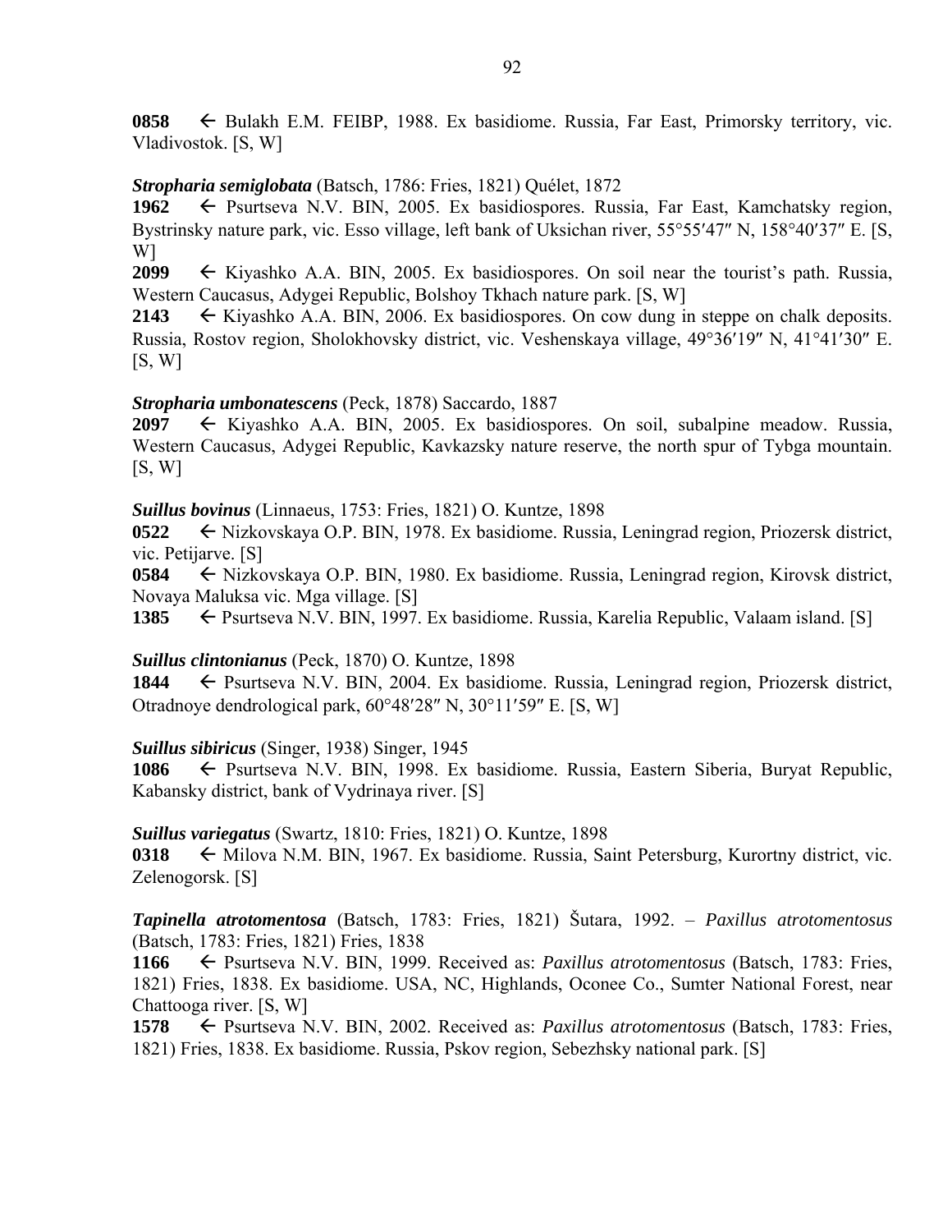**0858** ← Bulakh E.M. FEIBP, 1988. Ex basidiome. Russia, Far East, Primorsky territory, vic. Vladivostok. [S, W]

***Stropharia semiglobata*** (Batsch, 1786: Fries, 1821) Quélet, 1872

**1962** ← Psurtseva N.V. BIN, 2005. Ex basidiospores. Russia, Far East, Kamchatsky region, Bystrinsky nature park, vic. Esso village, left bank of Uksichan river, 55°55′47″ N, 158°40′37″ E. [S, W]

**2099** ← Kiyashko A.A. BIN, 2005. Ex basidiospores. On soil near the tourist's path. Russia, Western Caucasus, Adygei Republic, Bolshoy Tkhach nature park. [S, W]

**2143** ← Kiyashko A.A. BIN, 2006. Ex basidiospores. On cow dung in steppe on chalk deposits. Russia, Rostov region, Sholokhovsky district, vic. Veshenskaya village, 49°36′19″ N, 41°41′30″ E. [S, W]

***Stropharia umbonatescens*** (Peck, 1878) Saccardo, 1887

**2097** ← Kiyashko A.A. BIN, 2005. Ex basidiospores. On soil, subalpine meadow. Russia, Western Caucasus, Adygei Republic, Kavkazsky nature reserve, the north spur of Tybga mountain. [S, W]

***Suillus bovinus*** (Linnaeus, 1753: Fries, 1821) O. Kuntze, 1898

**0522** ← Nizkovskaya O.P. BIN, 1978. Ex basidiome. Russia, Leningrad region, Priozersk district, vic. Petijarve. [S]

**0584** ← Nizkovskaya O.P. BIN, 1980. Ex basidiome. Russia, Leningrad region, Kirovsk district, Novaya Maluksa vic. Mga village. [S]

**1385** ← Psurtseva N.V. BIN, 1997. Ex basidiome. Russia, Karelia Republic, Valaam island. [S]

***Suillus clintonianus*** (Peck, 1870) O. Kuntze, 1898

**1844** ← Psurtseva N.V. BIN, 2004. Ex basidiome. Russia, Leningrad region, Priozersk district, Otradnoye dendrological park, 60°48′28″ N, 30°11′59″ E. [S, W]

***Suillus sibiricus*** (Singer, 1938) Singer, 1945

**1086** ← Psurtseva N.V. BIN, 1998. Ex basidiome. Russia, Eastern Siberia, Buryat Republic, Kabansky district, bank of Vydrinaya river. [S]

***Suillus variegatus*** (Swartz, 1810: Fries, 1821) O. Kuntze, 1898

**0318** ← Milova N.M. BIN, 1967. Ex basidiome. Russia, Saint Petersburg, Kurortny district, vic. Zelenogorsk. [S]

***Tapinella atrotomentosa*** (Batsch, 1783: Fries, 1821) Šutara, 1992. – *Paxillus atrotomentosus* (Batsch, 1783: Fries, 1821) Fries, 1838

**1166** ← Psurtseva N.V. BIN, 1999. Received as: *Paxillus atrotomentosus* (Batsch, 1783: Fries, 1821) Fries, 1838. Ex basidiome. USA, NC, Highlands, Oconee Co., Sumter National Forest, near Chattooga river. [S, W]

**1578** ← Psurtseva N.V. BIN, 2002. Received as: *Paxillus atrotomentosus* (Batsch, 1783: Fries, 1821) Fries, 1838. Ex basidiome. Russia, Pskov region, Sebezhsky national park. [S]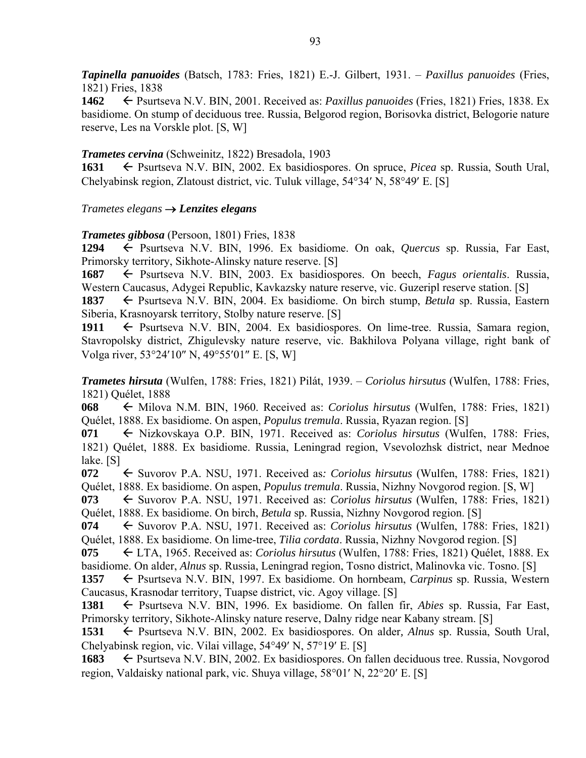***Tapinella panuoides*** (Batsch, 1783: Fries, 1821) E.-J. Gilbert, 1931. – *Paxillus panuoides* (Fries, 1821) Fries, 1838

**1462** ← Psurtseva N.V. BIN, 2001. Received as: *Paxillus panuoides* (Fries, 1821) Fries, 1838. Ex basidiome. On stump of deciduous tree. Russia, Belgorod region, Borisovka district, Belogorie nature reserve, Les na Vorskle plot. [S, W]

***Trametes cervina*** (Schweinitz, 1822) Bresadola, 1903

**1631** ← Psurtseva N.V. BIN, 2002. Ex basidiospores. On spruce, *Picea* sp. Russia, South Ural, Chelyabinsk region, Zlatoust district, vic. Tuluk village, 54°34′ N, 58°49′ E. [S]

*Trametes elegans* → ***Lenzites elegans***

***Trametes gibbosa*** (Persoon, 1801) Fries, 1838

**1294** ← Psurtseva N.V. BIN, 1996. Ex basidiome. On oak, *Quercus* sp. Russia, Far East, Primorsky territory, Sikhote-Alinsky nature reserve. [S]

**1687** ← Psurtseva N.V. BIN, 2003. Ex basidiospores. On beech, *Fagus orientalis*. Russia, Western Caucasus, Adygei Republic, Kavkazsky nature reserve, vic. Guzeripl reserve station. [S]

**1837** ← Psurtseva N.V. BIN, 2004. Ex basidiome. On birch stump, *Betula* sp. Russia, Eastern Siberia, Krasnoyarsk territory, Stolby nature reserve. [S]

**1911** ← Psurtseva N.V. BIN, 2004. Ex basidiospores. On lime-tree. Russia, Samara region, Stavropolsky district, Zhigulevsky nature reserve, vic. Bakhilova Polyana village, right bank of Volga river, 53°24′10″ N, 49°55′01″ E. [S, W]

***Trametes hirsuta*** (Wulfen, 1788: Fries, 1821) Pilát, 1939. – *Coriolus hirsutus* (Wulfen, 1788: Fries, 1821) Quélet, 1888

**068** ← Milova N.M. BIN, 1960. Received as: *Coriolus hirsutus* (Wulfen, 1788: Fries, 1821) Quélet, 1888. Ex basidiome. On aspen, *Populus tremula*. Russia, Ryazan region. [S]

**071** ← Nizkovskaya O.P. BIN, 1971. Received as: *Coriolus hirsutus* (Wulfen, 1788: Fries, 1821) Quélet, 1888. Ex basidiome. Russia, Leningrad region, Vsevolozhsk district, near Mednoe lake. [S]

**072** ← Suvorov P.A. NSU, 1971. Received as*: Coriolus hirsutus* (Wulfen, 1788: Fries, 1821) Quélet, 1888. Ex basidiome. On aspen, *Populus tremula*. Russia, Nizhny Novgorod region. [S, W]

**073** ← Suvorov P.A. NSU, 1971. Received as: *Coriolus hirsutus* (Wulfen, 1788: Fries, 1821) Quélet, 1888. Ex basidiome. On birch, *Betula* sp. Russia, Nizhny Novgorod region. [S]

**074** ← Suvorov P.A. NSU, 1971. Received as: *Coriolus hirsutus* (Wulfen, 1788: Fries, 1821) Quélet, 1888. Ex basidiome. On lime-tree, *Tilia cordata*. Russia, Nizhny Novgorod region. [S]

**075** ← LTA, 1965. Received as: *Coriolus hirsutus* (Wulfen, 1788: Fries, 1821) Quélet, 1888. Ex basidiome. On alder, *Alnus* sp. Russia, Leningrad region, Tosno district, Malinovka vic. Tosno. [S]

**1357** ← Psurtseva N.V. BIN, 1997. Ex basidiome. On hornbeam, *Carpinus* sp. Russia, Western Caucasus, Krasnodar territory, Tuapse district, vic. Agoy village. [S]

**1381** ← Psurtseva N.V. BIN, 1996. Ex basidiome. On fallen fir, *Abies* sp. Russia, Far East, Primorsky territory, Sikhote-Alinsky nature reserve, Dalny ridge near Kabany stream. [S]

**1531** ← Psurtseva N.V. BIN, 2002. Ex basidiospores. On alder, *Alnus* sp. Russia, South Ural, Chelyabinsk region, vic. Vilai village, 54°49′ N, 57°19′ E. [S]

**1683** ← Psurtseva N.V. BIN, 2002. Ex basidiospores. On fallen deciduous tree. Russia, Novgorod region, Valdaisky national park, vic. Shuya village, 58°01′ N, 22°20′ E. [S]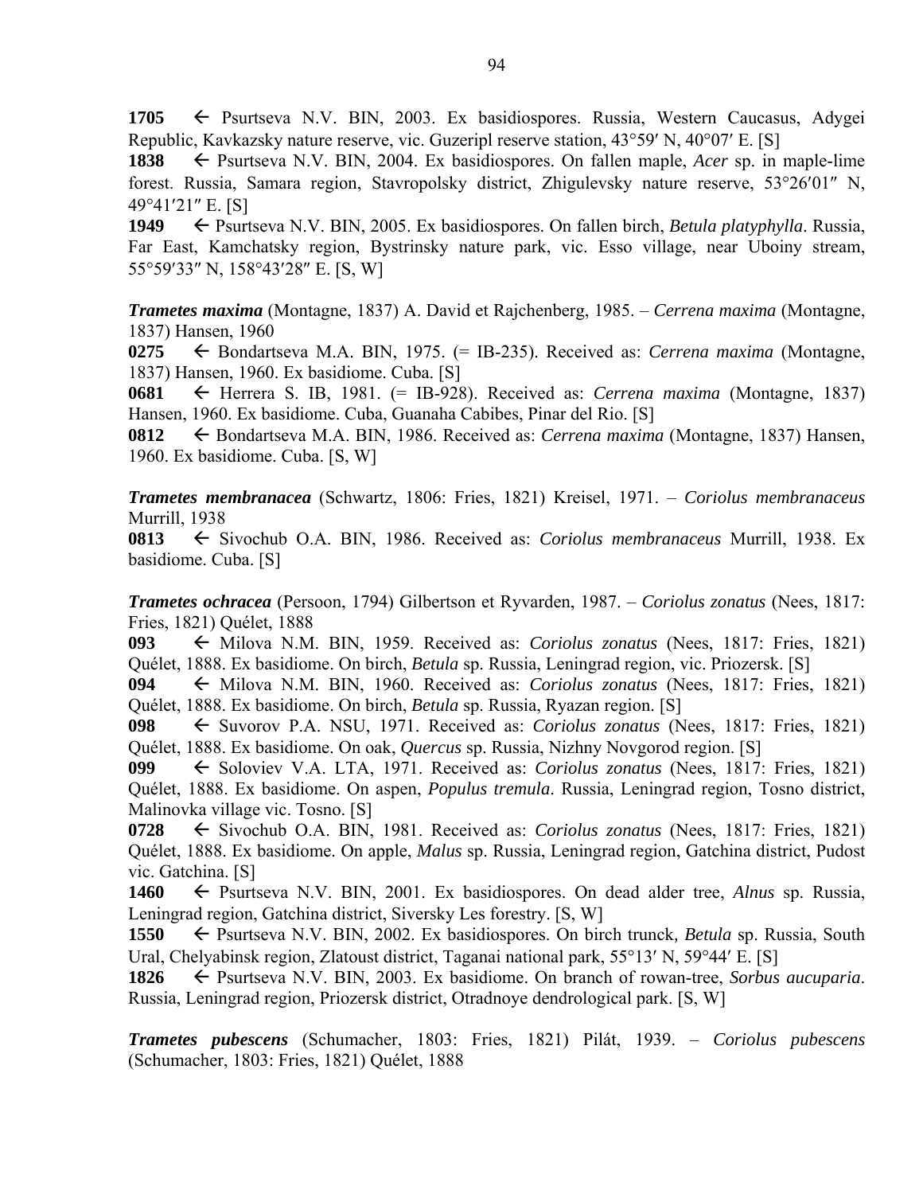**1705** ← Psurtseva N.V. BIN, 2003. Ex basidiospores. Russia, Western Caucasus, Adygei Republic, Kavkazsky nature reserve, vic. Guzeripl reserve station, 43°59′ N, 40°07′ E. [S]

**1838** ← Psurtseva N.V. BIN, 2004. Ex basidiospores. On fallen maple, *Acer* sp. in maple-lime forest. Russia, Samara region, Stavropolsky district, Zhigulevsky nature reserve, 53°26′01″ N, 49°41′21″ E. [S]

**1949** ← Psurtseva N.V. BIN, 2005. Ex basidiospores. On fallen birch, *Betula platyphylla*. Russia, Far East, Kamchatsky region, Bystrinsky nature park, vic. Esso village, near Uboiny stream, 55°59′33″ N, 158°43′28″ E. [S, W]

***Trametes maxima*** (Montagne, 1837) A. David et Rajchenberg, 1985. – *Cerrena maxima* (Montagne, 1837) Hansen, 1960

**0275** ← Bondartseva M.A. BIN, 1975. (= IB-235). Received as: *Cerrena maxima* (Montagne, 1837) Hansen, 1960. Ex basidiome. Cuba. [S]

**0681** ← Herrera S. IB, 1981. (= IB-928). Received as: *Cerrena maxima* (Montagne, 1837) Hansen, 1960. Ex basidiome. Cuba, Guanaha Cabibes, Pinar del Rio. [S]

**0812** ← Bondartseva M.A. BIN, 1986. Received as: *Cerrena maxima* (Montagne, 1837) Hansen, 1960. Ex basidiome. Cuba. [S, W]

***Trametes membranacea*** (Schwartz, 1806: Fries, 1821) Kreisel, 1971. – *Coriolus membranaceus* Murrill, 1938

**0813** ← Sivochub O.A. BIN, 1986. Received as: *Coriolus membranaceus* Murrill, 1938. Ex basidiome. Cuba. [S]

***Trametes ochracea*** (Persoon, 1794) Gilbertson et Ryvarden, 1987. – *Coriolus zonatus* (Nees, 1817: Fries, 1821) Quélet, 1888

**093** ← Milova N.M. BIN, 1959. Received as: *Coriolus zonatus* (Nees, 1817: Fries, 1821) Quélet, 1888. Ex basidiome. On birch, *Betula* sp. Russia, Leningrad region, vic. Priozersk. [S]

**094** ← Milova N.M. BIN, 1960. Received as: *Coriolus zonatus* (Nees, 1817: Fries, 1821) Quélet, 1888. Ex basidiome. On birch, *Betula* sp. Russia, Ryazan region. [S]

**098** ← Suvorov P.A. NSU, 1971. Received as: *Coriolus zonatus* (Nees, 1817: Fries, 1821) Quélet, 1888. Ex basidiome. On oak, *Quercus* sp. Russia, Nizhny Novgorod region. [S]

**099** ← Soloviev V.A. LTA, 1971. Received as: *Coriolus zonatus* (Nees, 1817: Fries, 1821) Quélet, 1888. Ex basidiome. On aspen, *Populus tremula*. Russia, Leningrad region, Tosno district, Malinovka village vic. Tosno. [S]

**0728** ← Sivochub O.A. BIN, 1981. Received as: *Coriolus zonatus* (Nees, 1817: Fries, 1821) Quélet, 1888. Ex basidiome. On apple, *Malus* sp. Russia, Leningrad region, Gatchina district, Pudost vic. Gatchina. [S]

**1460** ← Psurtseva N.V. BIN, 2001. Ex basidiospores. On dead alder tree, *Alnus* sp. Russia, Leningrad region, Gatchina district, Siversky Les forestry. [S, W]

**1550** ← Psurtseva N.V. BIN, 2002. Ex basidiospores. On birch trunck, *Betula* sp. Russia, South Ural, Chelyabinsk region, Zlatoust district, Taganai national park, 55°13′ N, 59°44′ E. [S]

**1826** ← Psurtseva N.V. BIN, 2003. Ex basidiome. On branch of rowan-tree, *Sorbus aucuparia*. Russia, Leningrad region, Priozersk district, Otradnoye dendrological park. [S, W]

***Trametes pubescens*** (Schumacher, 1803: Fries, 1821) Pilát, 1939. – *Coriolus pubescens* (Schumacher, 1803: Fries, 1821) Quélet, 1888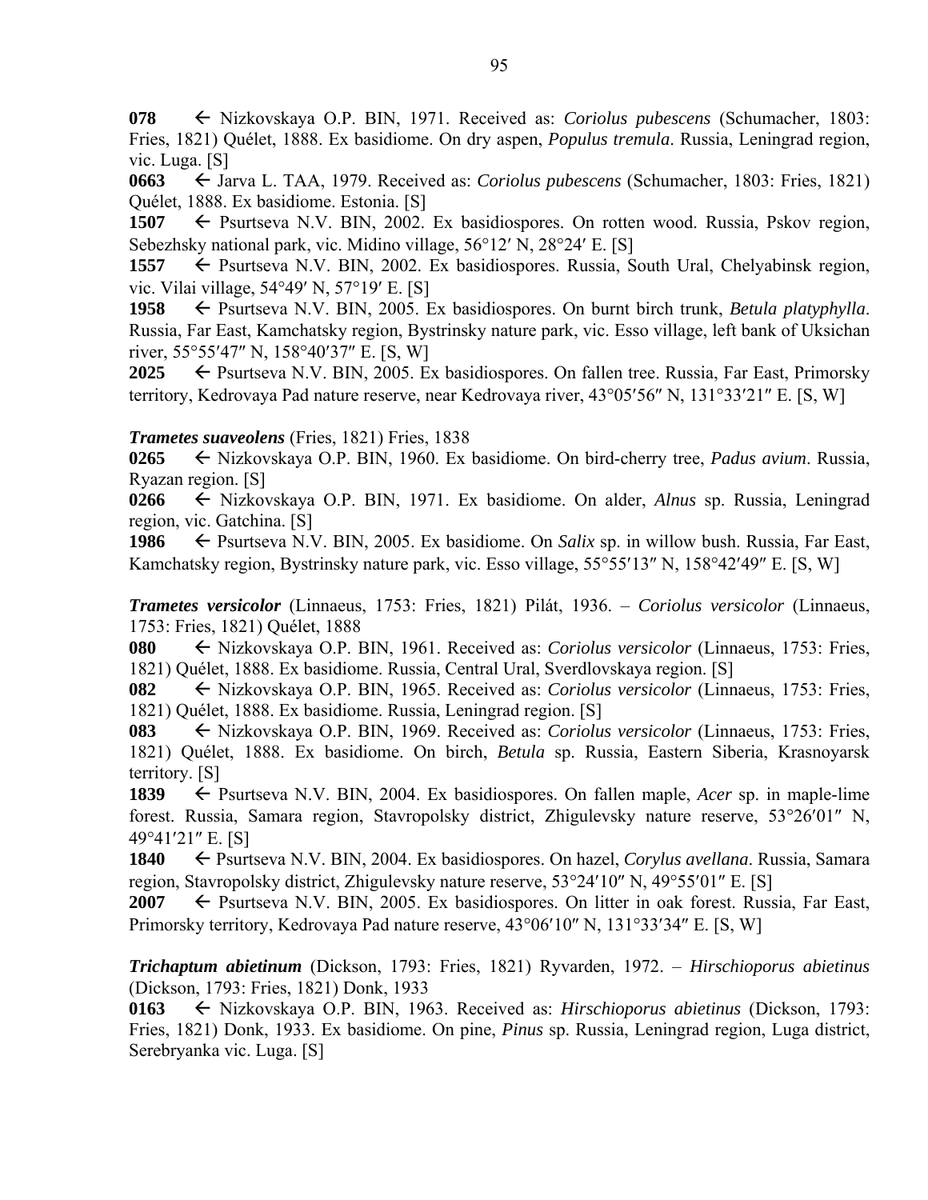**078** ← Nizkovskaya O.P. BIN, 1971. Received as: *Coriolus pubescens* (Schumacher, 1803: Fries, 1821) Quélet, 1888. Ex basidiome. On dry aspen, *Populus tremula*. Russia, Leningrad region, vic. Luga. [S]

**0663** ← Jarva L. TAA, 1979. Received as: *Coriolus pubescens* (Schumacher, 1803: Fries, 1821) Quélet, 1888. Ex basidiome. Estonia. [S]

**1507** ← Psurtseva N.V. BIN, 2002. Ex basidiospores. On rotten wood. Russia, Pskov region, Sebezhsky national park, vic. Midino village, 56°12′ N, 28°24′ E. [S]

**1557** ← Psurtseva N.V. BIN, 2002. Ex basidiospores. Russia, South Ural, Chelyabinsk region, vic. Vilai village, 54°49′ N, 57°19′ E. [S]

**1958** ← Psurtseva N.V. BIN, 2005. Ex basidiospores. On burnt birch trunk, *Betula platyphylla*. Russia, Far East, Kamchatsky region, Bystrinsky nature park, vic. Esso village, left bank of Uksichan river, 55°55′47″ N, 158°40′37″ E. [S, W]

**2025** ← Psurtseva N.V. BIN, 2005. Ex basidiospores. On fallen tree. Russia, Far East, Primorsky territory, Kedrovaya Pad nature reserve, near Kedrovaya river, 43°05′56″ N, 131°33′21″ E. [S, W]

***Trametes suaveolens*** (Fries, 1821) Fries, 1838

**0265** ← Nizkovskaya O.P. BIN, 1960. Ex basidiome. On bird-cherry tree, *Padus avium*. Russia, Ryazan region. [S]

**0266** ← Nizkovskaya O.P. BIN, 1971. Ex basidiome. On alder, *Alnus* sp. Russia, Leningrad region, vic. Gatchina. [S]

**1986** ← Psurtseva N.V. BIN, 2005. Ex basidiome. On *Salix* sp. in willow bush. Russia, Far East, Kamchatsky region, Bystrinsky nature park, vic. Esso village, 55°55′13″ N, 158°42′49″ E. [S, W]

***Trametes versicolor*** (Linnaeus, 1753: Fries, 1821) Pilát, 1936. – *Coriolus versicolor* (Linnaeus, 1753: Fries, 1821) Quélet, 1888

**080** ← Nizkovskaya O.P. BIN, 1961. Received as: *Coriolus versicolor* (Linnaeus, 1753: Fries, 1821) Quélet, 1888. Ex basidiome. Russia, Central Ural, Sverdlovskaya region. [S]

**082** ← Nizkovskaya O.P. BIN, 1965. Received as: *Coriolus versicolor* (Linnaeus, 1753: Fries, 1821) Quélet, 1888. Ex basidiome. Russia, Leningrad region. [S]

**083** ← Nizkovskaya O.P. BIN, 1969. Received as: *Coriolus versicolor* (Linnaeus, 1753: Fries, 1821) Quélet, 1888. Ex basidiome. On birch, *Betula* sp. Russia, Eastern Siberia, Krasnoyarsk territory. [S]

**1839** ← Psurtseva N.V. BIN, 2004. Ex basidiospores. On fallen maple, *Acer* sp. in maple-lime forest. Russia, Samara region, Stavropolsky district, Zhigulevsky nature reserve, 53°26′01″ N, 49°41′21″ E. [S]

**1840** ← Psurtseva N.V. BIN, 2004. Ex basidiospores. On hazel, *Corylus avellana*. Russia, Samara region, Stavropolsky district, Zhigulevsky nature reserve, 53°24′10″ N, 49°55′01″ E. [S]

**2007** ← Psurtseva N.V. BIN, 2005. Ex basidiospores. On litter in oak forest. Russia, Far East, Primorsky territory, Kedrovaya Pad nature reserve, 43°06′10″ N, 131°33′34″ E. [S, W]

***Trichaptum abietinum*** (Dickson, 1793: Fries, 1821) Ryvarden, 1972. – *Hirschioporus abietinus* (Dickson, 1793: Fries, 1821) Donk, 1933

**0163** ← Nizkovskaya O.P. BIN, 1963. Received as: *Hirschioporus abietinus* (Dickson, 1793: Fries, 1821) Donk, 1933. Ex basidiome. On pine, *Pinus* sp. Russia, Leningrad region, Luga district, Serebryanka vic. Luga. [S]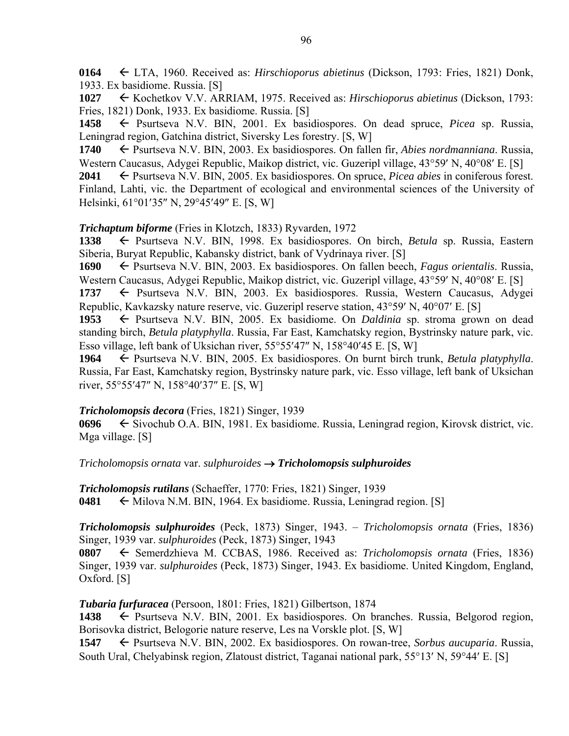**0164** ← LTA, 1960. Received as: *Hirschioporus abietinus* (Dickson, 1793: Fries, 1821) Donk, 1933. Ex basidiome. Russia. [S]
**1027** ← Kochetkov V.V. ARRIAM, 1975. Received as: *Hirschioporus abietinus* (Dickson, 1793: Fries, 1821) Donk, 1933. Ex basidiome. Russia. [S]
**1458** ← Psurtseva N.V. BIN, 2001. Ex basidiospores. On dead spruce, *Picea* sp. Russia, Leningrad region, Gatchina district, Siversky Les forestry. [S, W]
**1740** ← Psurtseva N.V. BIN, 2003. Ex basidiospores. On fallen fir, *Abies nordmanniana*. Russia, Western Caucasus, Adygei Republic, Maikop district, vic. Guzeripl village, 43°59′ N, 40°08′ E. [S]
**2041** ← Psurtseva N.V. BIN, 2005. Ex basidiospores. On spruce, *Picea abies* in coniferous forest. Finland, Lahti, vic. the Department of ecological and environmental sciences of the University of Helsinki, 61°01′35″ N, 29°45′49″ E. [S, W]

***Trichaptum biforme*** (Fries in Klotzch, 1833) Ryvarden, 1972
**1338** ← Psurtseva N.V. BIN, 1998. Ex basidiospores. On birch, *Betula* sp. Russia, Eastern Siberia, Buryat Republic, Kabansky district, bank of Vydrinaya river. [S]
**1690** ← Psurtseva N.V. BIN, 2003. Ex basidiospores. On fallen beech, *Fagus orientalis*. Russia, Western Caucasus, Adygei Republic, Maikop district, vic. Guzeripl village, 43°59′ N, 40°08′ E. [S]
**1737** ← Psurtseva N.V. BIN, 2003. Ex basidiospores. Russia, Western Caucasus, Adygei Republic, Kavkazsky nature reserve, vic. Guzeripl reserve station, 43°59′ N, 40°07′ E. [S]
**1953** ← Psurtseva N.V. BIN, 2005. Ex basidiome. On *Daldinia* sp. stroma grown on dead standing birch, *Betula platyphylla*. Russia, Far East, Kamchatsky region, Bystrinsky nature park, vic. Esso village, left bank of Uksichan river, 55°55′47″ N, 158°40′45 E. [S, W]
**1964** ← Psurtseva N.V. BIN, 2005. Ex basidiospores. On burnt birch trunk, *Betula platyphylla*. Russia, Far East, Kamchatsky region, Bystrinsky nature park, vic. Esso village, left bank of Uksichan river, 55°55′47″ N, 158°40′37″ E. [S, W]

***Tricholomopsis decora*** (Fries, 1821) Singer, 1939
**0696** ← Sivochub O.A. BIN, 1981. Ex basidiome. Russia, Leningrad region, Kirovsk district, vic. Mga village. [S]

*Tricholomopsis ornata* var. *sulphuroides* → ***Tricholomopsis sulphuroides***

***Tricholomopsis rutilans*** (Schaeffer, 1770: Fries, 1821) Singer, 1939
**0481** ← Milova N.M. BIN, 1964. Ex basidiome. Russia, Leningrad region. [S]

***Tricholomopsis sulphuroides*** (Peck, 1873) Singer, 1943. – *Tricholomopsis ornata* (Fries, 1836) Singer, 1939 var. *sulphuroides* (Peck, 1873) Singer, 1943
**0807** ← Semerdzhieva M. CCBAS, 1986. Received as: *Tricholomopsis ornata* (Fries, 1836) Singer, 1939 var. *sulphuroides* (Peck, 1873) Singer, 1943. Ex basidiome. United Kingdom, England, Oxford. [S]

***Tubaria furfuracea*** (Persoon, 1801: Fries, 1821) Gilbertson, 1874
**1438** ← Psurtseva N.V. BIN, 2001. Ex basidiospores. On branches. Russia, Belgorod region, Borisovka district, Belogorie nature reserve, Les na Vorskle plot. [S, W]
**1547** ← Psurtseva N.V. BIN, 2002. Ex basidiospores. On rowan-tree, *Sorbus aucuparia*. Russia, South Ural, Chelyabinsk region, Zlatoust district, Taganai national park, 55°13′ N, 59°44′ E. [S]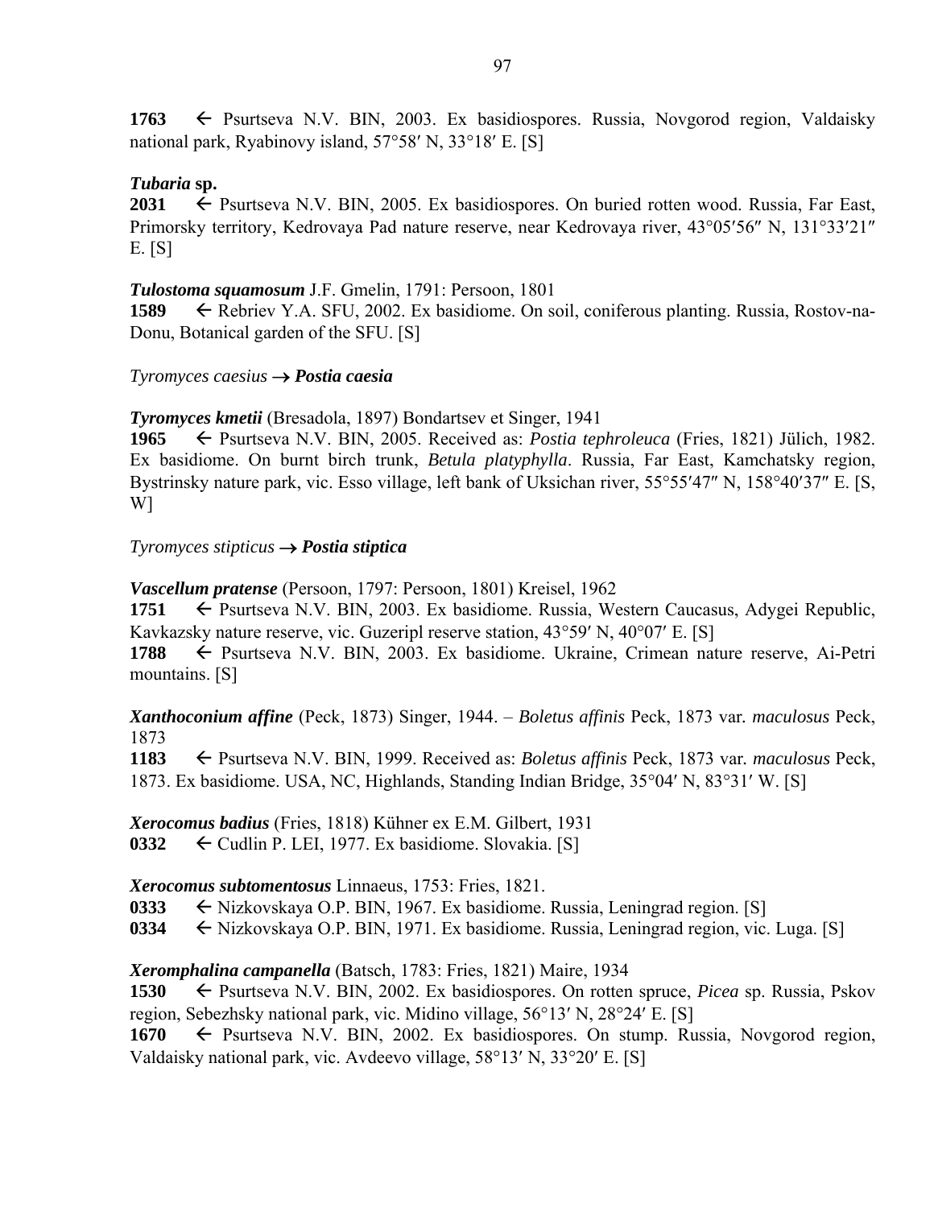**1763** ← Psurtseva N.V. BIN, 2003. Ex basidiospores. Russia, Novgorod region, Valdaisky national park, Ryabinovy island, 57°58′ N, 33°18′ E. [S]

***Tubaria* sp.**
**2031** ← Psurtseva N.V. BIN, 2005. Ex basidiospores. On buried rotten wood. Russia, Far East, Primorsky territory, Kedrovaya Pad nature reserve, near Kedrovaya river, 43°05′56″ N, 131°33′21″ E. [S]

***Tulostoma squamosum*** J.F. Gmelin, 1791: Persoon, 1801
**1589** ← Rebriev Y.A. SFU, 2002. Ex basidiome. On soil, coniferous planting. Russia, Rostov-na-Donu, Botanical garden of the SFU. [S]

*Tyromyces caesius* → ***Postia caesia***

***Tyromyces kmetii*** (Bresadola, 1897) Bondartsev et Singer, 1941
**1965** ← Psurtseva N.V. BIN, 2005. Received as: *Postia tephroleuca* (Fries, 1821) Jülich, 1982. Ex basidiome. On burnt birch trunk, *Betula platyphylla*. Russia, Far East, Kamchatsky region, Bystrinsky nature park, vic. Esso village, left bank of Uksichan river, 55°55′47″ N, 158°40′37″ E. [S, W]

*Tyromyces stipticus* → ***Postia stiptica***

***Vascellum pratense*** (Persoon, 1797: Persoon, 1801) Kreisel, 1962
**1751** ← Psurtseva N.V. BIN, 2003. Ex basidiome. Russia, Western Caucasus, Adygei Republic, Kavkazsky nature reserve, vic. Guzeripl reserve station, 43°59′ N, 40°07′ E. [S]
**1788** ← Psurtseva N.V. BIN, 2003. Ex basidiome. Ukraine, Crimean nature reserve, Ai-Petri mountains. [S]

***Xanthoconium affine*** (Peck, 1873) Singer, 1944. – *Boletus affinis* Peck, 1873 var. *maculosus* Peck, 1873
**1183** ← Psurtseva N.V. BIN, 1999. Received as: *Boletus affinis* Peck, 1873 var. *maculosus* Peck, 1873. Ex basidiome. USA, NC, Highlands, Standing Indian Bridge, 35°04′ N, 83°31′ W. [S]

***Xerocomus badius*** (Fries, 1818) Kühner ex E.M. Gilbert, 1931
**0332** ← Cudlin P. LEI, 1977. Ex basidiome. Slovakia. [S]

***Xerocomus subtomentosus*** Linnaeus, 1753: Fries, 1821.
**0333** ← Nizkovskaya O.P. BIN, 1967. Ex basidiome. Russia, Leningrad region. [S]
**0334** ← Nizkovskaya O.P. BIN, 1971. Ex basidiome. Russia, Leningrad region, vic. Luga. [S]

***Xeromphalina campanella*** (Batsch, 1783: Fries, 1821) Maire, 1934
**1530** ← Psurtseva N.V. BIN, 2002. Ex basidiospores. On rotten spruce, *Picea* sp. Russia, Pskov region, Sebezhsky national park, vic. Midino village, 56°13′ N, 28°24′ E. [S]
**1670** ← Psurtseva N.V. BIN, 2002. Ex basidiospores. On stump. Russia, Novgorod region, Valdaisky national park, vic. Avdeevo village, 58°13′ N, 33°20′ E. [S]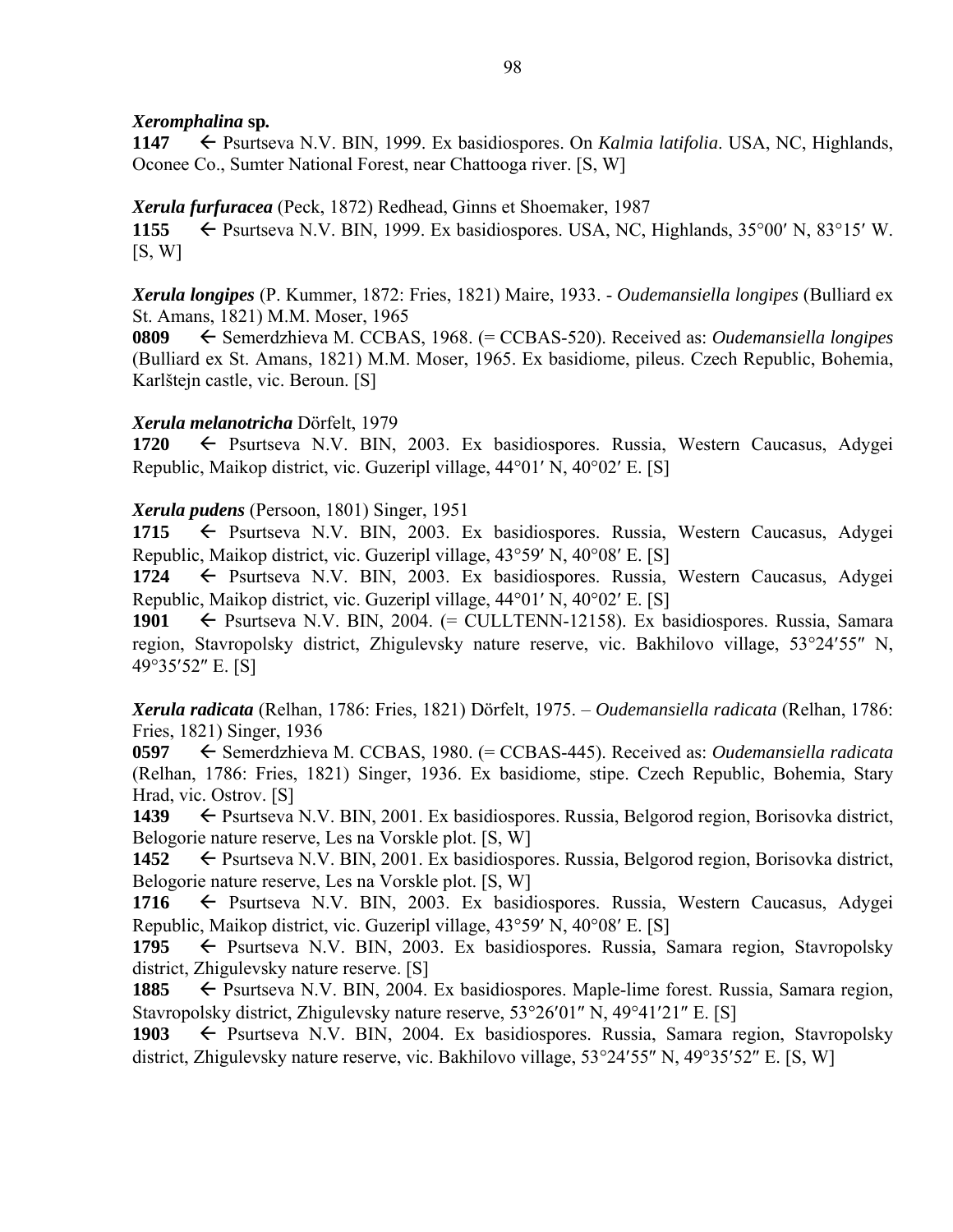***Xeromphalina* sp.**

**1147** ← Psurtseva N.V. BIN, 1999. Ex basidiospores. On *Kalmia latifolia*. USA, NC, Highlands, Oconee Co., Sumter National Forest, near Chattooga river. [S, W]

***Xerula furfuracea*** (Peck, 1872) Redhead, Ginns et Shoemaker, 1987

**1155** ← Psurtseva N.V. BIN, 1999. Ex basidiospores. USA, NC, Highlands, 35°00′ N, 83°15′ W. [S, W]

***Xerula longipes*** (P. Kummer, 1872: Fries, 1821) Maire, 1933. - *Oudemansiella longipes* (Bulliard ex St. Amans, 1821) M.M. Moser, 1965

**0809** ← Semerdzhieva M. CCBAS, 1968. (= CCBAS-520). Received as: *Oudemansiella longipes* (Bulliard ex St. Amans, 1821) M.M. Moser, 1965. Ex basidiome, pileus. Czech Republic, Bohemia, Karlštejn castle, vic. Beroun. [S]

***Xerula melanotricha*** Dörfelt, 1979

**1720** ← Psurtseva N.V. BIN, 2003. Ex basidiospores. Russia, Western Caucasus, Adygei Republic, Maikop district, vic. Guzeripl village, 44°01′ N, 40°02′ E. [S]

***Xerula pudens*** (Persoon, 1801) Singer, 1951

**1715** ← Psurtseva N.V. BIN, 2003. Ex basidiospores. Russia, Western Caucasus, Adygei Republic, Maikop district, vic. Guzeripl village, 43°59′ N, 40°08′ E. [S]

**1724** ← Psurtseva N.V. BIN, 2003. Ex basidiospores. Russia, Western Caucasus, Adygei Republic, Maikop district, vic. Guzeripl village, 44°01′ N, 40°02′ E. [S]

**1901** ← Psurtseva N.V. BIN, 2004. (= CULLTENN-12158). Ex basidiospores. Russia, Samara region, Stavropolsky district, Zhigulevsky nature reserve, vic. Bakhilovo village, 53°24′55″ N, 49°35′52″ E. [S]

***Xerula radicata*** (Relhan, 1786: Fries, 1821) Dörfelt, 1975. – *Oudemansiella radicata* (Relhan, 1786: Fries, 1821) Singer, 1936

**0597** ← Semerdzhieva M. CCBAS, 1980. (= CCBAS-445). Received as: *Oudemansiella radicata* (Relhan, 1786: Fries, 1821) Singer, 1936. Ex basidiome, stipe. Czech Republic, Bohemia, Stary Hrad, vic. Ostrov. [S]

**1439** ← Psurtseva N.V. BIN, 2001. Ex basidiospores. Russia, Belgorod region, Borisovka district, Belogorie nature reserve, Les na Vorskle plot. [S, W]

**1452** ← Psurtseva N.V. BIN, 2001. Ex basidiospores. Russia, Belgorod region, Borisovka district, Belogorie nature reserve, Les na Vorskle plot. [S, W]

**1716** ← Psurtseva N.V. BIN, 2003. Ex basidiospores. Russia, Western Caucasus, Adygei Republic, Maikop district, vic. Guzeripl village, 43°59′ N, 40°08′ E. [S]

**1795** ← Psurtseva N.V. BIN, 2003. Ex basidiospores. Russia, Samara region, Stavropolsky district, Zhigulevsky nature reserve. [S]

**1885** ← Psurtseva N.V. BIN, 2004. Ex basidiospores. Maple-lime forest. Russia, Samara region, Stavropolsky district, Zhigulevsky nature reserve, 53°26′01″ N, 49°41′21″ E. [S]

**1903** ← Psurtseva N.V. BIN, 2004. Ex basidiospores. Russia, Samara region, Stavropolsky district, Zhigulevsky nature reserve, vic. Bakhilovo village, 53°24′55″ N, 49°35′52″ E. [S, W]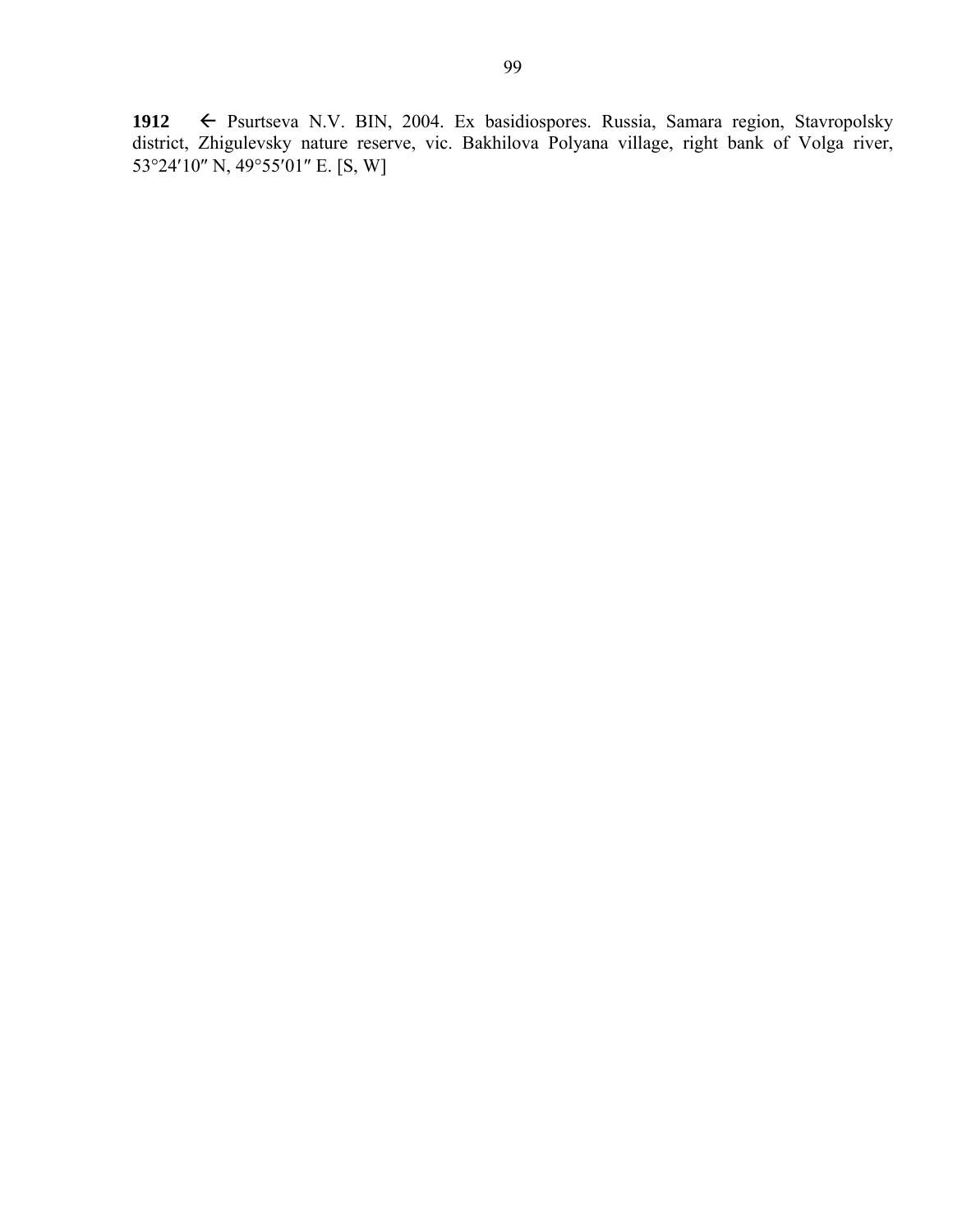**1912** ← Psurtseva N.V. BIN, 2004. Ex basidiospores. Russia, Samara region, Stavropolsky district, Zhigulevsky nature reserve, vic. Bakhilova Polyana village, right bank of Volga river, 53°24′10″ N, 49°55′01″ E. [S, W]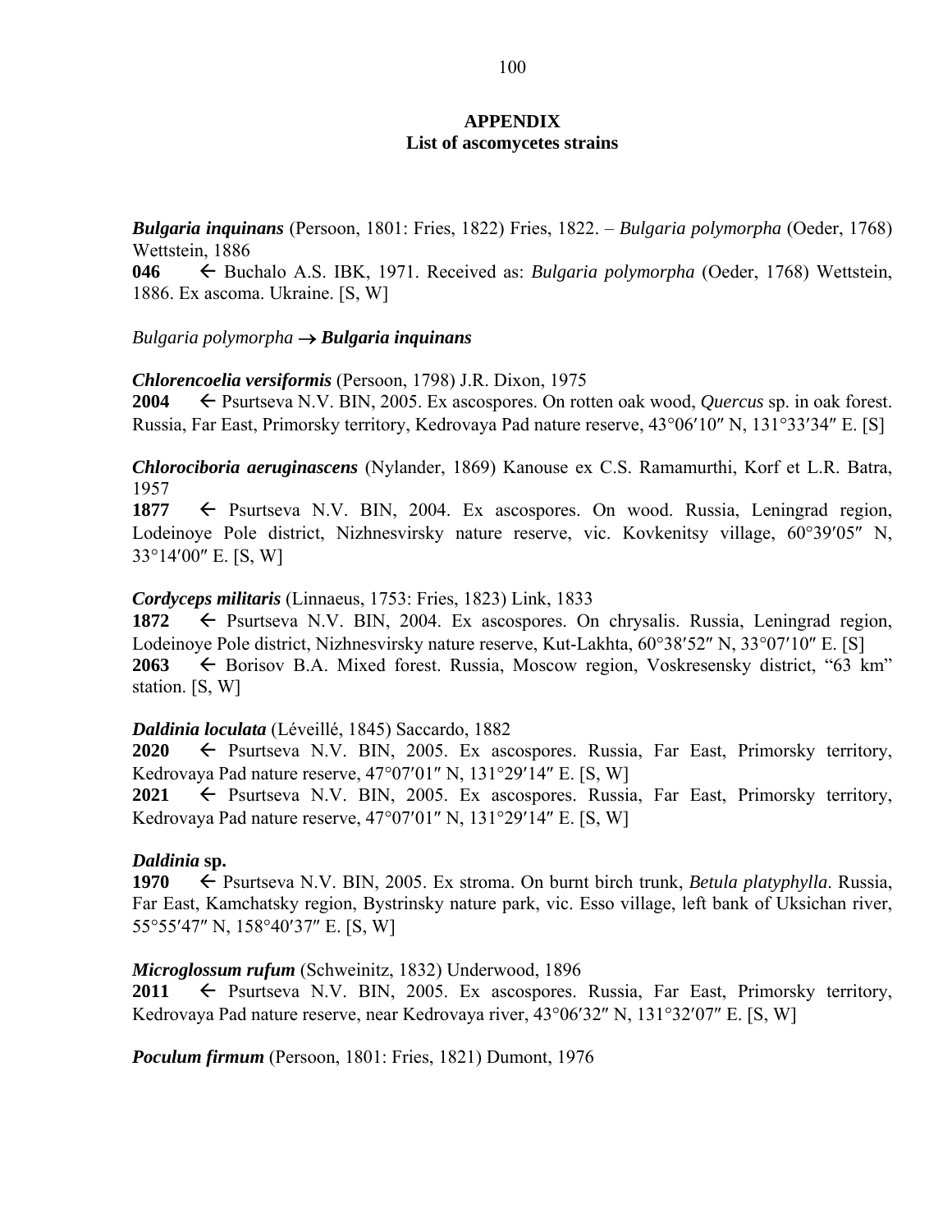# APPENDIX
## List of ascomycetes strains

***Bulgaria inquinans*** (Persoon, 1801: Fries, 1822) Fries, 1822. – *Bulgaria polymorpha* (Oeder, 1768) Wettstein, 1886

**046** ← Buchalo A.S. IBK, 1971. Received as: *Bulgaria polymorpha* (Oeder, 1768) Wettstein, 1886. Ex ascoma. Ukraine. [S, W]

*Bulgaria polymorpha* → ***Bulgaria inquinans***

***Chlorencoelia versiformis*** (Persoon, 1798) J.R. Dixon, 1975

**2004** ← Psurtseva N.V. BIN, 2005. Ex ascospores. On rotten oak wood, *Quercus* sp. in oak forest. Russia, Far East, Primorsky territory, Kedrovaya Pad nature reserve, 43°06′10″ N, 131°33′34″ E. [S]

***Chlorociboria aeruginascens*** (Nylander, 1869) Kanouse ex C.S. Ramamurthi, Korf et L.R. Batra, 1957

**1877** ← Psurtseva N.V. BIN, 2004. Ex ascospores. On wood. Russia, Leningrad region, Lodeinoye Pole district, Nizhnesvirsky nature reserve, vic. Kovkenitsy village, 60°39′05″ N, 33°14′00″ E. [S, W]

***Cordyceps militaris*** (Linnaeus, 1753: Fries, 1823) Link, 1833

**1872** ← Psurtseva N.V. BIN, 2004. Ex ascospores. On chrysalis. Russia, Leningrad region, Lodeinoye Pole district, Nizhnesvirsky nature reserve, Kut-Lakhta, 60°38′52″ N, 33°07′10″ E. [S]

**2063** ← Borisov B.A. Mixed forest. Russia, Moscow region, Voskresensky district, "63 km" station. [S, W]

***Daldinia loculata*** (Léveillé, 1845) Saccardo, 1882

**2020** ← Psurtseva N.V. BIN, 2005. Ex ascospores. Russia, Far East, Primorsky territory, Kedrovaya Pad nature reserve, 47°07′01″ N, 131°29′14″ E. [S, W]

**2021** ← Psurtseva N.V. BIN, 2005. Ex ascospores. Russia, Far East, Primorsky territory, Kedrovaya Pad nature reserve, 47°07′01″ N, 131°29′14″ E. [S, W]

***Daldinia* sp.**

**1970** ← Psurtseva N.V. BIN, 2005. Ex stroma. On burnt birch trunk, *Betula platyphylla*. Russia, Far East, Kamchatsky region, Bystrinsky nature park, vic. Esso village, left bank of Uksichan river, 55°55′47″ N, 158°40′37″ E. [S, W]

***Microglossum rufum*** (Schweinitz, 1832) Underwood, 1896

**2011** ← Psurtseva N.V. BIN, 2005. Ex ascospores. Russia, Far East, Primorsky territory, Kedrovaya Pad nature reserve, near Kedrovaya river, 43°06′32″ N, 131°32′07″ E. [S, W]

***Poculum firmum*** (Persoon, 1801: Fries, 1821) Dumont, 1976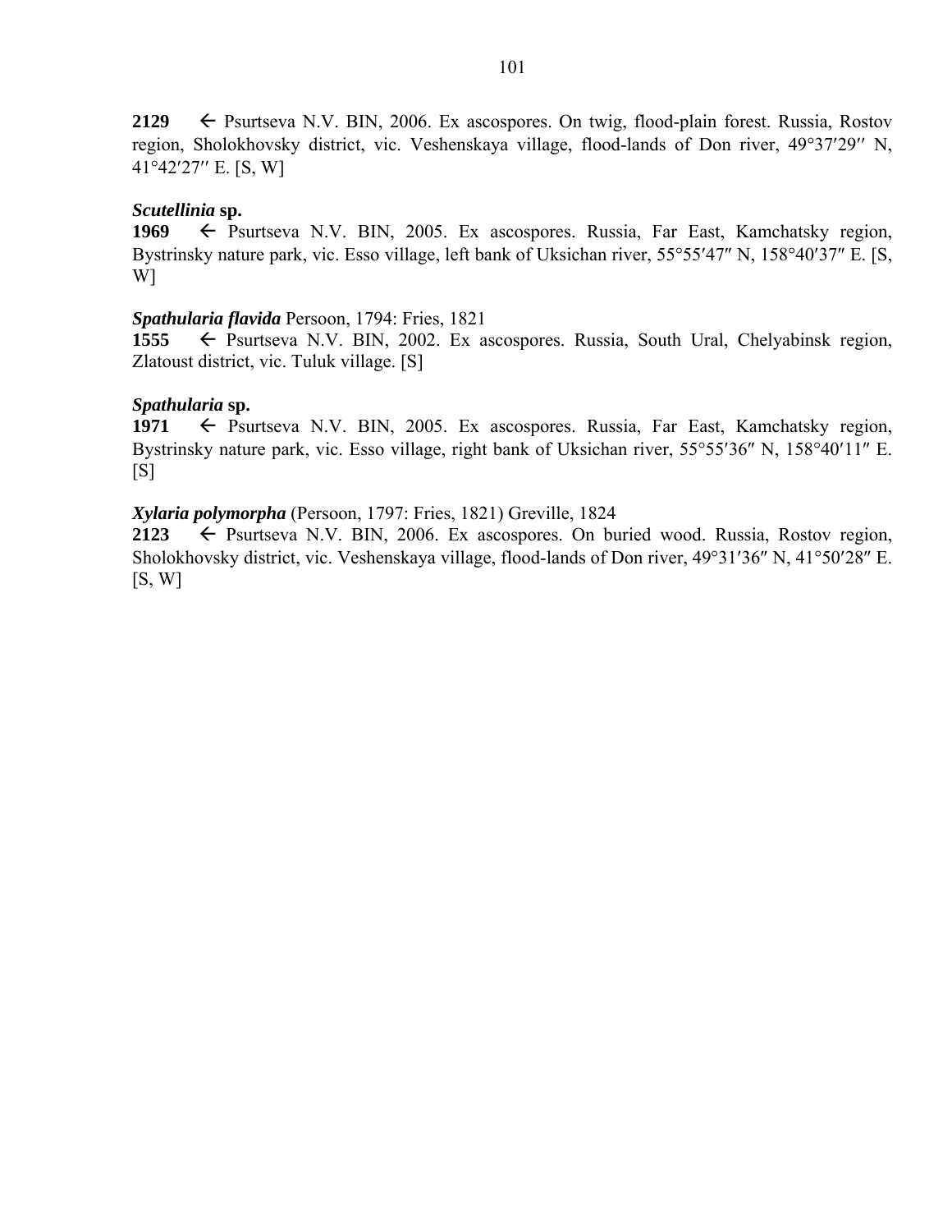**2129** ← Psurtseva N.V. BIN, 2006. Ex ascospores. On twig, flood-plain forest. Russia, Rostov region, Sholokhovsky district, vic. Veshenskaya village, flood-lands of Don river, 49°37′29′′ N, 41°42′27′′ E. [S, W]

***Scutellinia* sp.**
**1969** ← Psurtseva N.V. BIN, 2005. Ex ascospores. Russia, Far East, Kamchatsky region, Bystrinsky nature park, vic. Esso village, left bank of Uksichan river, 55°55′47″ N, 158°40′37″ E. [S, W]

***Spathularia flavida*** Persoon, 1794: Fries, 1821
**1555** ← Psurtseva N.V. BIN, 2002. Ex ascospores. Russia, South Ural, Chelyabinsk region, Zlatoust district, vic. Tuluk village. [S]

***Spathularia* sp.**
**1971** ← Psurtseva N.V. BIN, 2005. Ex ascospores. Russia, Far East, Kamchatsky region, Bystrinsky nature park, vic. Esso village, right bank of Uksichan river, 55°55′36″ N, 158°40′11″ E. [S]

***Xylaria polymorpha*** (Persoon, 1797: Fries, 1821) Greville, 1824
**2123** ← Psurtseva N.V. BIN, 2006. Ex ascospores. On buried wood. Russia, Rostov region, Sholokhovsky district, vic. Veshenskaya village, flood-lands of Don river, 49°31′36″ N, 41°50′28″ E. [S, W]